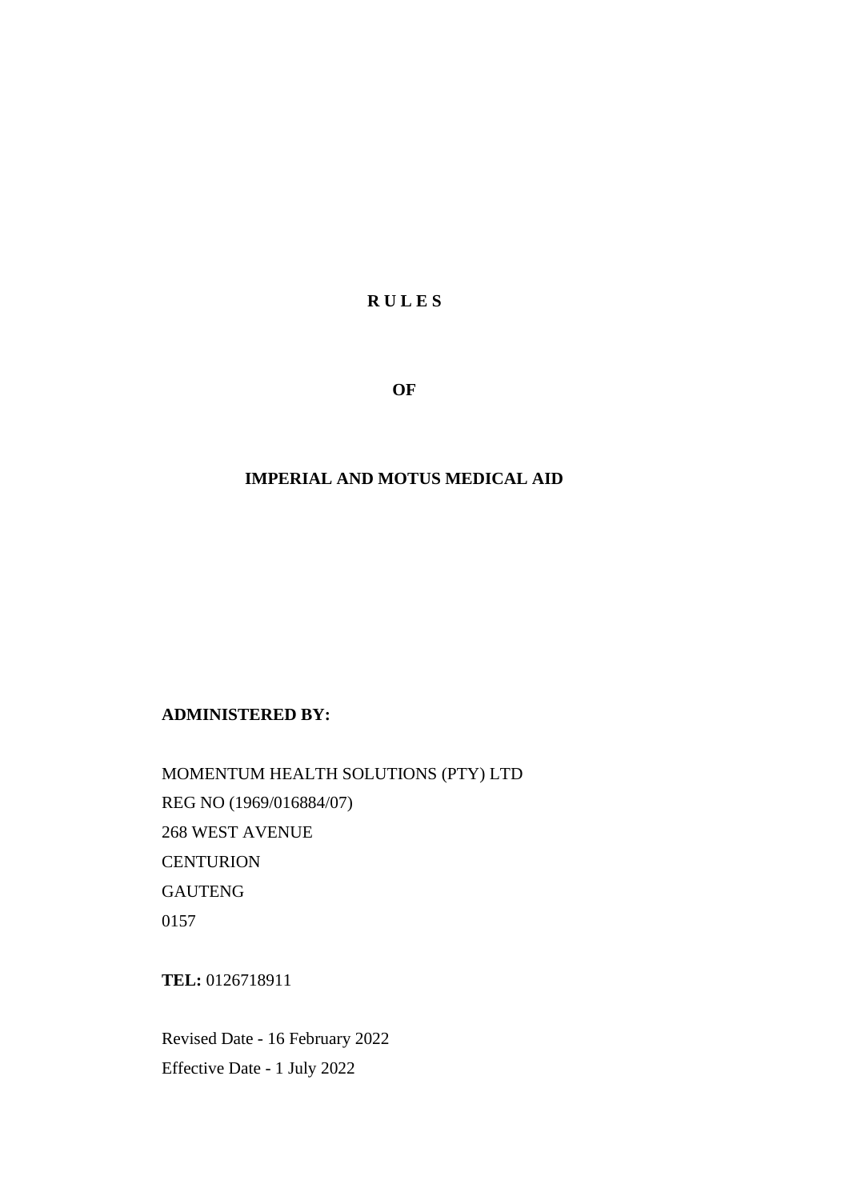# R U L E S

## OF

## IMPERIAL AND MOTUS MEDICAL AID

**ADMINISTERED BY:**

MOMENTUM HEALTH SOLUTIONS (PTY) LTD
REG NO (1969/016884/07)
268 WEST AVENUE
CENTURION
GAUTENG
0157

**TEL:** 0126718911

Revised Date - 16 February 2022
Effective Date - 1 July 2022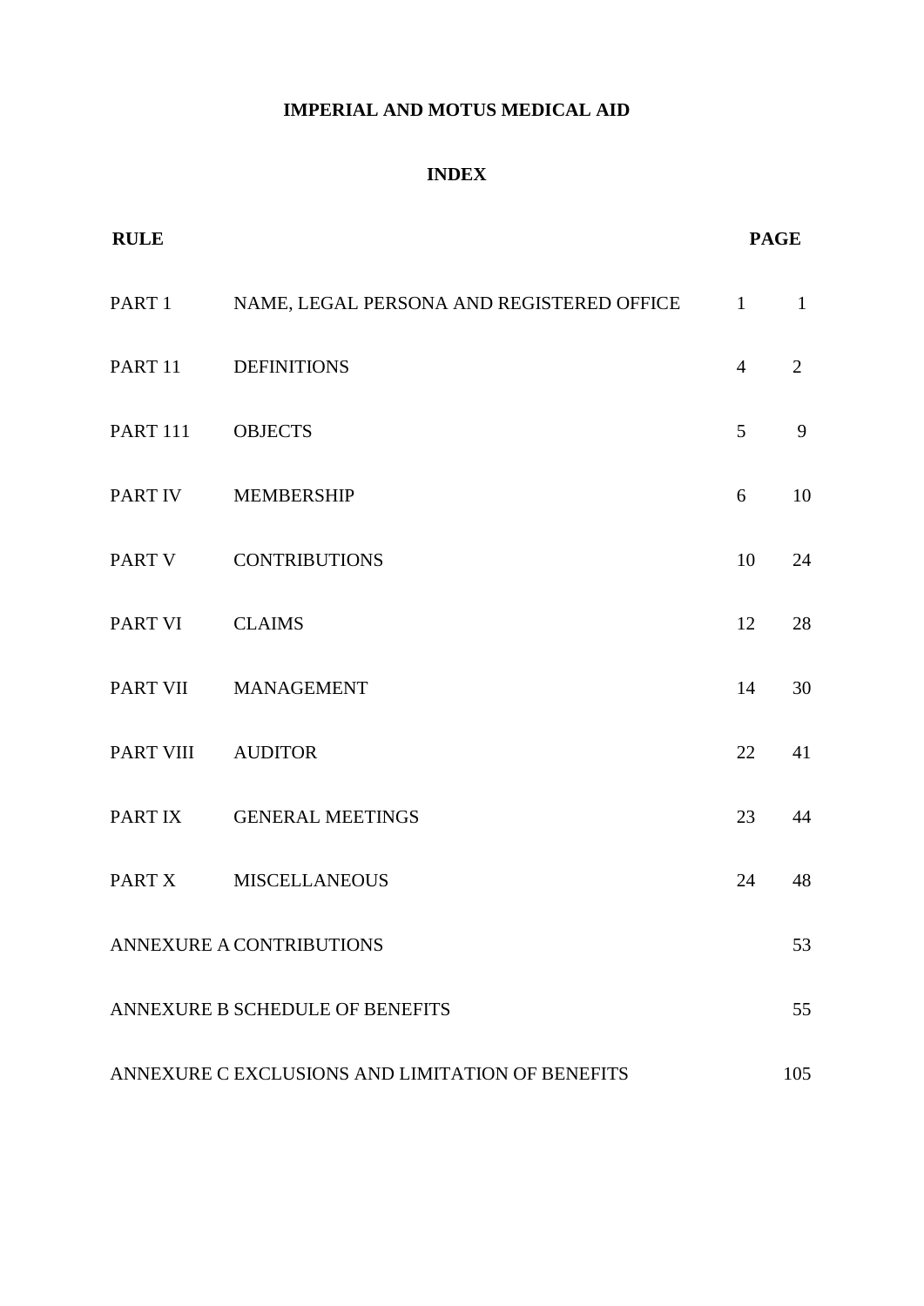**IMPERIAL AND MOTUS MEDICAL AID**

**INDEX**

| **RULE** | | **PAGE** | |
|---|---|---|---|
| PART 1 | NAME, LEGAL PERSONA AND REGISTERED OFFICE | 1 | 1 |
| PART 11 | DEFINITIONS | 4 | 2 |
| PART 111 | OBJECTS | 5 | 9 |
| PART IV | MEMBERSHIP | 6 | 10 |
| PART V | CONTRIBUTIONS | 10 | 24 |
| PART VI | CLAIMS | 12 | 28 |
| PART VII | MANAGEMENT | 14 | 30 |
| PART VIII | AUDITOR | 22 | 41 |
| PART IX | GENERAL MEETINGS | 23 | 44 |
| PART X | MISCELLANEOUS | 24 | 48 |
| ANNEXURE A | CONTRIBUTIONS | | 53 |
| ANNEXURE B | SCHEDULE OF BENEFITS | | 55 |
| ANNEXURE C | EXCLUSIONS AND LIMITATION OF BENEFITS | | 105 |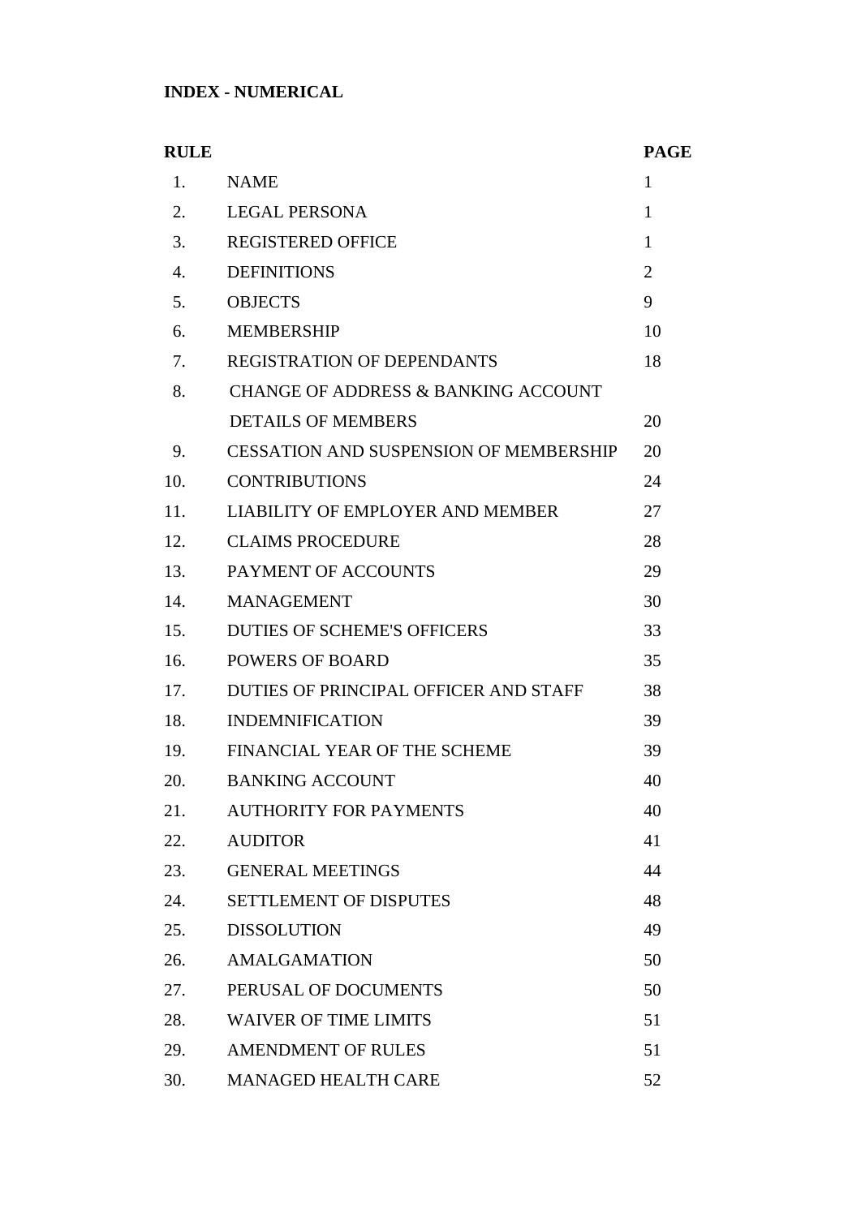**INDEX - NUMERICAL**

| RULE | | PAGE |
|---|---|---|
| 1. | NAME | 1 |
| 2. | LEGAL PERSONA | 1 |
| 3. | REGISTERED OFFICE | 1 |
| 4. | DEFINITIONS | 2 |
| 5. | OBJECTS | 9 |
| 6. | MEMBERSHIP | 10 |
| 7. | REGISTRATION OF DEPENDANTS | 18 |
| 8. | CHANGE OF ADDRESS & BANKING ACCOUNT DETAILS OF MEMBERS | 20 |
| 9. | CESSATION AND SUSPENSION OF MEMBERSHIP | 20 |
| 10. | CONTRIBUTIONS | 24 |
| 11. | LIABILITY OF EMPLOYER AND MEMBER | 27 |
| 12. | CLAIMS PROCEDURE | 28 |
| 13. | PAYMENT OF ACCOUNTS | 29 |
| 14. | MANAGEMENT | 30 |
| 15. | DUTIES OF SCHEME'S OFFICERS | 33 |
| 16. | POWERS OF BOARD | 35 |
| 17. | DUTIES OF PRINCIPAL OFFICER AND STAFF | 38 |
| 18. | INDEMNIFICATION | 39 |
| 19. | FINANCIAL YEAR OF THE SCHEME | 39 |
| 20. | BANKING ACCOUNT | 40 |
| 21. | AUTHORITY FOR PAYMENTS | 40 |
| 22. | AUDITOR | 41 |
| 23. | GENERAL MEETINGS | 44 |
| 24. | SETTLEMENT OF DISPUTES | 48 |
| 25. | DISSOLUTION | 49 |
| 26. | AMALGAMATION | 50 |
| 27. | PERUSAL OF DOCUMENTS | 50 |
| 28. | WAIVER OF TIME LIMITS | 51 |
| 29. | AMENDMENT OF RULES | 51 |
| 30. | MANAGED HEALTH CARE | 52 |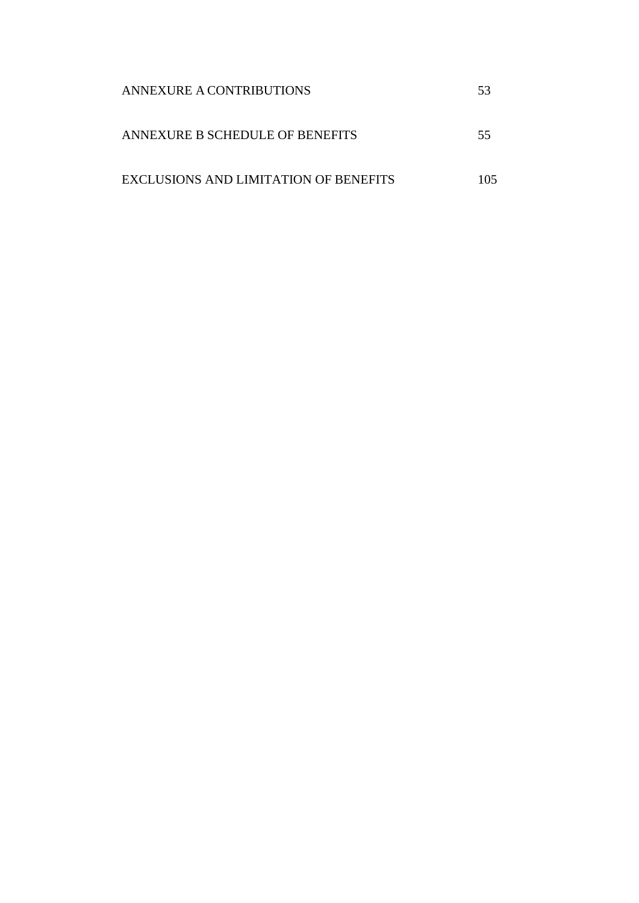| | |
|---|---|
| ANNEXURE A CONTRIBUTIONS | 53 |
| ANNEXURE B SCHEDULE OF BENEFITS | 55 |
| EXCLUSIONS AND LIMITATION OF BENEFITS | 105 |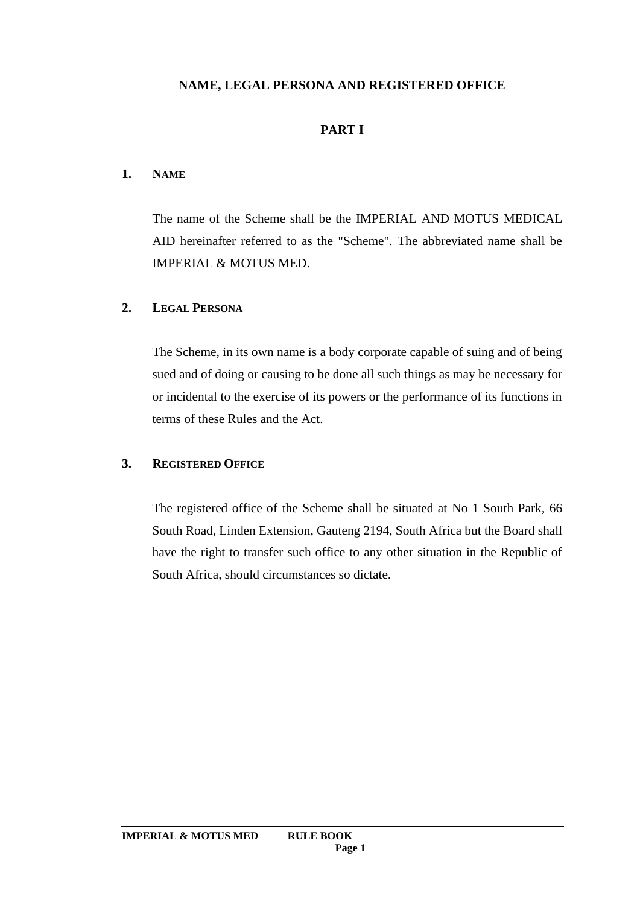# NAME, LEGAL PERSONA AND REGISTERED OFFICE

## PART I

### 1. NAME

The name of the Scheme shall be the IMPERIAL AND MOTUS MEDICAL AID hereinafter referred to as the "Scheme". The abbreviated name shall be IMPERIAL & MOTUS MED.

### 2. LEGAL PERSONA

The Scheme, in its own name is a body corporate capable of suing and of being sued and of doing or causing to be done all such things as may be necessary for or incidental to the exercise of its powers or the performance of its functions in terms of these Rules and the Act.

### 3. REGISTERED OFFICE

The registered office of the Scheme shall be situated at No 1 South Park, 66 South Road, Linden Extension, Gauteng 2194, South Africa but the Board shall have the right to transfer such office to any other situation in the Republic of South Africa, should circumstances so dictate.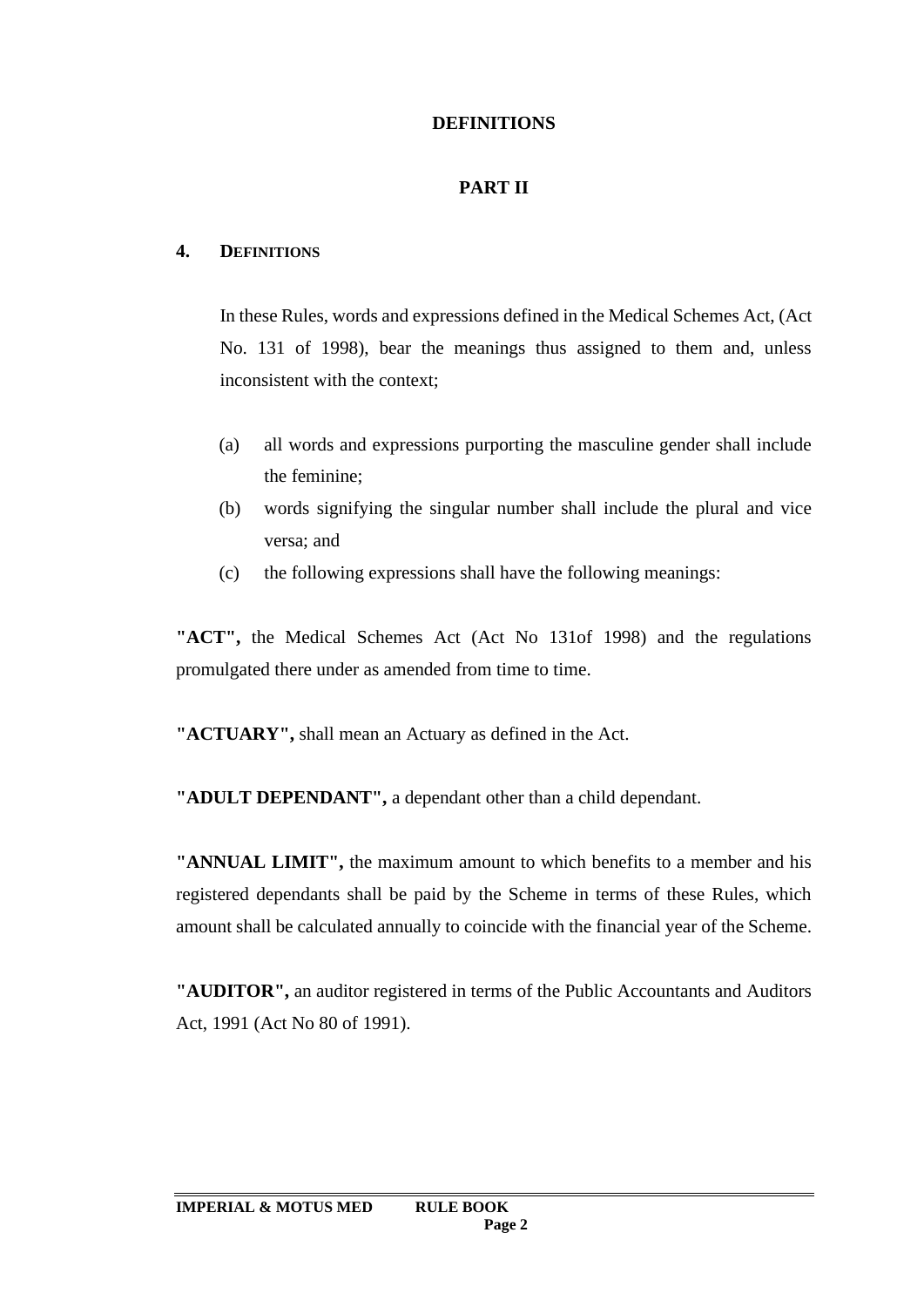## DEFINITIONS

## PART II

### 4. DEFINITIONS

In these Rules, words and expressions defined in the Medical Schemes Act, (Act No. 131 of 1998), bear the meanings thus assigned to them and, unless inconsistent with the context;

(a) all words and expressions purporting the masculine gender shall include the feminine;

(b) words signifying the singular number shall include the plural and vice versa; and

(c) the following expressions shall have the following meanings:

**"ACT",** the Medical Schemes Act (Act No 131of 1998) and the regulations promulgated there under as amended from time to time.

**"ACTUARY",** shall mean an Actuary as defined in the Act.

**"ADULT DEPENDANT",** a dependant other than a child dependant.

**"ANNUAL LIMIT",** the maximum amount to which benefits to a member and his registered dependants shall be paid by the Scheme in terms of these Rules, which amount shall be calculated annually to coincide with the financial year of the Scheme.

**"AUDITOR",** an auditor registered in terms of the Public Accountants and Auditors Act, 1991 (Act No 80 of 1991).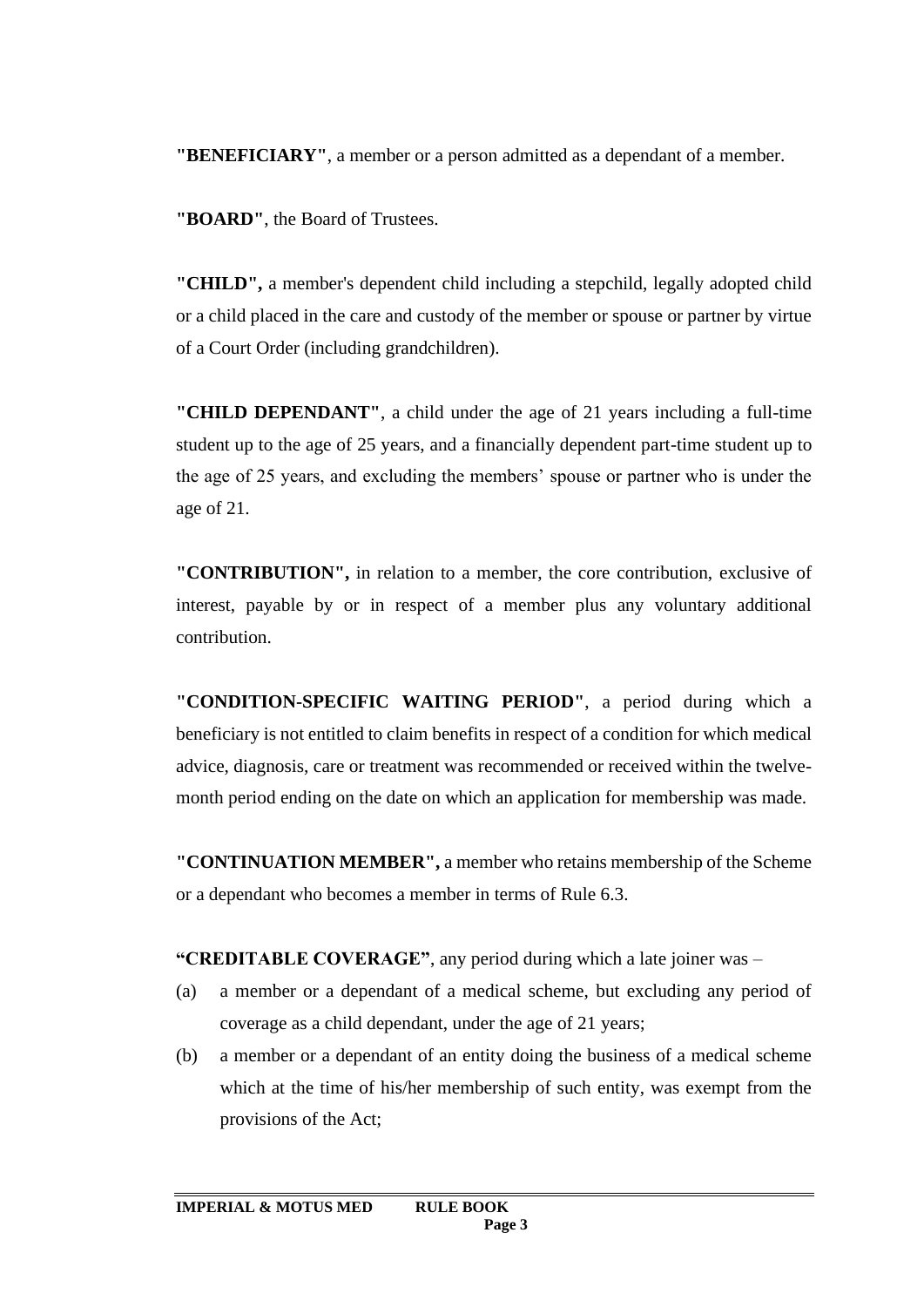**"BENEFICIARY"**, a member or a person admitted as a dependant of a member.

**"BOARD"**, the Board of Trustees.

**"CHILD",** a member's dependent child including a stepchild, legally adopted child or a child placed in the care and custody of the member or spouse or partner by virtue of a Court Order (including grandchildren).

**"CHILD DEPENDANT"**, a child under the age of 21 years including a full-time student up to the age of 25 years, and a financially dependent part-time student up to the age of 25 years, and excluding the members' spouse or partner who is under the age of 21.

**"CONTRIBUTION",** in relation to a member, the core contribution, exclusive of interest, payable by or in respect of a member plus any voluntary additional contribution.

**"CONDITION-SPECIFIC WAITING PERIOD"**, a period during which a beneficiary is not entitled to claim benefits in respect of a condition for which medical advice, diagnosis, care or treatment was recommended or received within the twelve-month period ending on the date on which an application for membership was made.

**"CONTINUATION MEMBER",** a member who retains membership of the Scheme or a dependant who becomes a member in terms of Rule 6.3.

**"CREDITABLE COVERAGE"**, any period during which a late joiner was –

(a) a member or a dependant of a medical scheme, but excluding any period of coverage as a child dependant, under the age of 21 years;

(b) a member or a dependant of an entity doing the business of a medical scheme which at the time of his/her membership of such entity, was exempt from the provisions of the Act;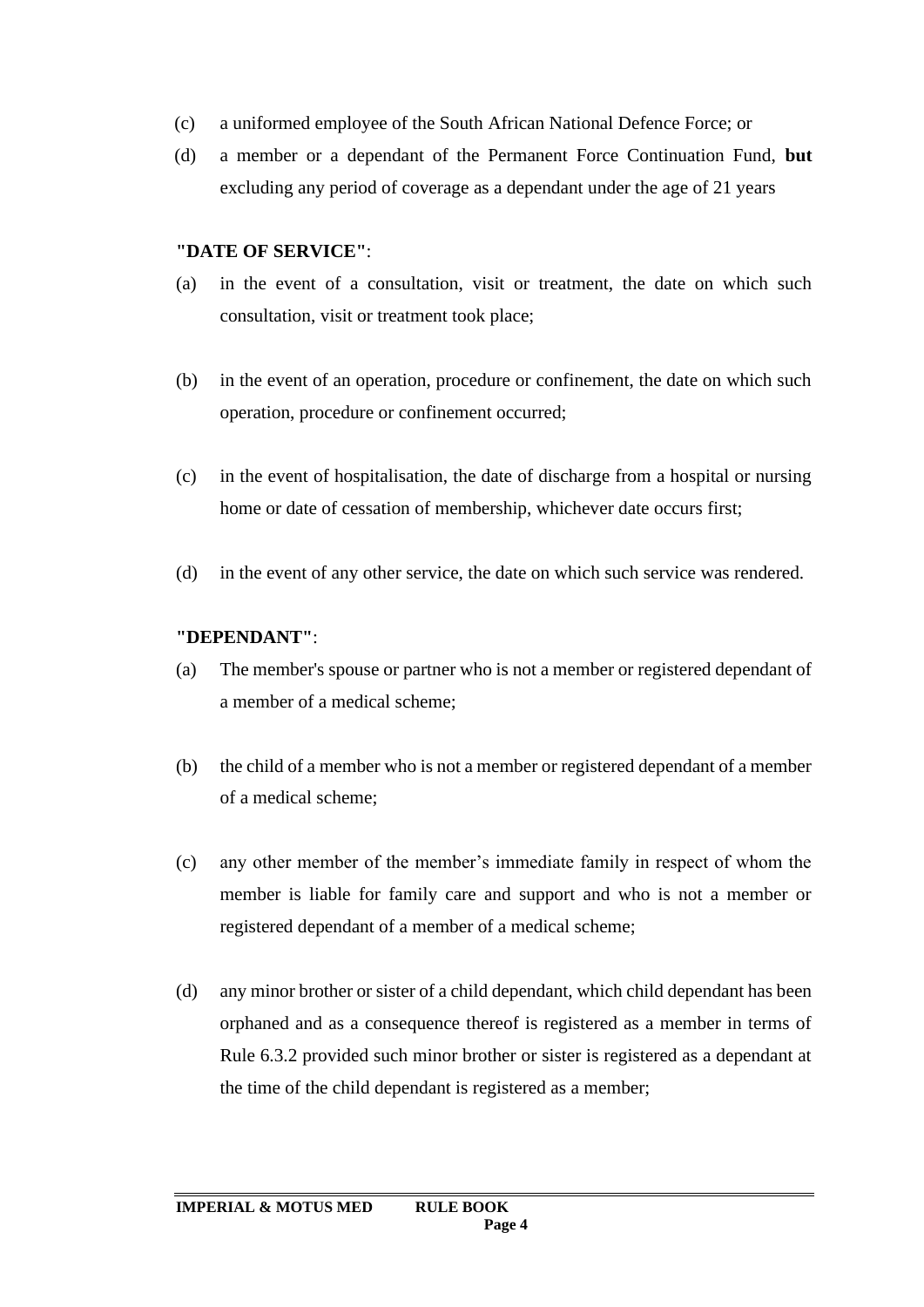(c) a uniformed employee of the South African National Defence Force; or

(d) a member or a dependant of the Permanent Force Continuation Fund, **but** excluding any period of coverage as a dependant under the age of 21 years

**"DATE OF SERVICE"**:

(a) in the event of a consultation, visit or treatment, the date on which such consultation, visit or treatment took place;

(b) in the event of an operation, procedure or confinement, the date on which such operation, procedure or confinement occurred;

(c) in the event of hospitalisation, the date of discharge from a hospital or nursing home or date of cessation of membership, whichever date occurs first;

(d) in the event of any other service, the date on which such service was rendered.

**"DEPENDANT"**:

(a) The member's spouse or partner who is not a member or registered dependant of a member of a medical scheme;

(b) the child of a member who is not a member or registered dependant of a member of a medical scheme;

(c) any other member of the member's immediate family in respect of whom the member is liable for family care and support and who is not a member or registered dependant of a member of a medical scheme;

(d) any minor brother or sister of a child dependant, which child dependant has been orphaned and as a consequence thereof is registered as a member in terms of Rule 6.3.2 provided such minor brother or sister is registered as a dependant at the time of the child dependant is registered as a member;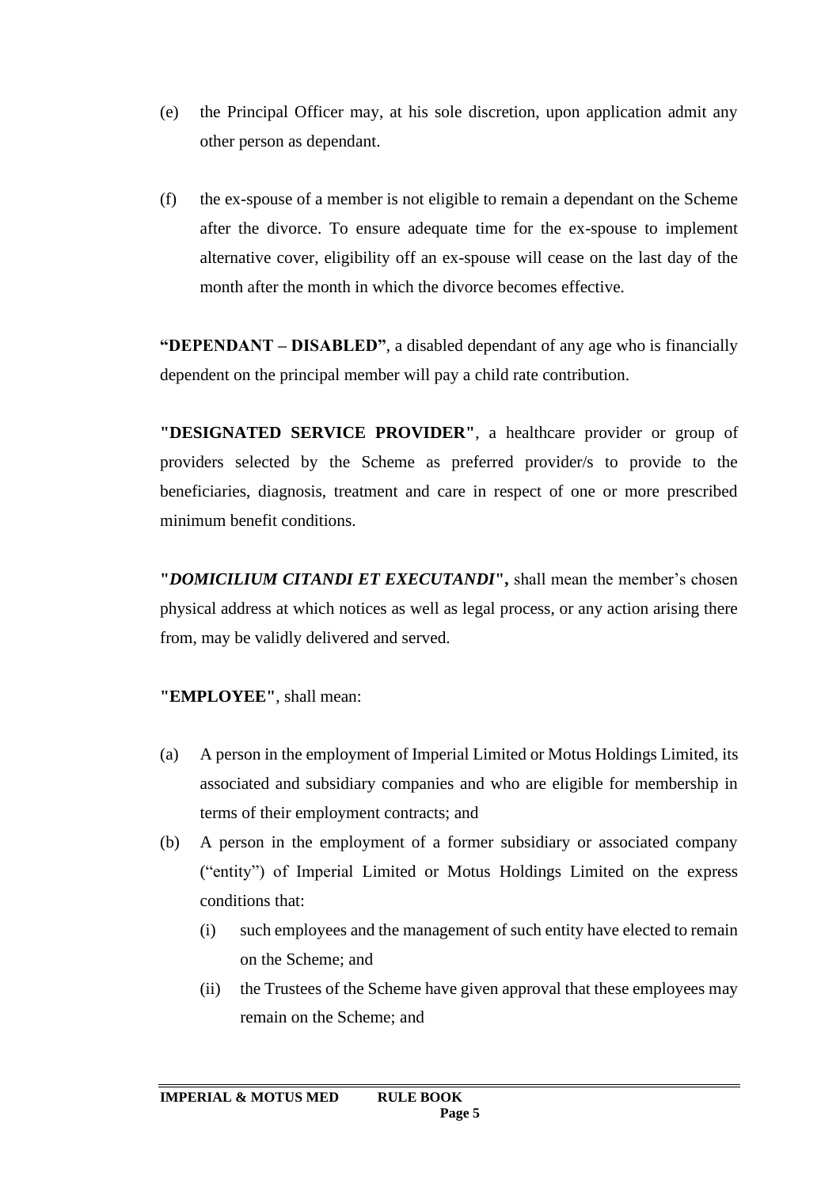(e) the Principal Officer may, at his sole discretion, upon application admit any other person as dependant.

(f) the ex-spouse of a member is not eligible to remain a dependant on the Scheme after the divorce. To ensure adequate time for the ex-spouse to implement alternative cover, eligibility off an ex-spouse will cease on the last day of the month after the month in which the divorce becomes effective.

**"DEPENDANT – DISABLED"**, a disabled dependant of any age who is financially dependent on the principal member will pay a child rate contribution.

**"DESIGNATED SERVICE PROVIDER"**, a healthcare provider or group of providers selected by the Scheme as preferred provider/s to provide to the beneficiaries, diagnosis, treatment and care in respect of one or more prescribed minimum benefit conditions.

**"*DOMICILIUM CITANDI ET EXECUTANDI*",** shall mean the member's chosen physical address at which notices as well as legal process, or any action arising there from, may be validly delivered and served.

**"EMPLOYEE"**, shall mean:

(a) A person in the employment of Imperial Limited or Motus Holdings Limited, its associated and subsidiary companies and who are eligible for membership in terms of their employment contracts; and

(b) A person in the employment of a former subsidiary or associated company ("entity") of Imperial Limited or Motus Holdings Limited on the express conditions that:

  (i) such employees and the management of such entity have elected to remain on the Scheme; and

  (ii) the Trustees of the Scheme have given approval that these employees may remain on the Scheme; and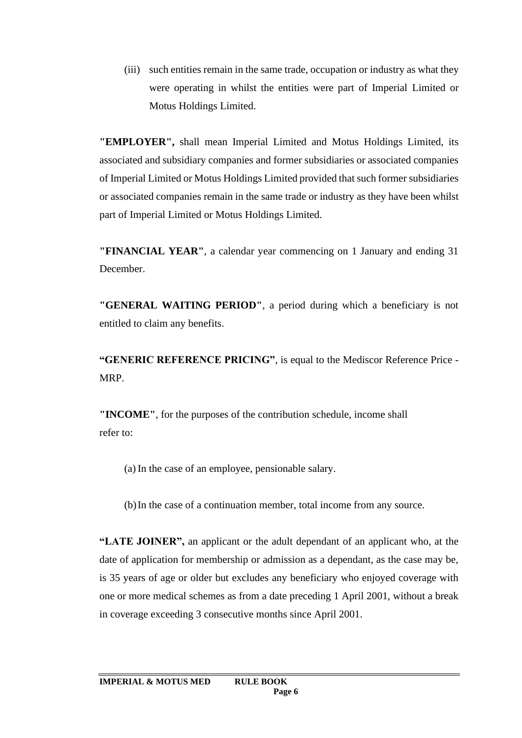(iii) such entities remain in the same trade, occupation or industry as what they were operating in whilst the entities were part of Imperial Limited or Motus Holdings Limited.

**"EMPLOYER",** shall mean Imperial Limited and Motus Holdings Limited, its associated and subsidiary companies and former subsidiaries or associated companies of Imperial Limited or Motus Holdings Limited provided that such former subsidiaries or associated companies remain in the same trade or industry as they have been whilst part of Imperial Limited or Motus Holdings Limited.

**"FINANCIAL YEAR"**, a calendar year commencing on 1 January and ending 31 December.

**"GENERAL WAITING PERIOD"**, a period during which a beneficiary is not entitled to claim any benefits.

**"GENERIC REFERENCE PRICING"**, is equal to the Mediscor Reference Price - MRP.

**"INCOME"**, for the purposes of the contribution schedule, income shall refer to:

(a) In the case of an employee, pensionable salary.

(b) In the case of a continuation member, total income from any source.

**"LATE JOINER",** an applicant or the adult dependant of an applicant who, at the date of application for membership or admission as a dependant, as the case may be, is 35 years of age or older but excludes any beneficiary who enjoyed coverage with one or more medical schemes as from a date preceding 1 April 2001, without a break in coverage exceeding 3 consecutive months since April 2001.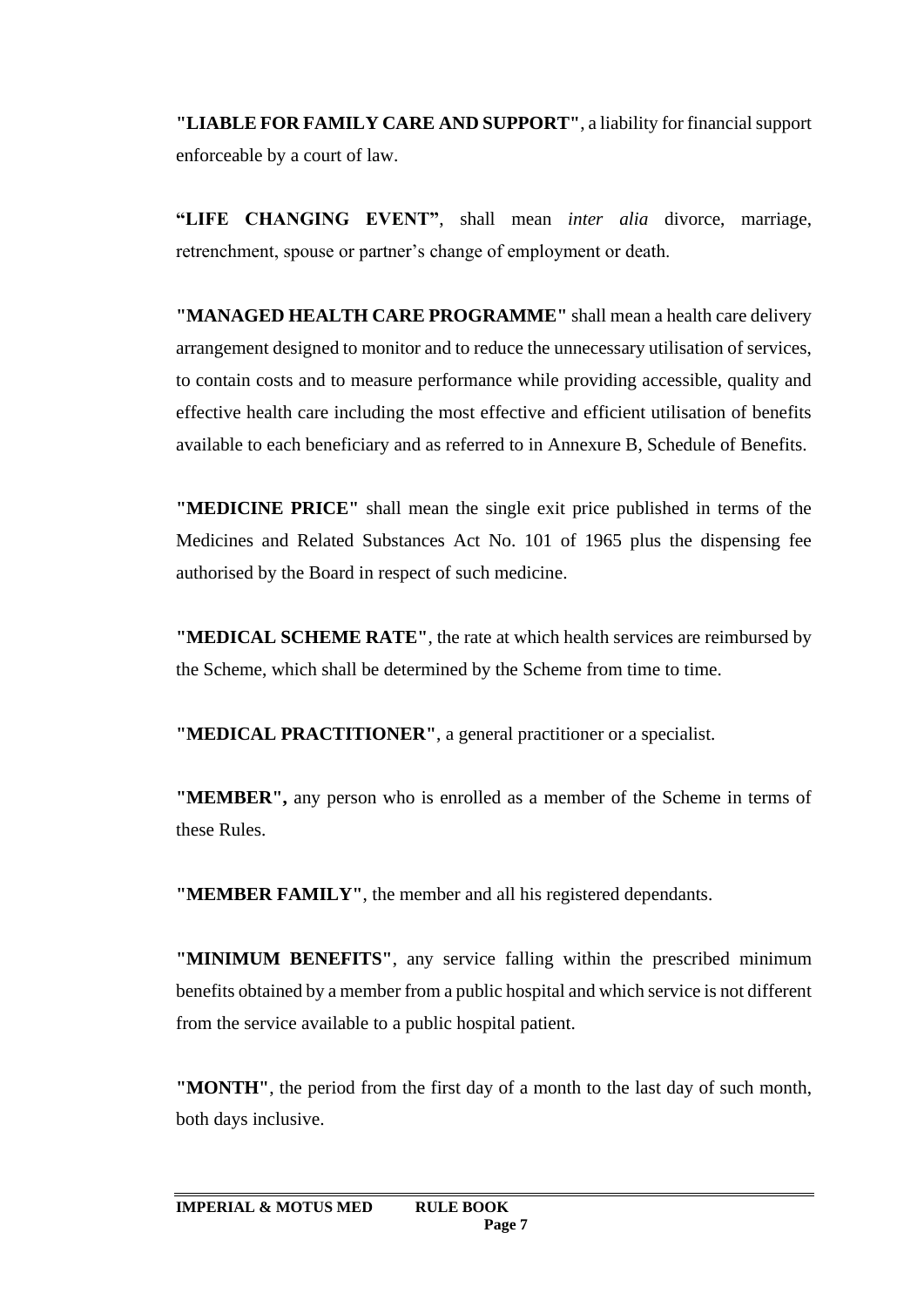**"LIABLE FOR FAMILY CARE AND SUPPORT"**, a liability for financial support enforceable by a court of law.

**"LIFE CHANGING EVENT"**, shall mean *inter alia* divorce, marriage, retrenchment, spouse or partner's change of employment or death.

**"MANAGED HEALTH CARE PROGRAMME"** shall mean a health care delivery arrangement designed to monitor and to reduce the unnecessary utilisation of services, to contain costs and to measure performance while providing accessible, quality and effective health care including the most effective and efficient utilisation of benefits available to each beneficiary and as referred to in Annexure B, Schedule of Benefits.

**"MEDICINE PRICE"** shall mean the single exit price published in terms of the Medicines and Related Substances Act No. 101 of 1965 plus the dispensing fee authorised by the Board in respect of such medicine.

**"MEDICAL SCHEME RATE"**, the rate at which health services are reimbursed by the Scheme, which shall be determined by the Scheme from time to time.

**"MEDICAL PRACTITIONER"**, a general practitioner or a specialist.

**"MEMBER",** any person who is enrolled as a member of the Scheme in terms of these Rules.

**"MEMBER FAMILY"**, the member and all his registered dependants.

**"MINIMUM BENEFITS"**, any service falling within the prescribed minimum benefits obtained by a member from a public hospital and which service is not different from the service available to a public hospital patient.

**"MONTH"**, the period from the first day of a month to the last day of such month, both days inclusive.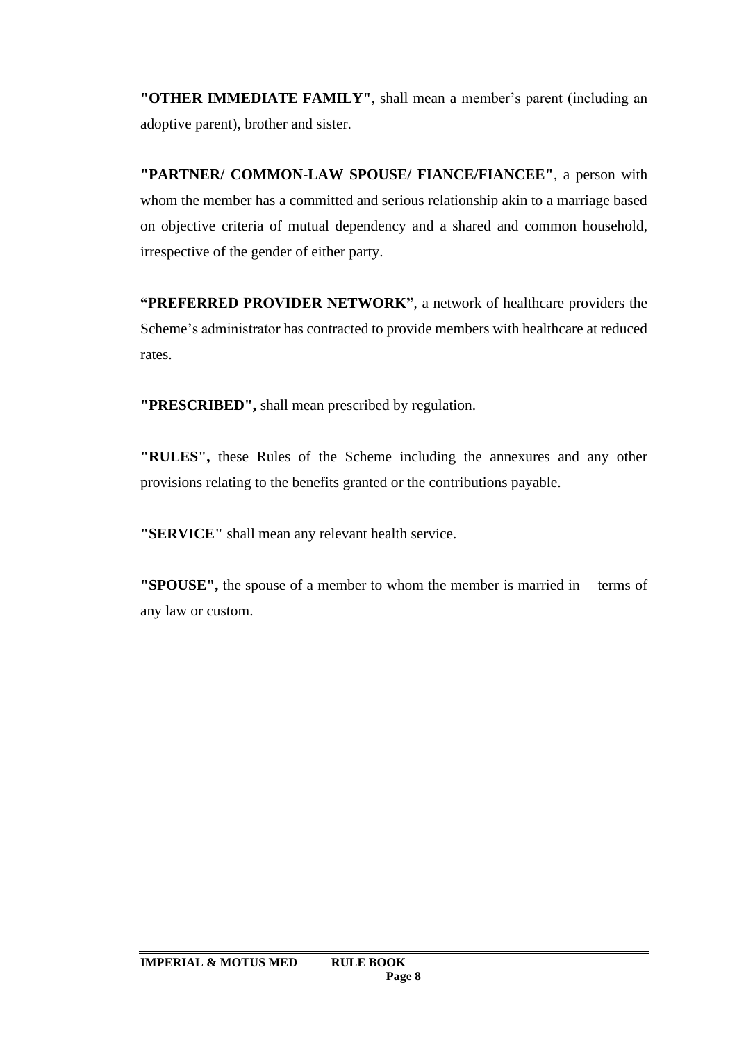**"OTHER IMMEDIATE FAMILY"**, shall mean a member's parent (including an adoptive parent), brother and sister.

**"PARTNER/ COMMON-LAW SPOUSE/ FIANCE/FIANCEE"**, a person with whom the member has a committed and serious relationship akin to a marriage based on objective criteria of mutual dependency and a shared and common household, irrespective of the gender of either party.

**"PREFERRED PROVIDER NETWORK"**, a network of healthcare providers the Scheme's administrator has contracted to provide members with healthcare at reduced rates.

**"PRESCRIBED",** shall mean prescribed by regulation.

**"RULES",** these Rules of the Scheme including the annexures and any other provisions relating to the benefits granted or the contributions payable.

**"SERVICE"** shall mean any relevant health service.

**"SPOUSE",** the spouse of a member to whom the member is married in terms of any law or custom.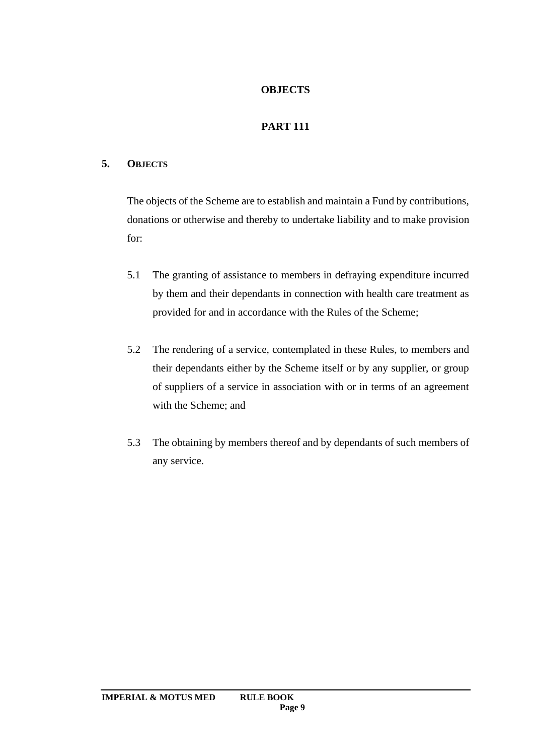# OBJECTS

# PART 111

## 5. OBJECTS

The objects of the Scheme are to establish and maintain a Fund by contributions, donations or otherwise and thereby to undertake liability and to make provision for:

5.1 The granting of assistance to members in defraying expenditure incurred by them and their dependants in connection with health care treatment as provided for and in accordance with the Rules of the Scheme;

5.2 The rendering of a service, contemplated in these Rules, to members and their dependants either by the Scheme itself or by any supplier, or group of suppliers of a service in association with or in terms of an agreement with the Scheme; and

5.3 The obtaining by members thereof and by dependants of such members of any service.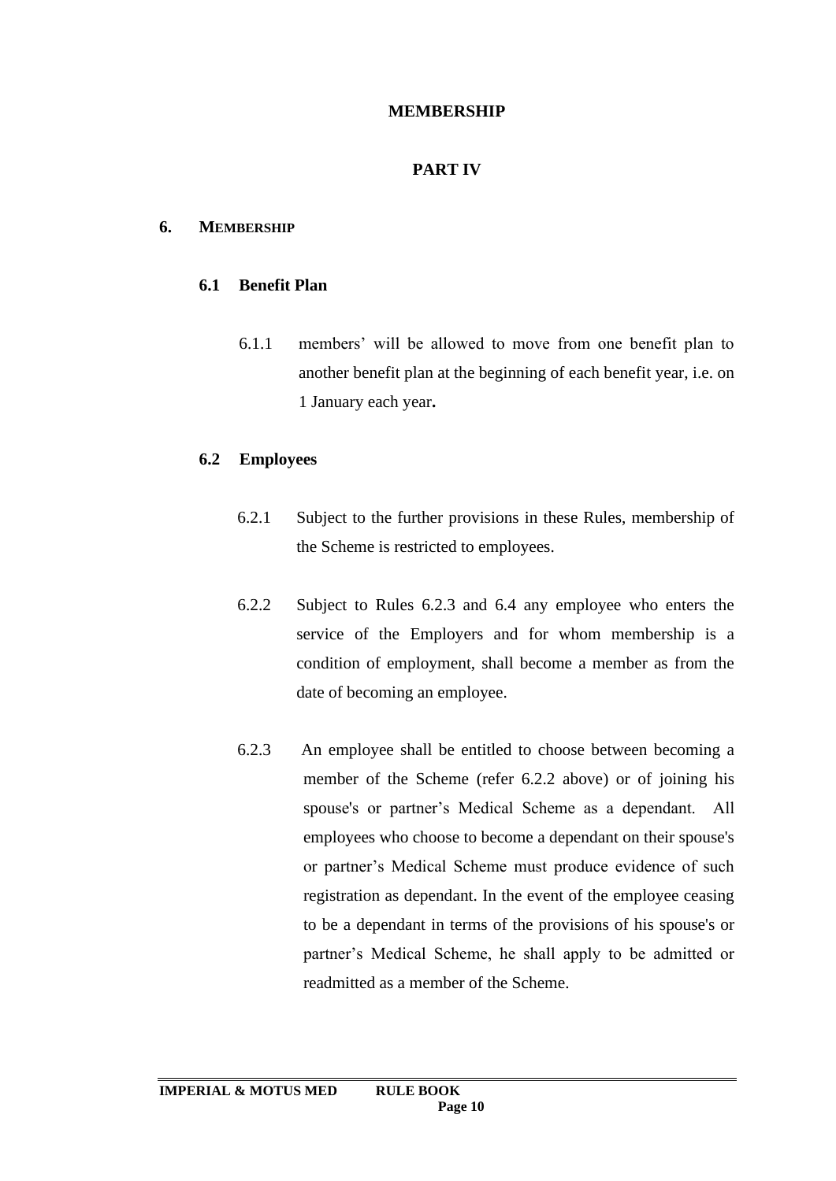# MEMBERSHIP

# PART IV

## 6. MEMBERSHIP

### 6.1 Benefit Plan

6.1.1 members' will be allowed to move from one benefit plan to another benefit plan at the beginning of each benefit year, i.e. on 1 January each year**.**

### 6.2 Employees

6.2.1 Subject to the further provisions in these Rules, membership of the Scheme is restricted to employees.

6.2.2 Subject to Rules 6.2.3 and 6.4 any employee who enters the service of the Employers and for whom membership is a condition of employment, shall become a member as from the date of becoming an employee.

6.2.3 An employee shall be entitled to choose between becoming a member of the Scheme (refer 6.2.2 above) or of joining his spouse's or partner's Medical Scheme as a dependant. All employees who choose to become a dependant on their spouse's or partner's Medical Scheme must produce evidence of such registration as dependant. In the event of the employee ceasing to be a dependant in terms of the provisions of his spouse's or partner's Medical Scheme, he shall apply to be admitted or readmitted as a member of the Scheme.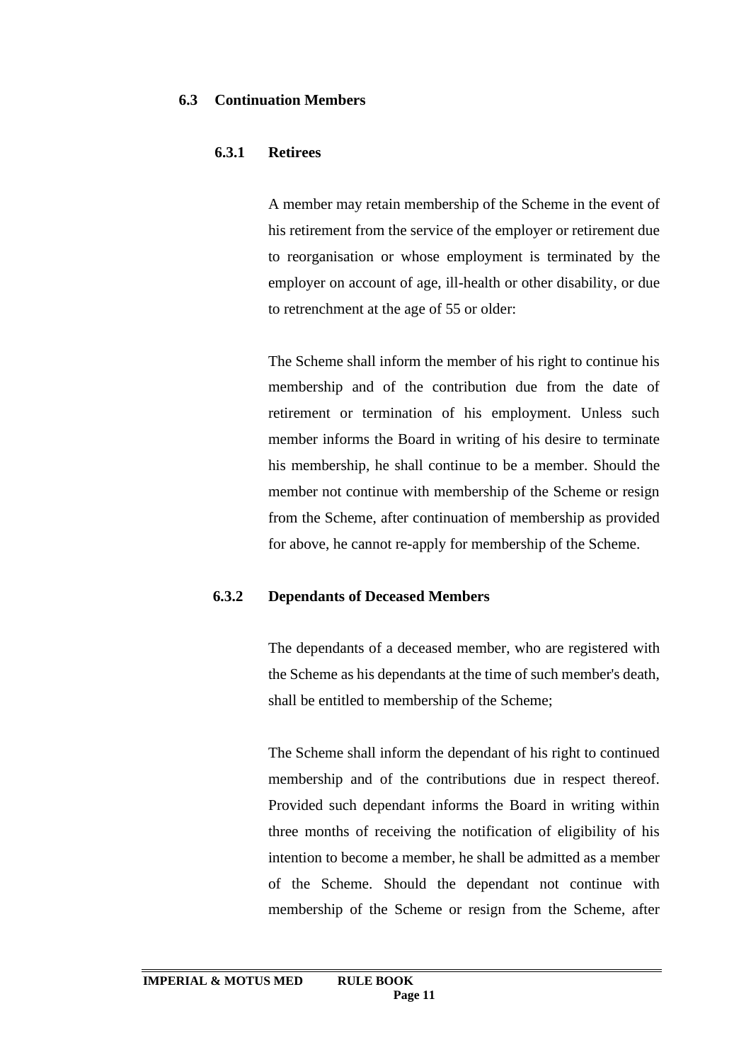### 6.3 Continuation Members

#### 6.3.1 Retirees

A member may retain membership of the Scheme in the event of his retirement from the service of the employer or retirement due to reorganisation or whose employment is terminated by the employer on account of age, ill-health or other disability, or due to retrenchment at the age of 55 or older:

The Scheme shall inform the member of his right to continue his membership and of the contribution due from the date of retirement or termination of his employment. Unless such member informs the Board in writing of his desire to terminate his membership, he shall continue to be a member. Should the member not continue with membership of the Scheme or resign from the Scheme, after continuation of membership as provided for above, he cannot re-apply for membership of the Scheme.

#### 6.3.2 Dependants of Deceased Members

The dependants of a deceased member, who are registered with the Scheme as his dependants at the time of such member's death, shall be entitled to membership of the Scheme;

The Scheme shall inform the dependant of his right to continued membership and of the contributions due in respect thereof. Provided such dependant informs the Board in writing within three months of receiving the notification of eligibility of his intention to become a member, he shall be admitted as a member of the Scheme. Should the dependant not continue with membership of the Scheme or resign from the Scheme, after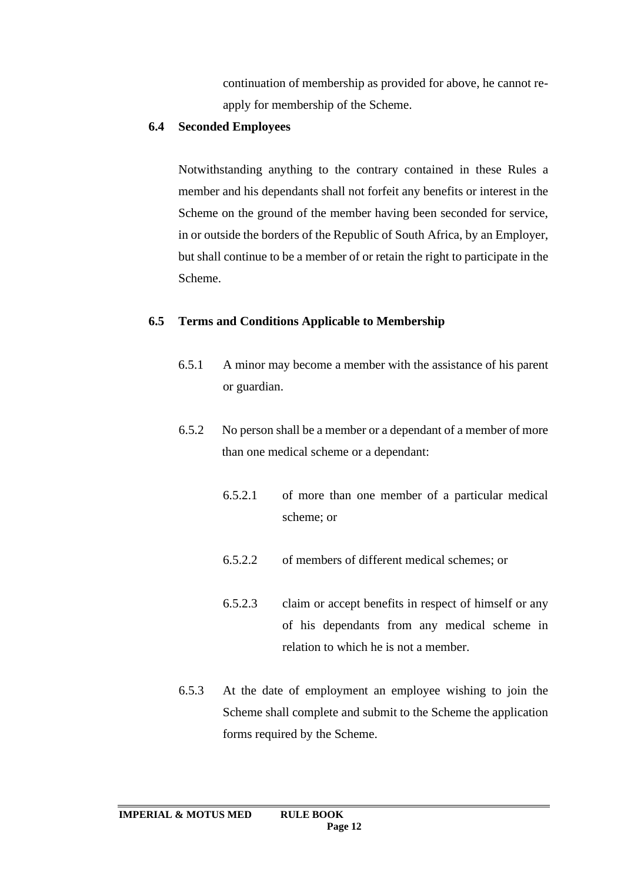continuation of membership as provided for above, he cannot re-apply for membership of the Scheme.

### 6.4 Seconded Employees

Notwithstanding anything to the contrary contained in these Rules a member and his dependants shall not forfeit any benefits or interest in the Scheme on the ground of the member having been seconded for service, in or outside the borders of the Republic of South Africa, by an Employer, but shall continue to be a member of or retain the right to participate in the Scheme.

### 6.5 Terms and Conditions Applicable to Membership

6.5.1 A minor may become a member with the assistance of his parent or guardian.

6.5.2 No person shall be a member or a dependant of a member of more than one medical scheme or a dependant:

6.5.2.1 of more than one member of a particular medical scheme; or

6.5.2.2 of members of different medical schemes; or

6.5.2.3 claim or accept benefits in respect of himself or any of his dependants from any medical scheme in relation to which he is not a member.

6.5.3 At the date of employment an employee wishing to join the Scheme shall complete and submit to the Scheme the application forms required by the Scheme.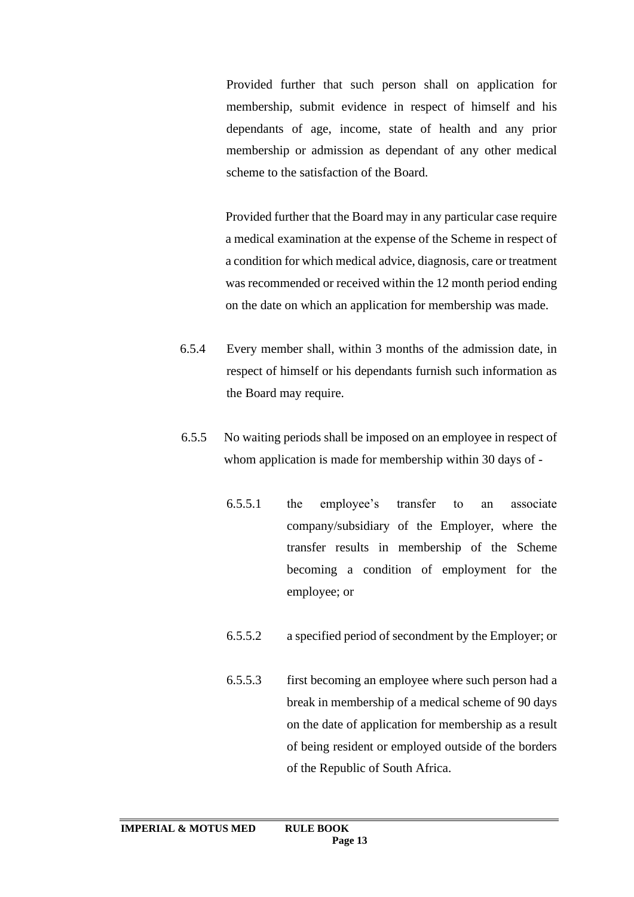Provided further that such person shall on application for membership, submit evidence in respect of himself and his dependants of age, income, state of health and any prior membership or admission as dependant of any other medical scheme to the satisfaction of the Board.

Provided further that the Board may in any particular case require a medical examination at the expense of the Scheme in respect of a condition for which medical advice, diagnosis, care or treatment was recommended or received within the 12 month period ending on the date on which an application for membership was made.

6.5.4 Every member shall, within 3 months of the admission date, in respect of himself or his dependants furnish such information as the Board may require.

6.5.5 No waiting periods shall be imposed on an employee in respect of whom application is made for membership within 30 days of -

6.5.5.1 the employee's transfer to an associate company/subsidiary of the Employer, where the transfer results in membership of the Scheme becoming a condition of employment for the employee; or

6.5.5.2 a specified period of secondment by the Employer; or

6.5.5.3 first becoming an employee where such person had a break in membership of a medical scheme of 90 days on the date of application for membership as a result of being resident or employed outside of the borders of the Republic of South Africa.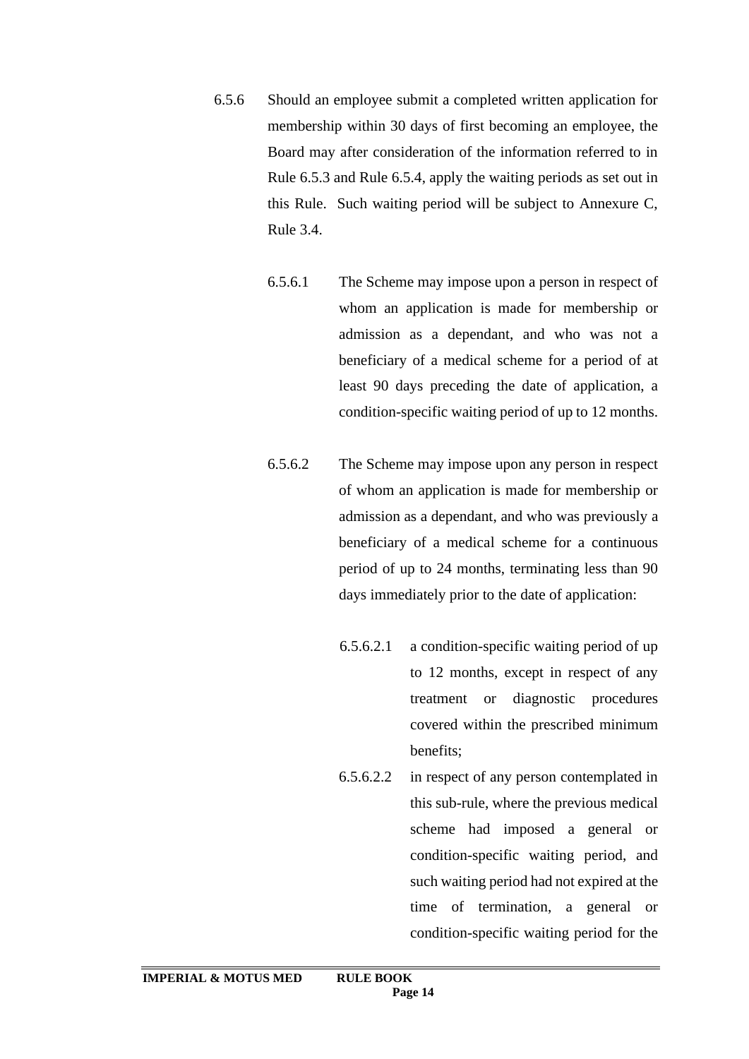6.5.6 Should an employee submit a completed written application for membership within 30 days of first becoming an employee, the Board may after consideration of the information referred to in Rule 6.5.3 and Rule 6.5.4, apply the waiting periods as set out in this Rule. Such waiting period will be subject to Annexure C, Rule 3.4.

6.5.6.1 The Scheme may impose upon a person in respect of whom an application is made for membership or admission as a dependant, and who was not a beneficiary of a medical scheme for a period of at least 90 days preceding the date of application, a condition-specific waiting period of up to 12 months.

6.5.6.2 The Scheme may impose upon any person in respect of whom an application is made for membership or admission as a dependant, and who was previously a beneficiary of a medical scheme for a continuous period of up to 24 months, terminating less than 90 days immediately prior to the date of application:

6.5.6.2.1 a condition-specific waiting period of up to 12 months, except in respect of any treatment or diagnostic procedures covered within the prescribed minimum benefits;

6.5.6.2.2 in respect of any person contemplated in this sub-rule, where the previous medical scheme had imposed a general or condition-specific waiting period, and such waiting period had not expired at the time of termination, a general or condition-specific waiting period for the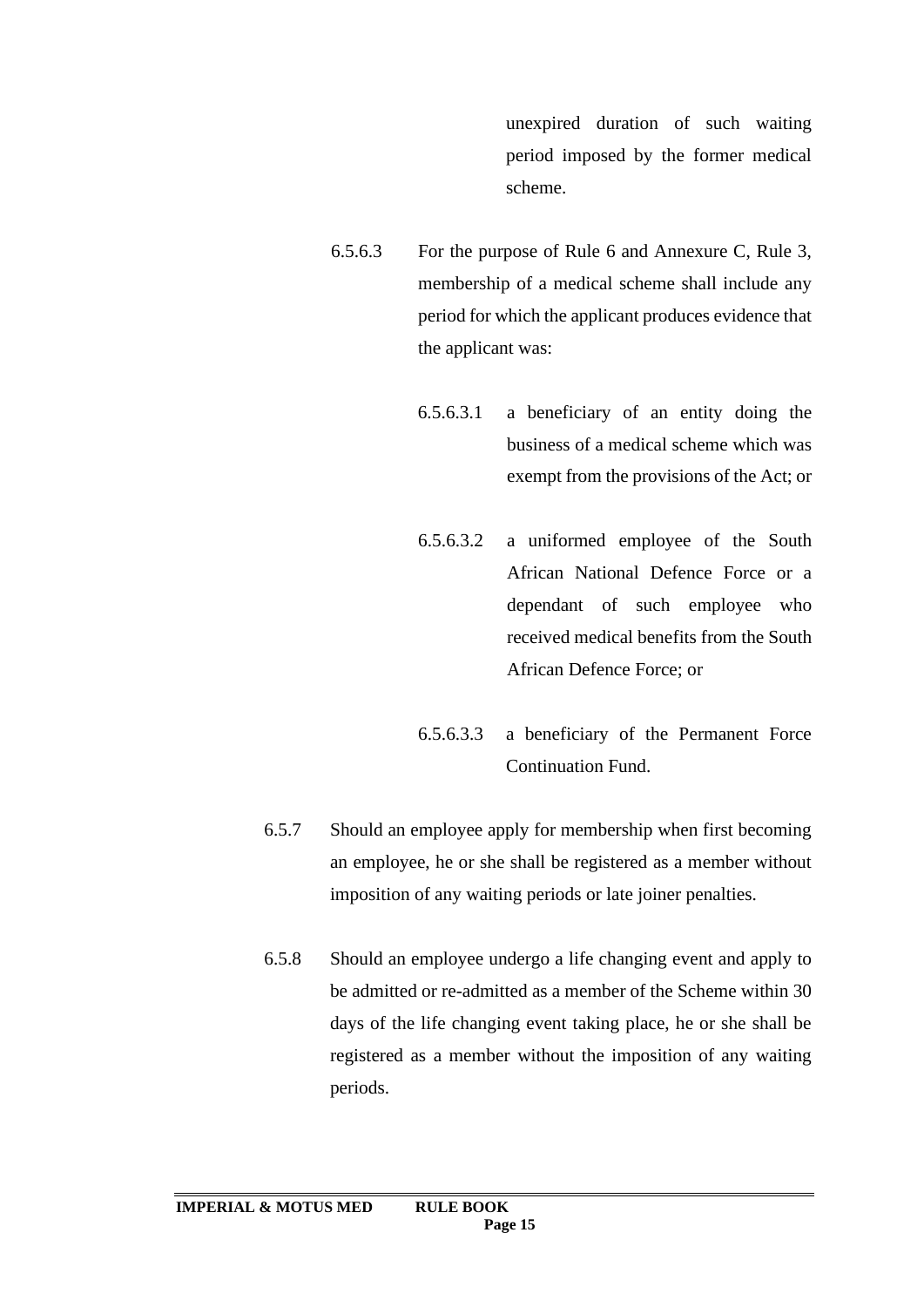unexpired duration of such waiting period imposed by the former medical scheme.

6.5.6.3 For the purpose of Rule 6 and Annexure C, Rule 3, membership of a medical scheme shall include any period for which the applicant produces evidence that the applicant was:

6.5.6.3.1 a beneficiary of an entity doing the business of a medical scheme which was exempt from the provisions of the Act; or

6.5.6.3.2 a uniformed employee of the South African National Defence Force or a dependant of such employee who received medical benefits from the South African Defence Force; or

6.5.6.3.3 a beneficiary of the Permanent Force Continuation Fund.

6.5.7 Should an employee apply for membership when first becoming an employee, he or she shall be registered as a member without imposition of any waiting periods or late joiner penalties.

6.5.8 Should an employee undergo a life changing event and apply to be admitted or re-admitted as a member of the Scheme within 30 days of the life changing event taking place, he or she shall be registered as a member without the imposition of any waiting periods.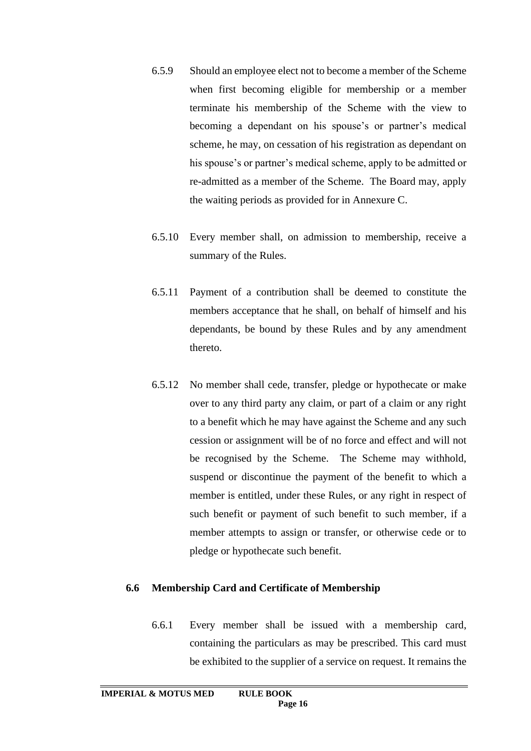6.5.9 Should an employee elect not to become a member of the Scheme when first becoming eligible for membership or a member terminate his membership of the Scheme with the view to becoming a dependant on his spouse's or partner's medical scheme, he may, on cessation of his registration as dependant on his spouse's or partner's medical scheme, apply to be admitted or re-admitted as a member of the Scheme. The Board may, apply the waiting periods as provided for in Annexure C.

6.5.10 Every member shall, on admission to membership, receive a summary of the Rules.

6.5.11 Payment of a contribution shall be deemed to constitute the members acceptance that he shall, on behalf of himself and his dependants, be bound by these Rules and by any amendment thereto.

6.5.12 No member shall cede, transfer, pledge or hypothecate or make over to any third party any claim, or part of a claim or any right to a benefit which he may have against the Scheme and any such cession or assignment will be of no force and effect and will not be recognised by the Scheme. The Scheme may withhold, suspend or discontinue the payment of the benefit to which a member is entitled, under these Rules, or any right in respect of such benefit or payment of such benefit to such member, if a member attempts to assign or transfer, or otherwise cede or to pledge or hypothecate such benefit.

### 6.6 Membership Card and Certificate of Membership

6.6.1 Every member shall be issued with a membership card, containing the particulars as may be prescribed. This card must be exhibited to the supplier of a service on request. It remains the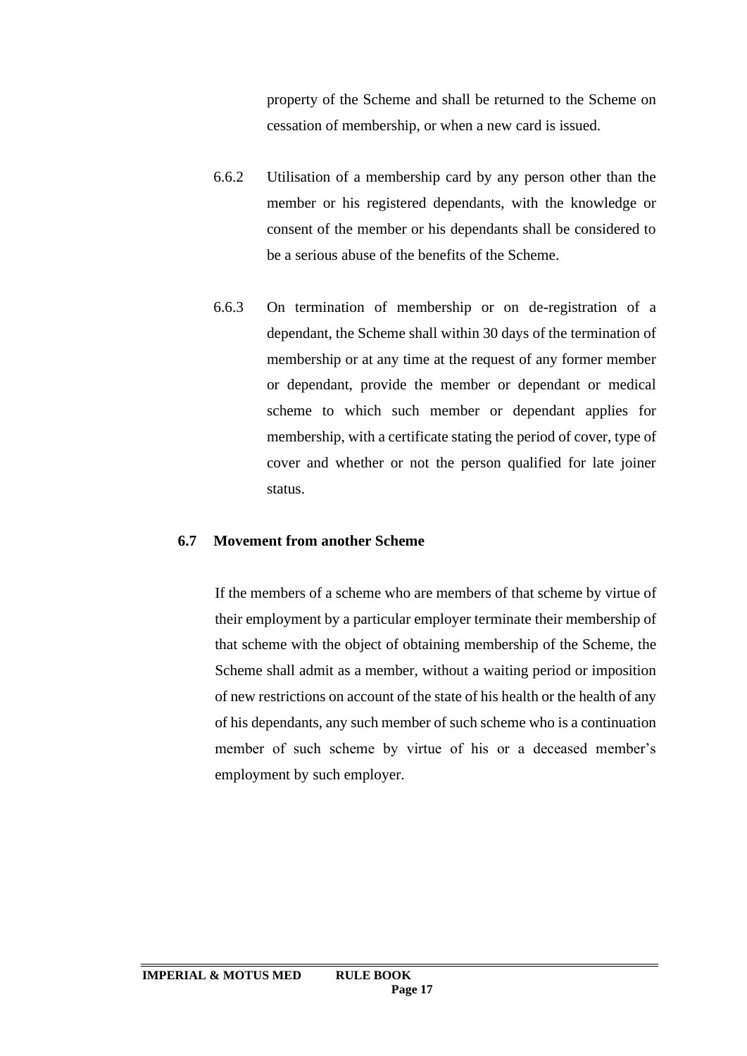property of the Scheme and shall be returned to the Scheme on cessation of membership, or when a new card is issued.

6.6.2 Utilisation of a membership card by any person other than the member or his registered dependants, with the knowledge or consent of the member or his dependants shall be considered to be a serious abuse of the benefits of the Scheme.

6.6.3 On termination of membership or on de-registration of a dependant, the Scheme shall within 30 days of the termination of membership or at any time at the request of any former member or dependant, provide the member or dependant or medical scheme to which such member or dependant applies for membership, with a certificate stating the period of cover, type of cover and whether or not the person qualified for late joiner status.

### 6.7 Movement from another Scheme

If the members of a scheme who are members of that scheme by virtue of their employment by a particular employer terminate their membership of that scheme with the object of obtaining membership of the Scheme, the Scheme shall admit as a member, without a waiting period or imposition of new restrictions on account of the state of his health or the health of any of his dependants, any such member of such scheme who is a continuation member of such scheme by virtue of his or a deceased member's employment by such employer.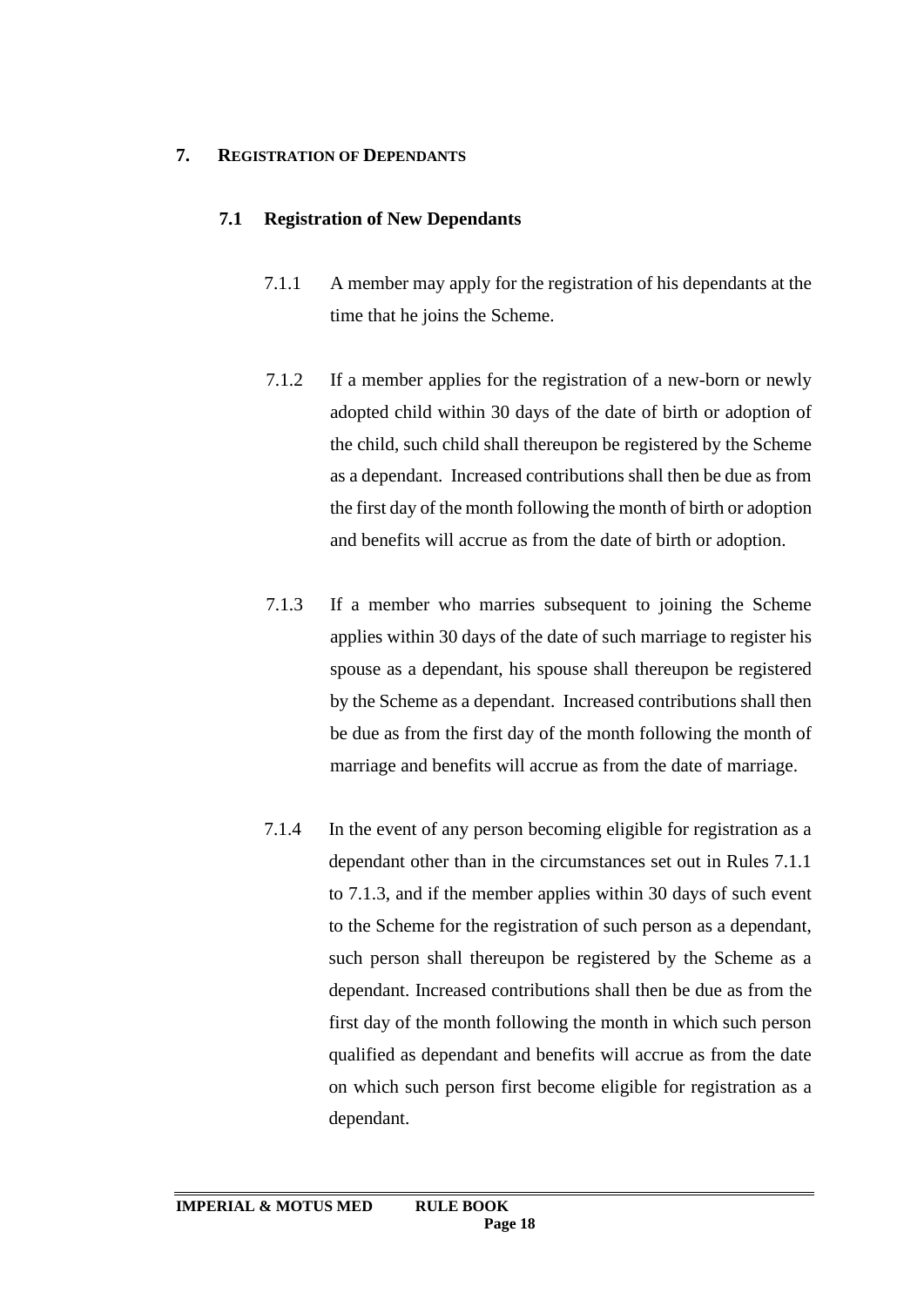## 7. REGISTRATION OF DEPENDANTS

### 7.1 Registration of New Dependants

7.1.1 A member may apply for the registration of his dependants at the time that he joins the Scheme.

7.1.2 If a member applies for the registration of a new-born or newly adopted child within 30 days of the date of birth or adoption of the child, such child shall thereupon be registered by the Scheme as a dependant. Increased contributions shall then be due as from the first day of the month following the month of birth or adoption and benefits will accrue as from the date of birth or adoption.

7.1.3 If a member who marries subsequent to joining the Scheme applies within 30 days of the date of such marriage to register his spouse as a dependant, his spouse shall thereupon be registered by the Scheme as a dependant. Increased contributions shall then be due as from the first day of the month following the month of marriage and benefits will accrue as from the date of marriage.

7.1.4 In the event of any person becoming eligible for registration as a dependant other than in the circumstances set out in Rules 7.1.1 to 7.1.3, and if the member applies within 30 days of such event to the Scheme for the registration of such person as a dependant, such person shall thereupon be registered by the Scheme as a dependant. Increased contributions shall then be due as from the first day of the month following the month in which such person qualified as dependant and benefits will accrue as from the date on which such person first become eligible for registration as a dependant.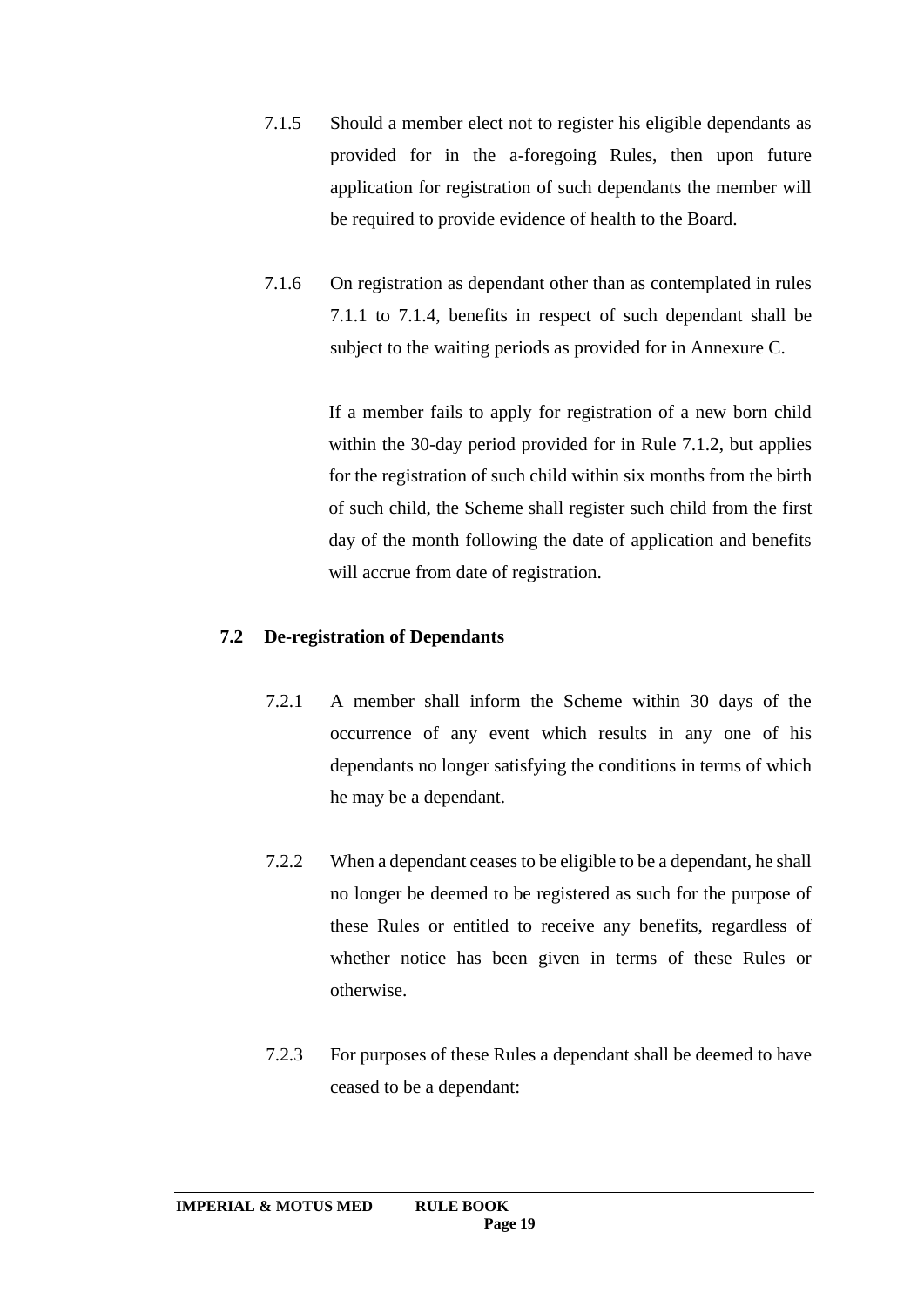7.1.5 Should a member elect not to register his eligible dependants as provided for in the a-foregoing Rules, then upon future application for registration of such dependants the member will be required to provide evidence of health to the Board.

7.1.6 On registration as dependant other than as contemplated in rules 7.1.1 to 7.1.4, benefits in respect of such dependant shall be subject to the waiting periods as provided for in Annexure C.

If a member fails to apply for registration of a new born child within the 30-day period provided for in Rule 7.1.2, but applies for the registration of such child within six months from the birth of such child, the Scheme shall register such child from the first day of the month following the date of application and benefits will accrue from date of registration.

## 7.2 De-registration of Dependants

7.2.1 A member shall inform the Scheme within 30 days of the occurrence of any event which results in any one of his dependants no longer satisfying the conditions in terms of which he may be a dependant.

7.2.2 When a dependant ceases to be eligible to be a dependant, he shall no longer be deemed to be registered as such for the purpose of these Rules or entitled to receive any benefits, regardless of whether notice has been given in terms of these Rules or otherwise.

7.2.3 For purposes of these Rules a dependant shall be deemed to have ceased to be a dependant: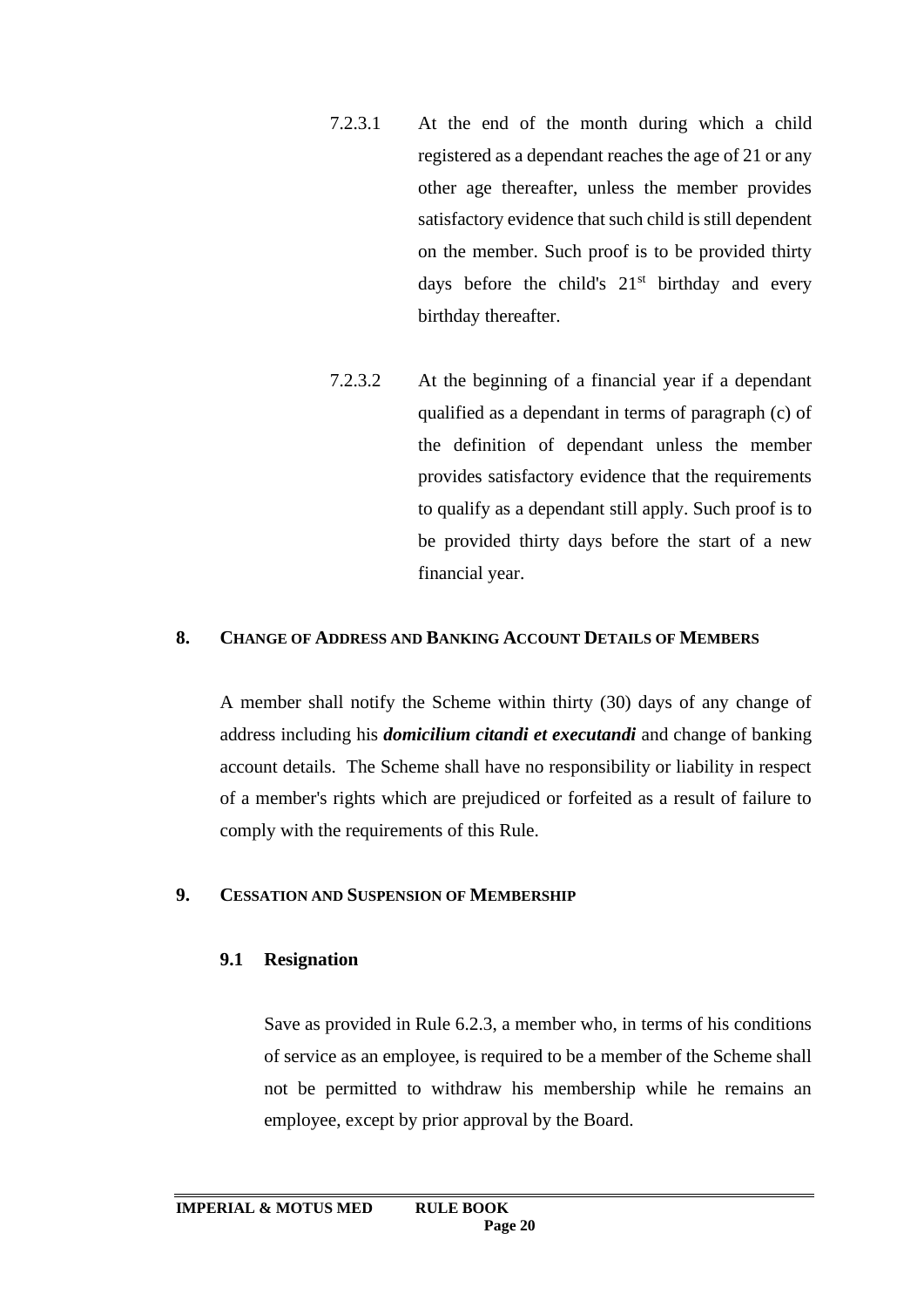7.2.3.1 At the end of the month during which a child registered as a dependant reaches the age of 21 or any other age thereafter, unless the member provides satisfactory evidence that such child is still dependent on the member. Such proof is to be provided thirty days before the child's 21st birthday and every birthday thereafter.

7.2.3.2 At the beginning of a financial year if a dependant qualified as a dependant in terms of paragraph (c) of the definition of dependant unless the member provides satisfactory evidence that the requirements to qualify as a dependant still apply. Such proof is to be provided thirty days before the start of a new financial year.

## 8. CHANGE OF ADDRESS AND BANKING ACCOUNT DETAILS OF MEMBERS

A member shall notify the Scheme within thirty (30) days of any change of address including his ***domicilium citandi et executandi*** and change of banking account details. The Scheme shall have no responsibility or liability in respect of a member's rights which are prejudiced or forfeited as a result of failure to comply with the requirements of this Rule.

## 9. CESSATION AND SUSPENSION OF MEMBERSHIP

### 9.1 Resignation

Save as provided in Rule 6.2.3, a member who, in terms of his conditions of service as an employee, is required to be a member of the Scheme shall not be permitted to withdraw his membership while he remains an employee, except by prior approval by the Board.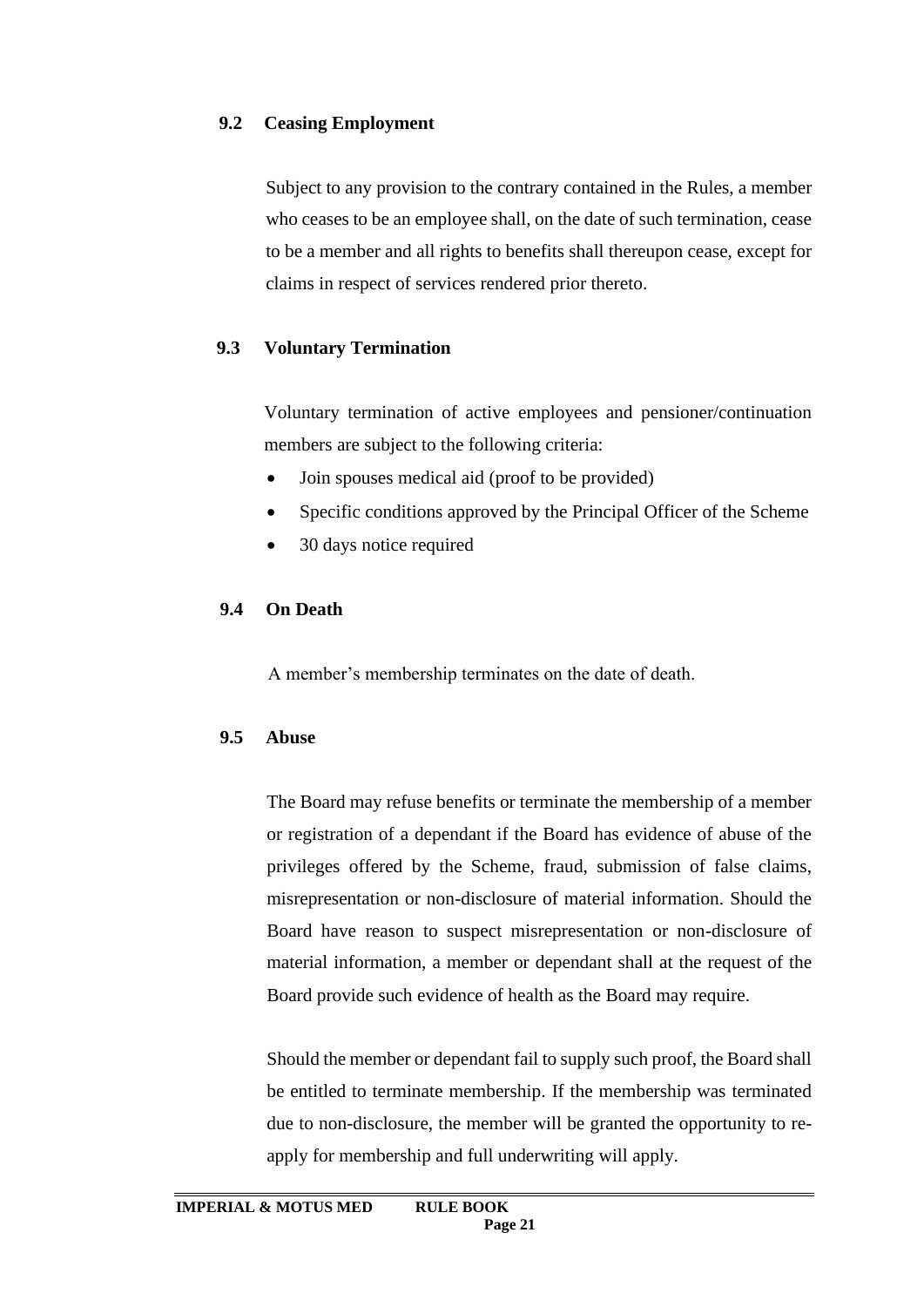### 9.2 Ceasing Employment

Subject to any provision to the contrary contained in the Rules, a member who ceases to be an employee shall, on the date of such termination, cease to be a member and all rights to benefits shall thereupon cease, except for claims in respect of services rendered prior thereto.

### 9.3 Voluntary Termination

Voluntary termination of active employees and pensioner/continuation members are subject to the following criteria:

- Join spouses medical aid (proof to be provided)
- Specific conditions approved by the Principal Officer of the Scheme
- 30 days notice required

### 9.4 On Death

A member's membership terminates on the date of death.

### 9.5 Abuse

The Board may refuse benefits or terminate the membership of a member or registration of a dependant if the Board has evidence of abuse of the privileges offered by the Scheme, fraud, submission of false claims, misrepresentation or non-disclosure of material information. Should the Board have reason to suspect misrepresentation or non-disclosure of material information, a member or dependant shall at the request of the Board provide such evidence of health as the Board may require.

Should the member or dependant fail to supply such proof, the Board shall be entitled to terminate membership. If the membership was terminated due to non-disclosure, the member will be granted the opportunity to re-apply for membership and full underwriting will apply.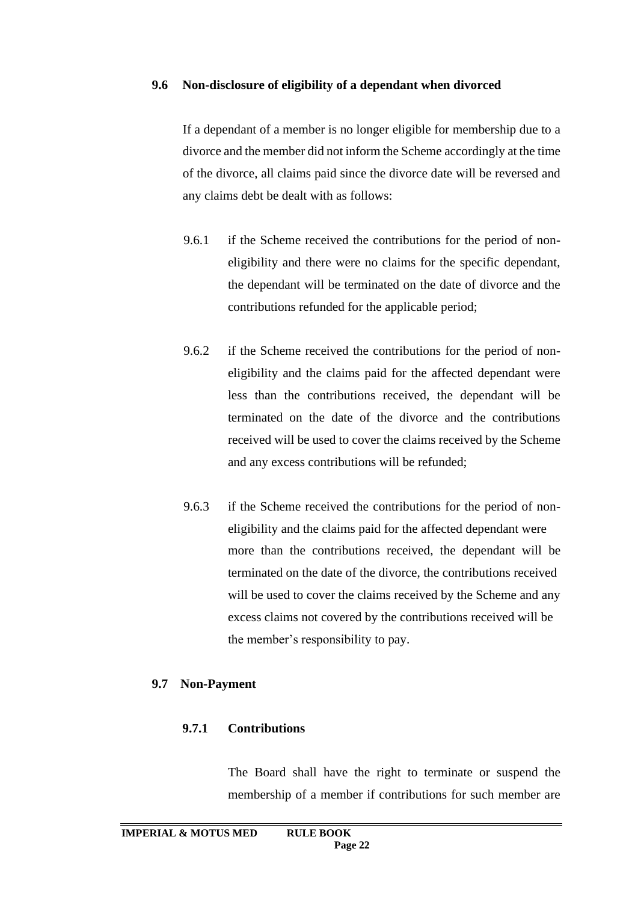### 9.6 Non-disclosure of eligibility of a dependant when divorced

If a dependant of a member is no longer eligible for membership due to a divorce and the member did not inform the Scheme accordingly at the time of the divorce, all claims paid since the divorce date will be reversed and any claims debt be dealt with as follows:

9.6.1 if the Scheme received the contributions for the period of non-eligibility and there were no claims for the specific dependant, the dependant will be terminated on the date of divorce and the contributions refunded for the applicable period;

9.6.2 if the Scheme received the contributions for the period of non-eligibility and the claims paid for the affected dependant were less than the contributions received, the dependant will be terminated on the date of the divorce and the contributions received will be used to cover the claims received by the Scheme and any excess contributions will be refunded;

9.6.3 if the Scheme received the contributions for the period of non-eligibility and the claims paid for the affected dependant were more than the contributions received, the dependant will be terminated on the date of the divorce, the contributions received will be used to cover the claims received by the Scheme and any excess claims not covered by the contributions received will be the member's responsibility to pay.

### 9.7 Non-Payment

#### 9.7.1 Contributions

The Board shall have the right to terminate or suspend the membership of a member if contributions for such member are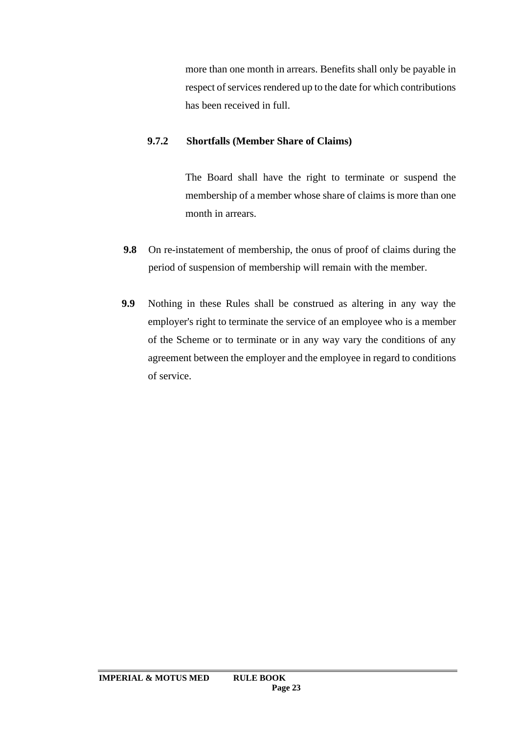more than one month in arrears. Benefits shall only be payable in respect of services rendered up to the date for which contributions has been received in full.

**9.7.2 Shortfalls (Member Share of Claims)**

The Board shall have the right to terminate or suspend the membership of a member whose share of claims is more than one month in arrears.

**9.8** On re-instatement of membership, the onus of proof of claims during the period of suspension of membership will remain with the member.

**9.9** Nothing in these Rules shall be construed as altering in any way the employer's right to terminate the service of an employee who is a member of the Scheme or to terminate or in any way vary the conditions of any agreement between the employer and the employee in regard to conditions of service.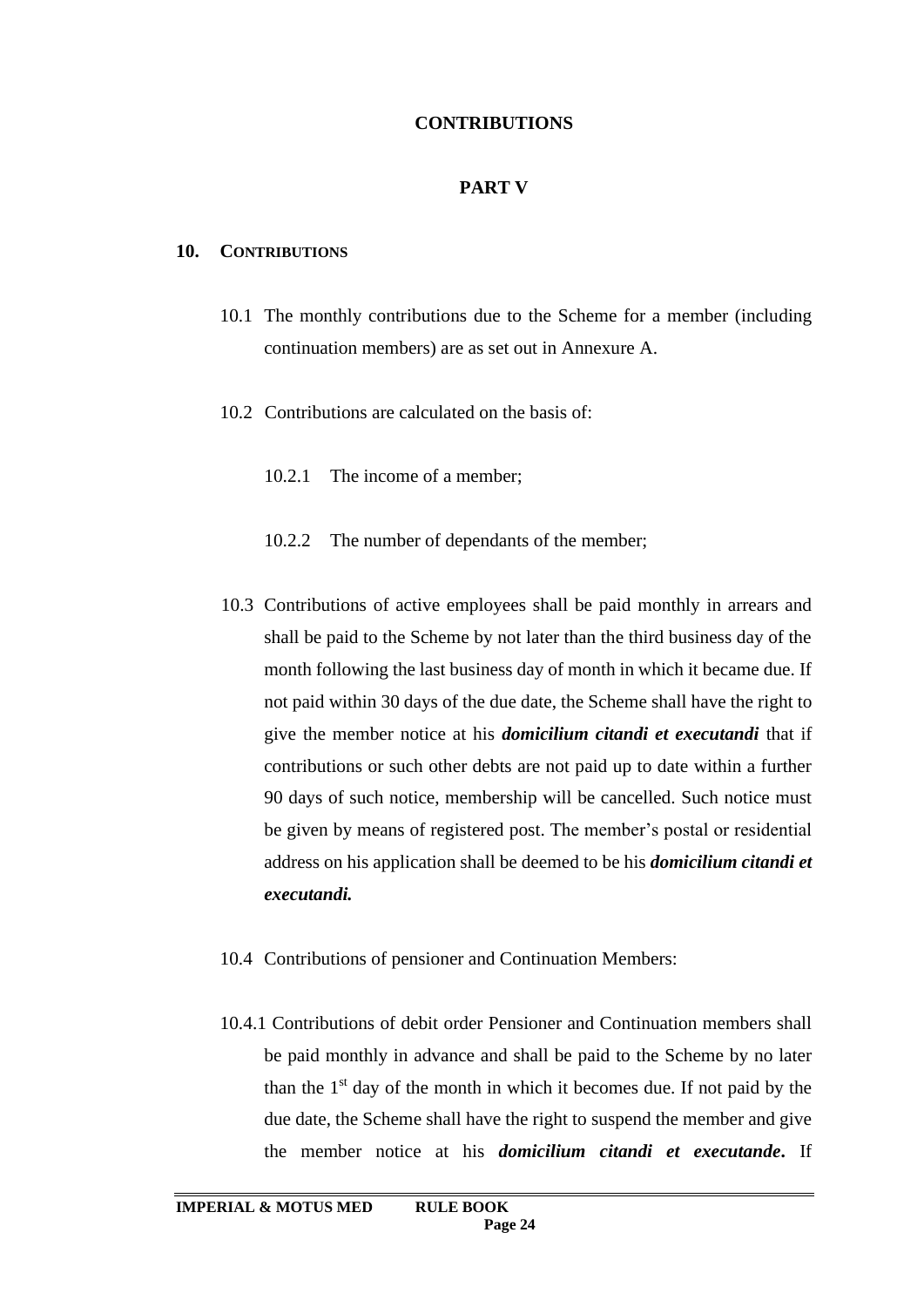# CONTRIBUTIONS

## PART V

### 10. CONTRIBUTIONS

10.1 The monthly contributions due to the Scheme for a member (including continuation members) are as set out in Annexure A.

10.2 Contributions are calculated on the basis of:

10.2.1 The income of a member;

10.2.2 The number of dependants of the member;

10.3 Contributions of active employees shall be paid monthly in arrears and shall be paid to the Scheme by not later than the third business day of the month following the last business day of month in which it became due. If not paid within 30 days of the due date, the Scheme shall have the right to give the member notice at his ***domicilium citandi et executandi*** that if contributions or such other debts are not paid up to date within a further 90 days of such notice, membership will be cancelled. Such notice must be given by means of registered post. The member's postal or residential address on his application shall be deemed to be his ***domicilium citandi et executandi.***

10.4 Contributions of pensioner and Continuation Members:

10.4.1 Contributions of debit order Pensioner and Continuation members shall be paid monthly in advance and shall be paid to the Scheme by no later than the 1st day of the month in which it becomes due. If not paid by the due date, the Scheme shall have the right to suspend the member and give the member notice at his ***domicilium citandi et executande*****.** If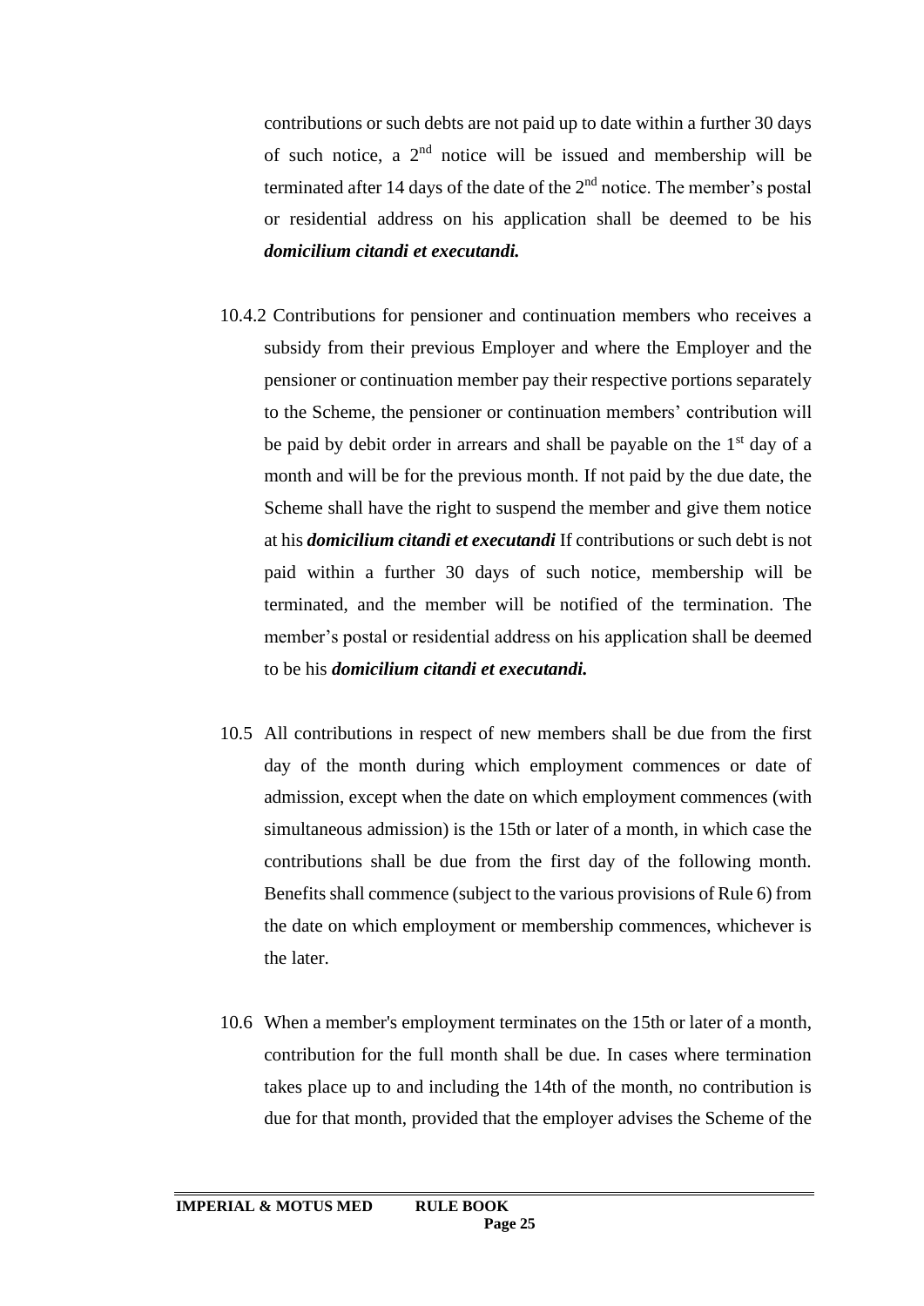contributions or such debts are not paid up to date within a further 30 days of such notice, a 2nd notice will be issued and membership will be terminated after 14 days of the date of the 2nd notice. The member's postal or residential address on his application shall be deemed to be his ***domicilium citandi et executandi.***

10.4.2 Contributions for pensioner and continuation members who receives a subsidy from their previous Employer and where the Employer and the pensioner or continuation member pay their respective portions separately to the Scheme, the pensioner or continuation members' contribution will be paid by debit order in arrears and shall be payable on the 1st day of a month and will be for the previous month. If not paid by the due date, the Scheme shall have the right to suspend the member and give them notice at his ***domicilium citandi et executandi*** If contributions or such debt is not paid within a further 30 days of such notice, membership will be terminated, and the member will be notified of the termination. The member's postal or residential address on his application shall be deemed to be his ***domicilium citandi et executandi.***

10.5 All contributions in respect of new members shall be due from the first day of the month during which employment commences or date of admission, except when the date on which employment commences (with simultaneous admission) is the 15th or later of a month, in which case the contributions shall be due from the first day of the following month. Benefits shall commence (subject to the various provisions of Rule 6) from the date on which employment or membership commences, whichever is the later.

10.6 When a member's employment terminates on the 15th or later of a month, contribution for the full month shall be due. In cases where termination takes place up to and including the 14th of the month, no contribution is due for that month, provided that the employer advises the Scheme of the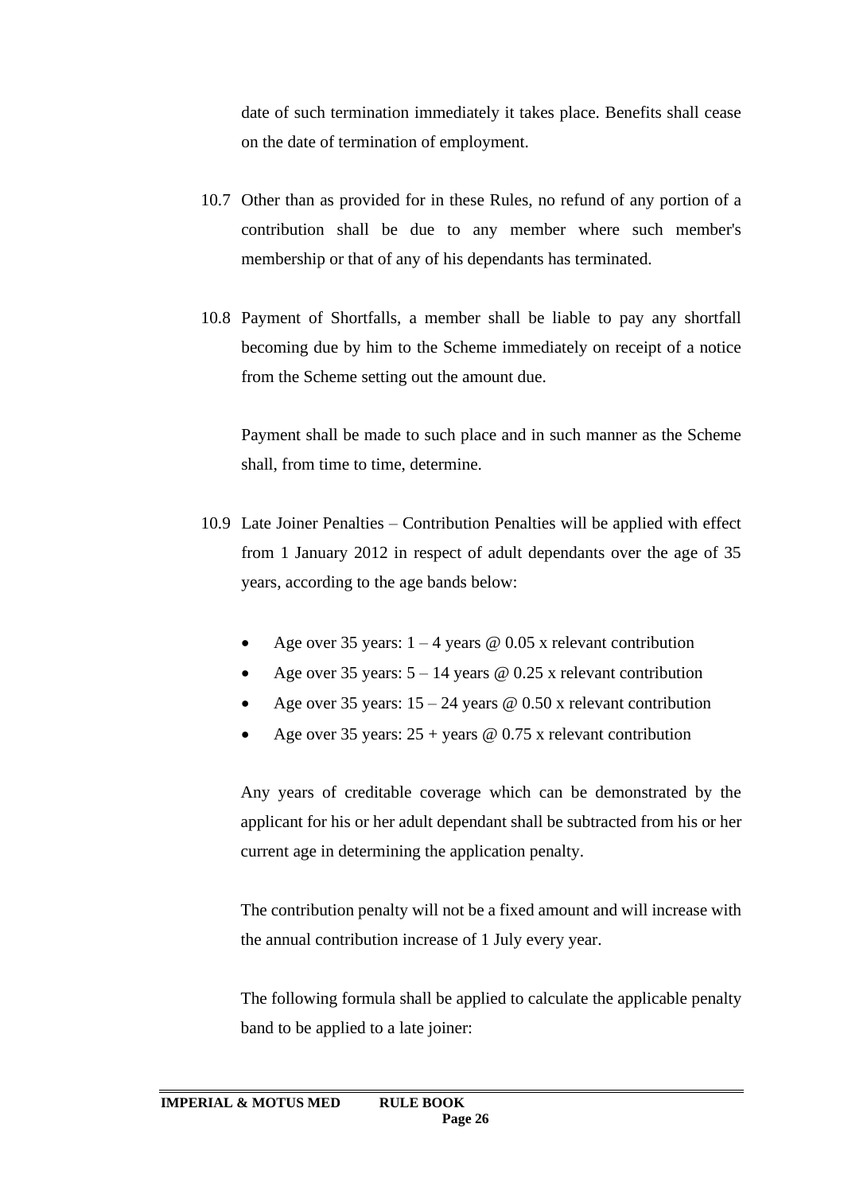date of such termination immediately it takes place. Benefits shall cease on the date of termination of employment.

10.7 Other than as provided for in these Rules, no refund of any portion of a contribution shall be due to any member where such member's membership or that of any of his dependants has terminated.

10.8 Payment of Shortfalls, a member shall be liable to pay any shortfall becoming due by him to the Scheme immediately on receipt of a notice from the Scheme setting out the amount due.

Payment shall be made to such place and in such manner as the Scheme shall, from time to time, determine.

10.9 Late Joiner Penalties – Contribution Penalties will be applied with effect from 1 January 2012 in respect of adult dependants over the age of 35 years, according to the age bands below:

- Age over 35 years: 1 – 4 years @ 0.05 x relevant contribution
- Age over 35 years: 5 – 14 years @ 0.25 x relevant contribution
- Age over 35 years: 15 – 24 years @ 0.50 x relevant contribution
- Age over 35 years: 25 + years @ 0.75 x relevant contribution

Any years of creditable coverage which can be demonstrated by the applicant for his or her adult dependant shall be subtracted from his or her current age in determining the application penalty.

The contribution penalty will not be a fixed amount and will increase with the annual contribution increase of 1 July every year.

The following formula shall be applied to calculate the applicable penalty band to be applied to a late joiner: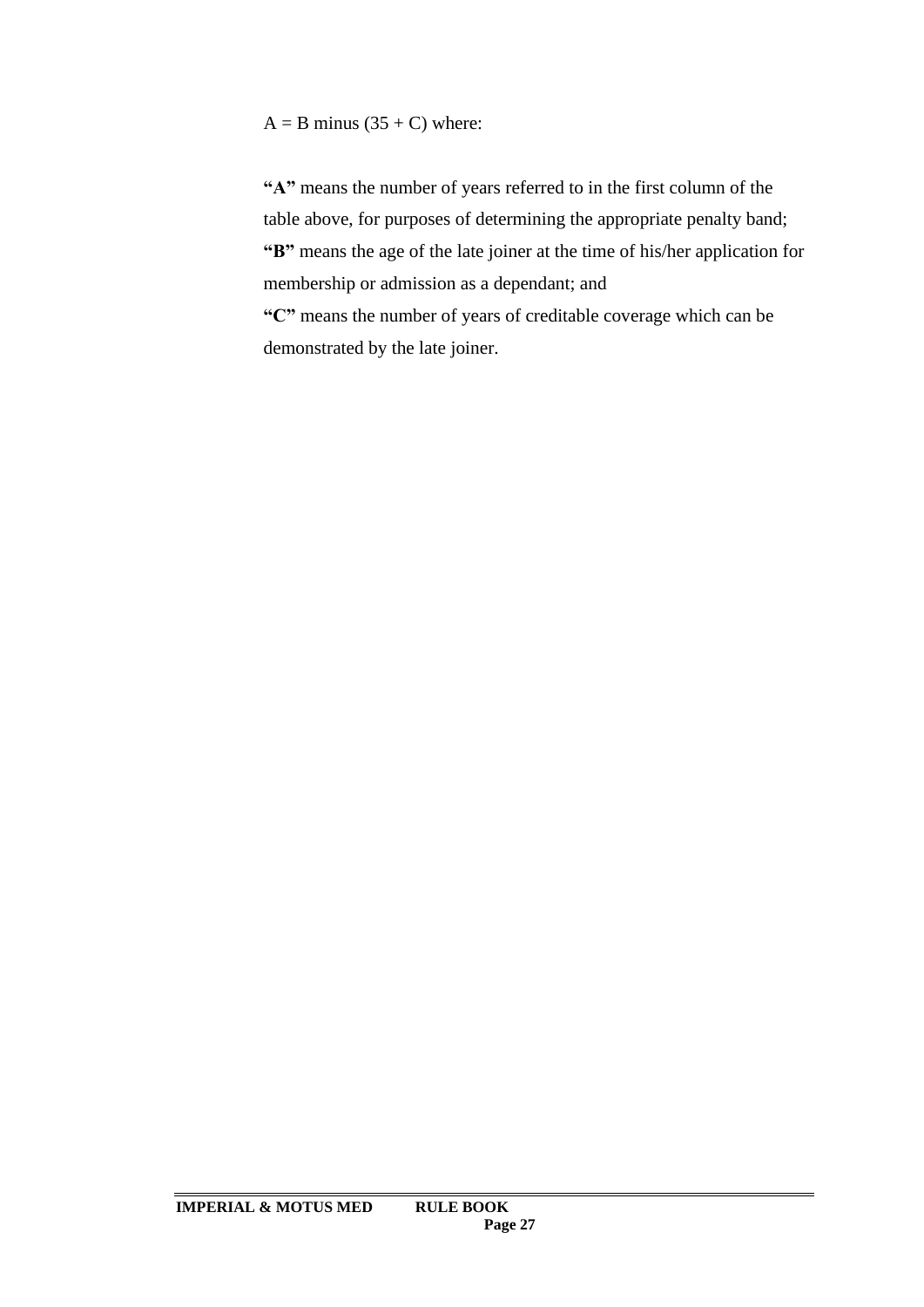A = B minus (35 + C) where:

**"A"** means the number of years referred to in the first column of the table above, for purposes of determining the appropriate penalty band;
**"B"** means the age of the late joiner at the time of his/her application for membership or admission as a dependant; and
**"C"** means the number of years of creditable coverage which can be demonstrated by the late joiner.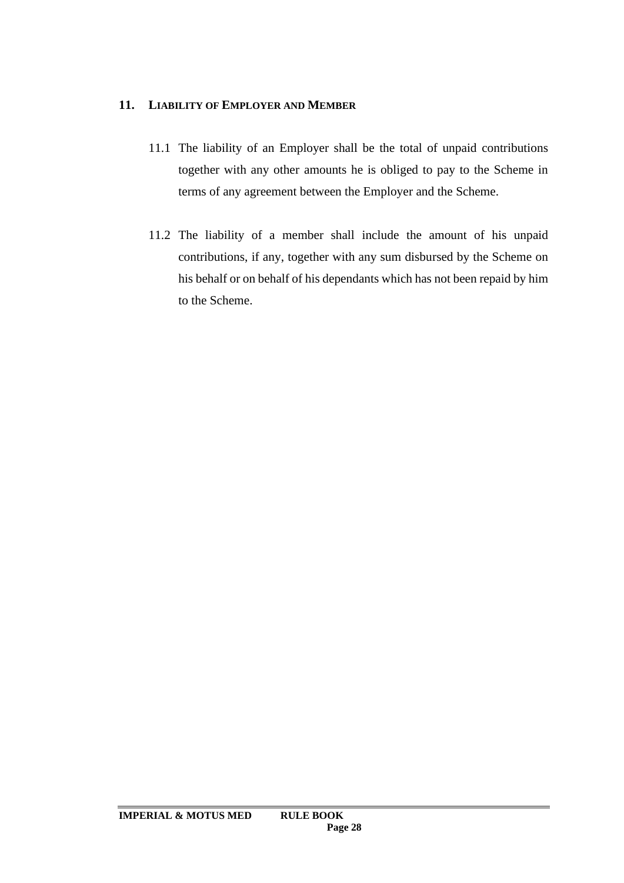## 11. LIABILITY OF EMPLOYER AND MEMBER

11.1 The liability of an Employer shall be the total of unpaid contributions together with any other amounts he is obliged to pay to the Scheme in terms of any agreement between the Employer and the Scheme.

11.2 The liability of a member shall include the amount of his unpaid contributions, if any, together with any sum disbursed by the Scheme on his behalf or on behalf of his dependants which has not been repaid by him to the Scheme.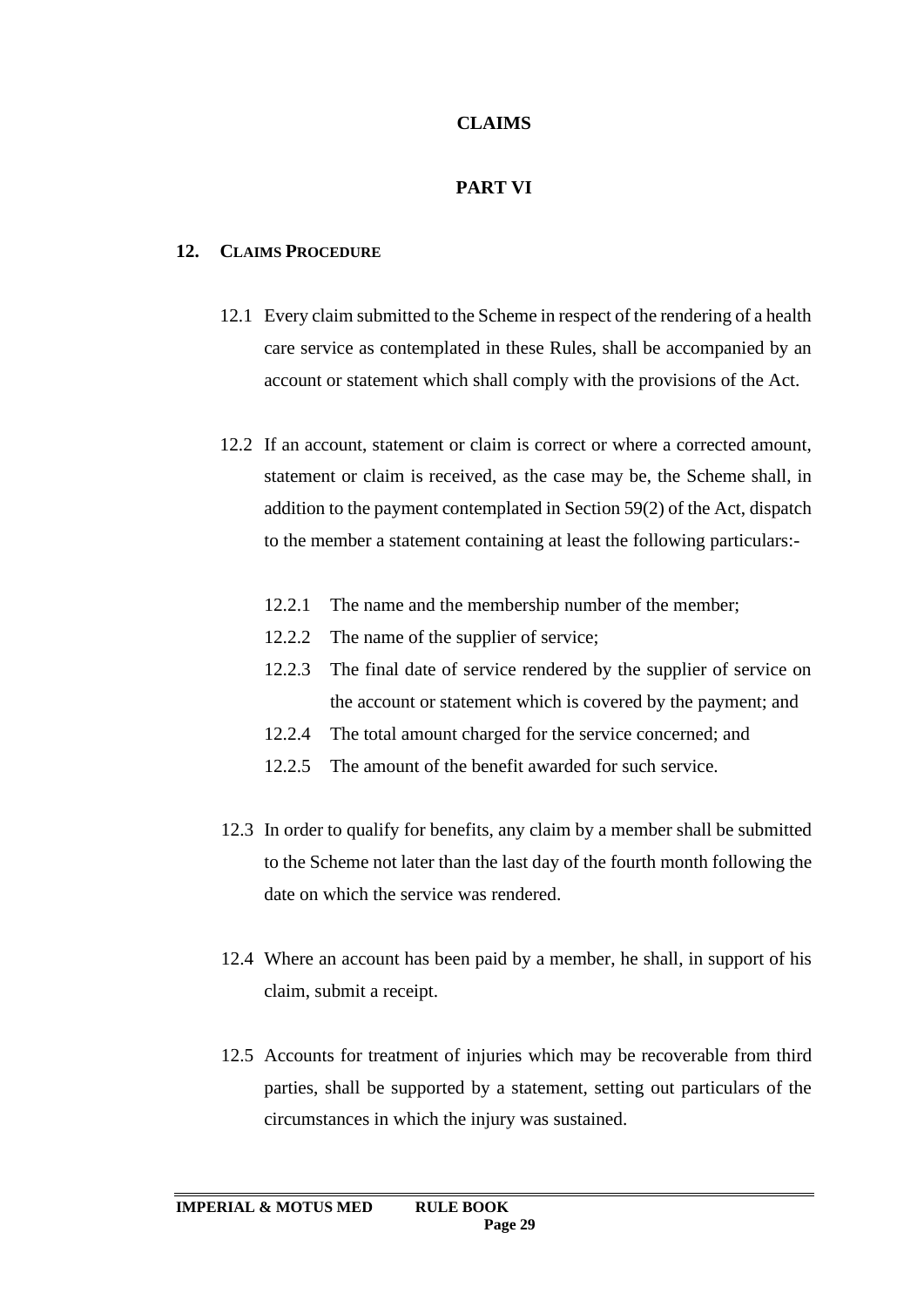# CLAIMS

# PART VI

## 12. CLAIMS PROCEDURE

12.1 Every claim submitted to the Scheme in respect of the rendering of a health care service as contemplated in these Rules, shall be accompanied by an account or statement which shall comply with the provisions of the Act.

12.2 If an account, statement or claim is correct or where a corrected amount, statement or claim is received, as the case may be, the Scheme shall, in addition to the payment contemplated in Section 59(2) of the Act, dispatch to the member a statement containing at least the following particulars:-

12.2.1 The name and the membership number of the member;

12.2.2 The name of the supplier of service;

12.2.3 The final date of service rendered by the supplier of service on the account or statement which is covered by the payment; and

12.2.4 The total amount charged for the service concerned; and

12.2.5 The amount of the benefit awarded for such service.

12.3 In order to qualify for benefits, any claim by a member shall be submitted to the Scheme not later than the last day of the fourth month following the date on which the service was rendered.

12.4 Where an account has been paid by a member, he shall, in support of his claim, submit a receipt.

12.5 Accounts for treatment of injuries which may be recoverable from third parties, shall be supported by a statement, setting out particulars of the circumstances in which the injury was sustained.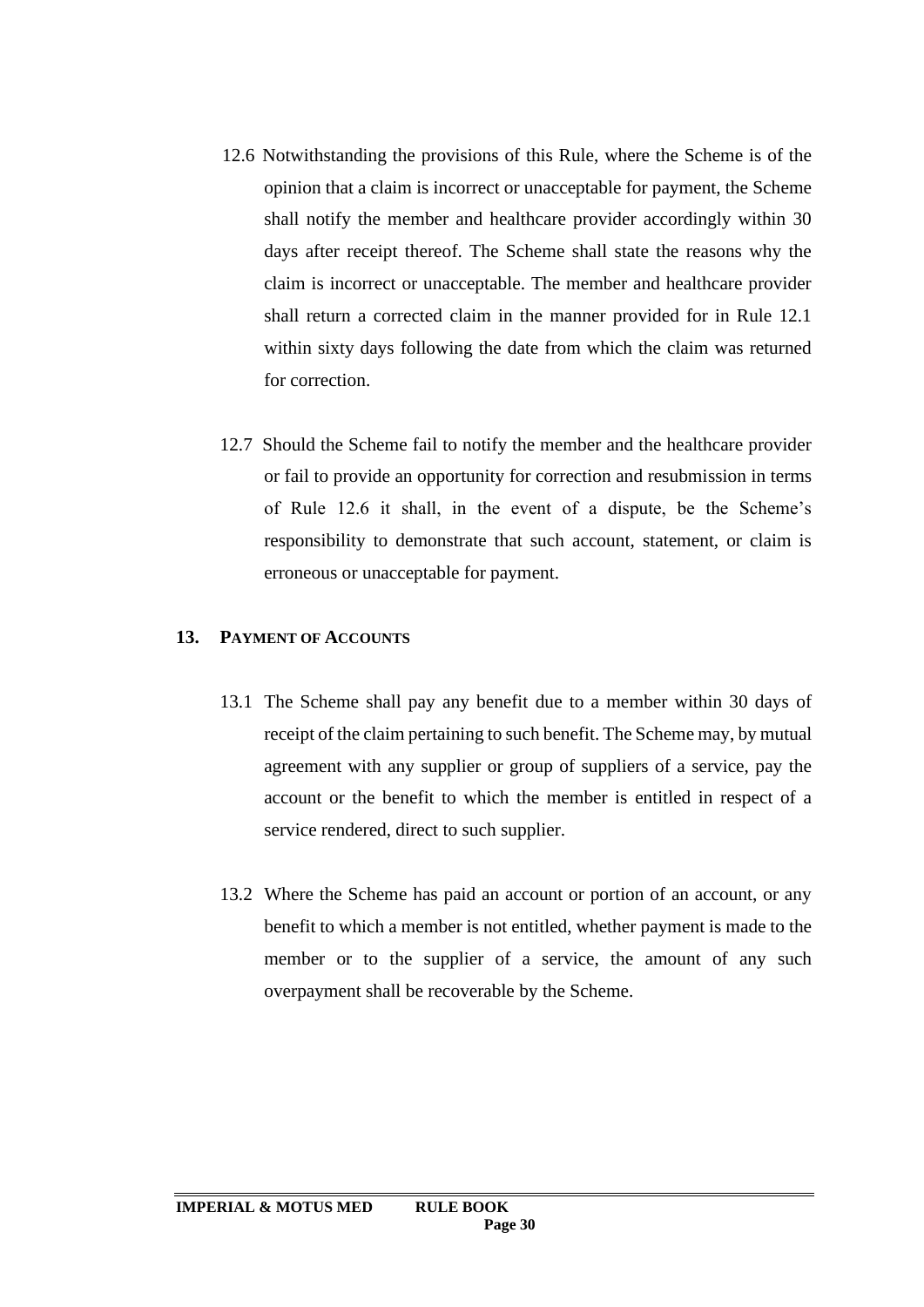12.6 Notwithstanding the provisions of this Rule, where the Scheme is of the opinion that a claim is incorrect or unacceptable for payment, the Scheme shall notify the member and healthcare provider accordingly within 30 days after receipt thereof. The Scheme shall state the reasons why the claim is incorrect or unacceptable. The member and healthcare provider shall return a corrected claim in the manner provided for in Rule 12.1 within sixty days following the date from which the claim was returned for correction.

12.7 Should the Scheme fail to notify the member and the healthcare provider or fail to provide an opportunity for correction and resubmission in terms of Rule 12.6 it shall, in the event of a dispute, be the Scheme's responsibility to demonstrate that such account, statement, or claim is erroneous or unacceptable for payment.

## 13. PAYMENT OF ACCOUNTS

13.1 The Scheme shall pay any benefit due to a member within 30 days of receipt of the claim pertaining to such benefit. The Scheme may, by mutual agreement with any supplier or group of suppliers of a service, pay the account or the benefit to which the member is entitled in respect of a service rendered, direct to such supplier.

13.2 Where the Scheme has paid an account or portion of an account, or any benefit to which a member is not entitled, whether payment is made to the member or to the supplier of a service, the amount of any such overpayment shall be recoverable by the Scheme.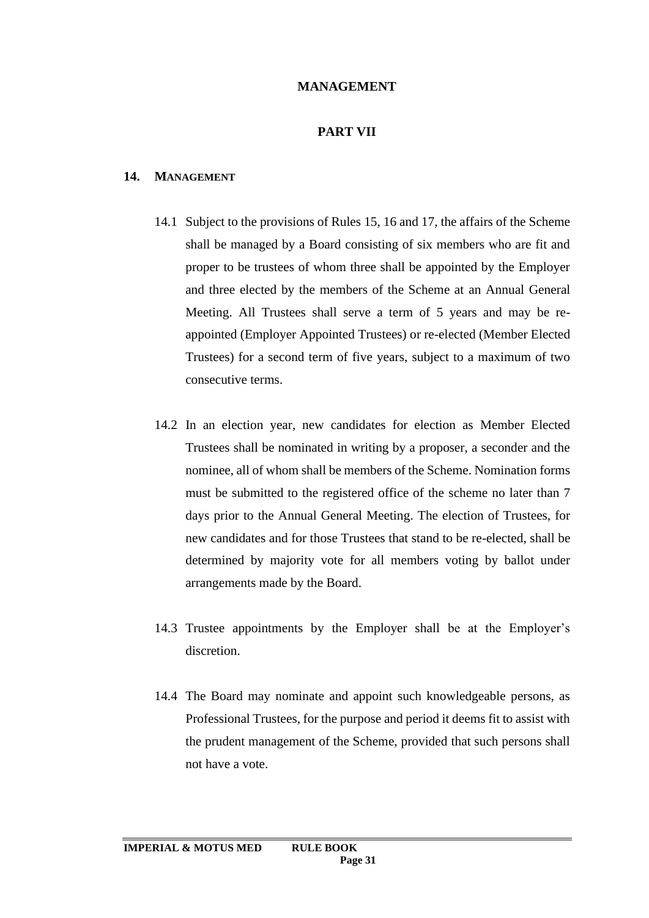# MANAGEMENT

## PART VII

### 14. MANAGEMENT

14.1 Subject to the provisions of Rules 15, 16 and 17, the affairs of the Scheme shall be managed by a Board consisting of six members who are fit and proper to be trustees of whom three shall be appointed by the Employer and three elected by the members of the Scheme at an Annual General Meeting. All Trustees shall serve a term of 5 years and may be re-appointed (Employer Appointed Trustees) or re-elected (Member Elected Trustees) for a second term of five years, subject to a maximum of two consecutive terms.

14.2 In an election year, new candidates for election as Member Elected Trustees shall be nominated in writing by a proposer, a seconder and the nominee, all of whom shall be members of the Scheme. Nomination forms must be submitted to the registered office of the scheme no later than 7 days prior to the Annual General Meeting. The election of Trustees, for new candidates and for those Trustees that stand to be re-elected, shall be determined by majority vote for all members voting by ballot under arrangements made by the Board.

14.3 Trustee appointments by the Employer shall be at the Employer's discretion.

14.4 The Board may nominate and appoint such knowledgeable persons, as Professional Trustees, for the purpose and period it deems fit to assist with the prudent management of the Scheme, provided that such persons shall not have a vote.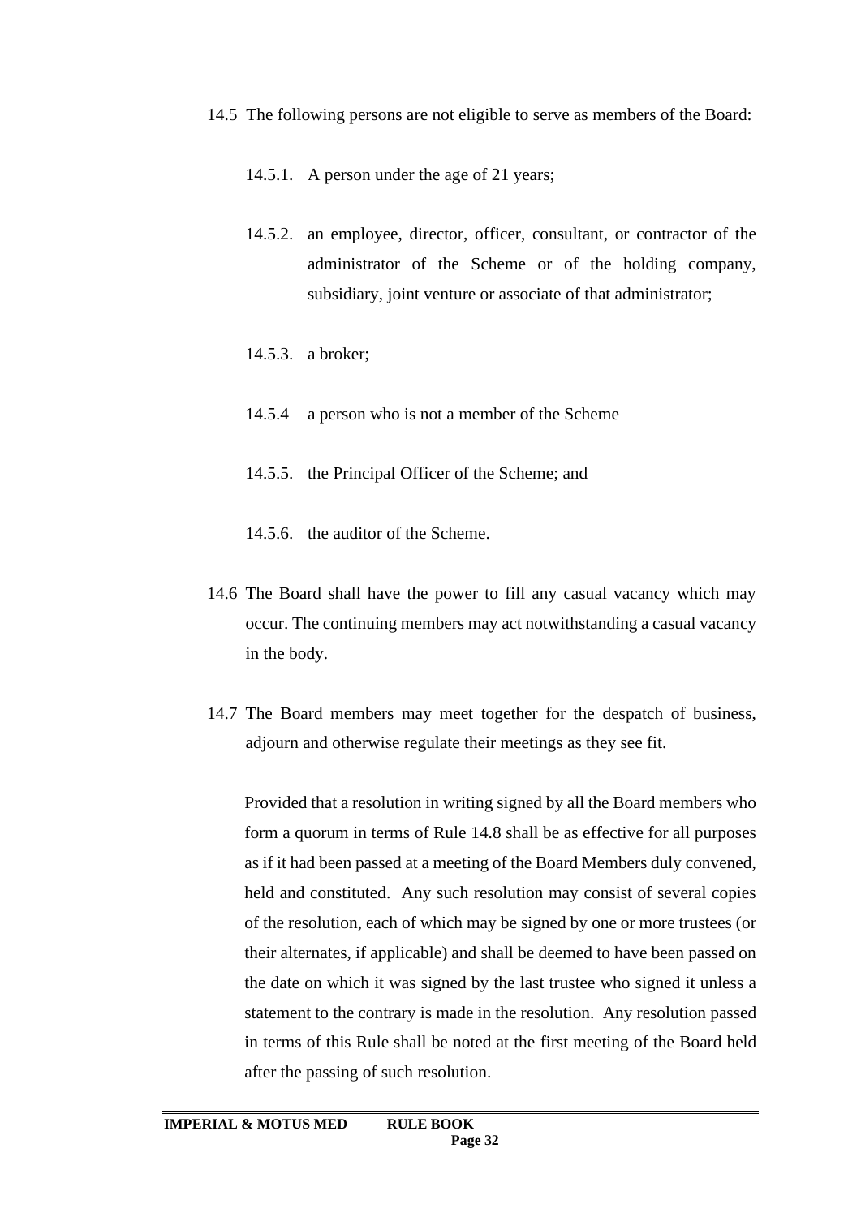14.5 The following persons are not eligible to serve as members of the Board:

14.5.1. A person under the age of 21 years;

14.5.2. an employee, director, officer, consultant, or contractor of the administrator of the Scheme or of the holding company, subsidiary, joint venture or associate of that administrator;

14.5.3. a broker;

14.5.4 a person who is not a member of the Scheme

14.5.5. the Principal Officer of the Scheme; and

14.5.6. the auditor of the Scheme.

14.6 The Board shall have the power to fill any casual vacancy which may occur. The continuing members may act notwithstanding a casual vacancy in the body.

14.7 The Board members may meet together for the despatch of business, adjourn and otherwise regulate their meetings as they see fit.

Provided that a resolution in writing signed by all the Board members who form a quorum in terms of Rule 14.8 shall be as effective for all purposes as if it had been passed at a meeting of the Board Members duly convened, held and constituted. Any such resolution may consist of several copies of the resolution, each of which may be signed by one or more trustees (or their alternates, if applicable) and shall be deemed to have been passed on the date on which it was signed by the last trustee who signed it unless a statement to the contrary is made in the resolution. Any resolution passed in terms of this Rule shall be noted at the first meeting of the Board held after the passing of such resolution.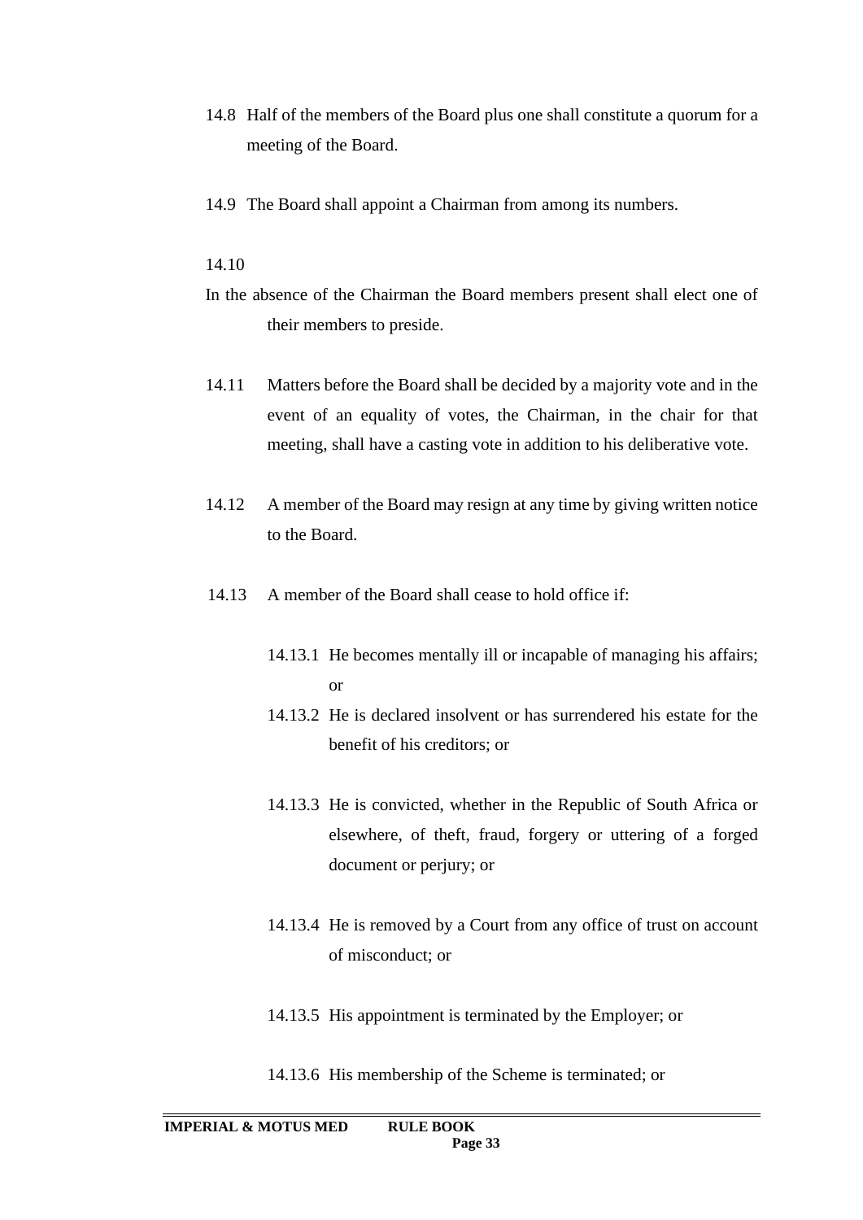14.8 Half of the members of the Board plus one shall constitute a quorum for a meeting of the Board.

14.9 The Board shall appoint a Chairman from among its numbers.

14.10 In the absence of the Chairman the Board members present shall elect one of their members to preside.

14.11 Matters before the Board shall be decided by a majority vote and in the event of an equality of votes, the Chairman, in the chair for that meeting, shall have a casting vote in addition to his deliberative vote.

14.12 A member of the Board may resign at any time by giving written notice to the Board.

14.13 A member of the Board shall cease to hold office if:

- 14.13.1 He becomes mentally ill or incapable of managing his affairs; or
- 14.13.2 He is declared insolvent or has surrendered his estate for the benefit of his creditors; or
- 14.13.3 He is convicted, whether in the Republic of South Africa or elsewhere, of theft, fraud, forgery or uttering of a forged document or perjury; or
- 14.13.4 He is removed by a Court from any office of trust on account of misconduct; or
- 14.13.5 His appointment is terminated by the Employer; or
- 14.13.6 His membership of the Scheme is terminated; or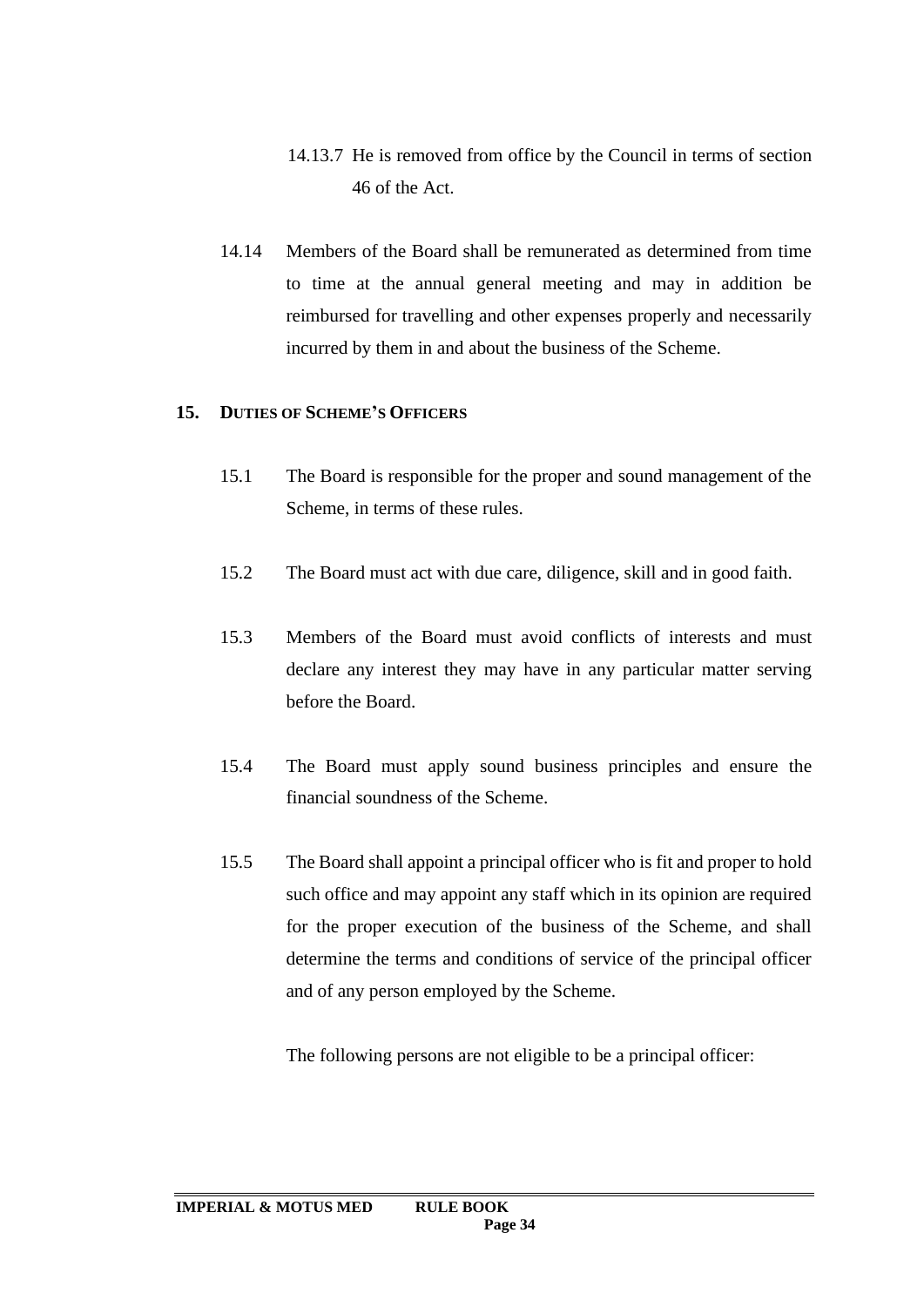14.13.7 He is removed from office by the Council in terms of section 46 of the Act.

14.14 Members of the Board shall be remunerated as determined from time to time at the annual general meeting and may in addition be reimbursed for travelling and other expenses properly and necessarily incurred by them in and about the business of the Scheme.

## 15. DUTIES OF SCHEME'S OFFICERS

15.1 The Board is responsible for the proper and sound management of the Scheme, in terms of these rules.

15.2 The Board must act with due care, diligence, skill and in good faith.

15.3 Members of the Board must avoid conflicts of interests and must declare any interest they may have in any particular matter serving before the Board.

15.4 The Board must apply sound business principles and ensure the financial soundness of the Scheme.

15.5 The Board shall appoint a principal officer who is fit and proper to hold such office and may appoint any staff which in its opinion are required for the proper execution of the business of the Scheme, and shall determine the terms and conditions of service of the principal officer and of any person employed by the Scheme.

The following persons are not eligible to be a principal officer: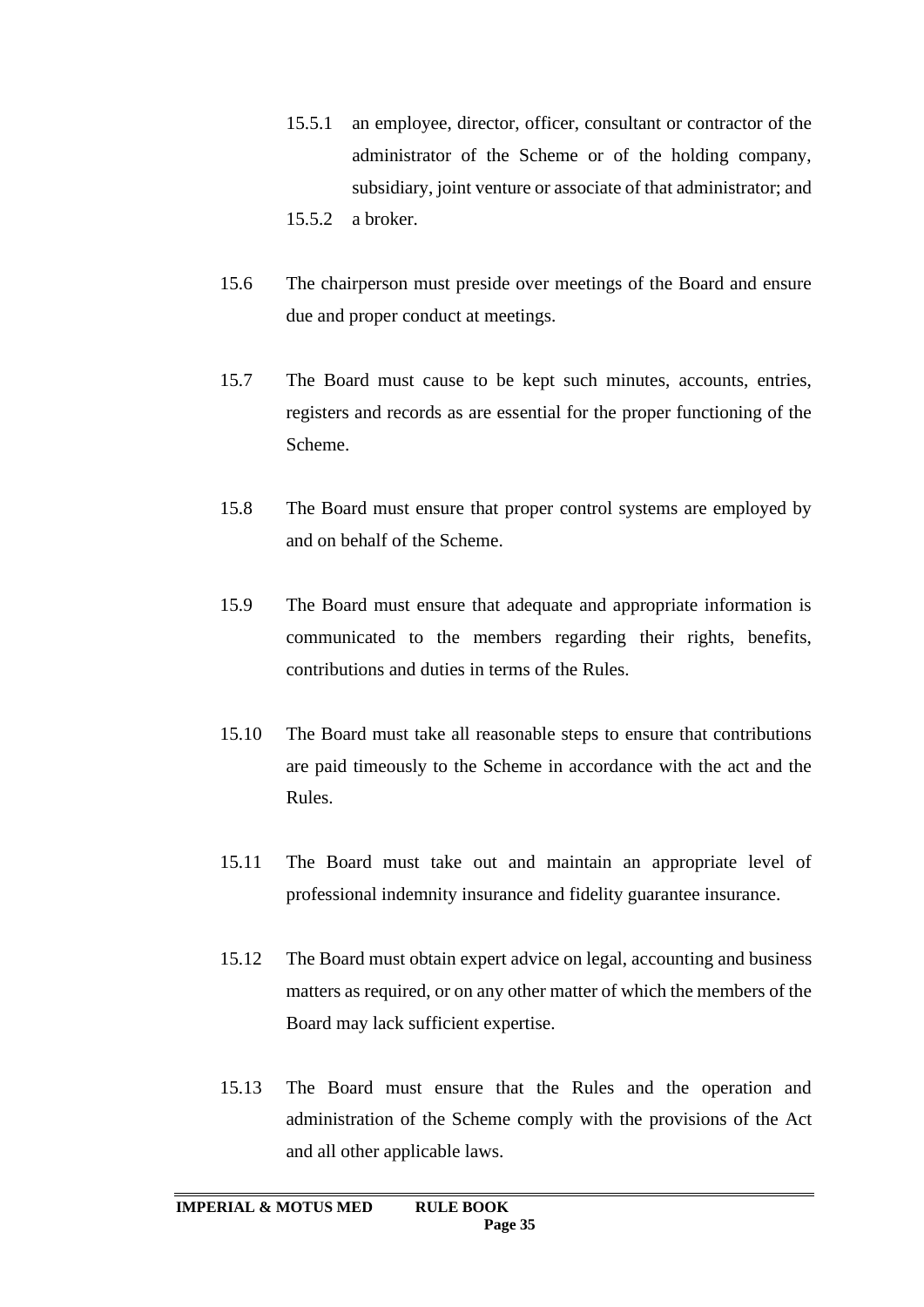15.5.1 an employee, director, officer, consultant or contractor of the administrator of the Scheme or of the holding company, subsidiary, joint venture or associate of that administrator; and

15.5.2 a broker.

15.6 The chairperson must preside over meetings of the Board and ensure due and proper conduct at meetings.

15.7 The Board must cause to be kept such minutes, accounts, entries, registers and records as are essential for the proper functioning of the Scheme.

15.8 The Board must ensure that proper control systems are employed by and on behalf of the Scheme.

15.9 The Board must ensure that adequate and appropriate information is communicated to the members regarding their rights, benefits, contributions and duties in terms of the Rules.

15.10 The Board must take all reasonable steps to ensure that contributions are paid timeously to the Scheme in accordance with the act and the Rules.

15.11 The Board must take out and maintain an appropriate level of professional indemnity insurance and fidelity guarantee insurance.

15.12 The Board must obtain expert advice on legal, accounting and business matters as required, or on any other matter of which the members of the Board may lack sufficient expertise.

15.13 The Board must ensure that the Rules and the operation and administration of the Scheme comply with the provisions of the Act and all other applicable laws.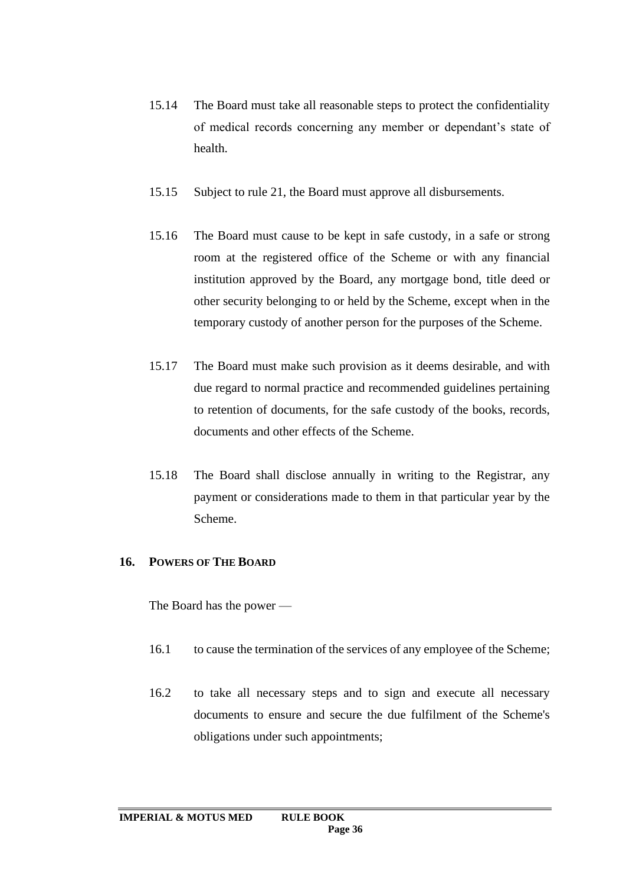15.14 The Board must take all reasonable steps to protect the confidentiality of medical records concerning any member or dependant's state of health.

15.15 Subject to rule 21, the Board must approve all disbursements.

15.16 The Board must cause to be kept in safe custody, in a safe or strong room at the registered office of the Scheme or with any financial institution approved by the Board, any mortgage bond, title deed or other security belonging to or held by the Scheme, except when in the temporary custody of another person for the purposes of the Scheme.

15.17 The Board must make such provision as it deems desirable, and with due regard to normal practice and recommended guidelines pertaining to retention of documents, for the safe custody of the books, records, documents and other effects of the Scheme.

15.18 The Board shall disclose annually in writing to the Registrar, any payment or considerations made to them in that particular year by the Scheme.

## 16. POWERS OF THE BOARD

The Board has the power —

16.1 to cause the termination of the services of any employee of the Scheme;

16.2 to take all necessary steps and to sign and execute all necessary documents to ensure and secure the due fulfilment of the Scheme's obligations under such appointments;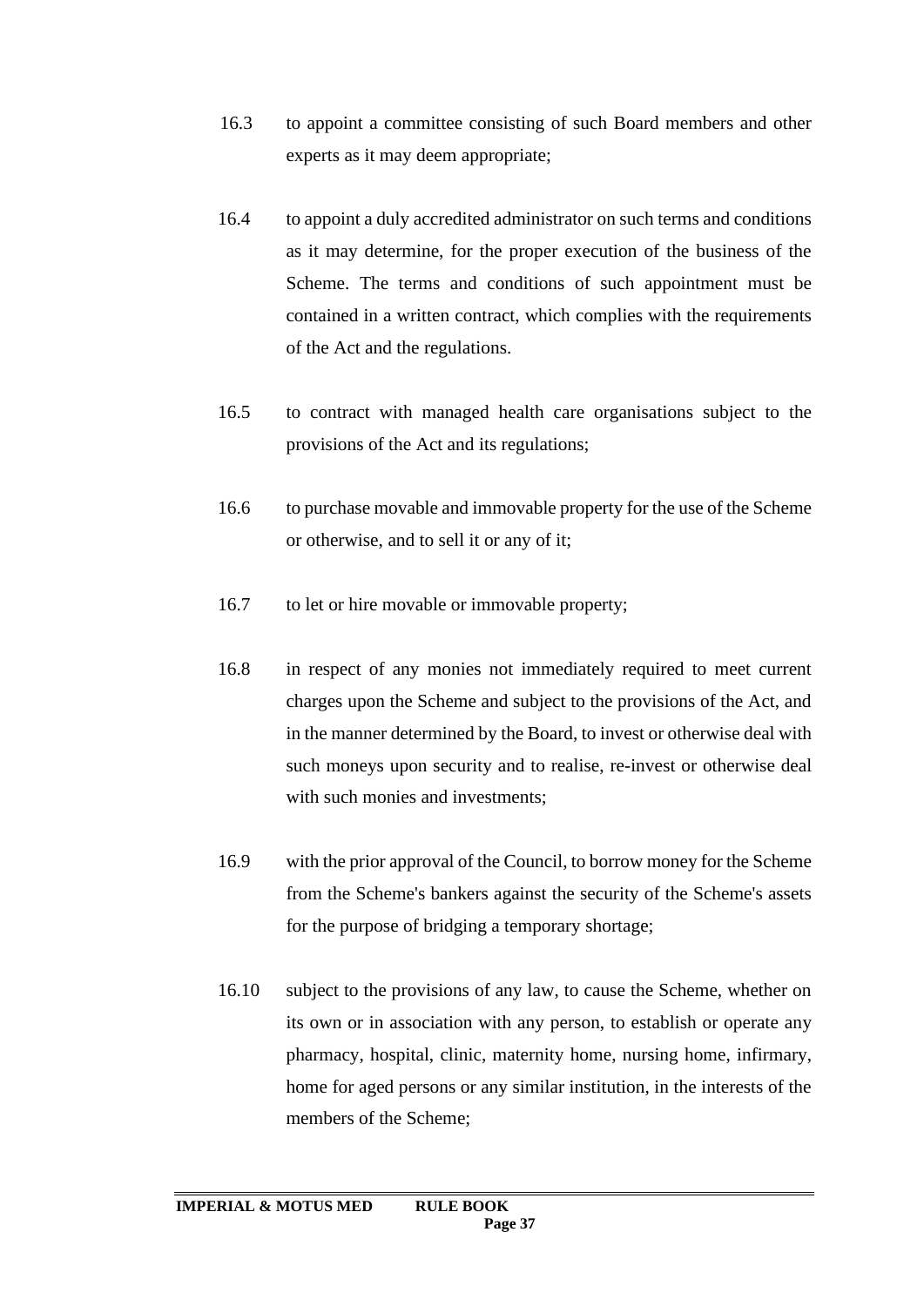16.3 to appoint a committee consisting of such Board members and other experts as it may deem appropriate;

16.4 to appoint a duly accredited administrator on such terms and conditions as it may determine, for the proper execution of the business of the Scheme. The terms and conditions of such appointment must be contained in a written contract, which complies with the requirements of the Act and the regulations.

16.5 to contract with managed health care organisations subject to the provisions of the Act and its regulations;

16.6 to purchase movable and immovable property for the use of the Scheme or otherwise, and to sell it or any of it;

16.7 to let or hire movable or immovable property;

16.8 in respect of any monies not immediately required to meet current charges upon the Scheme and subject to the provisions of the Act, and in the manner determined by the Board, to invest or otherwise deal with such moneys upon security and to realise, re-invest or otherwise deal with such monies and investments;

16.9 with the prior approval of the Council, to borrow money for the Scheme from the Scheme's bankers against the security of the Scheme's assets for the purpose of bridging a temporary shortage;

16.10 subject to the provisions of any law, to cause the Scheme, whether on its own or in association with any person, to establish or operate any pharmacy, hospital, clinic, maternity home, nursing home, infirmary, home for aged persons or any similar institution, in the interests of the members of the Scheme;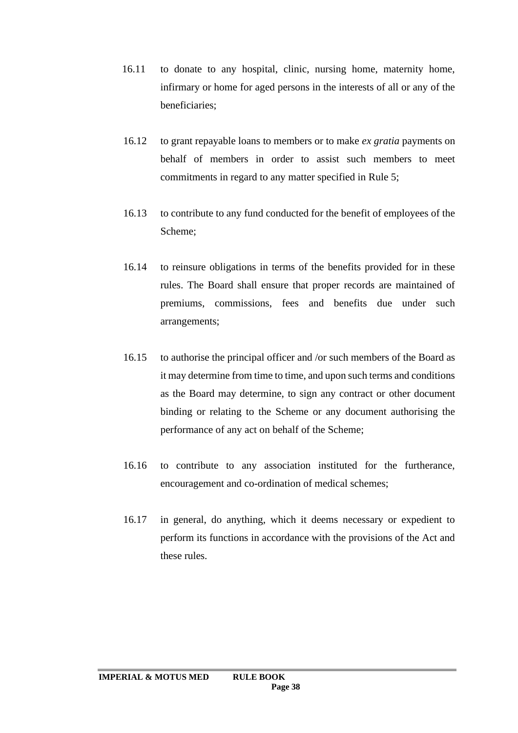16.11 to donate to any hospital, clinic, nursing home, maternity home, infirmary or home for aged persons in the interests of all or any of the beneficiaries;

16.12 to grant repayable loans to members or to make *ex gratia* payments on behalf of members in order to assist such members to meet commitments in regard to any matter specified in Rule 5;

16.13 to contribute to any fund conducted for the benefit of employees of the Scheme;

16.14 to reinsure obligations in terms of the benefits provided for in these rules. The Board shall ensure that proper records are maintained of premiums, commissions, fees and benefits due under such arrangements;

16.15 to authorise the principal officer and /or such members of the Board as it may determine from time to time, and upon such terms and conditions as the Board may determine, to sign any contract or other document binding or relating to the Scheme or any document authorising the performance of any act on behalf of the Scheme;

16.16 to contribute to any association instituted for the furtherance, encouragement and co-ordination of medical schemes;

16.17 in general, do anything, which it deems necessary or expedient to perform its functions in accordance with the provisions of the Act and these rules.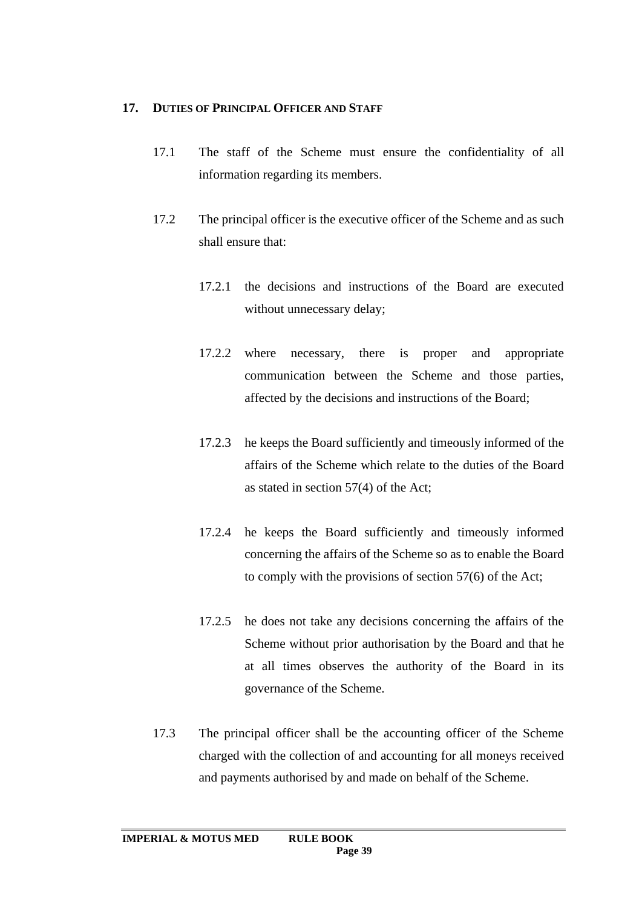## 17. DUTIES OF PRINCIPAL OFFICER AND STAFF

17.1 The staff of the Scheme must ensure the confidentiality of all information regarding its members.

17.2 The principal officer is the executive officer of the Scheme and as such shall ensure that:

17.2.1 the decisions and instructions of the Board are executed without unnecessary delay;

17.2.2 where necessary, there is proper and appropriate communication between the Scheme and those parties, affected by the decisions and instructions of the Board;

17.2.3 he keeps the Board sufficiently and timeously informed of the affairs of the Scheme which relate to the duties of the Board as stated in section 57(4) of the Act;

17.2.4 he keeps the Board sufficiently and timeously informed concerning the affairs of the Scheme so as to enable the Board to comply with the provisions of section 57(6) of the Act;

17.2.5 he does not take any decisions concerning the affairs of the Scheme without prior authorisation by the Board and that he at all times observes the authority of the Board in its governance of the Scheme.

17.3 The principal officer shall be the accounting officer of the Scheme charged with the collection of and accounting for all moneys received and payments authorised by and made on behalf of the Scheme.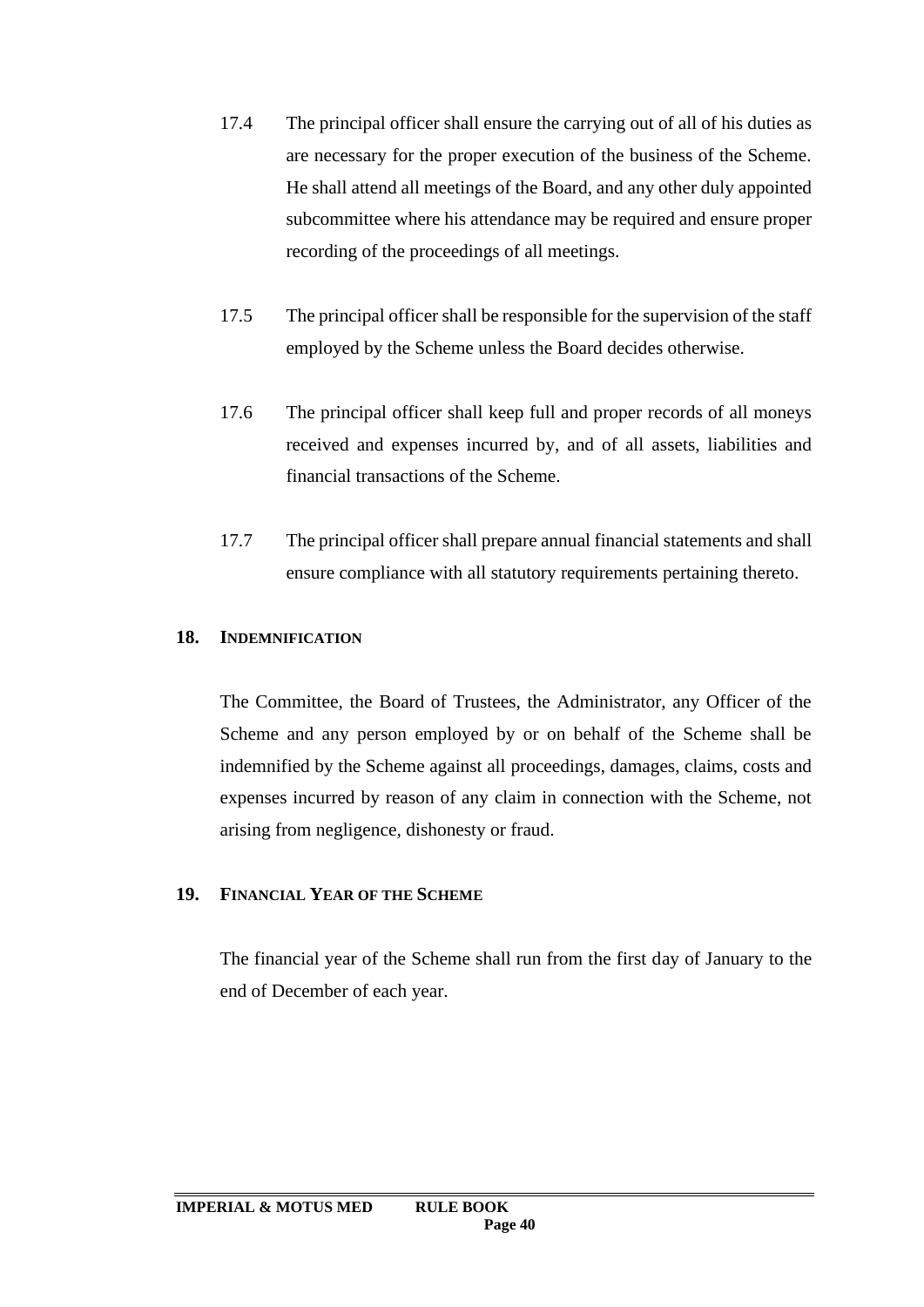17.4 The principal officer shall ensure the carrying out of all of his duties as are necessary for the proper execution of the business of the Scheme. He shall attend all meetings of the Board, and any other duly appointed subcommittee where his attendance may be required and ensure proper recording of the proceedings of all meetings.

17.5 The principal officer shall be responsible for the supervision of the staff employed by the Scheme unless the Board decides otherwise.

17.6 The principal officer shall keep full and proper records of all moneys received and expenses incurred by, and of all assets, liabilities and financial transactions of the Scheme.

17.7 The principal officer shall prepare annual financial statements and shall ensure compliance with all statutory requirements pertaining thereto.

## 18. INDEMNIFICATION

The Committee, the Board of Trustees, the Administrator, any Officer of the Scheme and any person employed by or on behalf of the Scheme shall be indemnified by the Scheme against all proceedings, damages, claims, costs and expenses incurred by reason of any claim in connection with the Scheme, not arising from negligence, dishonesty or fraud.

## 19. FINANCIAL YEAR OF THE SCHEME

The financial year of the Scheme shall run from the first day of January to the end of December of each year.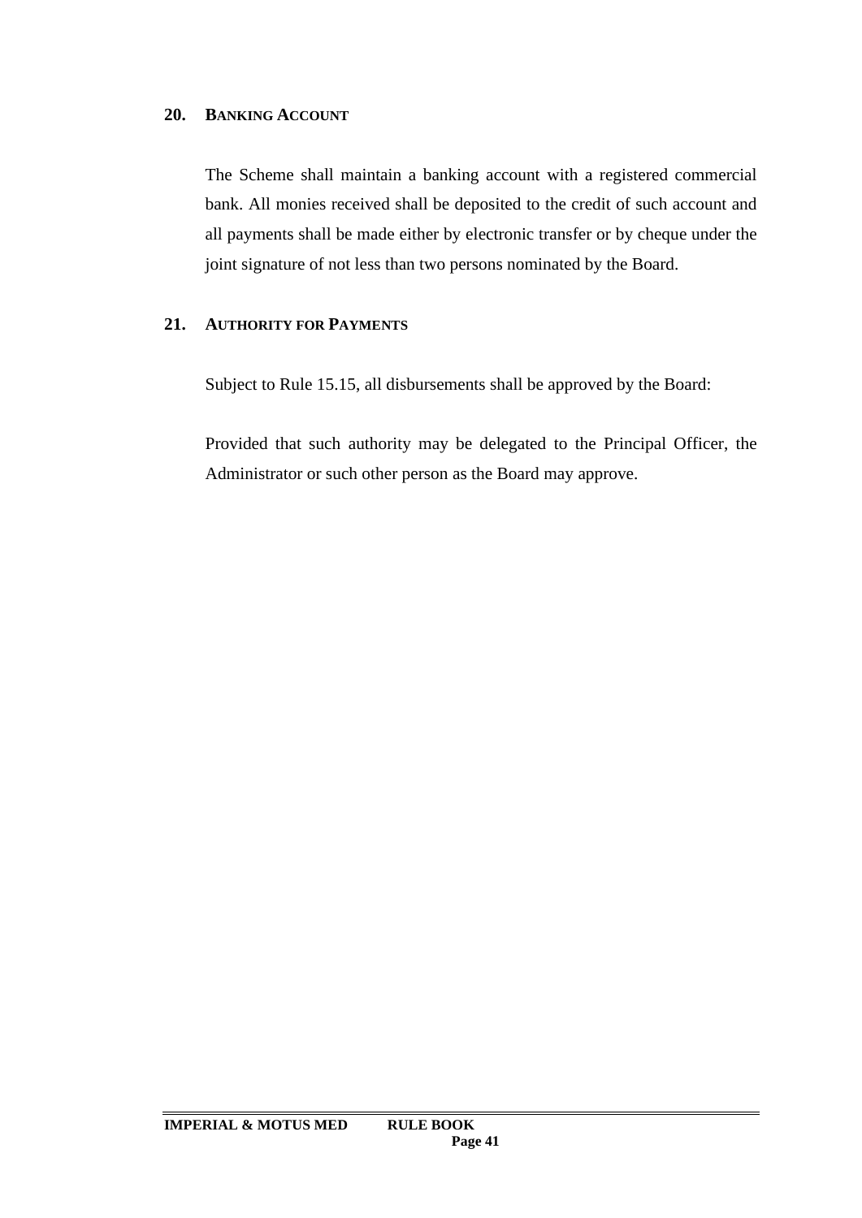## 20. BANKING ACCOUNT

The Scheme shall maintain a banking account with a registered commercial bank. All monies received shall be deposited to the credit of such account and all payments shall be made either by electronic transfer or by cheque under the joint signature of not less than two persons nominated by the Board.

## 21. AUTHORITY FOR PAYMENTS

Subject to Rule 15.15, all disbursements shall be approved by the Board:

Provided that such authority may be delegated to the Principal Officer, the Administrator or such other person as the Board may approve.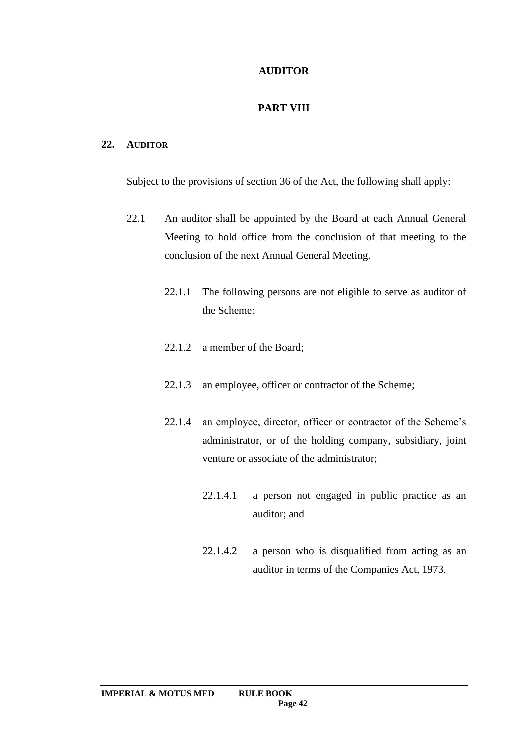## AUDITOR

## PART VIII

### 22. AUDITOR

Subject to the provisions of section 36 of the Act, the following shall apply:

22.1 An auditor shall be appointed by the Board at each Annual General Meeting to hold office from the conclusion of that meeting to the conclusion of the next Annual General Meeting.

22.1.1 The following persons are not eligible to serve as auditor of the Scheme:

22.1.2 a member of the Board;

22.1.3 an employee, officer or contractor of the Scheme;

22.1.4 an employee, director, officer or contractor of the Scheme's administrator, or of the holding company, subsidiary, joint venture or associate of the administrator;

22.1.4.1 a person not engaged in public practice as an auditor; and

22.1.4.2 a person who is disqualified from acting as an auditor in terms of the Companies Act, 1973.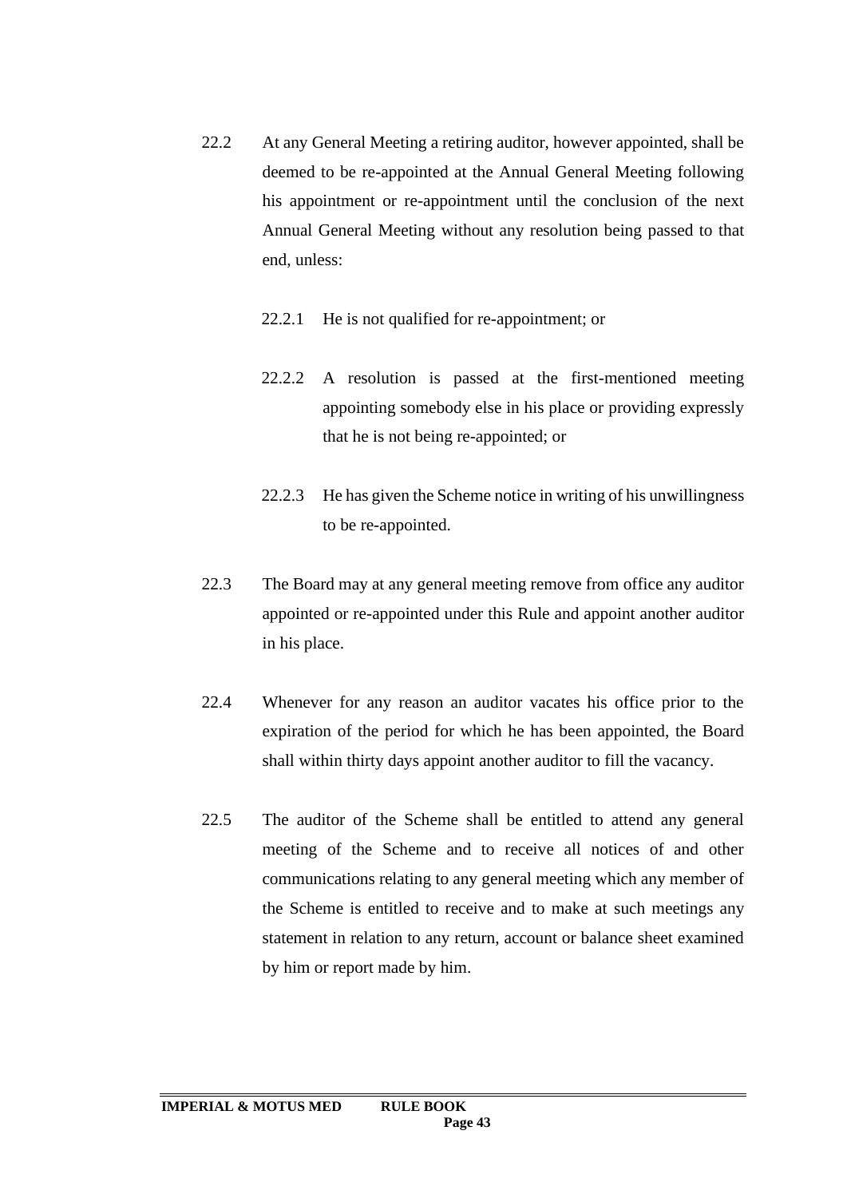22.2 At any General Meeting a retiring auditor, however appointed, shall be deemed to be re-appointed at the Annual General Meeting following his appointment or re-appointment until the conclusion of the next Annual General Meeting without any resolution being passed to that end, unless:

  22.2.1 He is not qualified for re-appointment; or

  22.2.2 A resolution is passed at the first-mentioned meeting appointing somebody else in his place or providing expressly that he is not being re-appointed; or

  22.2.3 He has given the Scheme notice in writing of his unwillingness to be re-appointed.

22.3 The Board may at any general meeting remove from office any auditor appointed or re-appointed under this Rule and appoint another auditor in his place.

22.4 Whenever for any reason an auditor vacates his office prior to the expiration of the period for which he has been appointed, the Board shall within thirty days appoint another auditor to fill the vacancy.

22.5 The auditor of the Scheme shall be entitled to attend any general meeting of the Scheme and to receive all notices of and other communications relating to any general meeting which any member of the Scheme is entitled to receive and to make at such meetings any statement in relation to any return, account or balance sheet examined by him or report made by him.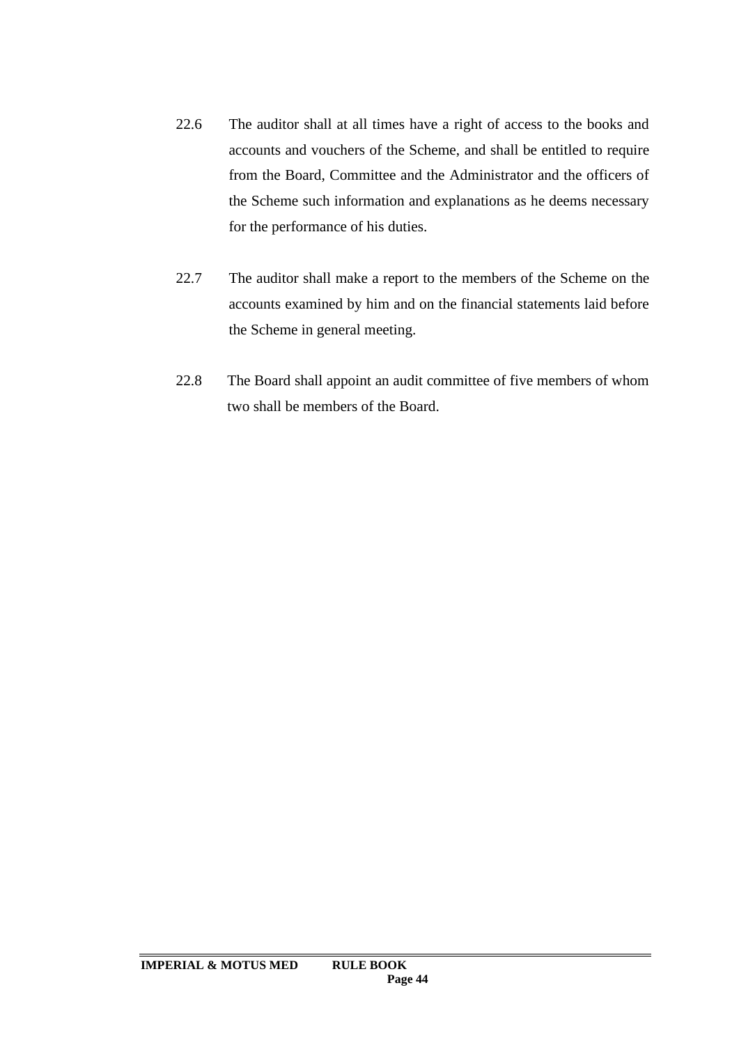22.6 The auditor shall at all times have a right of access to the books and accounts and vouchers of the Scheme, and shall be entitled to require from the Board, Committee and the Administrator and the officers of the Scheme such information and explanations as he deems necessary for the performance of his duties.

22.7 The auditor shall make a report to the members of the Scheme on the accounts examined by him and on the financial statements laid before the Scheme in general meeting.

22.8 The Board shall appoint an audit committee of five members of whom two shall be members of the Board.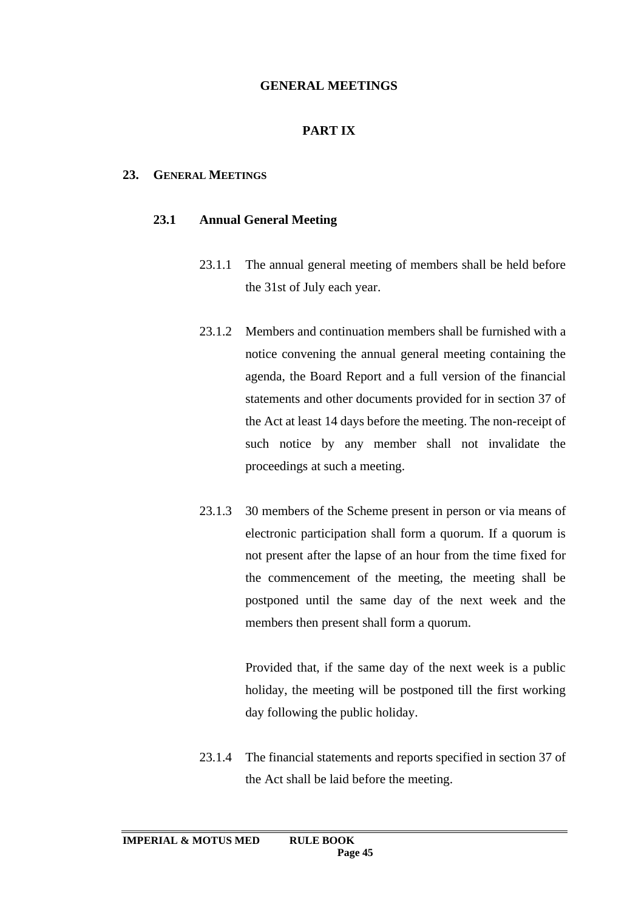# GENERAL MEETINGS

# PART IX

## 23. General Meetings

### 23.1 Annual General Meeting

23.1.1 The annual general meeting of members shall be held before the 31st of July each year.

23.1.2 Members and continuation members shall be furnished with a notice convening the annual general meeting containing the agenda, the Board Report and a full version of the financial statements and other documents provided for in section 37 of the Act at least 14 days before the meeting. The non-receipt of such notice by any member shall not invalidate the proceedings at such a meeting.

23.1.3 30 members of the Scheme present in person or via means of electronic participation shall form a quorum. If a quorum is not present after the lapse of an hour from the time fixed for the commencement of the meeting, the meeting shall be postponed until the same day of the next week and the members then present shall form a quorum.

Provided that, if the same day of the next week is a public holiday, the meeting will be postponed till the first working day following the public holiday.

23.1.4 The financial statements and reports specified in section 37 of the Act shall be laid before the meeting.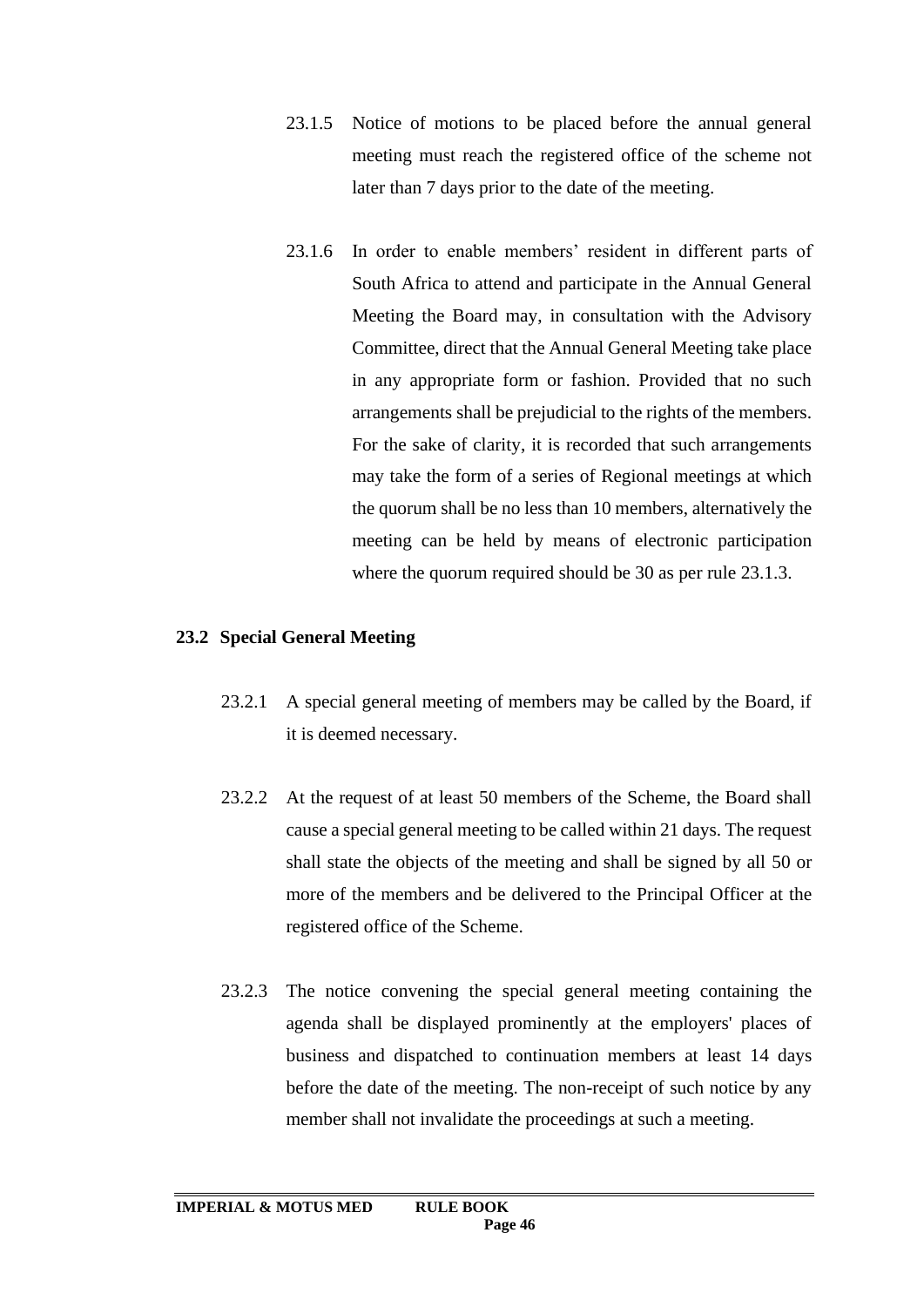23.1.5 Notice of motions to be placed before the annual general meeting must reach the registered office of the scheme not later than 7 days prior to the date of the meeting.

23.1.6 In order to enable members' resident in different parts of South Africa to attend and participate in the Annual General Meeting the Board may, in consultation with the Advisory Committee, direct that the Annual General Meeting take place in any appropriate form or fashion. Provided that no such arrangements shall be prejudicial to the rights of the members. For the sake of clarity, it is recorded that such arrangements may take the form of a series of Regional meetings at which the quorum shall be no less than 10 members, alternatively the meeting can be held by means of electronic participation where the quorum required should be 30 as per rule 23.1.3.

### 23.2 Special General Meeting

23.2.1 A special general meeting of members may be called by the Board, if it is deemed necessary.

23.2.2 At the request of at least 50 members of the Scheme, the Board shall cause a special general meeting to be called within 21 days. The request shall state the objects of the meeting and shall be signed by all 50 or more of the members and be delivered to the Principal Officer at the registered office of the Scheme.

23.2.3 The notice convening the special general meeting containing the agenda shall be displayed prominently at the employers' places of business and dispatched to continuation members at least 14 days before the date of the meeting. The non-receipt of such notice by any member shall not invalidate the proceedings at such a meeting.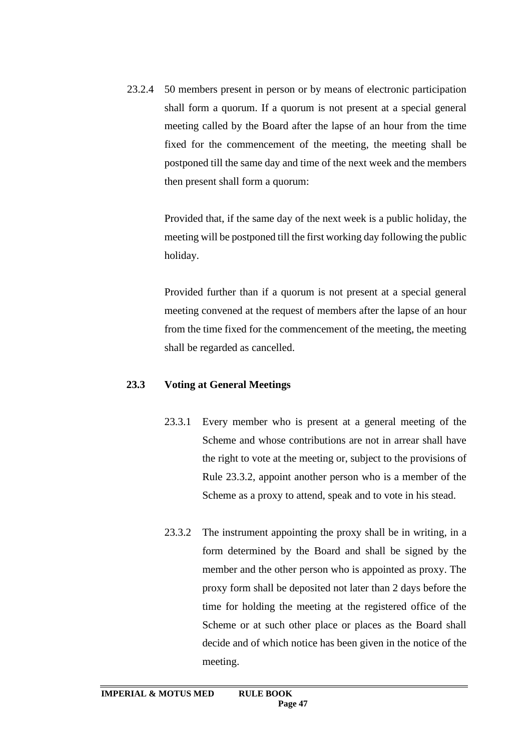23.2.4 50 members present in person or by means of electronic participation shall form a quorum. If a quorum is not present at a special general meeting called by the Board after the lapse of an hour from the time fixed for the commencement of the meeting, the meeting shall be postponed till the same day and time of the next week and the members then present shall form a quorum:

Provided that, if the same day of the next week is a public holiday, the meeting will be postponed till the first working day following the public holiday.

Provided further than if a quorum is not present at a special general meeting convened at the request of members after the lapse of an hour from the time fixed for the commencement of the meeting, the meeting shall be regarded as cancelled.

### 23.3 Voting at General Meetings

23.3.1 Every member who is present at a general meeting of the Scheme and whose contributions are not in arrear shall have the right to vote at the meeting or, subject to the provisions of Rule 23.3.2, appoint another person who is a member of the Scheme as a proxy to attend, speak and to vote in his stead.

23.3.2 The instrument appointing the proxy shall be in writing, in a form determined by the Board and shall be signed by the member and the other person who is appointed as proxy. The proxy form shall be deposited not later than 2 days before the time for holding the meeting at the registered office of the Scheme or at such other place or places as the Board shall decide and of which notice has been given in the notice of the meeting.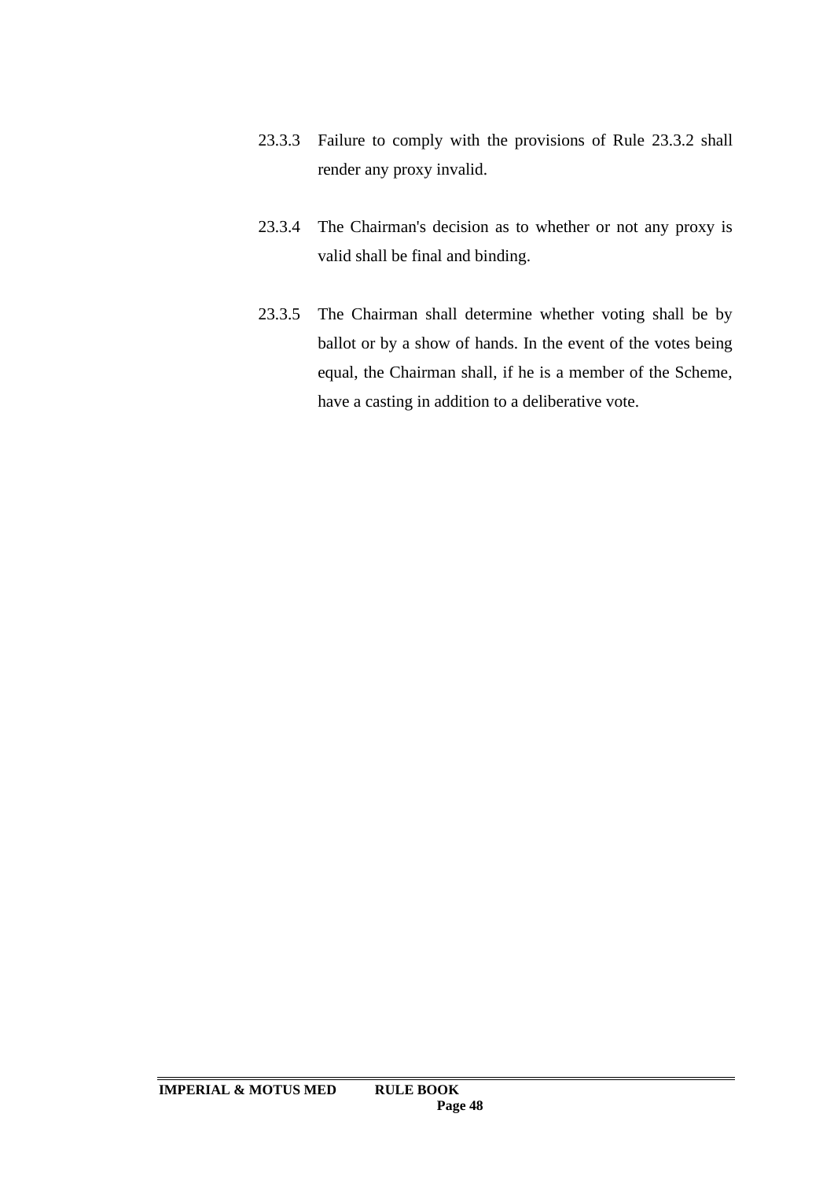23.3.3 Failure to comply with the provisions of Rule 23.3.2 shall render any proxy invalid.

23.3.4 The Chairman's decision as to whether or not any proxy is valid shall be final and binding.

23.3.5 The Chairman shall determine whether voting shall be by ballot or by a show of hands. In the event of the votes being equal, the Chairman shall, if he is a member of the Scheme, have a casting in addition to a deliberative vote.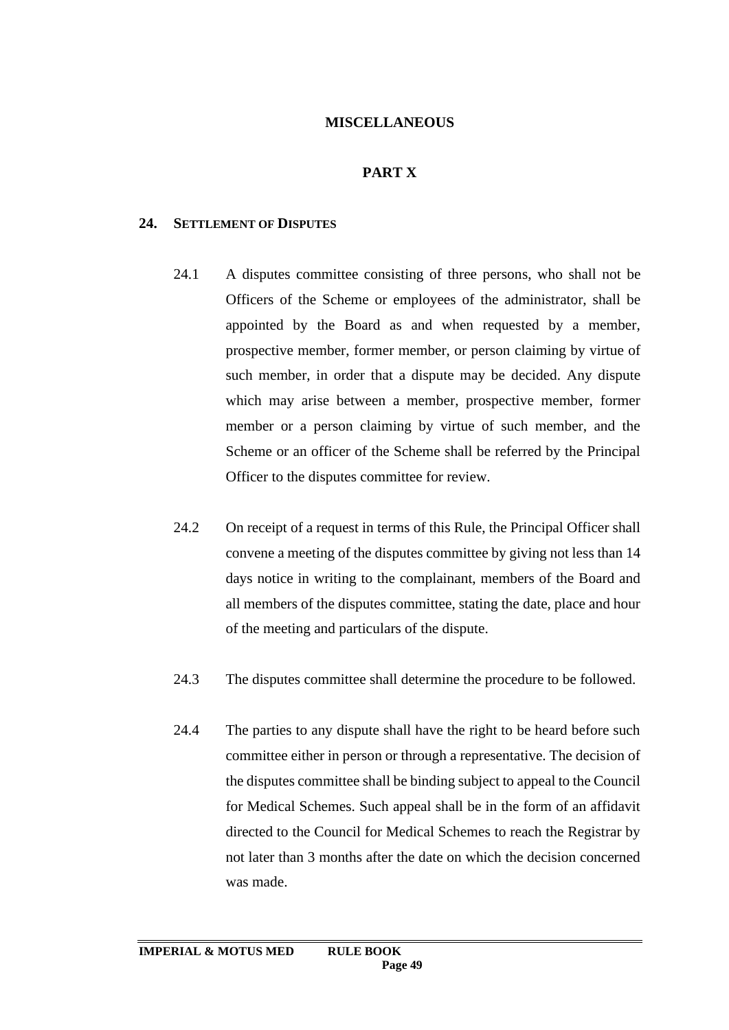## MISCELLANEOUS

## PART X

### 24. SETTLEMENT OF DISPUTES

24.1 A disputes committee consisting of three persons, who shall not be Officers of the Scheme or employees of the administrator, shall be appointed by the Board as and when requested by a member, prospective member, former member, or person claiming by virtue of such member, in order that a dispute may be decided. Any dispute which may arise between a member, prospective member, former member or a person claiming by virtue of such member, and the Scheme or an officer of the Scheme shall be referred by the Principal Officer to the disputes committee for review.

24.2 On receipt of a request in terms of this Rule, the Principal Officer shall convene a meeting of the disputes committee by giving not less than 14 days notice in writing to the complainant, members of the Board and all members of the disputes committee, stating the date, place and hour of the meeting and particulars of the dispute.

24.3 The disputes committee shall determine the procedure to be followed.

24.4 The parties to any dispute shall have the right to be heard before such committee either in person or through a representative. The decision of the disputes committee shall be binding subject to appeal to the Council for Medical Schemes. Such appeal shall be in the form of an affidavit directed to the Council for Medical Schemes to reach the Registrar by not later than 3 months after the date on which the decision concerned was made.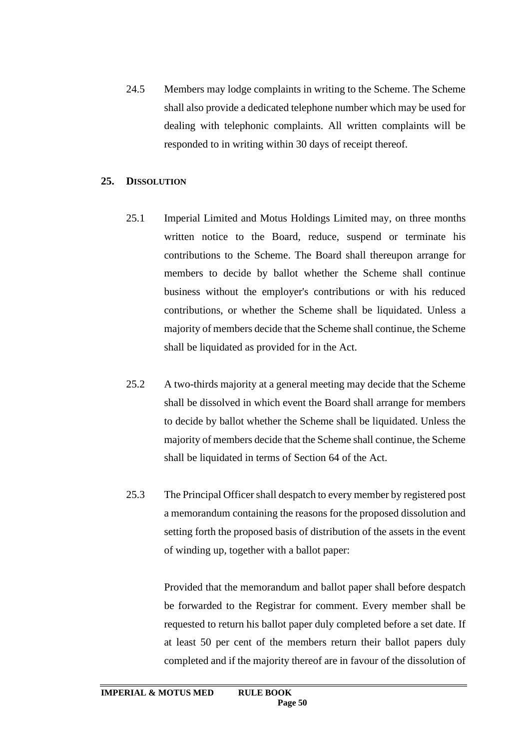24.5 Members may lodge complaints in writing to the Scheme. The Scheme shall also provide a dedicated telephone number which may be used for dealing with telephonic complaints. All written complaints will be responded to in writing within 30 days of receipt thereof.

## 25. DISSOLUTION

25.1 Imperial Limited and Motus Holdings Limited may, on three months written notice to the Board, reduce, suspend or terminate his contributions to the Scheme. The Board shall thereupon arrange for members to decide by ballot whether the Scheme shall continue business without the employer's contributions or with his reduced contributions, or whether the Scheme shall be liquidated. Unless a majority of members decide that the Scheme shall continue, the Scheme shall be liquidated as provided for in the Act.

25.2 A two-thirds majority at a general meeting may decide that the Scheme shall be dissolved in which event the Board shall arrange for members to decide by ballot whether the Scheme shall be liquidated. Unless the majority of members decide that the Scheme shall continue, the Scheme shall be liquidated in terms of Section 64 of the Act.

25.3 The Principal Officer shall despatch to every member by registered post a memorandum containing the reasons for the proposed dissolution and setting forth the proposed basis of distribution of the assets in the event of winding up, together with a ballot paper:

Provided that the memorandum and ballot paper shall before despatch be forwarded to the Registrar for comment. Every member shall be requested to return his ballot paper duly completed before a set date. If at least 50 per cent of the members return their ballot papers duly completed and if the majority thereof are in favour of the dissolution of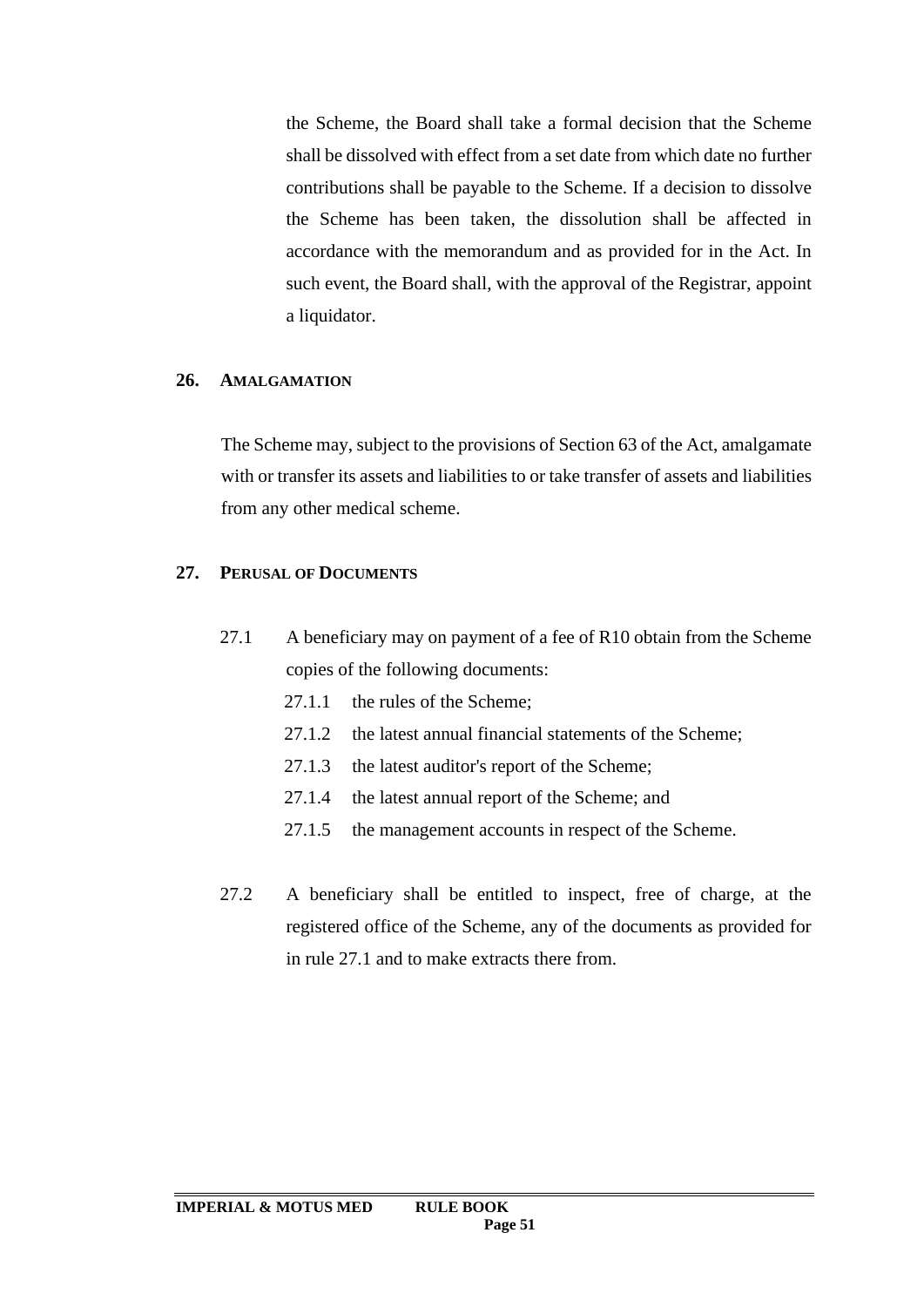the Scheme, the Board shall take a formal decision that the Scheme shall be dissolved with effect from a set date from which date no further contributions shall be payable to the Scheme. If a decision to dissolve the Scheme has been taken, the dissolution shall be affected in accordance with the memorandum and as provided for in the Act. In such event, the Board shall, with the approval of the Registrar, appoint a liquidator.

## 26. AMALGAMATION

The Scheme may, subject to the provisions of Section 63 of the Act, amalgamate with or transfer its assets and liabilities to or take transfer of assets and liabilities from any other medical scheme.

## 27. PERUSAL OF DOCUMENTS

27.1 A beneficiary may on payment of a fee of R10 obtain from the Scheme copies of the following documents:

- 27.1.1 the rules of the Scheme;
- 27.1.2 the latest annual financial statements of the Scheme;
- 27.1.3 the latest auditor's report of the Scheme;
- 27.1.4 the latest annual report of the Scheme; and
- 27.1.5 the management accounts in respect of the Scheme.

27.2 A beneficiary shall be entitled to inspect, free of charge, at the registered office of the Scheme, any of the documents as provided for in rule 27.1 and to make extracts there from.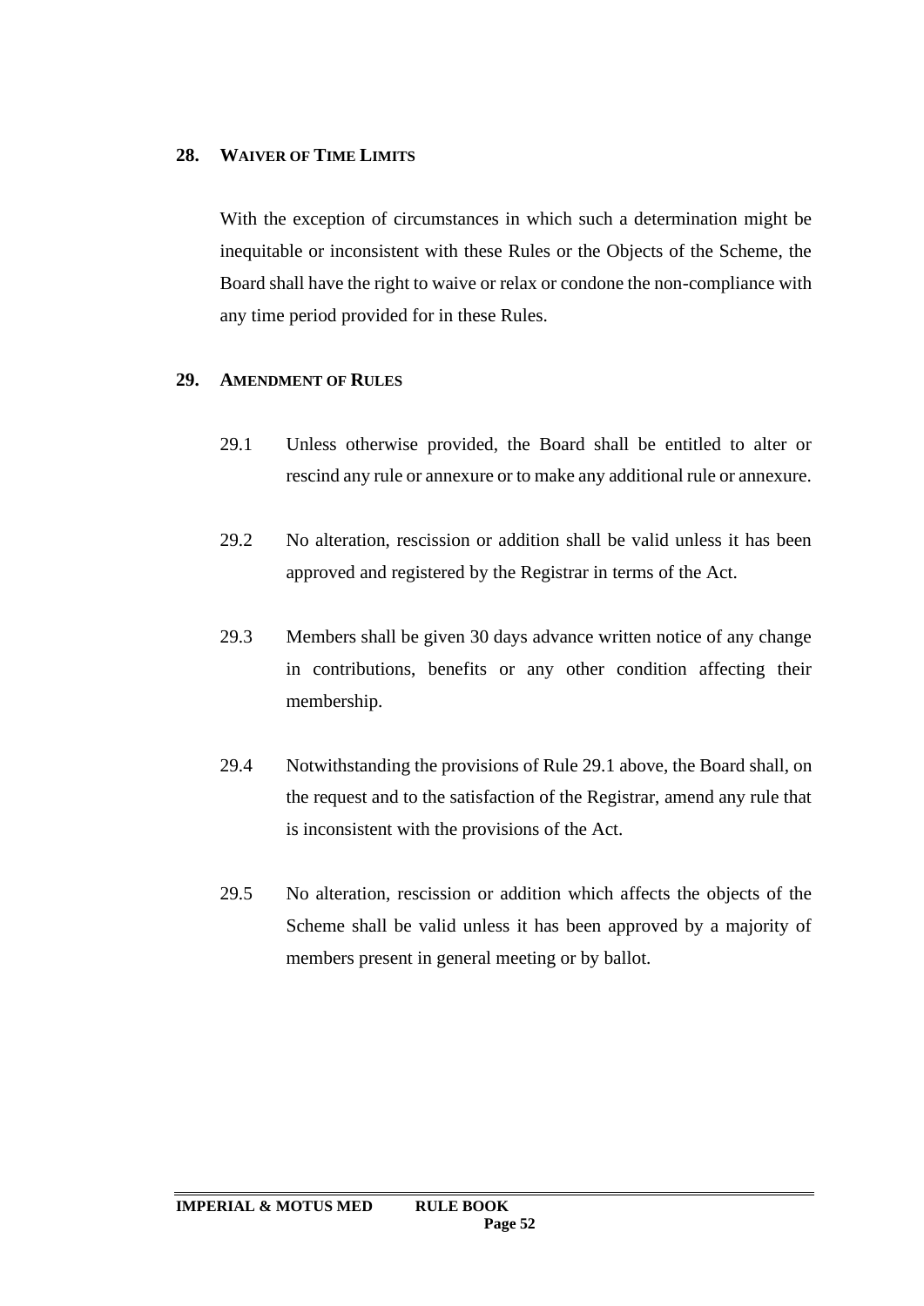## 28. WAIVER OF TIME LIMITS

With the exception of circumstances in which such a determination might be inequitable or inconsistent with these Rules or the Objects of the Scheme, the Board shall have the right to waive or relax or condone the non-compliance with any time period provided for in these Rules.

## 29. AMENDMENT OF RULES

29.1 Unless otherwise provided, the Board shall be entitled to alter or rescind any rule or annexure or to make any additional rule or annexure.

29.2 No alteration, rescission or addition shall be valid unless it has been approved and registered by the Registrar in terms of the Act.

29.3 Members shall be given 30 days advance written notice of any change in contributions, benefits or any other condition affecting their membership.

29.4 Notwithstanding the provisions of Rule 29.1 above, the Board shall, on the request and to the satisfaction of the Registrar, amend any rule that is inconsistent with the provisions of the Act.

29.5 No alteration, rescission or addition which affects the objects of the Scheme shall be valid unless it has been approved by a majority of members present in general meeting or by ballot.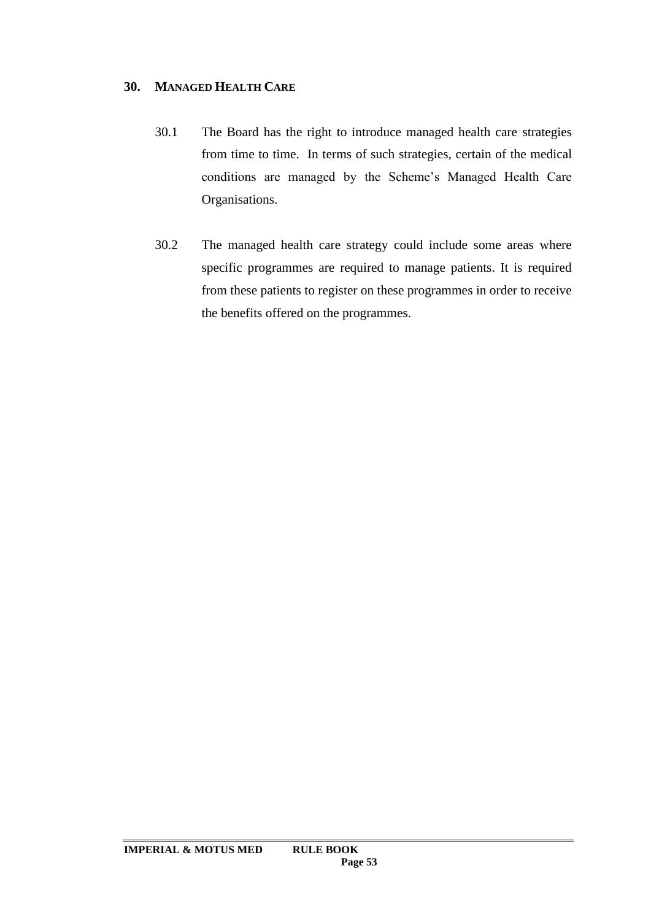## 30. MANAGED HEALTH CARE

30.1 The Board has the right to introduce managed health care strategies from time to time. In terms of such strategies, certain of the medical conditions are managed by the Scheme's Managed Health Care Organisations.

30.2 The managed health care strategy could include some areas where specific programmes are required to manage patients. It is required from these patients to register on these programmes in order to receive the benefits offered on the programmes.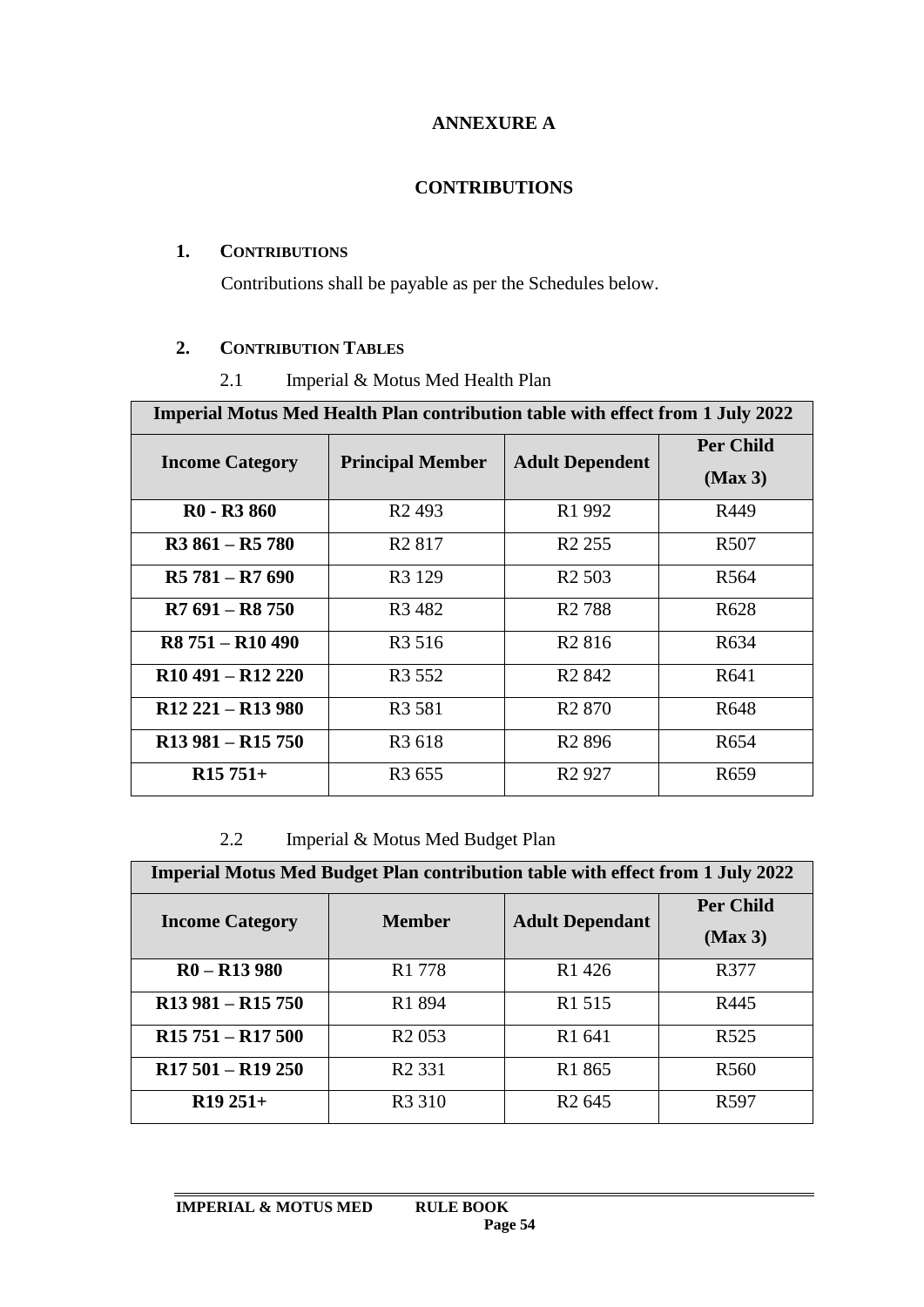# ANNEXURE A

## CONTRIBUTIONS

**1. CONTRIBUTIONS**

Contributions shall be payable as per the Schedules below.

**2. CONTRIBUTION TABLES**

2.1 Imperial & Motus Med Health Plan

| Imperial Motus Med Health Plan contribution table with effect from 1 July 2022 | | | |
|---|---|---|---|
| **Income Category** | **Principal Member** | **Adult Dependent** | **Per Child (Max 3)** |
| **R0 - R3 860** | R2 493 | R1 992 | R449 |
| **R3 861 – R5 780** | R2 817 | R2 255 | R507 |
| **R5 781 – R7 690** | R3 129 | R2 503 | R564 |
| **R7 691 – R8 750** | R3 482 | R2 788 | R628 |
| **R8 751 – R10 490** | R3 516 | R2 816 | R634 |
| **R10 491 – R12 220** | R3 552 | R2 842 | R641 |
| **R12 221 – R13 980** | R3 581 | R2 870 | R648 |
| **R13 981 – R15 750** | R3 618 | R2 896 | R654 |
| **R15 751+** | R3 655 | R2 927 | R659 |

2.2 Imperial & Motus Med Budget Plan

| Imperial Motus Med Budget Plan contribution table with effect from 1 July 2022 | | | |
|---|---|---|---|
| **Income Category** | **Member** | **Adult Dependant** | **Per Child (Max 3)** |
| **R0 – R13 980** | R1 778 | R1 426 | R377 |
| **R13 981 – R15 750** | R1 894 | R1 515 | R445 |
| **R15 751 – R17 500** | R2 053 | R1 641 | R525 |
| **R17 501 – R19 250** | R2 331 | R1 865 | R560 |
| **R19 251+** | R3 310 | R2 645 | R597 |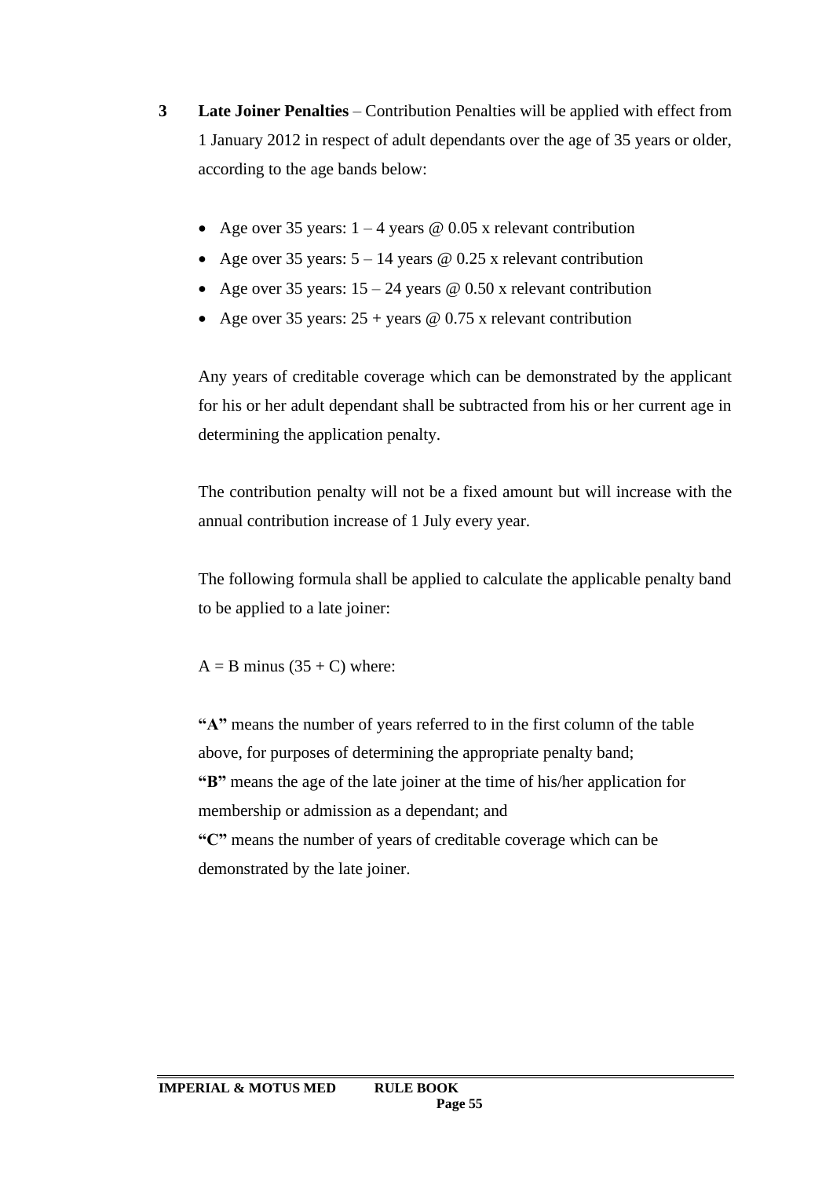**3 Late Joiner Penalties** – Contribution Penalties will be applied with effect from 1 January 2012 in respect of adult dependants over the age of 35 years or older, according to the age bands below:

- Age over 35 years: 1 – 4 years @ 0.05 x relevant contribution
- Age over 35 years: 5 – 14 years @ 0.25 x relevant contribution
- Age over 35 years: 15 – 24 years @ 0.50 x relevant contribution
- Age over 35 years: 25 + years @ 0.75 x relevant contribution

Any years of creditable coverage which can be demonstrated by the applicant for his or her adult dependant shall be subtracted from his or her current age in determining the application penalty.

The contribution penalty will not be a fixed amount but will increase with the annual contribution increase of 1 July every year.

The following formula shall be applied to calculate the applicable penalty band to be applied to a late joiner:

$A = B$ minus $(35 + C)$ where:

**"A"** means the number of years referred to in the first column of the table above, for purposes of determining the appropriate penalty band;
**"B"** means the age of the late joiner at the time of his/her application for membership or admission as a dependant; and
**"C"** means the number of years of creditable coverage which can be demonstrated by the late joiner.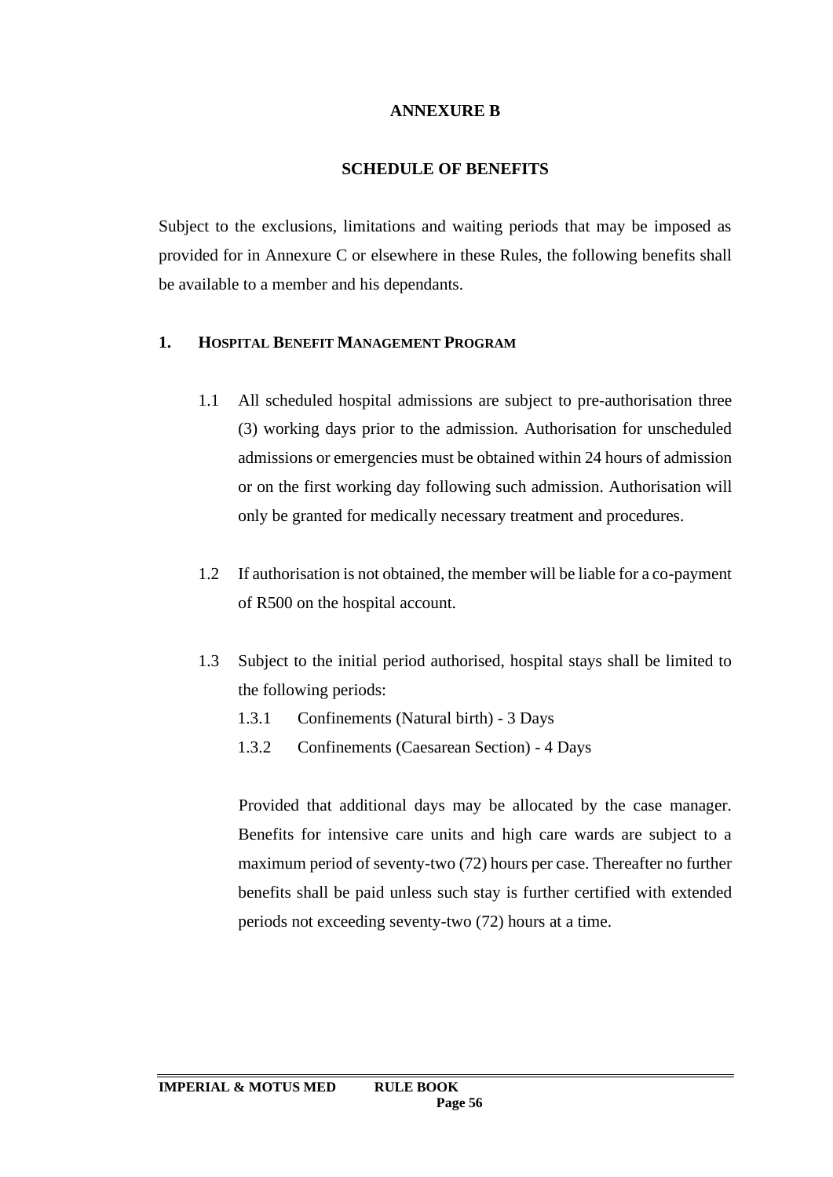# ANNEXURE B

## SCHEDULE OF BENEFITS

Subject to the exclusions, limitations and waiting periods that may be imposed as provided for in Annexure C or elsewhere in these Rules, the following benefits shall be available to a member and his dependants.

### 1. HOSPITAL BENEFIT MANAGEMENT PROGRAM

1.1 All scheduled hospital admissions are subject to pre-authorisation three (3) working days prior to the admission. Authorisation for unscheduled admissions or emergencies must be obtained within 24 hours of admission or on the first working day following such admission. Authorisation will only be granted for medically necessary treatment and procedures.

1.2 If authorisation is not obtained, the member will be liable for a co-payment of R500 on the hospital account.

1.3 Subject to the initial period authorised, hospital stays shall be limited to the following periods:

1.3.1 Confinements (Natural birth) - 3 Days

1.3.2 Confinements (Caesarean Section) - 4 Days

Provided that additional days may be allocated by the case manager. Benefits for intensive care units and high care wards are subject to a maximum period of seventy-two (72) hours per case. Thereafter no further benefits shall be paid unless such stay is further certified with extended periods not exceeding seventy-two (72) hours at a time.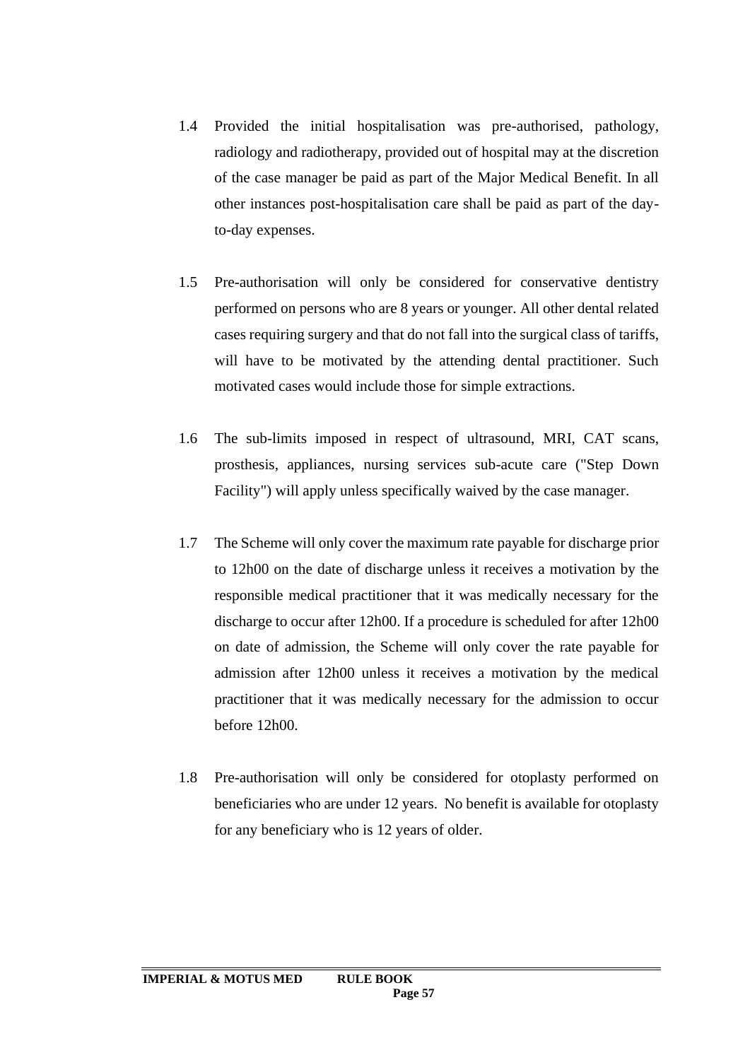1.4 Provided the initial hospitalisation was pre-authorised, pathology, radiology and radiotherapy, provided out of hospital may at the discretion of the case manager be paid as part of the Major Medical Benefit. In all other instances post-hospitalisation care shall be paid as part of the day-to-day expenses.

1.5 Pre-authorisation will only be considered for conservative dentistry performed on persons who are 8 years or younger. All other dental related cases requiring surgery and that do not fall into the surgical class of tariffs, will have to be motivated by the attending dental practitioner. Such motivated cases would include those for simple extractions.

1.6 The sub-limits imposed in respect of ultrasound, MRI, CAT scans, prosthesis, appliances, nursing services sub-acute care ("Step Down Facility") will apply unless specifically waived by the case manager.

1.7 The Scheme will only cover the maximum rate payable for discharge prior to 12h00 on the date of discharge unless it receives a motivation by the responsible medical practitioner that it was medically necessary for the discharge to occur after 12h00. If a procedure is scheduled for after 12h00 on date of admission, the Scheme will only cover the rate payable for admission after 12h00 unless it receives a motivation by the medical practitioner that it was medically necessary for the admission to occur before 12h00.

1.8 Pre-authorisation will only be considered for otoplasty performed on beneficiaries who are under 12 years. No benefit is available for otoplasty for any beneficiary who is 12 years of older.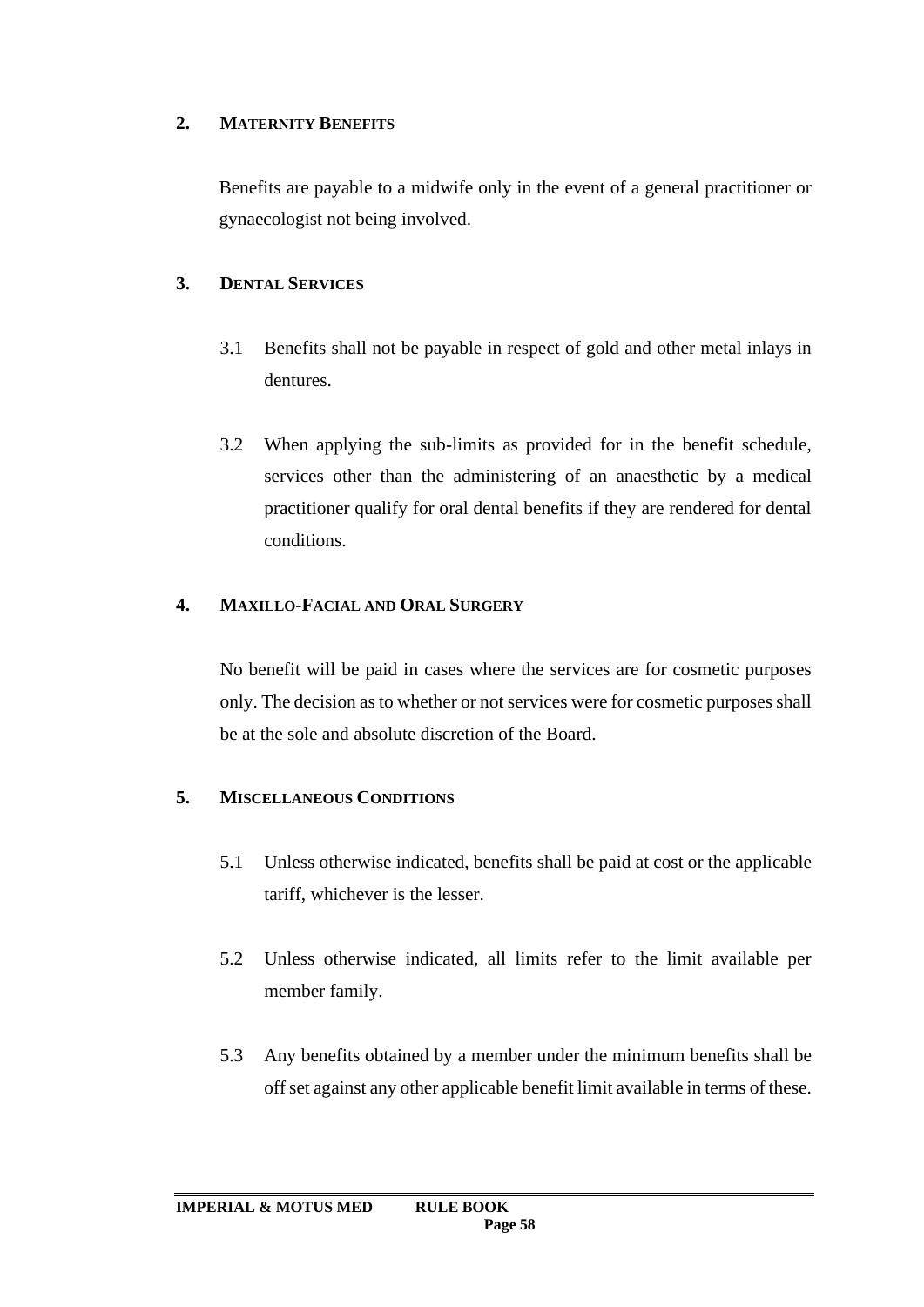## 2. MATERNITY BENEFITS

Benefits are payable to a midwife only in the event of a general practitioner or gynaecologist not being involved.

## 3. DENTAL SERVICES

3.1 Benefits shall not be payable in respect of gold and other metal inlays in dentures.

3.2 When applying the sub-limits as provided for in the benefit schedule, services other than the administering of an anaesthetic by a medical practitioner qualify for oral dental benefits if they are rendered for dental conditions.

## 4. MAXILLO-FACIAL AND ORAL SURGERY

No benefit will be paid in cases where the services are for cosmetic purposes only. The decision as to whether or not services were for cosmetic purposes shall be at the sole and absolute discretion of the Board.

## 5. MISCELLANEOUS CONDITIONS

5.1 Unless otherwise indicated, benefits shall be paid at cost or the applicable tariff, whichever is the lesser.

5.2 Unless otherwise indicated, all limits refer to the limit available per member family.

5.3 Any benefits obtained by a member under the minimum benefits shall be off set against any other applicable benefit limit available in terms of these.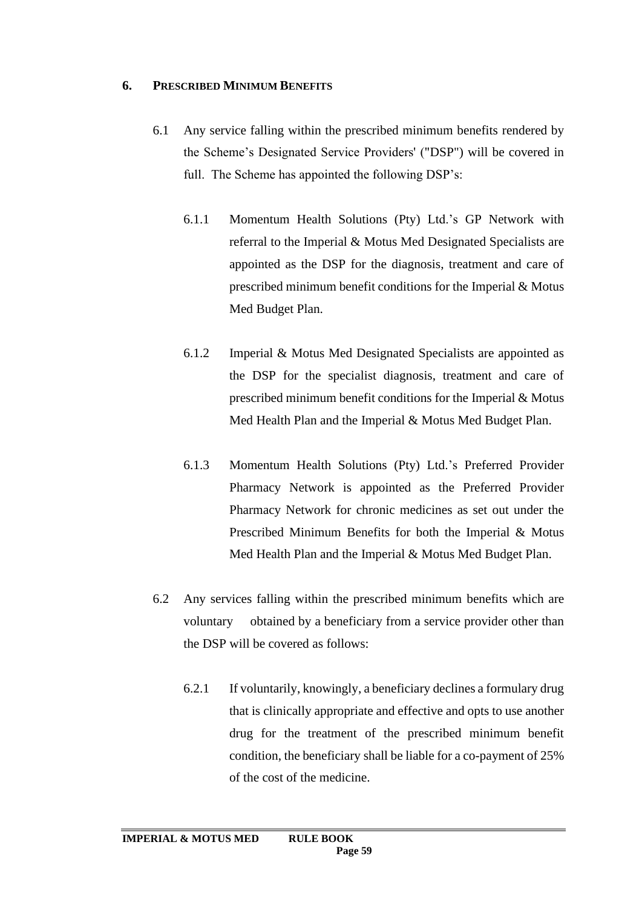## 6. PRESCRIBED MINIMUM BENEFITS

6.1 Any service falling within the prescribed minimum benefits rendered by the Scheme's Designated Service Providers' ("DSP") will be covered in full. The Scheme has appointed the following DSP's:

6.1.1 Momentum Health Solutions (Pty) Ltd.'s GP Network with referral to the Imperial & Motus Med Designated Specialists are appointed as the DSP for the diagnosis, treatment and care of prescribed minimum benefit conditions for the Imperial & Motus Med Budget Plan.

6.1.2 Imperial & Motus Med Designated Specialists are appointed as the DSP for the specialist diagnosis, treatment and care of prescribed minimum benefit conditions for the Imperial & Motus Med Health Plan and the Imperial & Motus Med Budget Plan.

6.1.3 Momentum Health Solutions (Pty) Ltd.'s Preferred Provider Pharmacy Network is appointed as the Preferred Provider Pharmacy Network for chronic medicines as set out under the Prescribed Minimum Benefits for both the Imperial & Motus Med Health Plan and the Imperial & Motus Med Budget Plan.

6.2 Any services falling within the prescribed minimum benefits which are voluntary obtained by a beneficiary from a service provider other than the DSP will be covered as follows:

6.2.1 If voluntarily, knowingly, a beneficiary declines a formulary drug that is clinically appropriate and effective and opts to use another drug for the treatment of the prescribed minimum benefit condition, the beneficiary shall be liable for a co-payment of 25% of the cost of the medicine.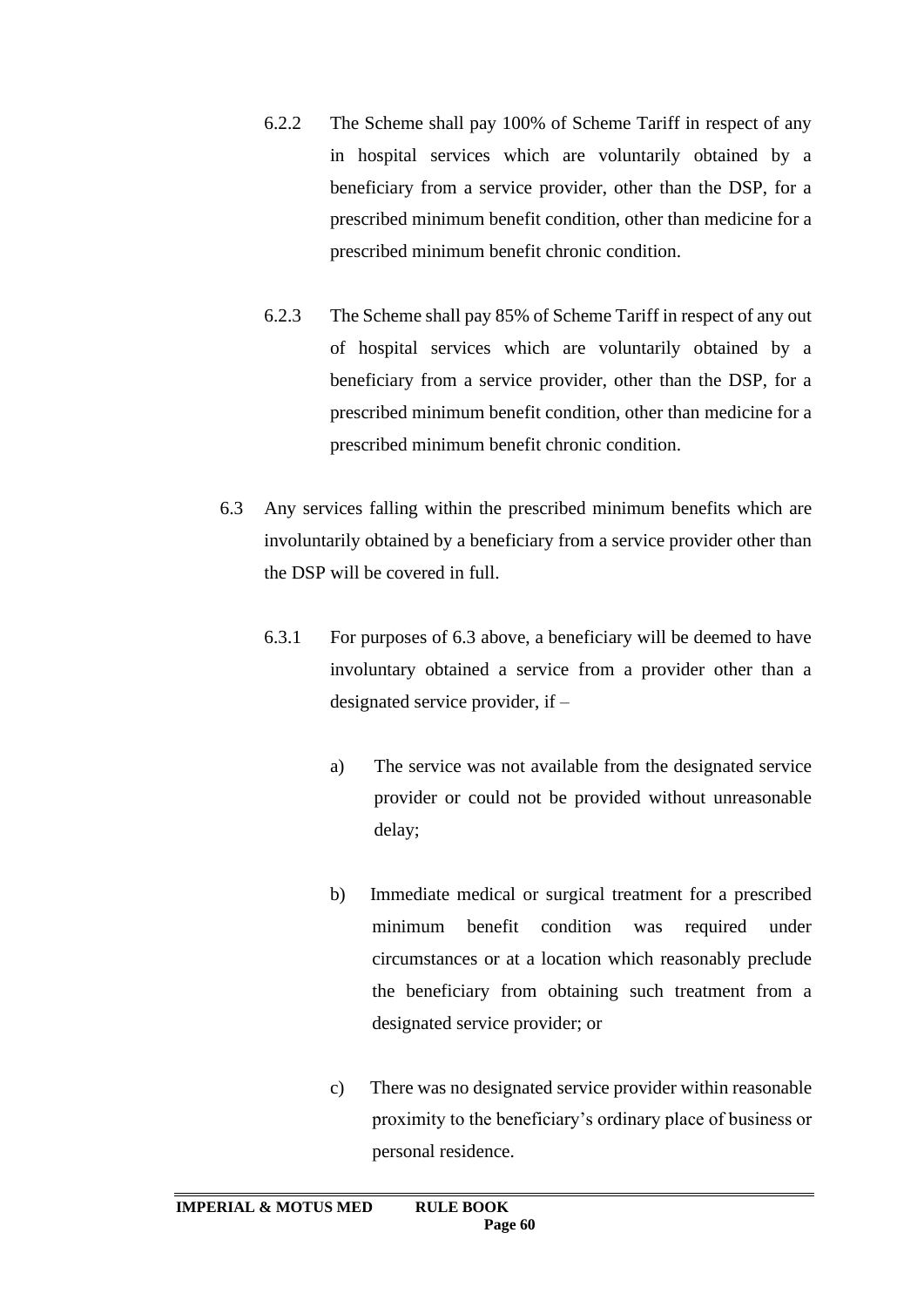6.2.2 The Scheme shall pay 100% of Scheme Tariff in respect of any in hospital services which are voluntarily obtained by a beneficiary from a service provider, other than the DSP, for a prescribed minimum benefit condition, other than medicine for a prescribed minimum benefit chronic condition.

6.2.3 The Scheme shall pay 85% of Scheme Tariff in respect of any out of hospital services which are voluntarily obtained by a beneficiary from a service provider, other than the DSP, for a prescribed minimum benefit condition, other than medicine for a prescribed minimum benefit chronic condition.

6.3 Any services falling within the prescribed minimum benefits which are involuntarily obtained by a beneficiary from a service provider other than the DSP will be covered in full.

6.3.1 For purposes of 6.3 above, a beneficiary will be deemed to have involuntary obtained a service from a provider other than a designated service provider, if –

a) The service was not available from the designated service provider or could not be provided without unreasonable delay;

b) Immediate medical or surgical treatment for a prescribed minimum benefit condition was required under circumstances or at a location which reasonably preclude the beneficiary from obtaining such treatment from a designated service provider; or

c) There was no designated service provider within reasonable proximity to the beneficiary's ordinary place of business or personal residence.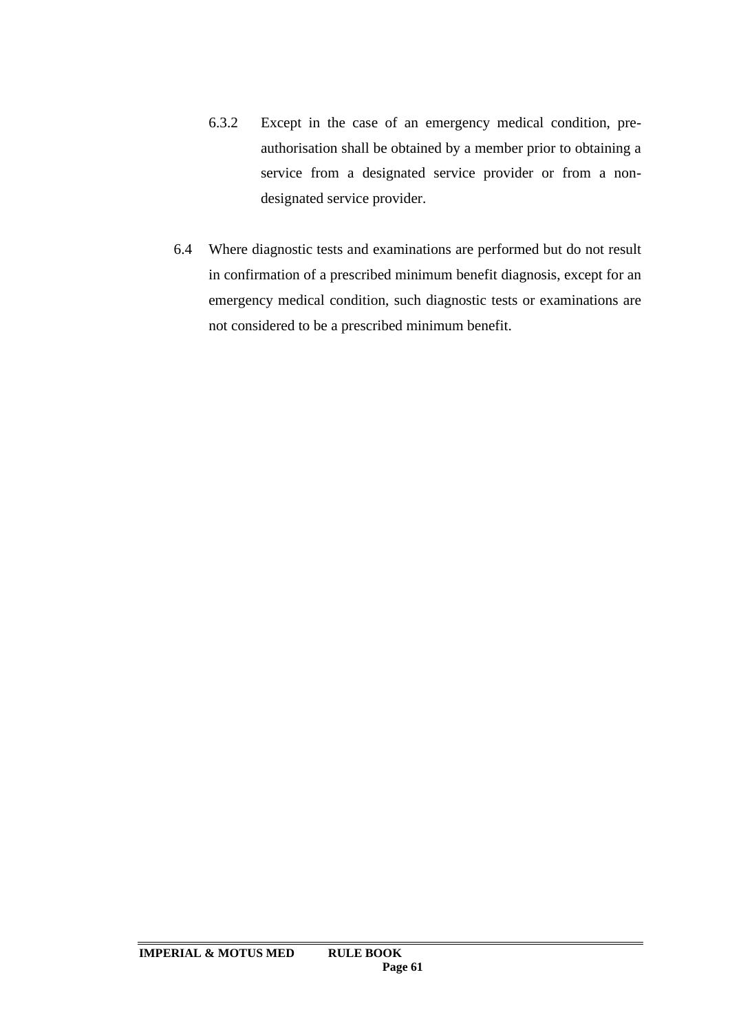6.3.2 Except in the case of an emergency medical condition, pre-authorisation shall be obtained by a member prior to obtaining a service from a designated service provider or from a non-designated service provider.

6.4 Where diagnostic tests and examinations are performed but do not result in confirmation of a prescribed minimum benefit diagnosis, except for an emergency medical condition, such diagnostic tests or examinations are not considered to be a prescribed minimum benefit.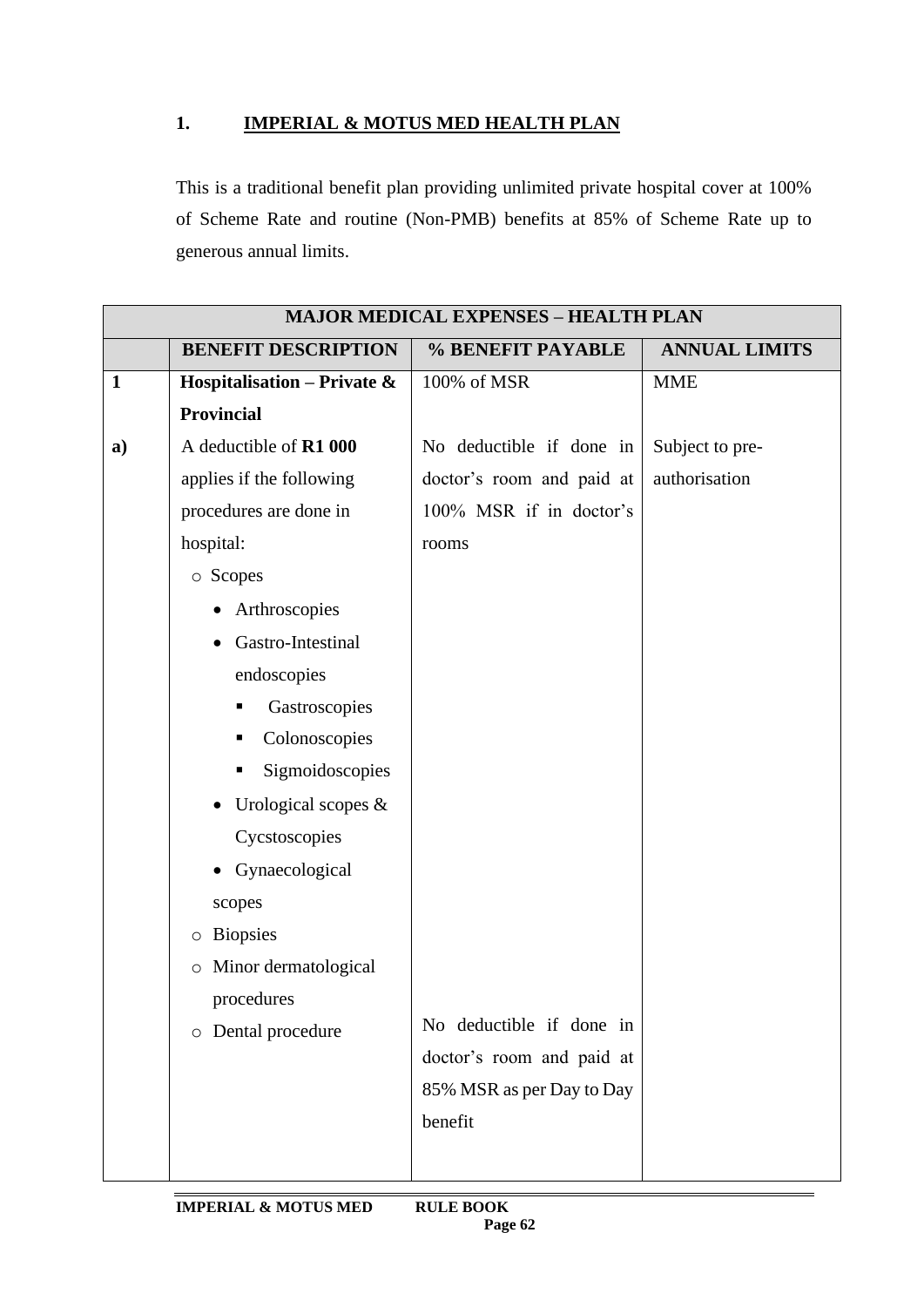## 1. IMPERIAL & MOTUS MED HEALTH PLAN

This is a traditional benefit plan providing unlimited private hospital cover at 100% of Scheme Rate and routine (Non-PMB) benefits at 85% of Scheme Rate up to generous annual limits.

| MAJOR MEDICAL EXPENSES – HEALTH PLAN | | | |
|---|---|---|---|
| | **BENEFIT DESCRIPTION** | **% BENEFIT PAYABLE** | **ANNUAL LIMITS** |
| **1** | **Hospitalisation – Private & Provincial** | 100% of MSR | MME |
| **a)** | A deductible of **R1 000** applies if the following procedures are done in hospital:<br>○ Scopes<br>• Arthroscopies<br>• Gastro-Intestinal endoscopies<br>▪ Gastroscopies<br>▪ Colonoscopies<br>▪ Sigmoidoscopies<br>• Urological scopes & Cycstoscopies<br>• Gynaecological scopes<br>○ Biopsies<br>○ Minor dermatological procedures | No deductible if done in doctor's room and paid at 100% MSR if in doctor's rooms | Subject to pre-authorisation |
| | ○ Dental procedure | No deductible if done in doctor's room and paid at 85% MSR as per Day to Day benefit | |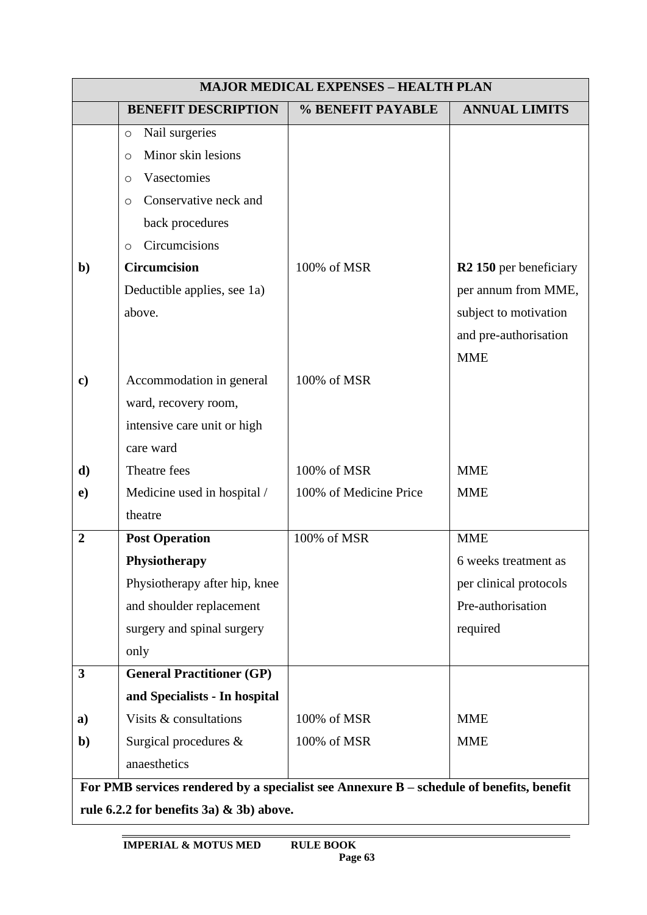| MAJOR MEDICAL EXPENSES – HEALTH PLAN | | | |
|---|---|---|---|
| | **BENEFIT DESCRIPTION** | **% BENEFIT PAYABLE** | **ANNUAL LIMITS** |
| | ○ Nail surgeries<br>○ Minor skin lesions<br>○ Vasectomies<br>○ Conservative neck and back procedures<br>○ Circumcisions | | |
| **b)** | **Circumcision**<br>Deductible applies, see 1a) above. | 100% of MSR | **R2 150** per beneficiary per annum from MME, subject to motivation and pre-authorisation<br>MME |
| **c)** | Accommodation in general ward, recovery room, intensive care unit or high care ward | 100% of MSR | |
| **d)** | Theatre fees | 100% of MSR | MME |
| **e)** | Medicine used in hospital / theatre | 100% of Medicine Price | MME |
| **2** | **Post Operation Physiotherapy**<br>Physiotherapy after hip, knee and shoulder replacement surgery and spinal surgery only | 100% of MSR | MME<br>6 weeks treatment as per clinical protocols<br>Pre-authorisation required |
| **3** | **General Practitioner (GP) and Specialists - In hospital** | | |
| **a)** | Visits & consultations | 100% of MSR | MME |
| **b)** | Surgical procedures & anaesthetics | 100% of MSR | MME |
| **For PMB services rendered by a specialist see Annexure B – schedule of benefits, benefit rule 6.2.2 for benefits 3a) & 3b) above.** | | | |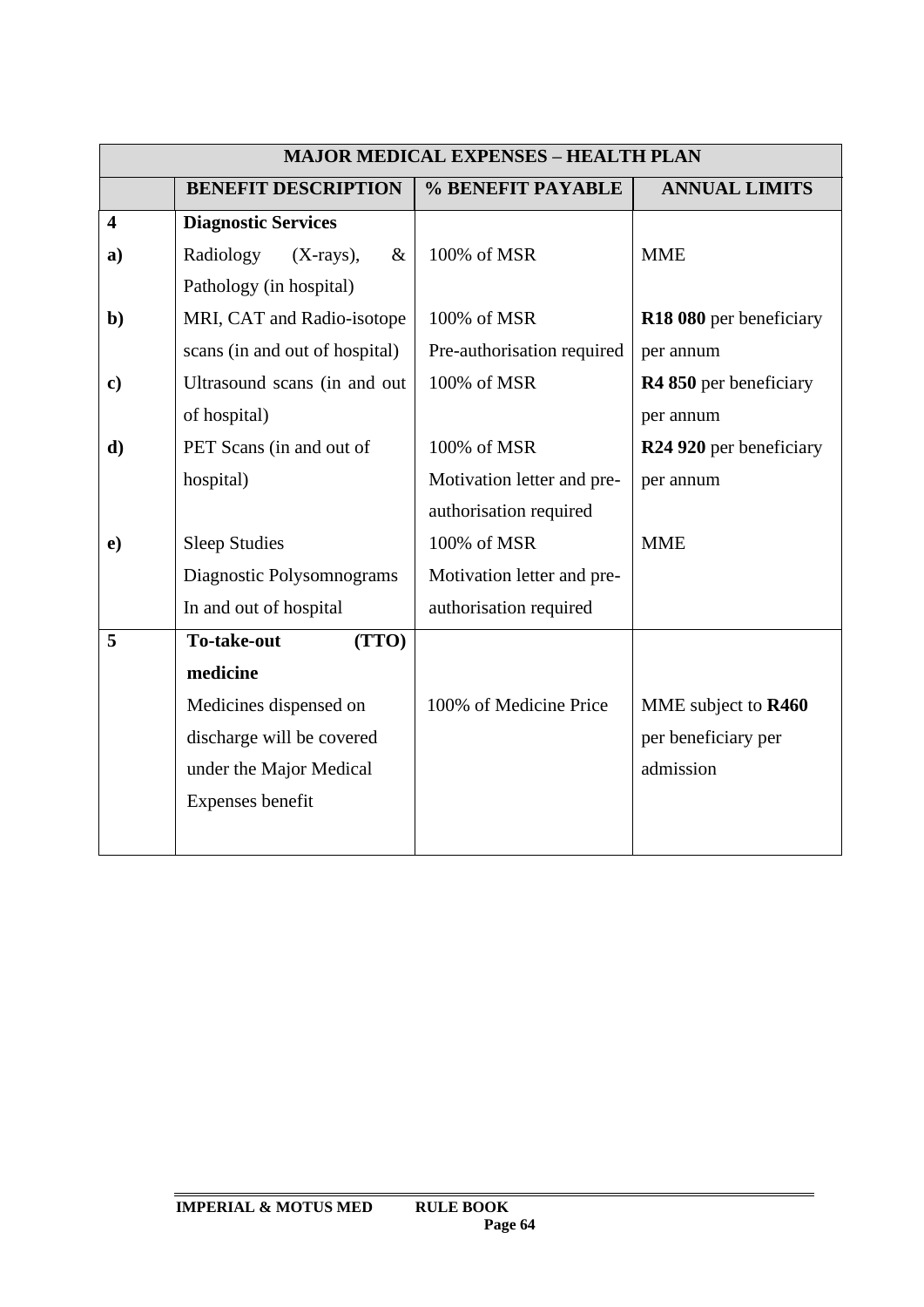| MAJOR MEDICAL EXPENSES – HEALTH PLAN | | | |
|---|---|---|---|
| | **BENEFIT DESCRIPTION** | **% BENEFIT PAYABLE** | **ANNUAL LIMITS** |
| **4** | **Diagnostic Services** | | |
| **a)** | Radiology (X-rays), & Pathology (in hospital) | 100% of MSR | MME |
| **b)** | MRI, CAT and Radio-isotope scans (in and out of hospital) | 100% of MSR<br>Pre-authorisation required | **R18 080** per beneficiary per annum |
| **c)** | Ultrasound scans (in and out of hospital) | 100% of MSR | **R4 850** per beneficiary per annum |
| **d)** | PET Scans (in and out of hospital) | 100% of MSR<br>Motivation letter and pre-authorisation required | **R24 920** per beneficiary per annum |
| **e)** | Sleep Studies<br>Diagnostic Polysomnograms<br>In and out of hospital | 100% of MSR<br>Motivation letter and pre-authorisation required | MME |
| **5** | **To-take-out (TTO) medicine**<br>Medicines dispensed on discharge will be covered under the Major Medical Expenses benefit | 100% of Medicine Price | MME subject to **R460** per beneficiary per admission |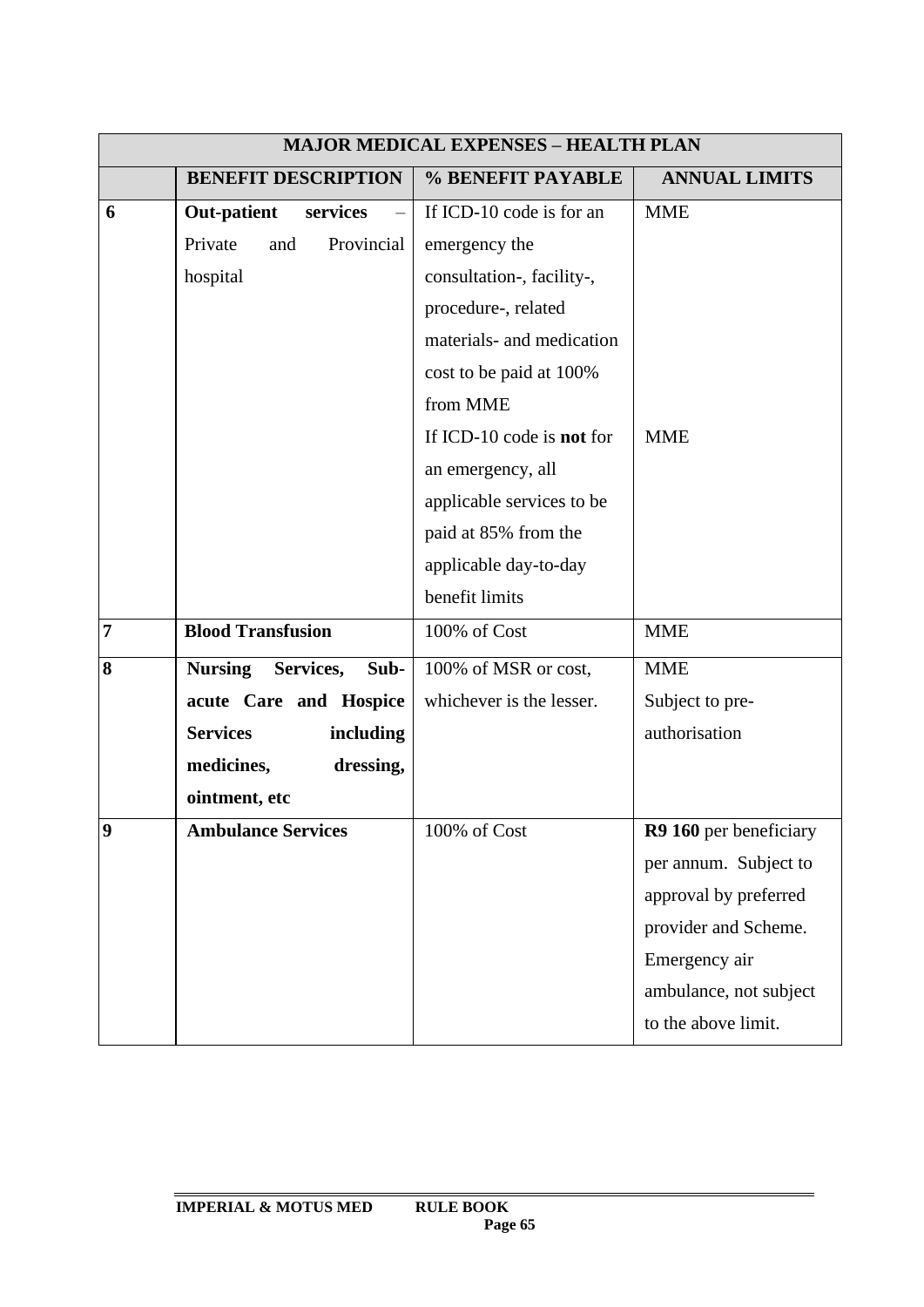| MAJOR MEDICAL EXPENSES – HEALTH PLAN | | | |
|---|---|---|---|
| | **BENEFIT DESCRIPTION** | **% BENEFIT PAYABLE** | **ANNUAL LIMITS** |
| **6** | **Out-patient services** – Private and Provincial hospital | If ICD-10 code is for an emergency the consultation-, facility-, procedure-, related materials- and medication cost to be paid at 100% from MME | MME |
| | | If ICD-10 code is **not** for an emergency, all applicable services to be paid at 85% from the applicable day-to-day benefit limits | MME |
| **7** | **Blood Transfusion** | 100% of Cost | MME |
| **8** | **Nursing Services, Sub-acute Care and Hospice Services including medicines, dressing, ointment, etc** | 100% of MSR or cost, whichever is the lesser. | MME<br>Subject to pre-authorisation |
| **9** | **Ambulance Services** | 100% of Cost | **R9 160** per beneficiary per annum. Subject to approval by preferred provider and Scheme. Emergency air ambulance, not subject to the above limit. |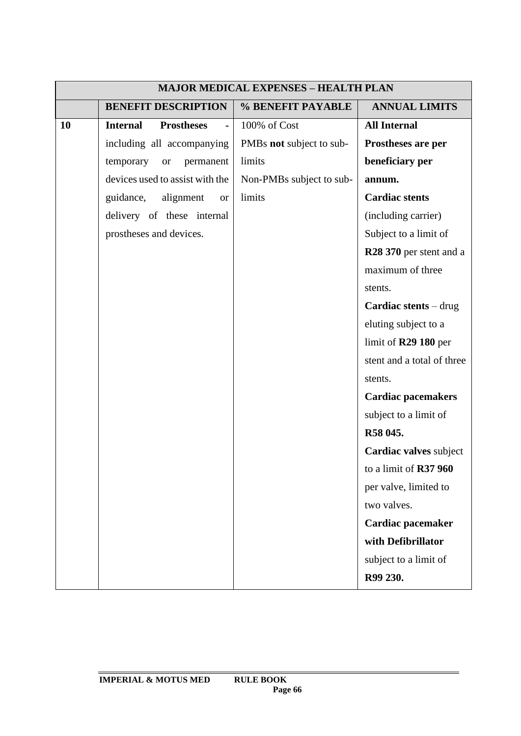| MAJOR MEDICAL EXPENSES – HEALTH PLAN | | | |
|---|---|---|---|
| | **BENEFIT DESCRIPTION** | **% BENEFIT PAYABLE** | **ANNUAL LIMITS** |
| **10** | **Internal Prostheses** - including all accompanying temporary or permanent devices used to assist with the guidance, alignment or delivery of these internal prostheses and devices. | 100% of Cost<br>PMBs **not** subject to sub-limits<br>Non-PMBs subject to sub-limits | **All Internal Prostheses are per beneficiary per annum.**<br>**Cardiac stents** (including carrier) Subject to a limit of **R28 370** per stent and a maximum of three stents.<br>**Cardiac stents** – drug eluting subject to a limit of **R29 180** per stent and a total of three stents.<br>**Cardiac pacemakers** subject to a limit of **R58 045.**<br>**Cardiac valves** subject to a limit of **R37 960** per valve, limited to two valves.<br>**Cardiac pacemaker with Defibrillator** subject to a limit of **R99 230.** |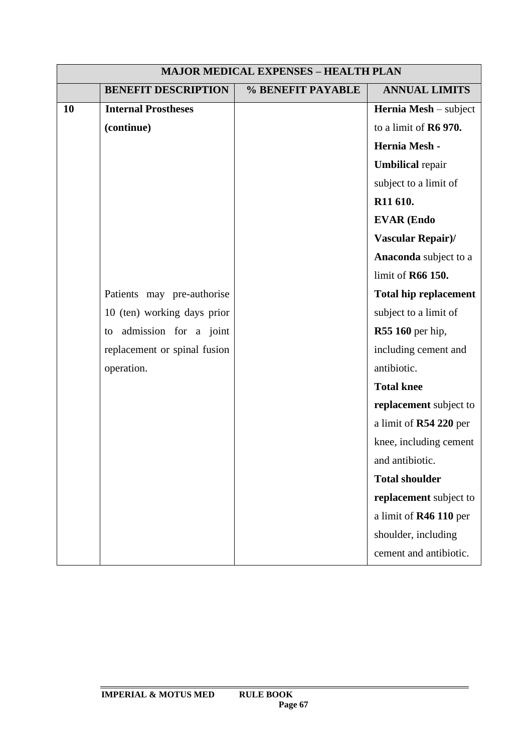| MAJOR MEDICAL EXPENSES – HEALTH PLAN | | | |
|---|---|---|---|
| | **BENEFIT DESCRIPTION** | **% BENEFIT PAYABLE** | **ANNUAL LIMITS** |
| **10** | **Internal Prostheses (continue)** | | **Hernia Mesh** – subject to a limit of **R6 970.** **Hernia Mesh - Umbilical** repair subject to a limit of **R11 610.** **EVAR (Endo Vascular Repair)/ Anaconda** subject to a limit of **R66 150.** |
| | Patients may pre-authorise 10 (ten) working days prior to admission for a joint replacement or spinal fusion operation. | | **Total hip replacement** subject to a limit of **R55 160** per hip, including cement and antibiotic. **Total knee replacement** subject to a limit of **R54 220** per knee, including cement and antibiotic. **Total shoulder replacement** subject to a limit of **R46 110** per shoulder, including cement and antibiotic. |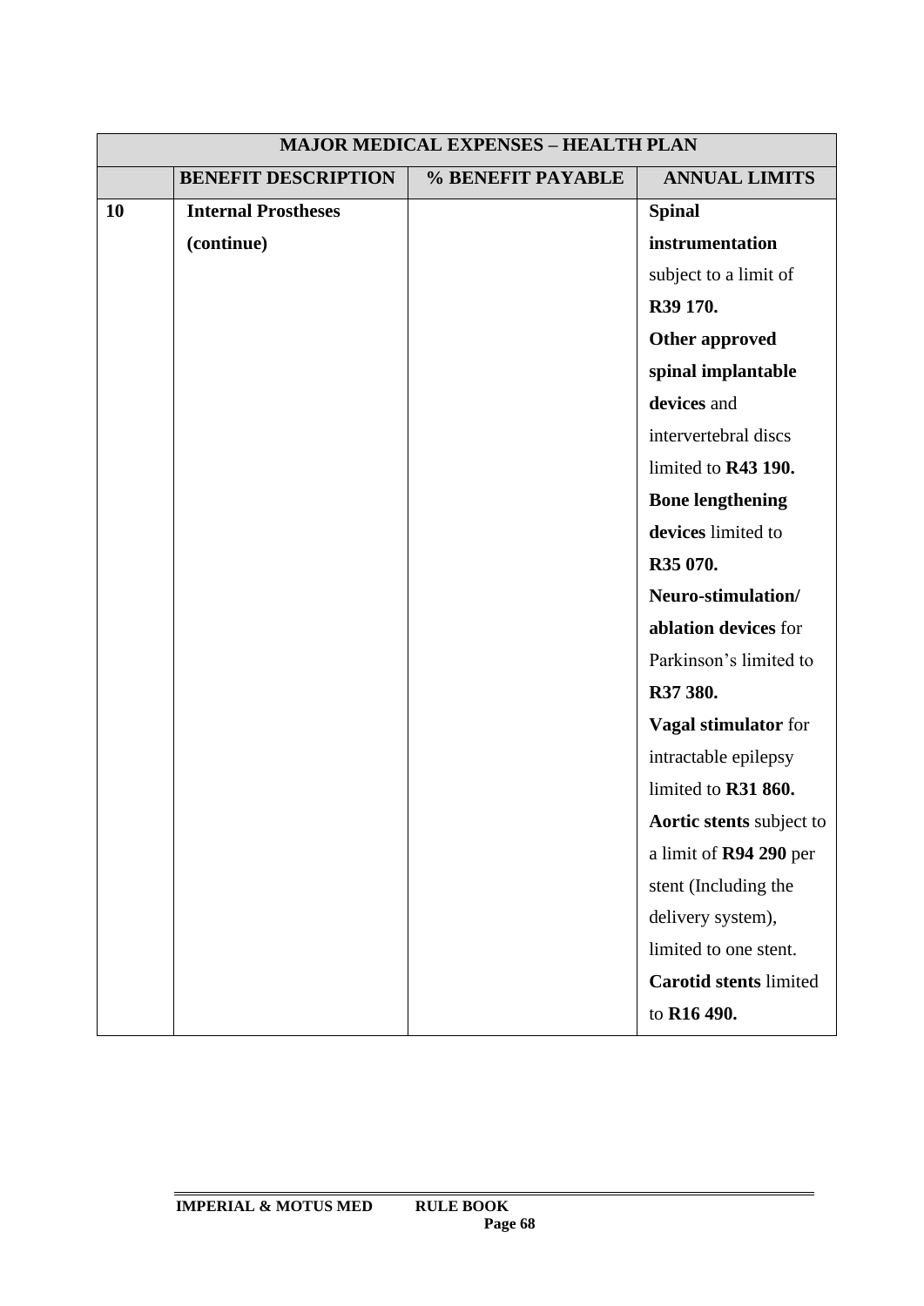| MAJOR MEDICAL EXPENSES – HEALTH PLAN | | | |
|---|---|---|---|
| | **BENEFIT DESCRIPTION** | **% BENEFIT PAYABLE** | **ANNUAL LIMITS** |
| **10** | **Internal Prostheses (continue)** | | **Spinal instrumentation** subject to a limit of **R39 170.** **Other approved spinal implantable devices** and intervertebral discs limited to **R43 190.** **Bone lengthening devices** limited to **R35 070.** **Neuro-stimulation/ ablation devices** for Parkinson's limited to **R37 380.** **Vagal stimulator** for intractable epilepsy limited to **R31 860.** **Aortic stents** subject to a limit of **R94 290** per stent (Including the delivery system), limited to one stent. **Carotid stents** limited to **R16 490.** |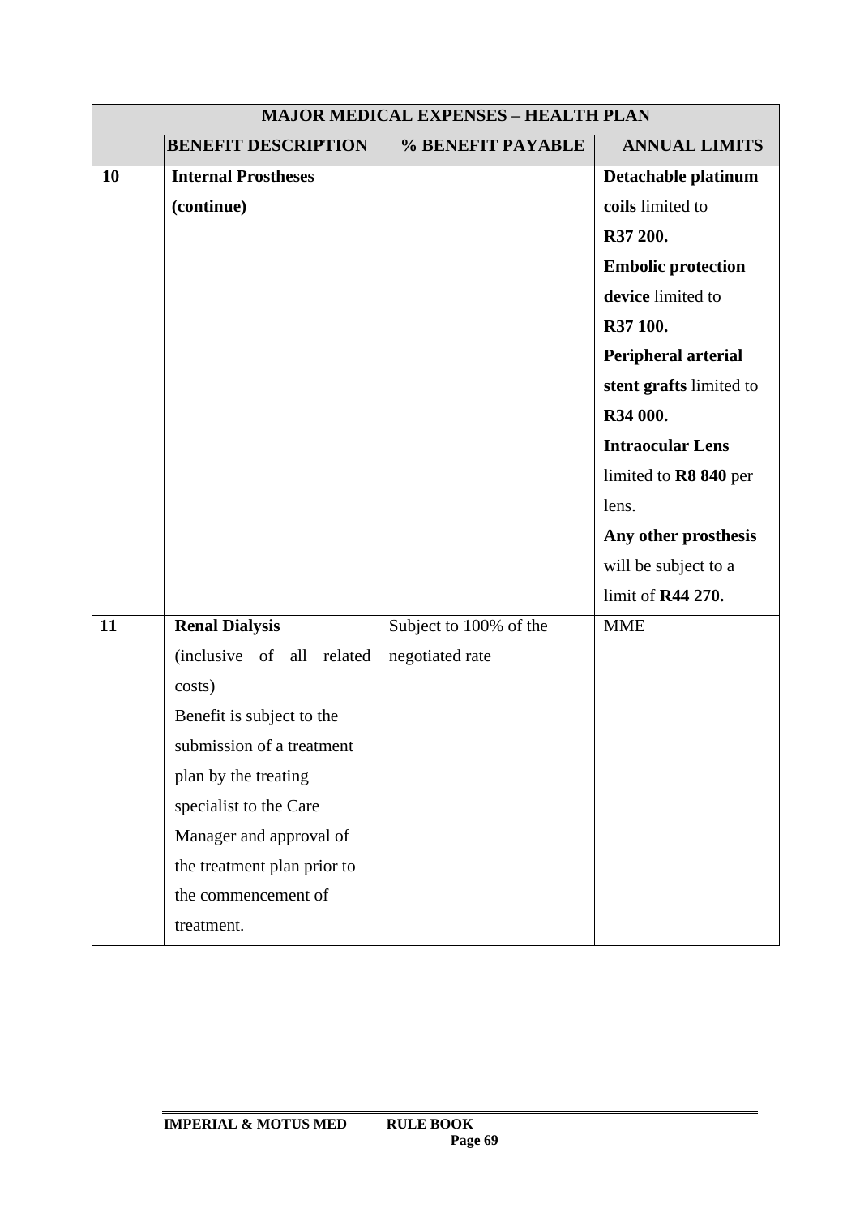| MAJOR MEDICAL EXPENSES – HEALTH PLAN | | | |
|---|---|---|---|
| | **BENEFIT DESCRIPTION** | **% BENEFIT PAYABLE** | **ANNUAL LIMITS** |
| **10** | **Internal Prostheses (continue)** | | **Detachable platinum coils** limited to **R37 200.** **Embolic protection device** limited to **R37 100.** **Peripheral arterial stent grafts** limited to **R34 000.** **Intraocular Lens** limited to **R8 840** per lens. **Any other prosthesis** will be subject to a limit of **R44 270.** |
| **11** | **Renal Dialysis** (inclusive of all related costs) Benefit is subject to the submission of a treatment plan by the treating specialist to the Care Manager and approval of the treatment plan prior to the commencement of treatment. | Subject to 100% of the negotiated rate | MME |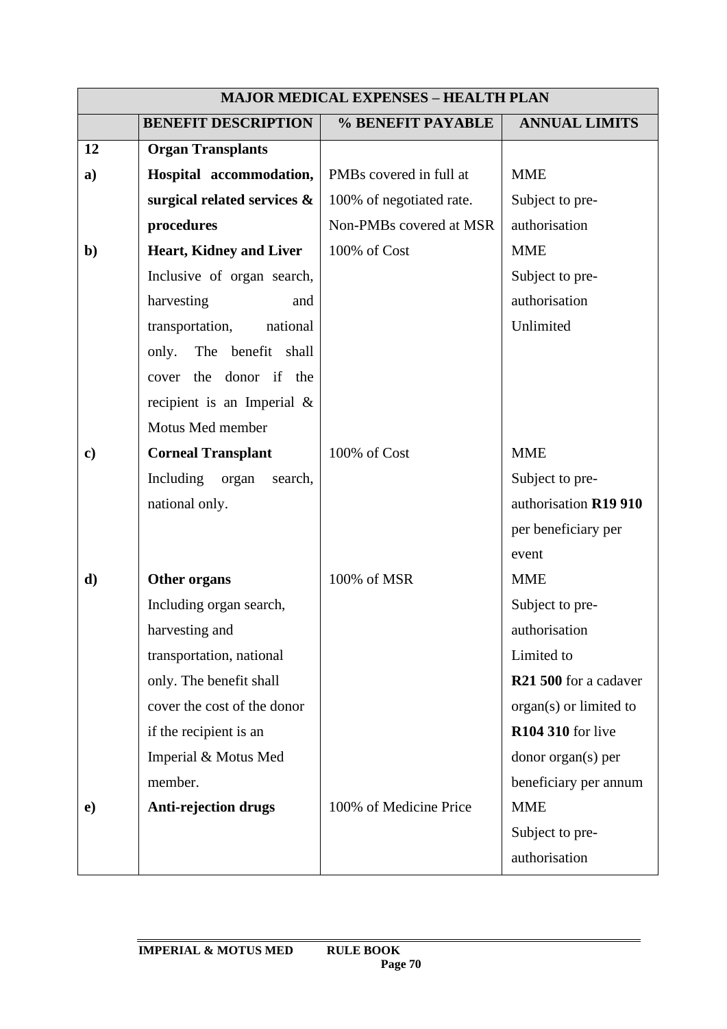| MAJOR MEDICAL EXPENSES – HEALTH PLAN | | | |
|---|---|---|---|
| | **BENEFIT DESCRIPTION** | **% BENEFIT PAYABLE** | **ANNUAL LIMITS** |
| **12** | **Organ Transplants** | | |
| **a)** | **Hospital accommodation, surgical related services & procedures** | PMBs covered in full at 100% of negotiated rate. Non-PMBs covered at MSR | MME Subject to pre-authorisation |
| **b)** | **Heart, Kidney and Liver** Inclusive of organ search, harvesting and transportation, national only. The benefit shall cover the donor if the recipient is an Imperial & Motus Med member | 100% of Cost | MME Subject to pre-authorisation Unlimited |
| **c)** | **Corneal Transplant** Including organ search, national only. | 100% of Cost | MME Subject to pre-authorisation **R19 910** per beneficiary per event |
| **d)** | **Other organs** Including organ search, harvesting and transportation, national only. The benefit shall cover the cost of the donor if the recipient is an Imperial & Motus Med member. | 100% of MSR | MME Subject to pre-authorisation Limited to **R21 500** for a cadaver organ(s) or limited to **R104 310** for live donor organ(s) per beneficiary per annum |
| **e)** | **Anti-rejection drugs** | 100% of Medicine Price | MME Subject to pre-authorisation |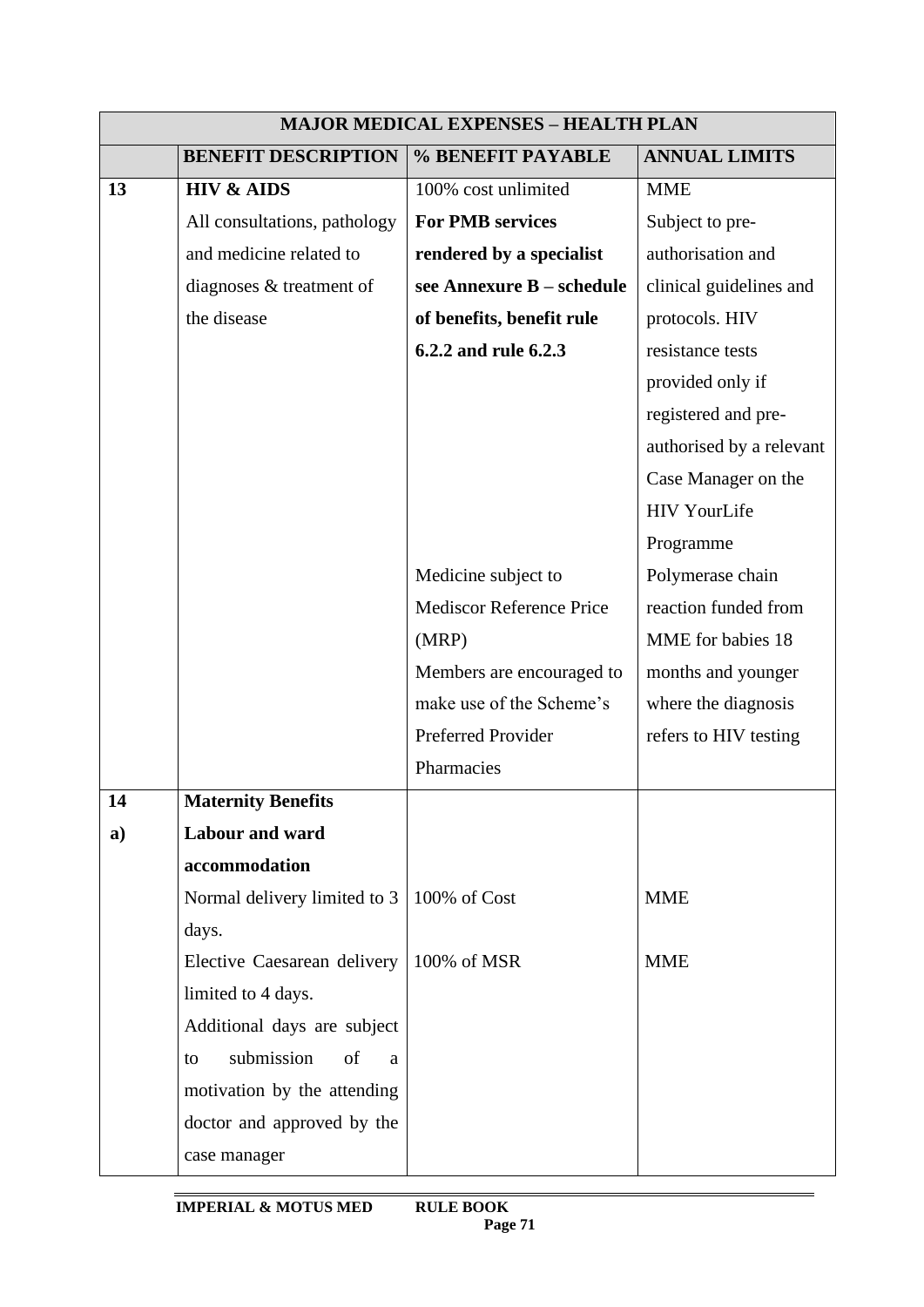| MAJOR MEDICAL EXPENSES – HEALTH PLAN | | | |
|---|---|---|---|
| | **BENEFIT DESCRIPTION** | **% BENEFIT PAYABLE** | **ANNUAL LIMITS** |
| **13** | **HIV & AIDS**<br>All consultations, pathology and medicine related to diagnoses & treatment of the disease | 100% cost unlimited<br>**For PMB services rendered by a specialist see Annexure B – schedule of benefits, benefit rule 6.2.2 and rule 6.2.3**<br><br>Medicine subject to Mediscor Reference Price (MRP)<br>Members are encouraged to make use of the Scheme's Preferred Provider Pharmacies | MME<br>Subject to pre-authorisation and clinical guidelines and protocols. HIV resistance tests provided only if registered and pre-authorised by a relevant Case Manager on the HIV YourLife Programme<br><br>Polymerase chain reaction funded from MME for babies 18 months and younger where the diagnosis refers to HIV testing |
| **14** | **Maternity Benefits** | | |
| **a)** | **Labour and ward accommodation** | | |
| | Normal delivery limited to 3 days. | 100% of Cost | MME |
| | Elective Caesarean delivery limited to 4 days.<br>Additional days are subject to submission of a motivation by the attending doctor and approved by the case manager | 100% of MSR | MME |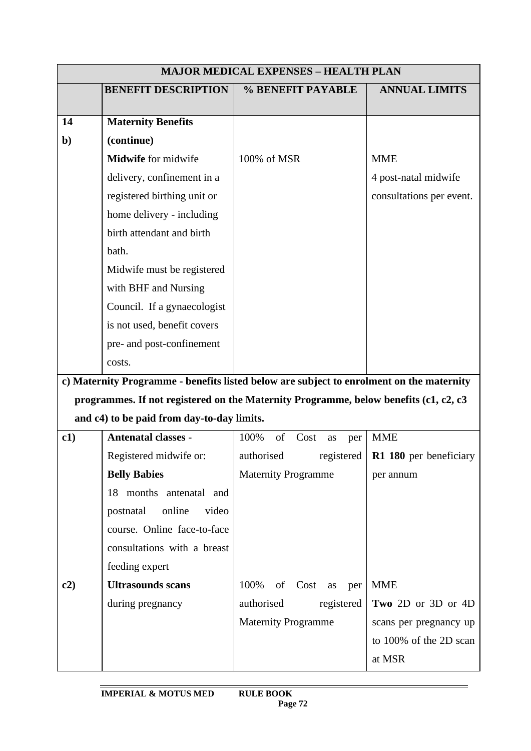| MAJOR MEDICAL EXPENSES – HEALTH PLAN | | | |
|---|---|---|---|
| | **BENEFIT DESCRIPTION** | **% BENEFIT PAYABLE** | **ANNUAL LIMITS** |
| **14 b)** | **Maternity Benefits (continue)** **Midwife** for midwife delivery, confinement in a registered birthing unit or home delivery - including birth attendant and birth bath. Midwife must be registered with BHF and Nursing Council. If a gynaecologist is not used, benefit covers pre- and post-confinement costs. | 100% of MSR | MME 4 post-natal midwife consultations per event. |
| **c) Maternity Programme - benefits listed below are subject to enrolment on the maternity programmes. If not registered on the Maternity Programme, below benefits (c1, c2, c3 and c4) to be paid from day-to-day limits.** | | | |
| **c1)** | **Antenatal classes -** Registered midwife or: **Belly Babies** 18 months antenatal and postnatal online video course. Online face-to-face consultations with a breast feeding expert | 100% of Cost as per authorised registered Maternity Programme | MME **R1 180** per beneficiary per annum |
| **c2)** | **Ultrasounds scans** during pregnancy | 100% of Cost as per authorised registered Maternity Programme | MME **Two** 2D or 3D or 4D scans per pregnancy up to 100% of the 2D scan at MSR |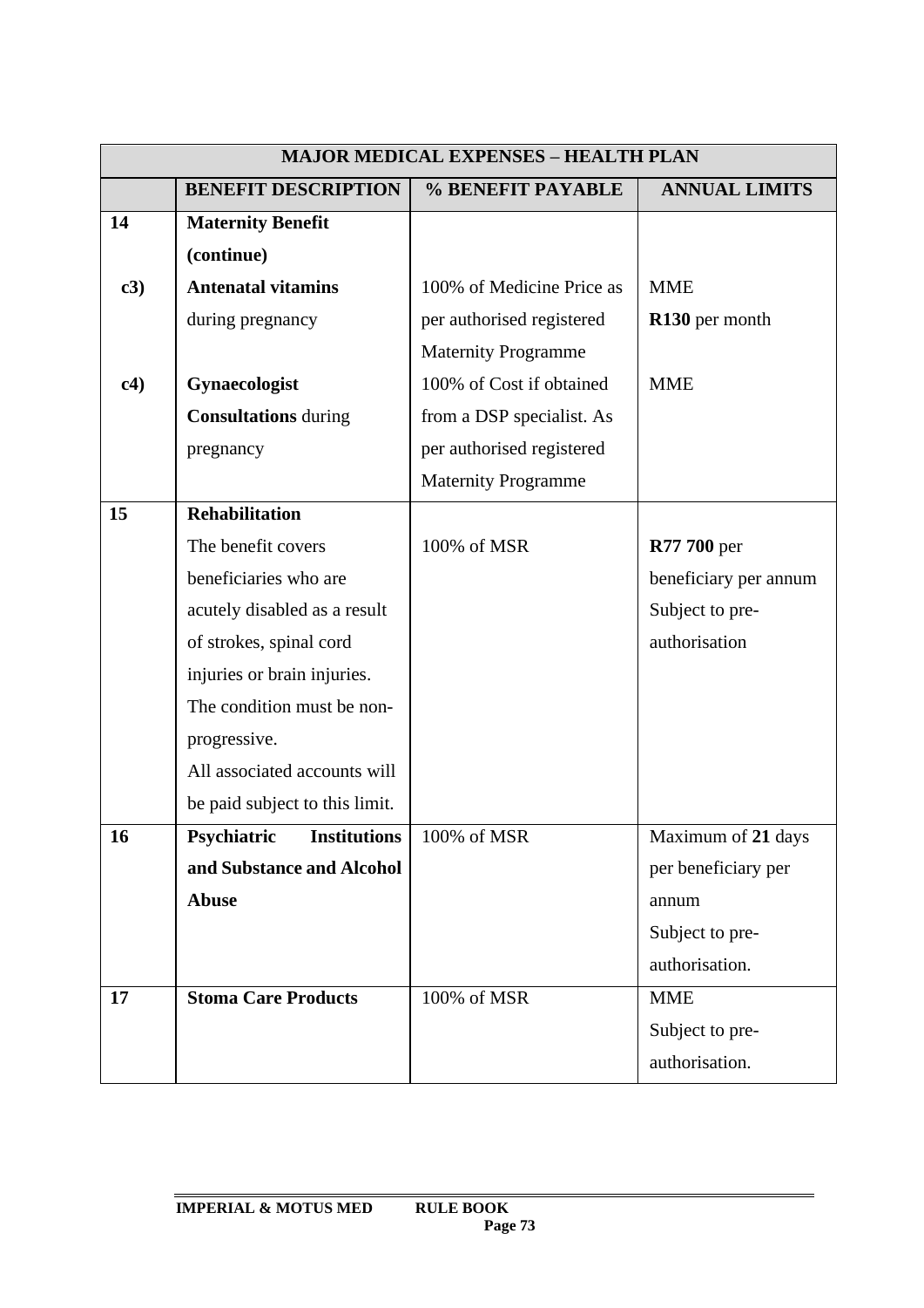| MAJOR MEDICAL EXPENSES – HEALTH PLAN | | | |
|---|---|---|---|
| | **BENEFIT DESCRIPTION** | **% BENEFIT PAYABLE** | **ANNUAL LIMITS** |
| **14** | **Maternity Benefit (continue)** | | |
| **c3)** | **Antenatal vitamins** during pregnancy | 100% of Medicine Price as per authorised registered Maternity Programme | MME **R130** per month |
| **c4)** | **Gynaecologist Consultations** during pregnancy | 100% of Cost if obtained from a DSP specialist. As per authorised registered Maternity Programme | MME |
| **15** | **Rehabilitation** The benefit covers beneficiaries who are acutely disabled as a result of strokes, spinal cord injuries or brain injuries. The condition must be non-progressive. All associated accounts will be paid subject to this limit. | 100% of MSR | **R77 700** per beneficiary per annum Subject to pre-authorisation |
| **16** | **Psychiatric Institutions and Substance and Alcohol Abuse** | 100% of MSR | Maximum of **21** days per beneficiary per annum Subject to pre-authorisation. |
| **17** | **Stoma Care Products** | 100% of MSR | MME Subject to pre-authorisation. |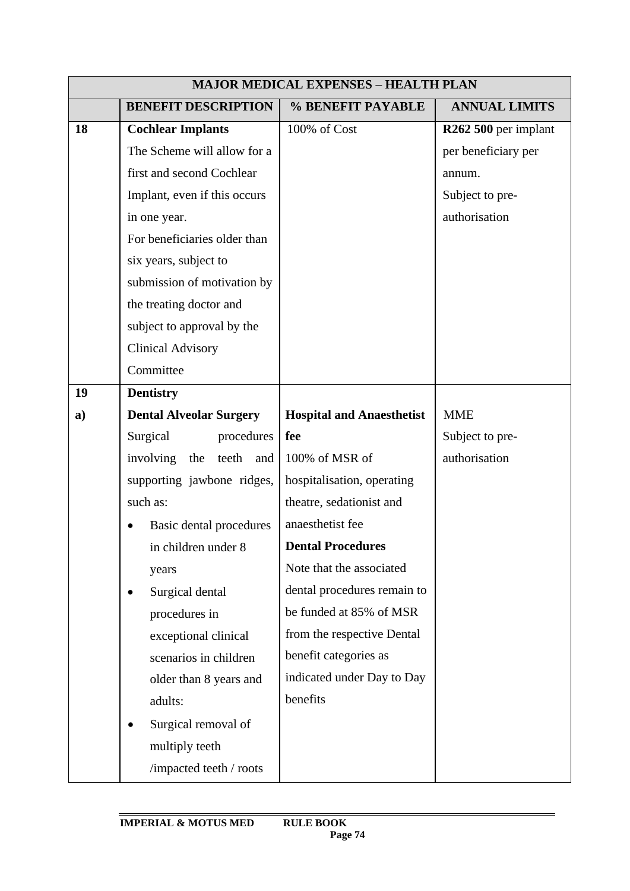| MAJOR MEDICAL EXPENSES – HEALTH PLAN | | | |
|---|---|---|---|
| | **BENEFIT DESCRIPTION** | **% BENEFIT PAYABLE** | **ANNUAL LIMITS** |
| **18** | **Cochlear Implants**<br>The Scheme will allow for a first and second Cochlear Implant, even if this occurs in one year.<br>For beneficiaries older than six years, subject to submission of motivation by the treating doctor and subject to approval by the Clinical Advisory Committee | 100% of Cost | **R262 500** per implant per beneficiary per annum.<br>Subject to pre-authorisation |
| **19** | **Dentistry** | | |
| **a)** | **Dental Alveolar Surgery**<br>Surgical procedures involving the teeth and supporting jawbone ridges, such as:<br>• Basic dental procedures in children under 8 years<br>• Surgical dental procedures in exceptional clinical scenarios in children older than 8 years and adults:<br>• Surgical removal of multiply teeth /impacted teeth / roots | **Hospital and Anaesthetist fee**<br>100% of MSR of hospitalisation, operating theatre, sedationist and anaesthetist fee<br>**Dental Procedures**<br>Note that the associated dental procedures remain to be funded at 85% of MSR from the respective Dental benefit categories as indicated under Day to Day benefits | MME<br>Subject to pre-authorisation |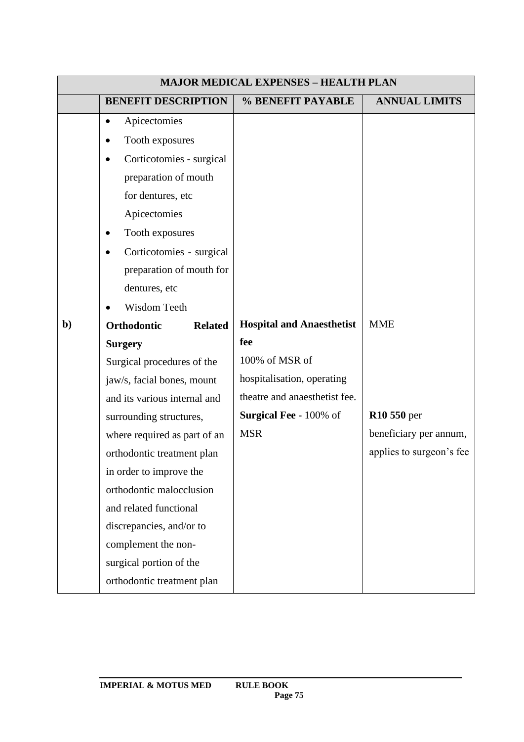| MAJOR MEDICAL EXPENSES – HEALTH PLAN | | | |
|---|---|---|---|
| | **BENEFIT DESCRIPTION** | **% BENEFIT PAYABLE** | **ANNUAL LIMITS** |
| | • Apicectomies<br>• Tooth exposures<br>• Corticotomies - surgical preparation of mouth for dentures, etc<br>Apicectomies<br>• Tooth exposures<br>• Corticotomies - surgical preparation of mouth for dentures, etc<br>• Wisdom Teeth | | |
| **b)** | **Orthodontic Related Surgery**<br>Surgical procedures of the jaw/s, facial bones, mount and its various internal and surrounding structures, where required as part of an orthodontic treatment plan in order to improve the orthodontic malocclusion and related functional discrepancies, and/or to complement the non-surgical portion of the orthodontic treatment plan | **Hospital and Anaesthetist fee**<br>100% of MSR of hospitalisation, operating theatre and anaesthetist fee.<br>**Surgical Fee** - 100% of MSR | MME<br><br><br><br>**R10 550** per beneficiary per annum, applies to surgeon's fee |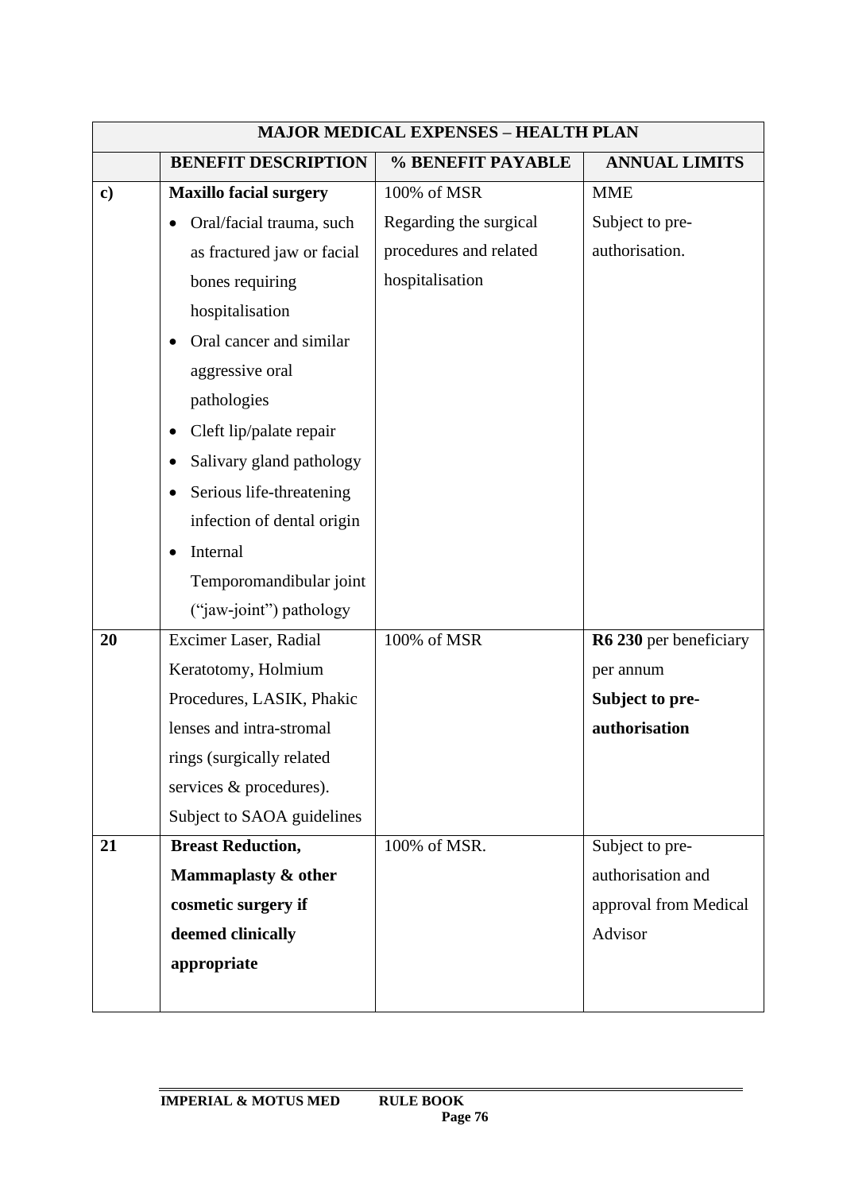| MAJOR MEDICAL EXPENSES – HEALTH PLAN | | | |
|---|---|---|---|
| | **BENEFIT DESCRIPTION** | **% BENEFIT PAYABLE** | **ANNUAL LIMITS** |
| **c)** | **Maxillo facial surgery**<br>• Oral/facial trauma, such as fractured jaw or facial bones requiring hospitalisation<br>• Oral cancer and similar aggressive oral pathologies<br>• Cleft lip/palate repair<br>• Salivary gland pathology<br>• Serious life-threatening infection of dental origin<br>• Internal Temporomandibular joint ("jaw-joint") pathology | 100% of MSR Regarding the surgical procedures and related hospitalisation | MME<br>Subject to pre-authorisation. |
| **20** | Excimer Laser, Radial Keratotomy, Holmium Procedures, LASIK, Phakic lenses and intra-stromal rings (surgically related services & procedures). Subject to SAOA guidelines | 100% of MSR | **R6 230** per beneficiary per annum<br>**Subject to pre-authorisation** |
| **21** | **Breast Reduction, Mammaplasty & other cosmetic surgery if deemed clinically appropriate** | 100% of MSR. | Subject to pre-authorisation and approval from Medical Advisor |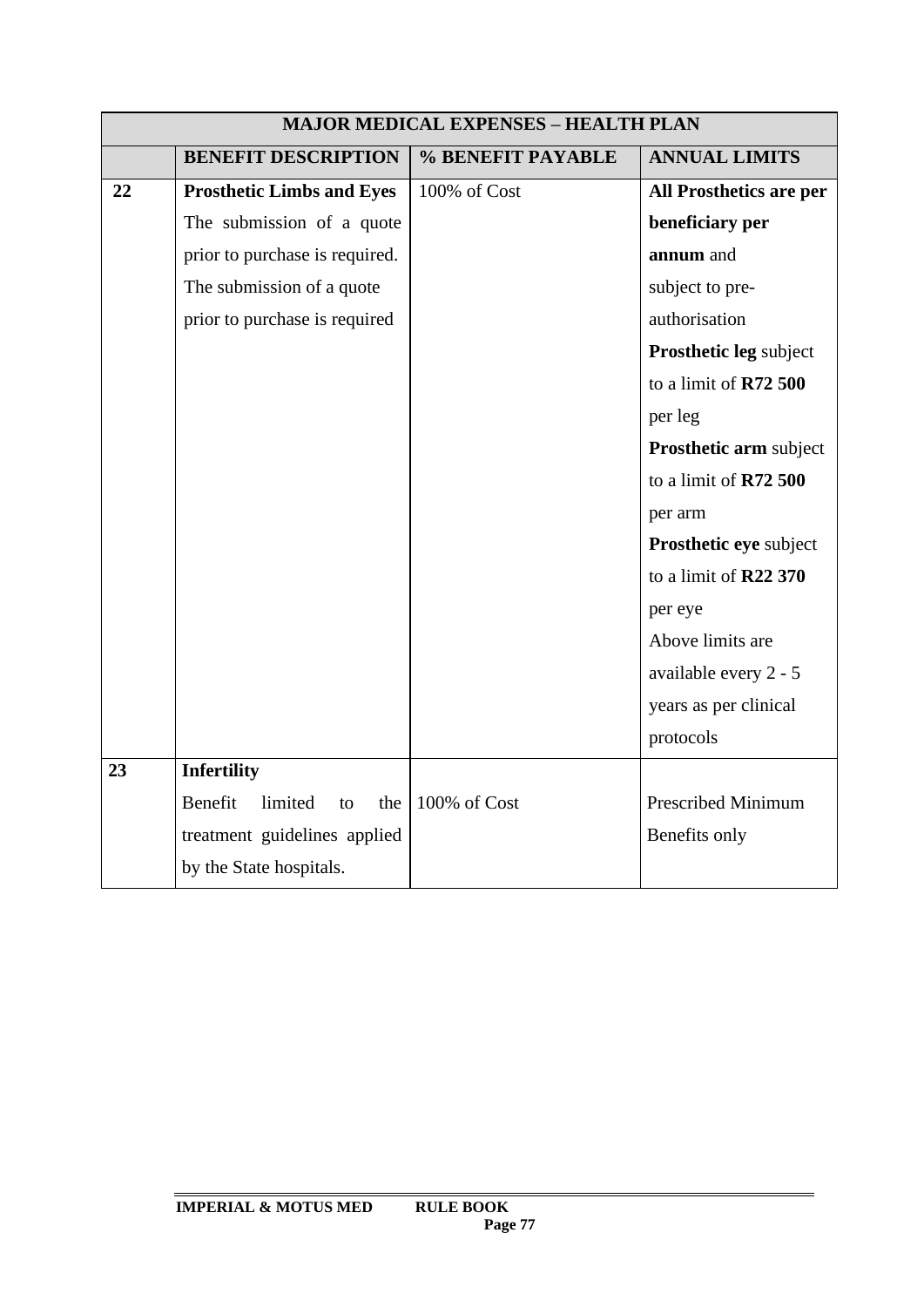| MAJOR MEDICAL EXPENSES – HEALTH PLAN | | | |
|---|---|---|---|
| | **BENEFIT DESCRIPTION** | **% BENEFIT PAYABLE** | **ANNUAL LIMITS** |
| **22** | **Prosthetic Limbs and Eyes** The submission of a quote prior to purchase is required. The submission of a quote prior to purchase is required | 100% of Cost | **All Prosthetics are per beneficiary per annum** and subject to pre-authorisation **Prosthetic leg** subject to a limit of **R72 500** per leg **Prosthetic arm** subject to a limit of **R72 500** per arm **Prosthetic eye** subject to a limit of **R22 370** per eye Above limits are available every 2 - 5 years as per clinical protocols |
| **23** | **Infertility** Benefit limited to the treatment guidelines applied by the State hospitals. | 100% of Cost | Prescribed Minimum Benefits only |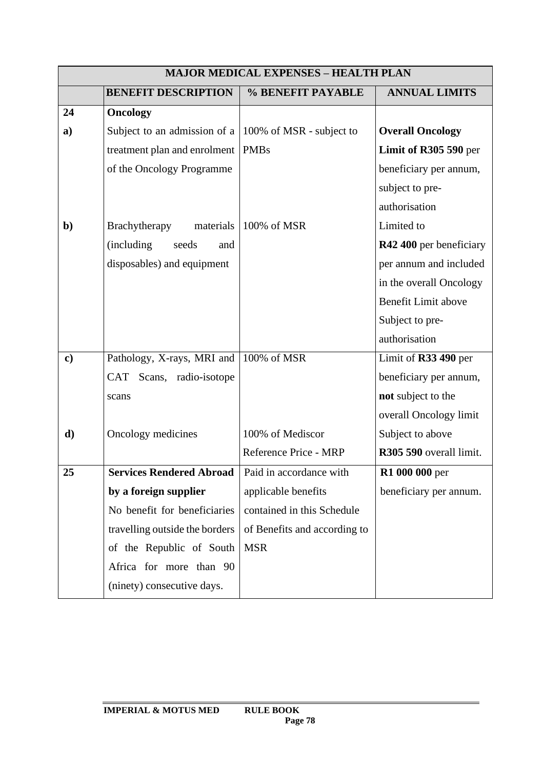| MAJOR MEDICAL EXPENSES – HEALTH PLAN | | | |
|---|---|---|---|
| | **BENEFIT DESCRIPTION** | **% BENEFIT PAYABLE** | **ANNUAL LIMITS** |
| **24** | **Oncology** | | |
| **a)** | Subject to an admission of a treatment plan and enrolment of the Oncology Programme | 100% of MSR - subject to PMBs | **Overall Oncology Limit of R305 590** per beneficiary per annum, subject to pre-authorisation |
| **b)** | Brachytherapy materials (including seeds and disposables) and equipment | 100% of MSR | Limited to **R42 400** per beneficiary per annum and included in the overall Oncology Benefit Limit above Subject to pre-authorisation |
| **c)** | Pathology, X-rays, MRI and CAT Scans, radio-isotope scans | 100% of MSR | Limit of **R33 490** per beneficiary per annum, **not** subject to the overall Oncology limit |
| **d)** | Oncology medicines | 100% of Mediscor Reference Price - MRP | Subject to above **R305 590** overall limit. |
| **25** | **Services Rendered Abroad by a foreign supplier** No benefit for beneficiaries travelling outside the borders of the Republic of South Africa for more than 90 (ninety) consecutive days. | Paid in accordance with applicable benefits contained in this Schedule of Benefits and according to MSR | **R1 000 000** per beneficiary per annum. |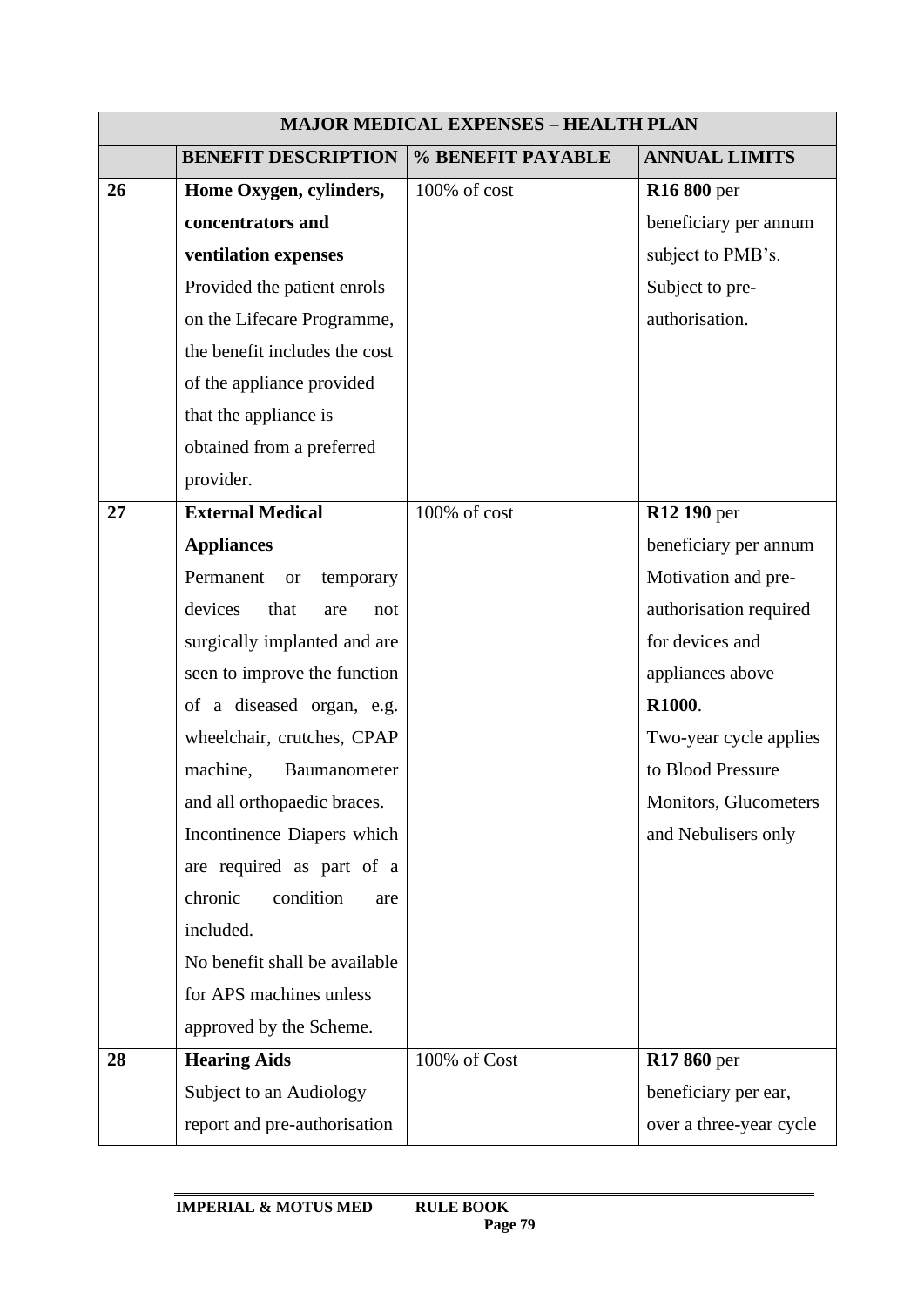| MAJOR MEDICAL EXPENSES – HEALTH PLAN | | | |
|---|---|---|---|
| | **BENEFIT DESCRIPTION** | **% BENEFIT PAYABLE** | **ANNUAL LIMITS** |
| **26** | **Home Oxygen, cylinders, concentrators and ventilation expenses** Provided the patient enrols on the Lifecare Programme, the benefit includes the cost of the appliance provided that the appliance is obtained from a preferred provider. | 100% of cost | **R16 800** per beneficiary per annum subject to PMB's. Subject to pre-authorisation. |
| **27** | **External Medical Appliances** Permanent or temporary devices that are not surgically implanted and are seen to improve the function of a diseased organ, e.g. wheelchair, crutches, CPAP machine, Baumanometer and all orthopaedic braces. Incontinence Diapers which are required as part of a chronic condition are included. No benefit shall be available for APS machines unless approved by the Scheme. | 100% of cost | **R12 190** per beneficiary per annum Motivation and pre-authorisation required for devices and appliances above **R1000**. Two-year cycle applies to Blood Pressure Monitors, Glucometers and Nebulisers only |
| **28** | **Hearing Aids** Subject to an Audiology report and pre-authorisation | 100% of Cost | **R17 860** per beneficiary per ear, over a three-year cycle |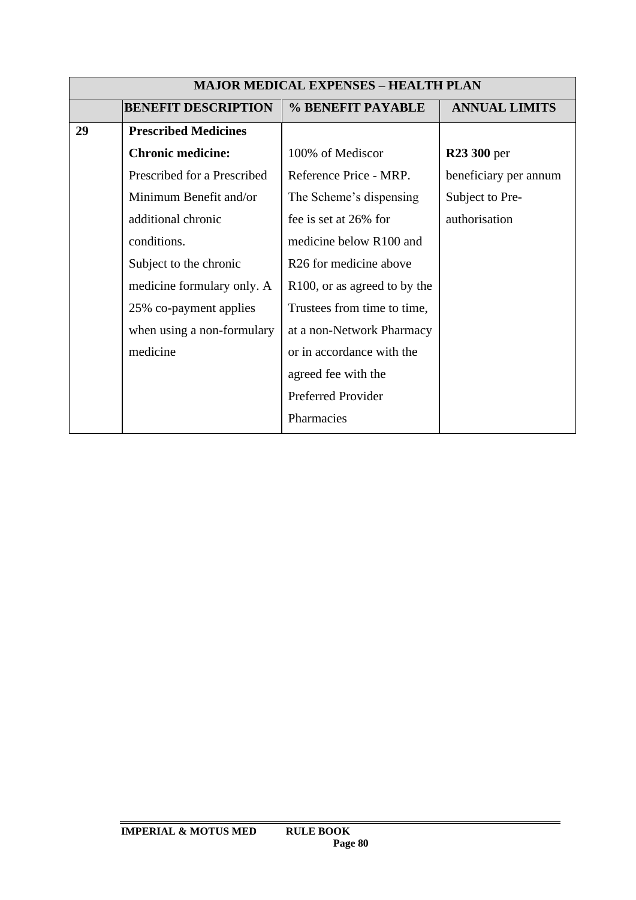| MAJOR MEDICAL EXPENSES – HEALTH PLAN | | | |
|---|---|---|---|
| | **BENEFIT DESCRIPTION** | **% BENEFIT PAYABLE** | **ANNUAL LIMITS** |
| **29** | **Prescribed Medicines** | | |
| | **Chronic medicine:** Prescribed for a Prescribed Minimum Benefit and/or additional chronic conditions. Subject to the chronic medicine formulary only. A 25% co-payment applies when using a non-formulary medicine | 100% of Mediscor Reference Price - MRP. The Scheme's dispensing fee is set at 26% for medicine below R100 and R26 for medicine above R100, or as agreed to by the Trustees from time to time, at a non-Network Pharmacy or in accordance with the agreed fee with the Preferred Provider Pharmacies | **R23 300** per beneficiary per annum Subject to Pre-authorisation |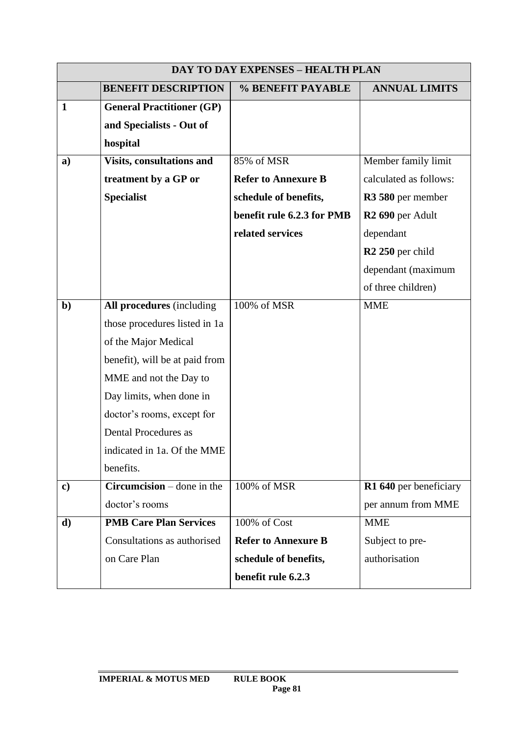| DAY TO DAY EXPENSES – HEALTH PLAN | | | |
|---|---|---|---|
| | **BENEFIT DESCRIPTION** | **% BENEFIT PAYABLE** | **ANNUAL LIMITS** |
| **1** | **General Practitioner (GP) and Specialists - Out of hospital** | | |
| **a)** | **Visits, consultations and treatment by a GP or Specialist** | 85% of MSR **Refer to Annexure B schedule of benefits, benefit rule 6.2.3 for PMB related services** | Member family limit calculated as follows: **R3 580** per member **R2 690** per Adult dependant **R2 250** per child dependant (maximum of three children) |
| **b)** | **All procedures** (including those procedures listed in 1a of the Major Medical benefit), will be at paid from MME and not the Day to Day limits, when done in doctor's rooms, except for Dental Procedures as indicated in 1a. Of the MME benefits. | 100% of MSR | MME |
| **c)** | **Circumcision** – done in the doctor's rooms | 100% of MSR | **R1 640** per beneficiary per annum from MME |
| **d)** | **PMB Care Plan Services** Consultations as authorised on Care Plan | 100% of Cost **Refer to Annexure B schedule of benefits, benefit rule 6.2.3** | MME Subject to pre-authorisation |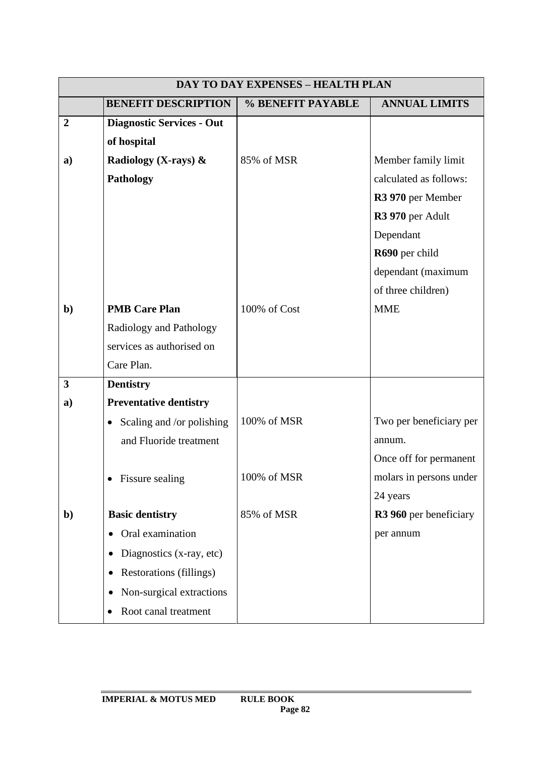| DAY TO DAY EXPENSES – HEALTH PLAN | | | |
|---|---|---|---|
| | **BENEFIT DESCRIPTION** | **% BENEFIT PAYABLE** | **ANNUAL LIMITS** |
| **2** | **Diagnostic Services - Out of hospital** | | |
| **a)** | **Radiology (X-rays) & Pathology** | 85% of MSR | Member family limit calculated as follows:<br>**R3 970** per Member<br>**R3 970** per Adult Dependant<br>**R690** per child dependant (maximum of three children) |
| **b)** | **PMB Care Plan**<br>Radiology and Pathology services as authorised on Care Plan. | 100% of Cost | MME |
| **3** | **Dentistry** | | |
| **a)** | **Preventative dentistry** | | |
| | • Scaling and /or polishing and Fluoride treatment | 100% of MSR | Two per beneficiary per annum. |
| | • Fissure sealing | 100% of MSR | Once off for permanent molars in persons under 24 years |
| **b)** | **Basic dentistry**<br>• Oral examination<br>• Diagnostics (x-ray, etc)<br>• Restorations (fillings)<br>• Non-surgical extractions<br>• Root canal treatment | 85% of MSR | **R3 960** per beneficiary per annum |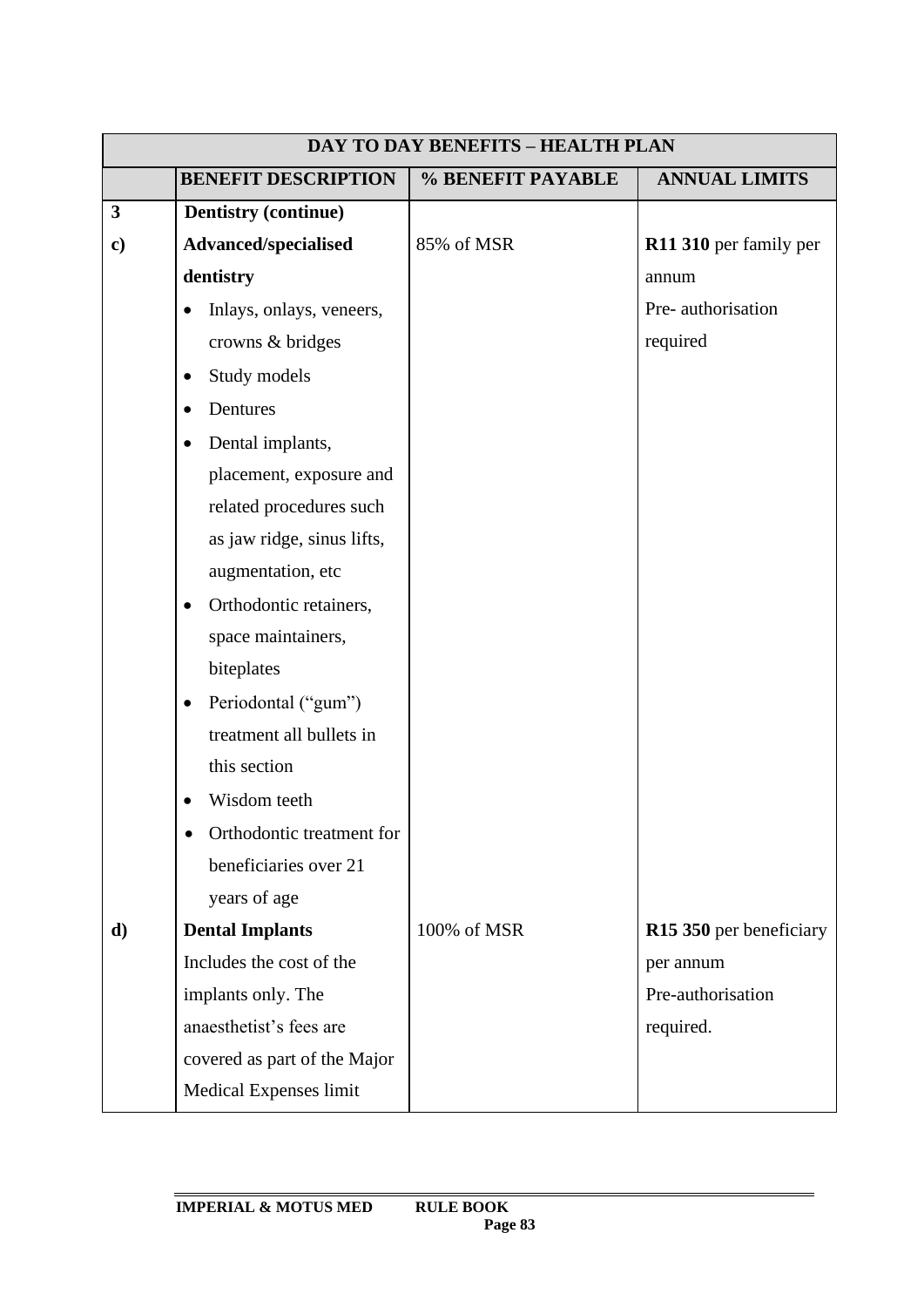| DAY TO DAY BENEFITS – HEALTH PLAN | | | |
|---|---|---|---|
| | **BENEFIT DESCRIPTION** | **% BENEFIT PAYABLE** | **ANNUAL LIMITS** |
| **3** | **Dentistry (continue)** | | |
| **c)** | **Advanced/specialised dentistry**<br>• Inlays, onlays, veneers, crowns & bridges<br>• Study models<br>• Dentures<br>• Dental implants, placement, exposure and related procedures such as jaw ridge, sinus lifts, augmentation, etc<br>• Orthodontic retainers, space maintainers, biteplates<br>• Periodontal ("gum") treatment all bullets in this section<br>• Wisdom teeth<br>• Orthodontic treatment for beneficiaries over 21 years of age | 85% of MSR | **R11 310** per family per annum<br>Pre- authorisation required |
| **d)** | **Dental Implants**<br>Includes the cost of the implants only. The anaesthetist's fees are covered as part of the Major Medical Expenses limit | 100% of MSR | **R15 350** per beneficiary per annum<br>Pre-authorisation required. |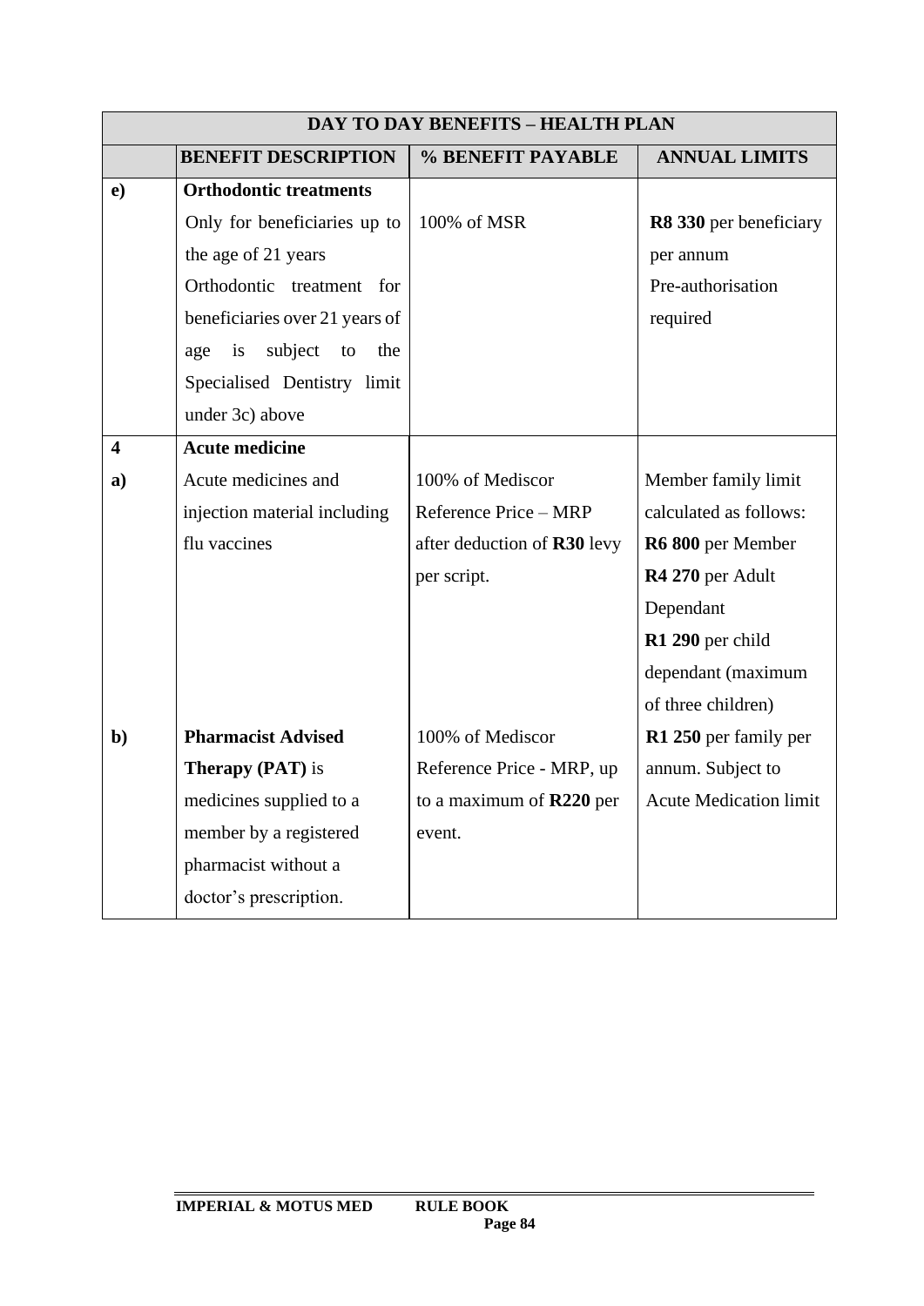| DAY TO DAY BENEFITS – HEALTH PLAN | | | |
|---|---|---|---|
| | **BENEFIT DESCRIPTION** | **% BENEFIT PAYABLE** | **ANNUAL LIMITS** |
| **e)** | **Orthodontic treatments**<br>Only for beneficiaries up to the age of 21 years<br>Orthodontic treatment for beneficiaries over 21 years of age is subject to the Specialised Dentistry limit under 3c) above | 100% of MSR | **R8 330** per beneficiary per annum<br>Pre-authorisation required |
| **4** | **Acute medicine** | | |
| **a)** | Acute medicines and injection material including flu vaccines | 100% of Mediscor Reference Price – MRP after deduction of **R30** levy per script. | Member family limit calculated as follows:<br>**R6 800** per Member<br>**R4 270** per Adult Dependant<br>**R1 290** per child dependant (maximum of three children) |
| **b)** | **Pharmacist Advised Therapy (PAT)** is medicines supplied to a member by a registered pharmacist without a doctor's prescription. | 100% of Mediscor Reference Price - MRP, up to a maximum of **R220** per event. | **R1 250** per family per annum. Subject to Acute Medication limit |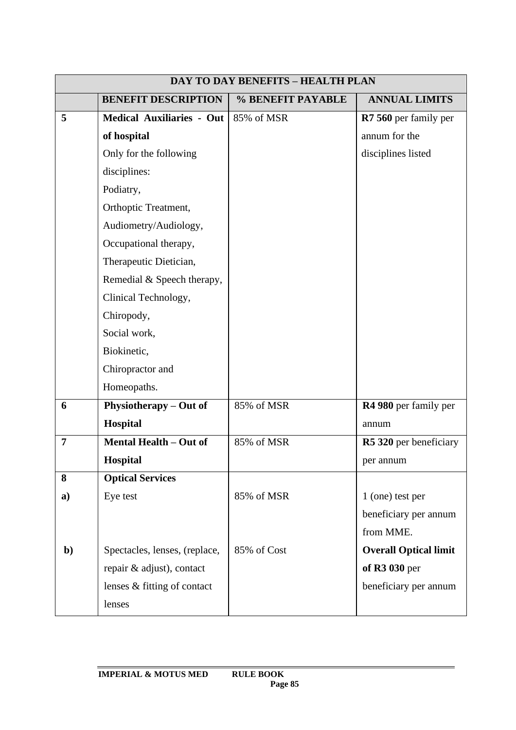| DAY TO DAY BENEFITS – HEALTH PLAN | | | |
|---|---|---|---|
| | **BENEFIT DESCRIPTION** | **% BENEFIT PAYABLE** | **ANNUAL LIMITS** |
| **5** | **Medical Auxiliaries - Out of hospital**<br>Only for the following disciplines:<br>Podiatry,<br>Orthoptic Treatment,<br>Audiometry/Audiology,<br>Occupational therapy,<br>Therapeutic Dietician,<br>Remedial & Speech therapy,<br>Clinical Technology,<br>Chiropody,<br>Social work,<br>Biokinetic,<br>Chiropractor and<br>Homeopaths. | 85% of MSR | **R7 560** per family per annum for the disciplines listed |
| **6** | **Physiotherapy – Out of Hospital** | 85% of MSR | **R4 980** per family per annum |
| **7** | **Mental Health – Out of Hospital** | 85% of MSR | **R5 320** per beneficiary per annum |
| **8** | **Optical Services** | | |
| **a)** | Eye test | 85% of MSR | 1 (one) test per beneficiary per annum from MME. |
| **b)** | Spectacles, lenses, (replace, repair & adjust), contact lenses & fitting of contact lenses | 85% of Cost | **Overall Optical limit of R3 030** per beneficiary per annum |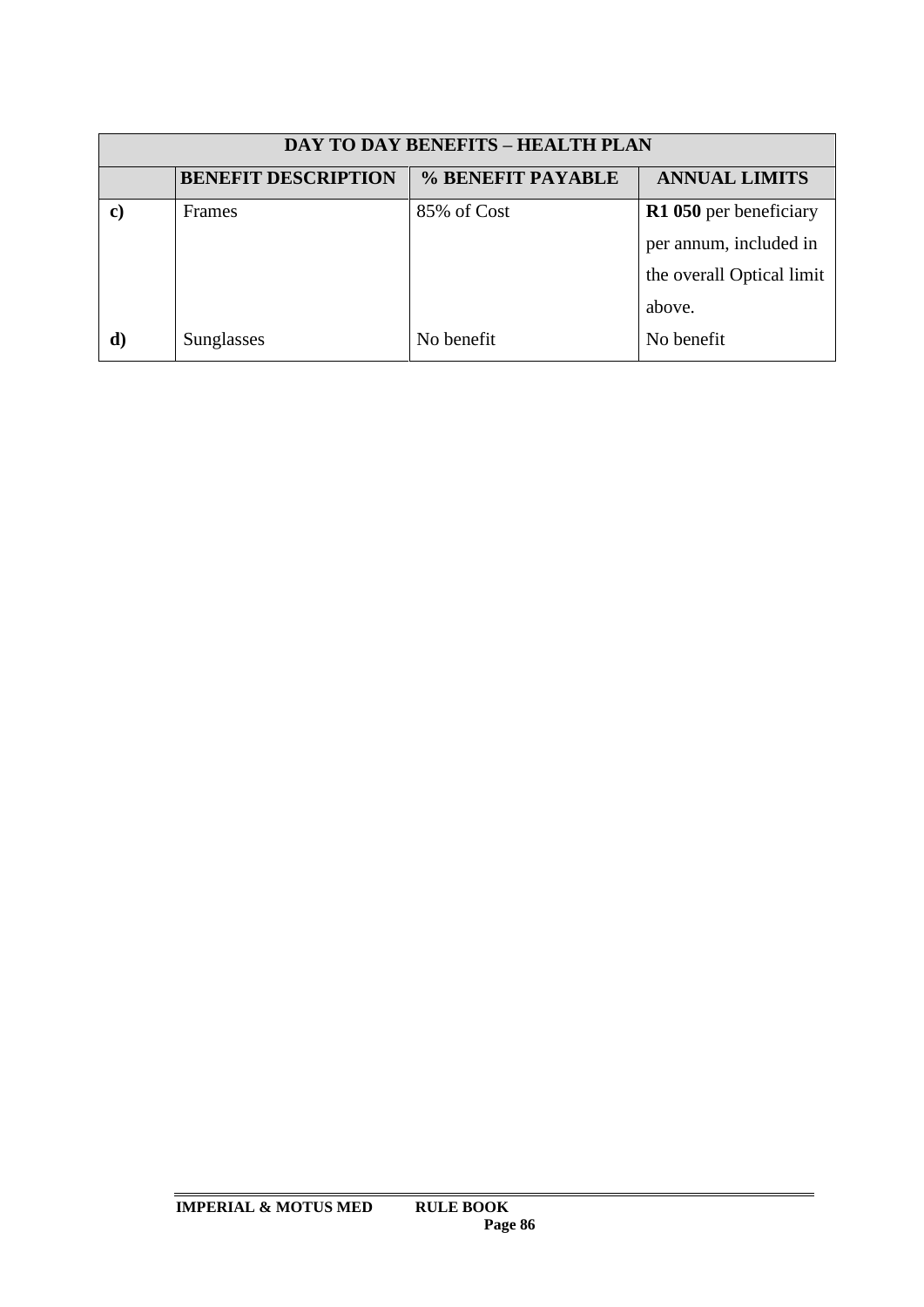| DAY TO DAY BENEFITS – HEALTH PLAN | | | |
|---|---|---|---|
| | **BENEFIT DESCRIPTION** | **% BENEFIT PAYABLE** | **ANNUAL LIMITS** |
| **c)** | Frames | 85% of Cost | **R1 050** per beneficiary per annum, included in the overall Optical limit above. |
| **d)** | Sunglasses | No benefit | No benefit |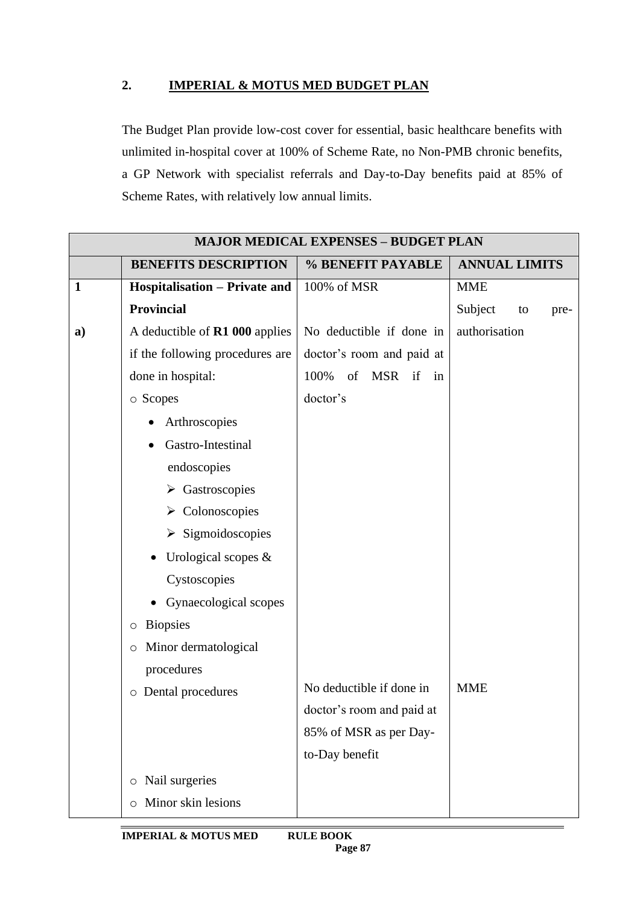## 2. IMPERIAL & MOTUS MED BUDGET PLAN

The Budget Plan provide low-cost cover for essential, basic healthcare benefits with unlimited in-hospital cover at 100% of Scheme Rate, no Non-PMB chronic benefits, a GP Network with specialist referrals and Day-to-Day benefits paid at 85% of Scheme Rates, with relatively low annual limits.

| MAJOR MEDICAL EXPENSES – BUDGET PLAN | | | |
|---|---|---|---|
| | **BENEFITS DESCRIPTION** | **% BENEFIT PAYABLE** | **ANNUAL LIMITS** |
| **1** | **Hospitalisation – Private and Provincial** | 100% of MSR | MME<br>Subject to pre-authorisation |
| **a)** | A deductible of **R1 000** applies if the following procedures are done in hospital:<br>○ Scopes<br>• Arthroscopies<br>• Gastro-Intestinal endoscopies<br>➢ Gastroscopies<br>➢ Colonoscopies<br>➢ Sigmoidoscopies<br>• Urological scopes & Cystoscopies<br>• Gynaecological scopes<br>○ Biopsies<br>○ Minor dermatological procedures | No deductible if done in doctor's room and paid at 100% of MSR if in doctor's | |
| | ○ Dental procedures | No deductible if done in doctor's room and paid at 85% of MSR as per Day-to-Day benefit | MME |
| | ○ Nail surgeries<br>○ Minor skin lesions | | |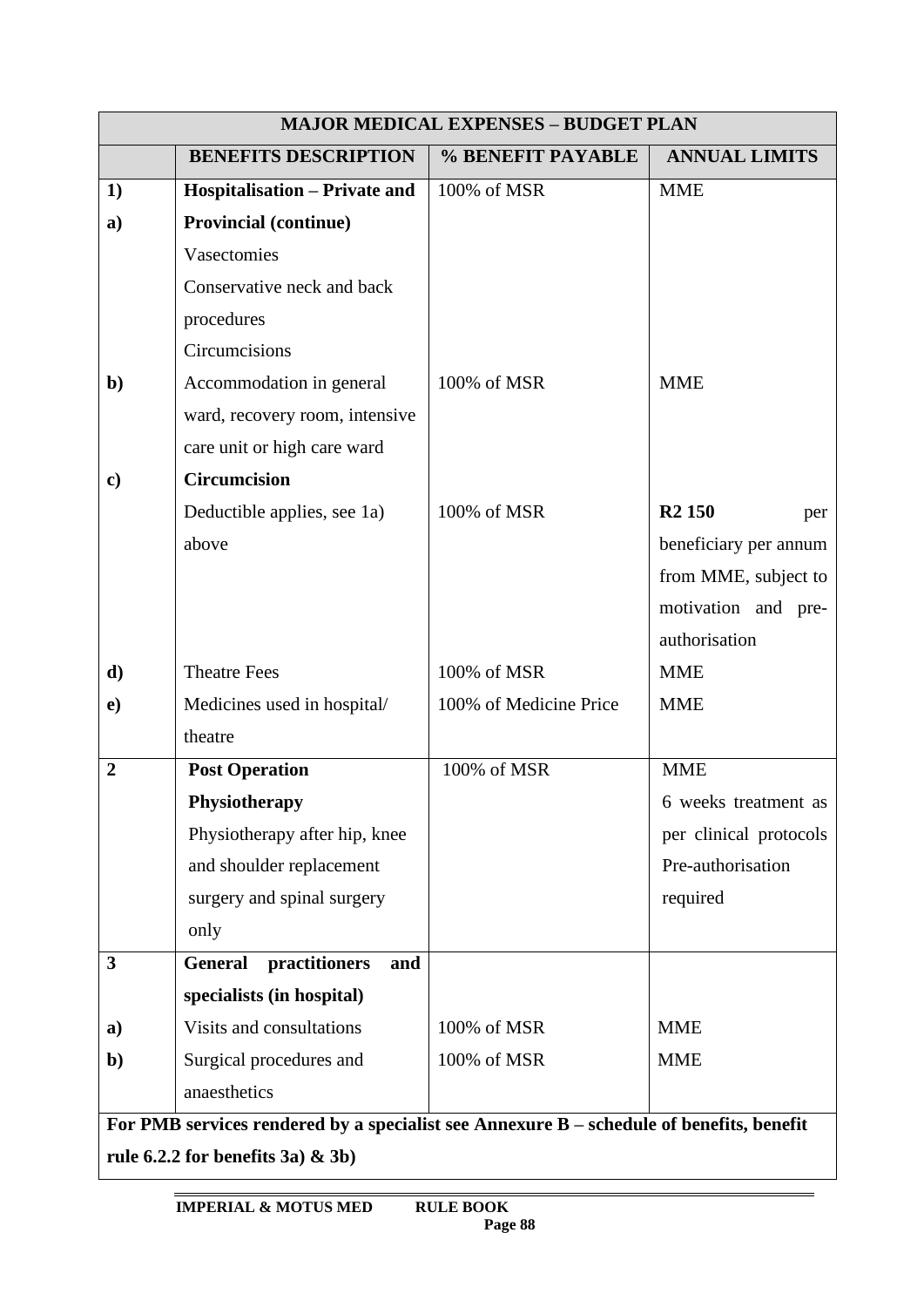| MAJOR MEDICAL EXPENSES – BUDGET PLAN | | | |
|---|---|---|---|
| | **BENEFITS DESCRIPTION** | **% BENEFIT PAYABLE** | **ANNUAL LIMITS** |
| **1)** | **Hospitalisation – Private and** | 100% of MSR | MME |
| **a)** | **Provincial (continue)**<br>Vasectomies<br>Conservative neck and back procedures<br>Circumcisions | | |
| **b)** | Accommodation in general ward, recovery room, intensive care unit or high care ward | 100% of MSR | MME |
| **c)** | **Circumcision** | | |
| | Deductible applies, see 1a) above | 100% of MSR | **R2 150** per beneficiary per annum from MME, subject to motivation and pre-authorisation |
| **d)** | Theatre Fees | 100% of MSR | MME |
| **e)** | Medicines used in hospital/ theatre | 100% of Medicine Price | MME |
| **2** | **Post Operation Physiotherapy**<br>Physiotherapy after hip, knee and shoulder replacement surgery and spinal surgery only | 100% of MSR | MME<br>6 weeks treatment as per clinical protocols<br>Pre-authorisation required |
| **3** | **General practitioners and specialists (in hospital)** | | |
| **a)** | Visits and consultations | 100% of MSR | MME |
| **b)** | Surgical procedures and anaesthetics | 100% of MSR | MME |
| **For PMB services rendered by a specialist see Annexure B – schedule of benefits, benefit rule 6.2.2 for benefits 3a) & 3b)** | | | |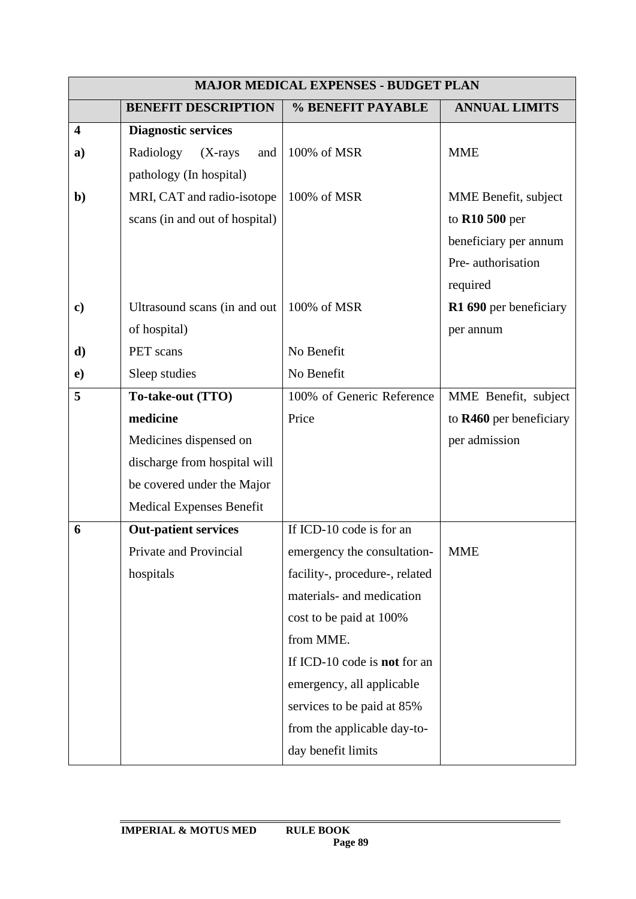| MAJOR MEDICAL EXPENSES - BUDGET PLAN | | | |
|---|---|---|---|
| | **BENEFIT DESCRIPTION** | **% BENEFIT PAYABLE** | **ANNUAL LIMITS** |
| **4** | **Diagnostic services** | | |
| **a)** | Radiology (X-rays and pathology (In hospital) | 100% of MSR | MME |
| **b)** | MRI, CAT and radio-isotope scans (in and out of hospital) | 100% of MSR | MME Benefit, subject to **R10 500** per beneficiary per annum Pre- authorisation required |
| **c)** | Ultrasound scans (in and out of hospital) | 100% of MSR | **R1 690** per beneficiary per annum |
| **d)** | PET scans | No Benefit | |
| **e)** | Sleep studies | No Benefit | |
| **5** | **To-take-out (TTO) medicine** Medicines dispensed on discharge from hospital will be covered under the Major Medical Expenses Benefit | 100% of Generic Reference Price | MME Benefit, subject to **R460** per beneficiary per admission |
| **6** | **Out-patient services** Private and Provincial hospitals | If ICD-10 code is for an emergency the consultation-facility-, procedure-, related materials- and medication cost to be paid at 100% from MME. If ICD-10 code is **not** for an emergency, all applicable services to be paid at 85% from the applicable day-to-day benefit limits | MME |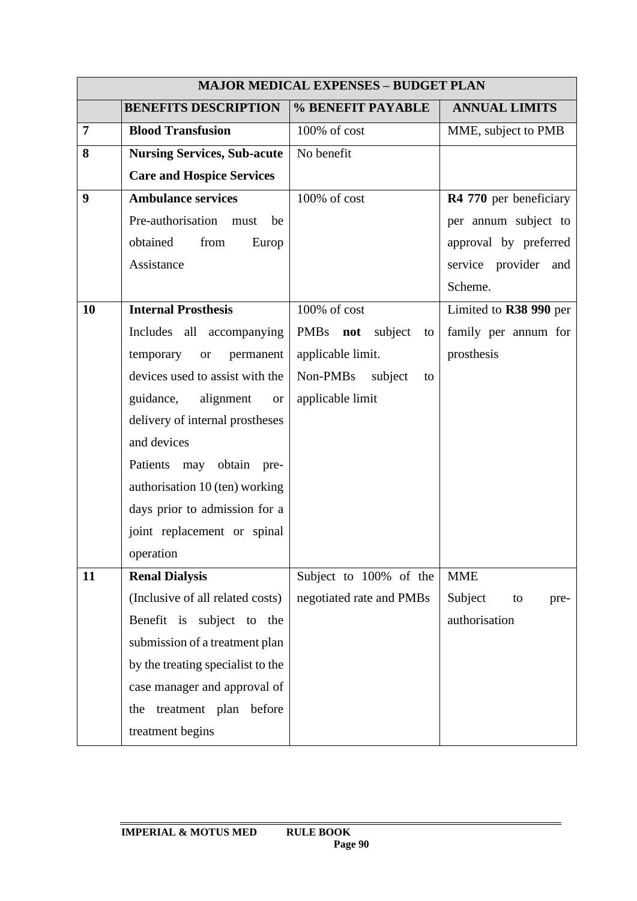| MAJOR MEDICAL EXPENSES – BUDGET PLAN | | | |
|---|---|---|---|
| | **BENEFITS DESCRIPTION** | **% BENEFIT PAYABLE** | **ANNUAL LIMITS** |
| **7** | **Blood Transfusion** | 100% of cost | MME, subject to PMB |
| **8** | **Nursing Services, Sub-acute Care and Hospice Services** | No benefit | |
| **9** | **Ambulance services**<br>Pre-authorisation must be obtained from Europ Assistance | 100% of cost | **R4 770** per beneficiary per annum subject to approval by preferred service provider and Scheme. |
| **10** | **Internal Prosthesis**<br>Includes all accompanying temporary or permanent devices used to assist with the guidance, alignment or delivery of internal prostheses and devices<br>Patients may obtain pre-authorisation 10 (ten) working days prior to admission for a joint replacement or spinal operation | 100% of cost<br>PMBs **not** subject to applicable limit.<br>Non-PMBs subject to applicable limit | Limited to **R38 990** per family per annum for prosthesis |
| **11** | **Renal Dialysis**<br>(Inclusive of all related costs)<br>Benefit is subject to the submission of a treatment plan by the treating specialist to the case manager and approval of the treatment plan before treatment begins | Subject to 100% of the negotiated rate and PMBs | MME<br>Subject to pre-authorisation |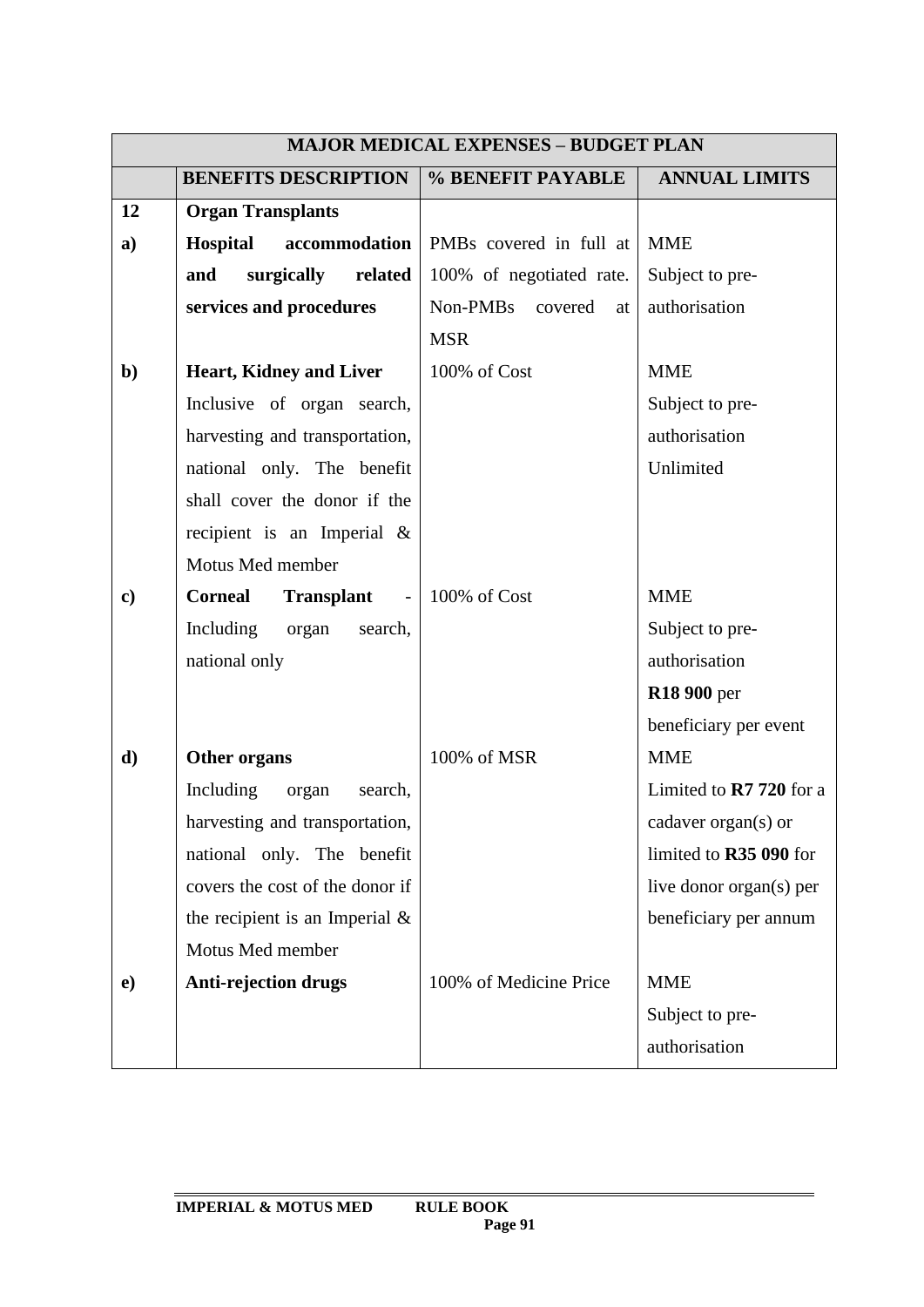| MAJOR MEDICAL EXPENSES – BUDGET PLAN | | | |
|---|---|---|---|
| | **BENEFITS DESCRIPTION** | **% BENEFIT PAYABLE** | **ANNUAL LIMITS** |
| **12** | **Organ Transplants** | | |
| **a)** | **Hospital accommodation and surgically related services and procedures** | PMBs covered in full at 100% of negotiated rate. Non-PMBs covered at MSR | MME<br>Subject to pre-authorisation |
| **b)** | **Heart, Kidney and Liver**<br>Inclusive of organ search, harvesting and transportation, national only. The benefit shall cover the donor if the recipient is an Imperial & Motus Med member | 100% of Cost | MME<br>Subject to pre-authorisation<br>Unlimited |
| **c)** | **Corneal Transplant** - Including organ search, national only | 100% of Cost | MME<br>Subject to pre-authorisation<br>**R18 900** per beneficiary per event |
| **d)** | **Other organs**<br>Including organ search, harvesting and transportation, national only. The benefit covers the cost of the donor if the recipient is an Imperial & Motus Med member | 100% of MSR | MME<br>Limited to **R7 720** for a cadaver organ(s) or limited to **R35 090** for live donor organ(s) per beneficiary per annum |
| **e)** | **Anti-rejection drugs** | 100% of Medicine Price | MME<br>Subject to pre-authorisation |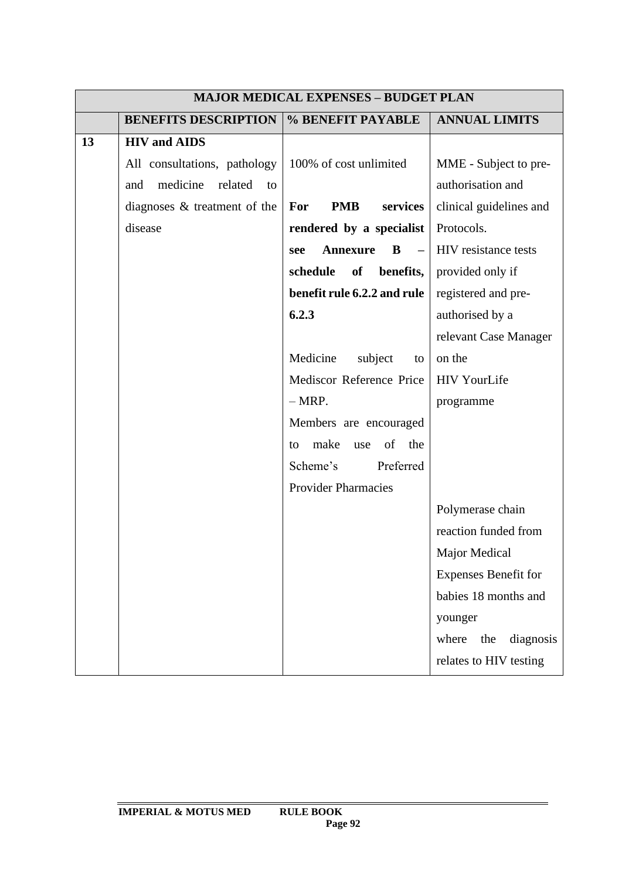| MAJOR MEDICAL EXPENSES – BUDGET PLAN | | | |
|---|---|---|---|
| | **BENEFITS DESCRIPTION** | **% BENEFIT PAYABLE** | **ANNUAL LIMITS** |
| **13** | **HIV and AIDS**<br>All consultations, pathology and medicine related to diagnoses & treatment of the disease | 100% of cost unlimited<br><br>**For PMB services rendered by a specialist see Annexure B – schedule of benefits, benefit rule 6.2.2 and rule 6.2.3**<br><br>Medicine subject to Mediscor Reference Price – MRP.<br>Members are encouraged to make use of the Scheme's Preferred Provider Pharmacies | MME - Subject to pre-authorisation and clinical guidelines and Protocols.<br>HIV resistance tests provided only if registered and pre-authorised by a relevant Case Manager on the HIV YourLife programme<br><br>Polymerase chain reaction funded from Major Medical Expenses Benefit for babies 18 months and younger where the diagnosis relates to HIV testing |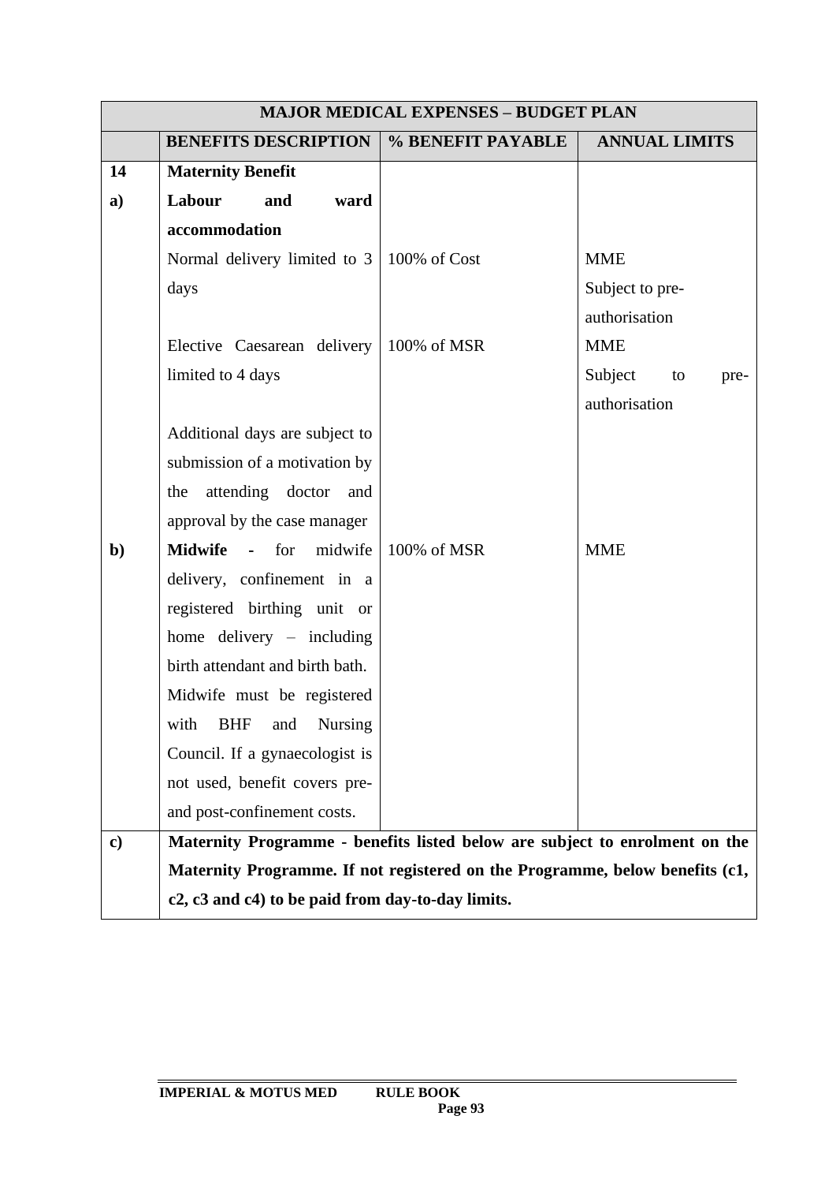| MAJOR MEDICAL EXPENSES – BUDGET PLAN | | | |
|---|---|---|---|
| | **BENEFITS DESCRIPTION** | **% BENEFIT PAYABLE** | **ANNUAL LIMITS** |
| **14** | **Maternity Benefit** | | |
| **a)** | **Labour and ward accommodation** | | |
| | Normal delivery limited to 3 days | 100% of Cost | MME Subject to pre-authorisation |
| | Elective Caesarean delivery limited to 4 days | 100% of MSR | MME Subject to pre-authorisation |
| | Additional days are subject to submission of a motivation by the attending doctor and approval by the case manager | | |
| **b)** | **Midwife** - for midwife delivery, confinement in a registered birthing unit or home delivery – including birth attendant and birth bath. Midwife must be registered with BHF and Nursing Council. If a gynaecologist is not used, benefit covers pre- and post-confinement costs. | 100% of MSR | MME |
| **c)** | **Maternity Programme - benefits listed below are subject to enrolment on the Maternity Programme. If not registered on the Programme, below benefits (c1, c2, c3 and c4) to be paid from day-to-day limits.** | | |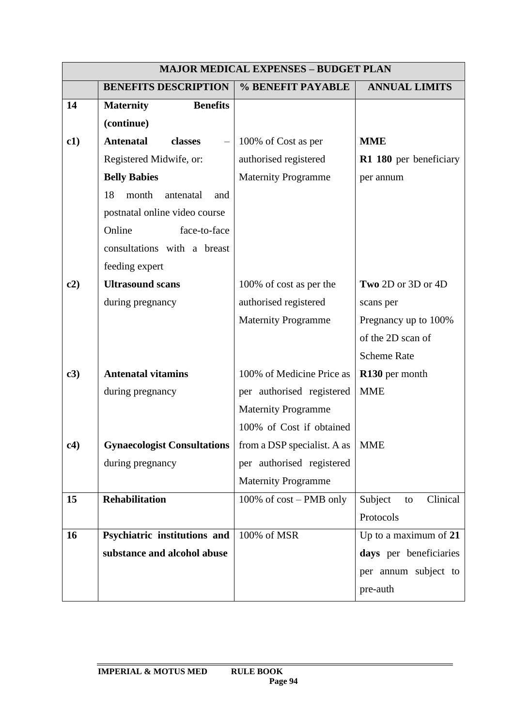| MAJOR MEDICAL EXPENSES – BUDGET PLAN | | | |
|---|---|---|---|
| | **BENEFITS DESCRIPTION** | **% BENEFIT PAYABLE** | **ANNUAL LIMITS** |
| **14** | **Maternity Benefits (continue)** | | |
| **c1)** | **Antenatal classes** – Registered Midwife, or: **Belly Babies** 18 month antenatal and postnatal online video course Online face-to-face consultations with a breast feeding expert | 100% of Cost as per authorised registered Maternity Programme | **MME** **R1 180** per beneficiary per annum |
| **c2)** | **Ultrasound scans** during pregnancy | 100% of cost as per the authorised registered Maternity Programme | **Two** 2D or 3D or 4D scans per Pregnancy up to 100% of the 2D scan of Scheme Rate |
| **c3)** | **Antenatal vitamins** during pregnancy | 100% of Medicine Price as per authorised registered Maternity Programme | **R130** per month MME |
| **c4)** | **Gynaecologist Consultations** during pregnancy | 100% of Cost if obtained from a DSP specialist. A as per authorised registered Maternity Programme | MME |
| **15** | **Rehabilitation** | 100% of cost – PMB only | Subject to Clinical Protocols |
| **16** | **Psychiatric institutions and substance and alcohol abuse** | 100% of MSR | Up to a maximum of **21 days** per beneficiaries per annum subject to pre-auth |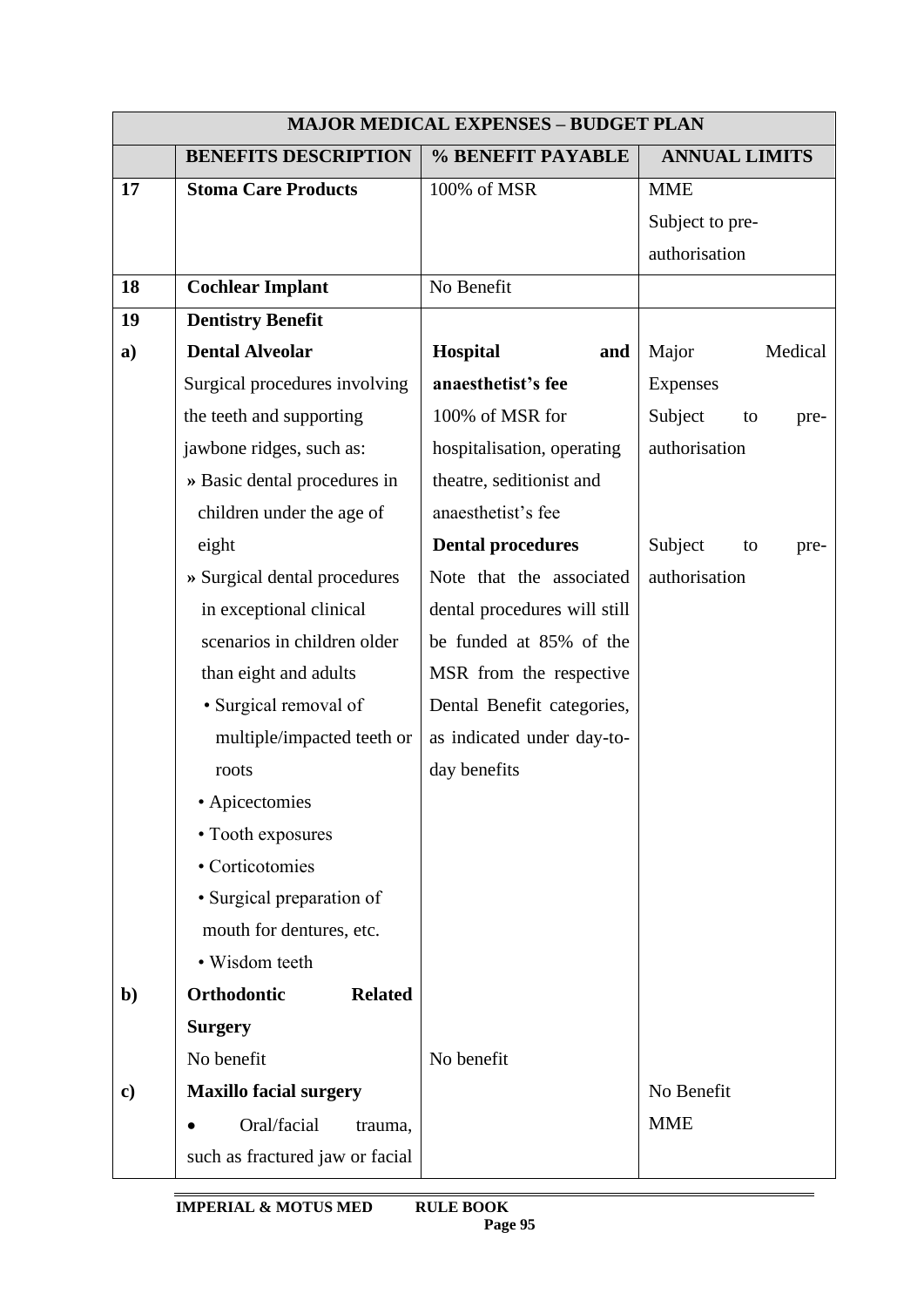| MAJOR MEDICAL EXPENSES – BUDGET PLAN | | | |
|---|---|---|---|
| | **BENEFITS DESCRIPTION** | **% BENEFIT PAYABLE** | **ANNUAL LIMITS** |
| **17** | **Stoma Care Products** | 100% of MSR | MME<br>Subject to pre-authorisation |
| **18** | **Cochlear Implant** | No Benefit | |
| **19** | **Dentistry Benefit** | | |
| **a)** | **Dental Alveolar**<br>Surgical procedures involving the teeth and supporting jawbone ridges, such as:<br>» Basic dental procedures in children under the age of eight<br>» Surgical dental procedures in exceptional clinical scenarios in children older than eight and adults<br>• Surgical removal of multiple/impacted teeth or roots<br>• Apicectomies<br>• Tooth exposures<br>• Corticotomies<br>• Surgical preparation of mouth for dentures, etc.<br>• Wisdom teeth | **Hospital and anaesthetist's fee**<br>100% of MSR for hospitalisation, operating theatre, seditionist and anaesthetist's fee<br>**Dental procedures**<br>Note that the associated dental procedures will still be funded at 85% of the MSR from the respective Dental Benefit categories, as indicated under day-to-day benefits | Major Medical Expenses<br>Subject to pre-authorisation<br><br>Subject to pre-authorisation |
| **b)** | **Orthodontic Related Surgery**<br>No benefit | No benefit | |
| **c)** | **Maxillo facial surgery**<br>• Oral/facial trauma, such as fractured jaw or facial | | No Benefit<br>MME |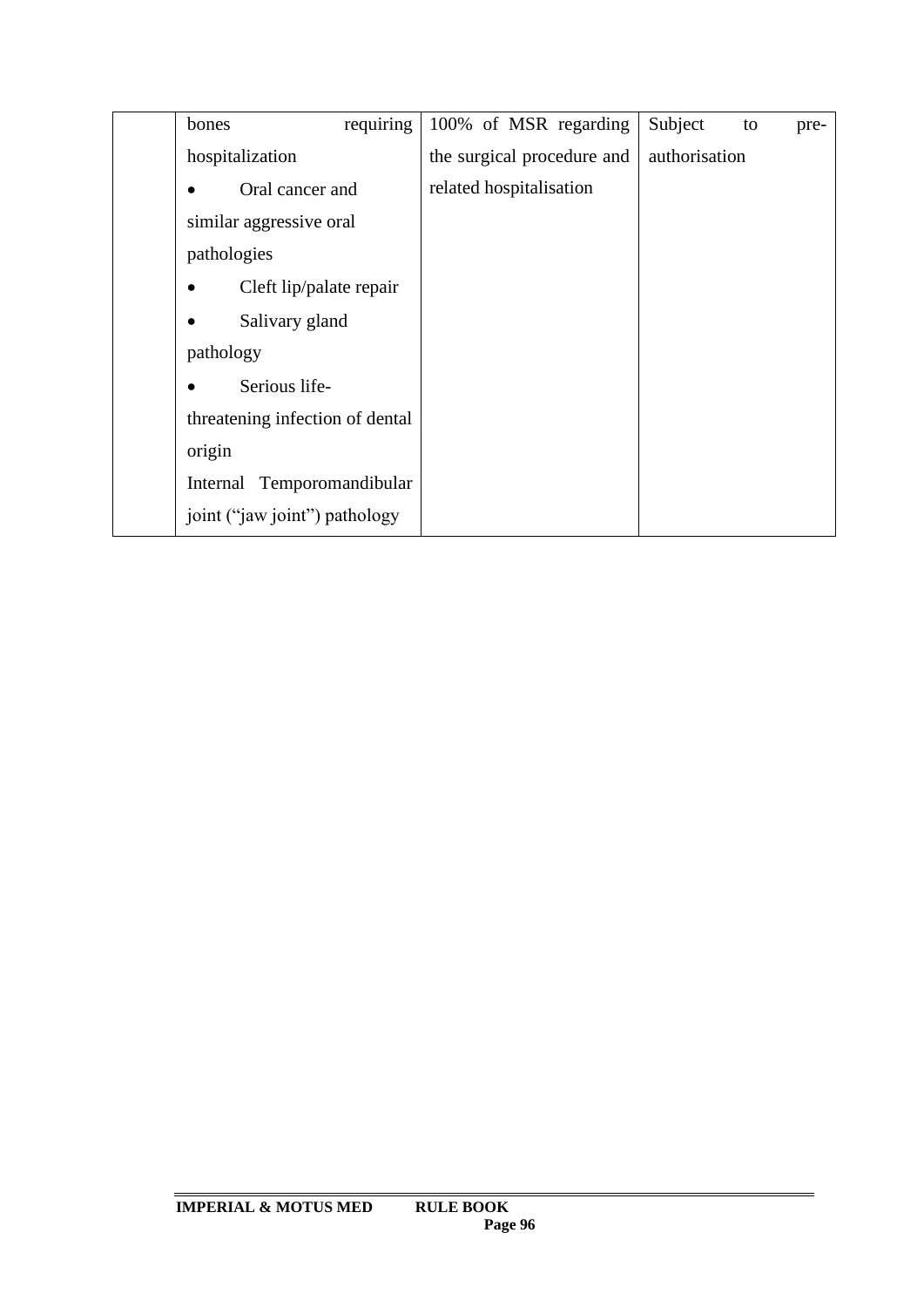| | | | |
|---|---|---|---|
| | bones requiring hospitalization<br>• Oral cancer and similar aggressive oral pathologies<br>• Cleft lip/palate repair<br>• Salivary gland pathology<br>• Serious life-threatening infection of dental origin<br>Internal Temporomandibular joint ("jaw joint") pathology | 100% of MSR regarding the surgical procedure and related hospitalisation | Subject to pre-authorisation |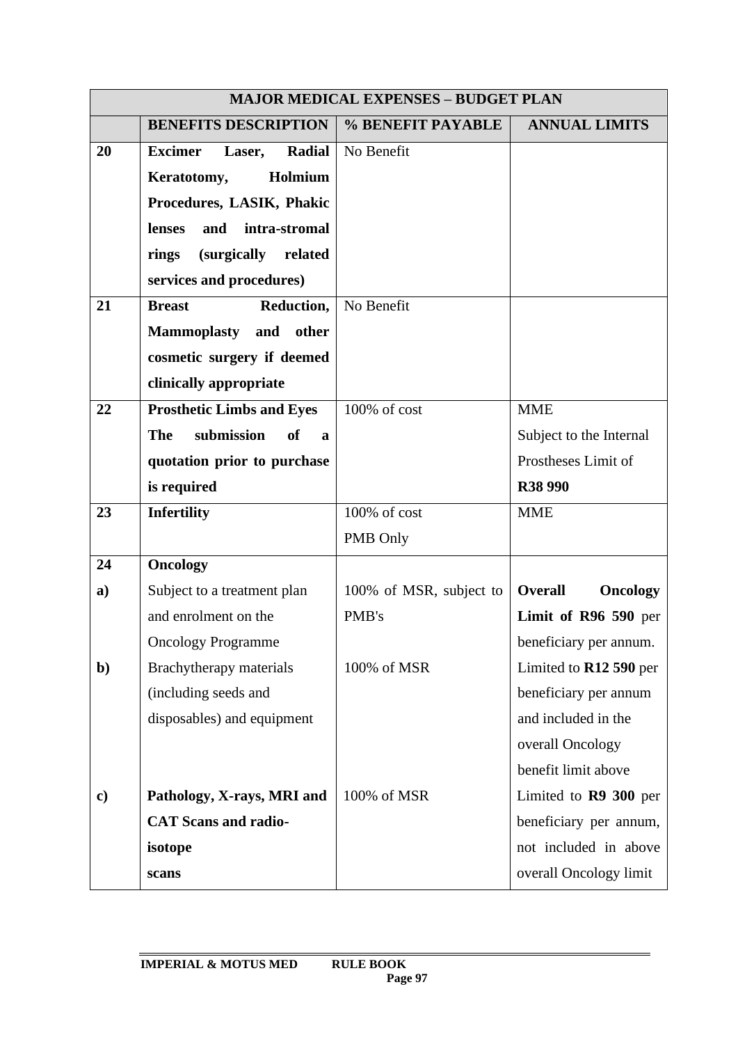| MAJOR MEDICAL EXPENSES – BUDGET PLAN | | | |
|---|---|---|---|
| | **BENEFITS DESCRIPTION** | **% BENEFIT PAYABLE** | **ANNUAL LIMITS** |
| **20** | **Excimer Laser, Radial Keratotomy, Holmium Procedures, LASIK, Phakic lenses and intra-stromal rings (surgically related services and procedures)** | No Benefit | |
| **21** | **Breast Reduction, Mammoplasty and other cosmetic surgery if deemed clinically appropriate** | No Benefit | |
| **22** | **Prosthetic Limbs and Eyes The submission of a quotation prior to purchase is required** | 100% of cost | MME Subject to the Internal Prostheses Limit of **R38 990** |
| **23** | **Infertility** | 100% of cost PMB Only | MME |
| **24** | **Oncology** | | |
| **a)** | Subject to a treatment plan and enrolment on the Oncology Programme | 100% of MSR, subject to PMB's | **Overall Oncology Limit of R96 590** per beneficiary per annum. |
| **b)** | Brachytherapy materials (including seeds and disposables) and equipment | 100% of MSR | Limited to **R12 590** per beneficiary per annum and included in the overall Oncology benefit limit above |
| **c)** | **Pathology, X-rays, MRI and CAT Scans and radio-isotope scans** | 100% of MSR | Limited to **R9 300** per beneficiary per annum, not included in above overall Oncology limit |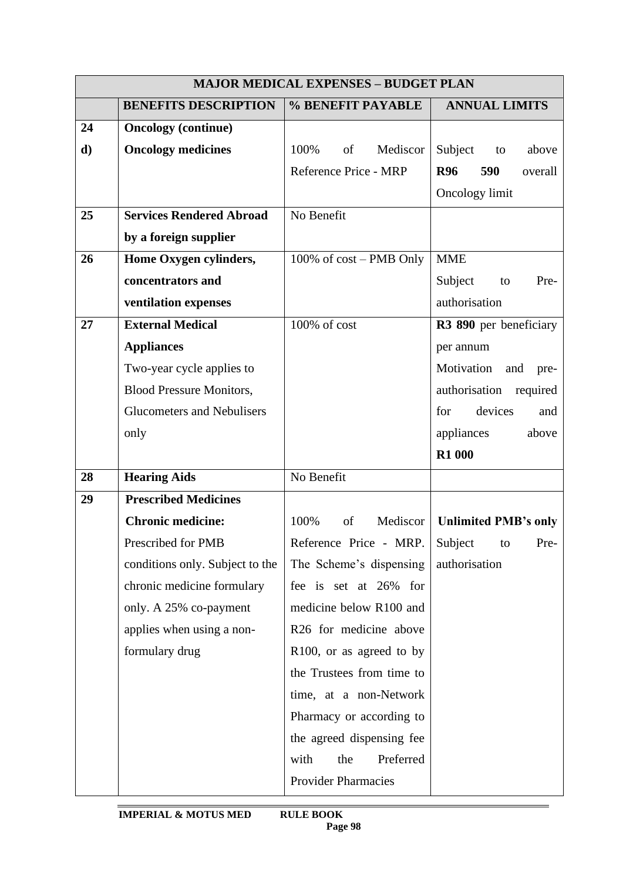| MAJOR MEDICAL EXPENSES – BUDGET PLAN | | | |
|---|---|---|---|
| | **BENEFITS DESCRIPTION** | **% BENEFIT PAYABLE** | **ANNUAL LIMITS** |
| **24** | **Oncology (continue)** | | |
| **d)** | **Oncology medicines** | 100% of Mediscor Reference Price - MRP | Subject to above **R96 590** overall Oncology limit |
| **25** | **Services Rendered Abroad by a foreign supplier** | No Benefit | |
| **26** | **Home Oxygen cylinders, concentrators and ventilation expenses** | 100% of cost – PMB Only | MME<br>Subject to Pre-authorisation |
| **27** | **External Medical Appliances**<br>Two-year cycle applies to Blood Pressure Monitors, Glucometers and Nebulisers only | 100% of cost | **R3 890** per beneficiary per annum<br>Motivation and pre-authorisation required for devices and appliances above **R1 000** |
| **28** | **Hearing Aids** | No Benefit | |
| **29** | **Prescribed Medicines** | | |
| | **Chronic medicine:**<br>Prescribed for PMB conditions only. Subject to the chronic medicine formulary only. A 25% co-payment applies when using a non-formulary drug | 100% of Mediscor Reference Price - MRP. The Scheme's dispensing fee is set at 26% for medicine below R100 and R26 for medicine above R100, or as agreed to by the Trustees from time to time, at a non-Network Pharmacy or according to the agreed dispensing fee with the Preferred Provider Pharmacies | **Unlimited PMB's only**<br>Subject to Pre-authorisation |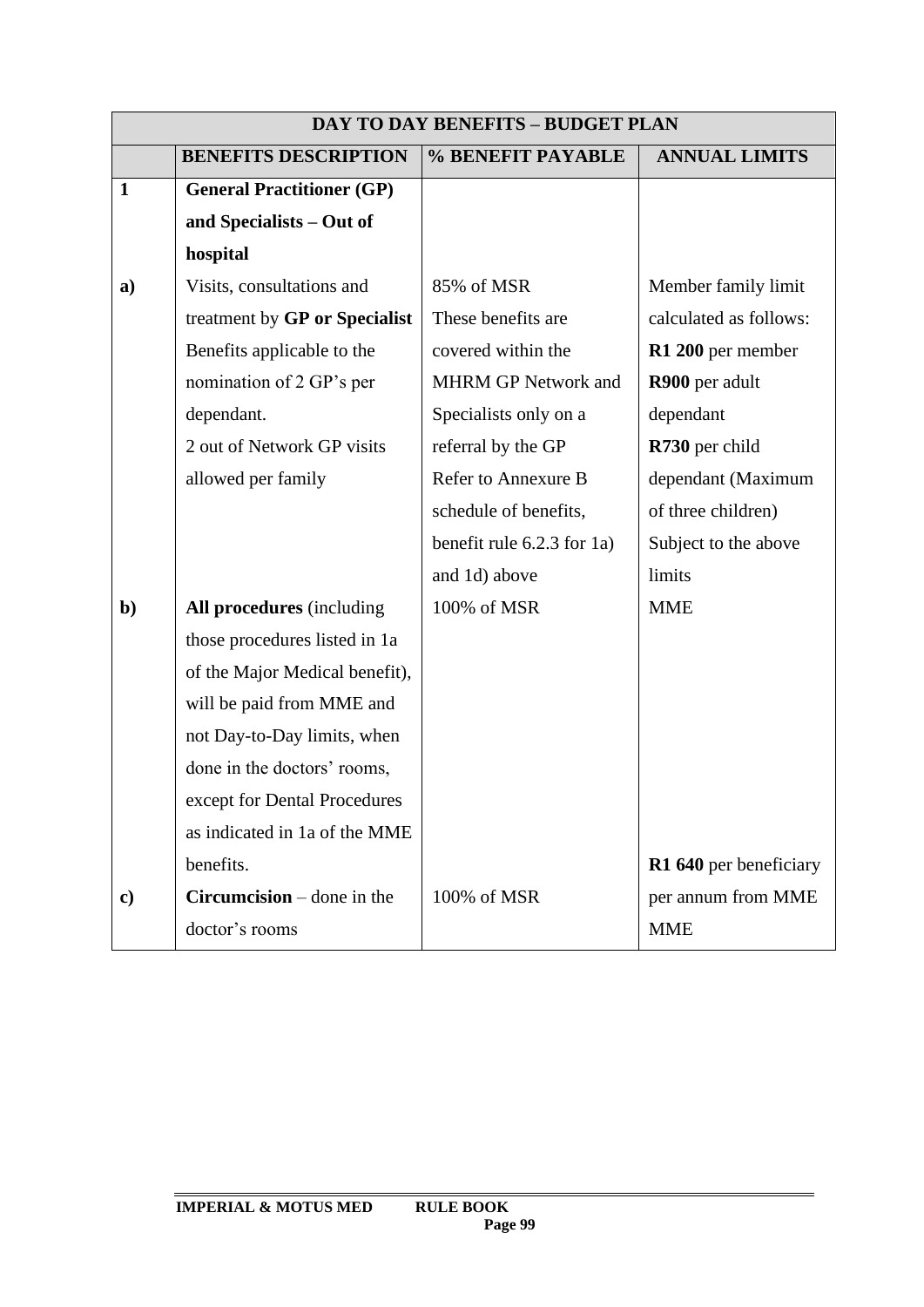| DAY TO DAY BENEFITS – BUDGET PLAN | | | |
|---|---|---|---|
| | **BENEFITS DESCRIPTION** | **% BENEFIT PAYABLE** | **ANNUAL LIMITS** |
| **1** | **General Practitioner (GP) and Specialists – Out of hospital** | | |
| **a)** | Visits, consultations and treatment by **GP or Specialist** Benefits applicable to the nomination of 2 GP's per dependant. 2 out of Network GP visits allowed per family | 85% of MSR These benefits are covered within the MHRM GP Network and Specialists only on a referral by the GP Refer to Annexure B schedule of benefits, benefit rule 6.2.3 for 1a) and 1d) above | Member family limit calculated as follows: **R1 200** per member **R900** per adult dependant **R730** per child dependant (Maximum of three children) Subject to the above limits |
| **b)** | **All procedures** (including those procedures listed in 1a of the Major Medical benefit), will be paid from MME and not Day-to-Day limits, when done in the doctors' rooms, except for Dental Procedures as indicated in 1a of the MME benefits. | 100% of MSR | MME |
| **c)** | **Circumcision** – done in the doctor's rooms | 100% of MSR | **R1 640** per beneficiary per annum from MME MME |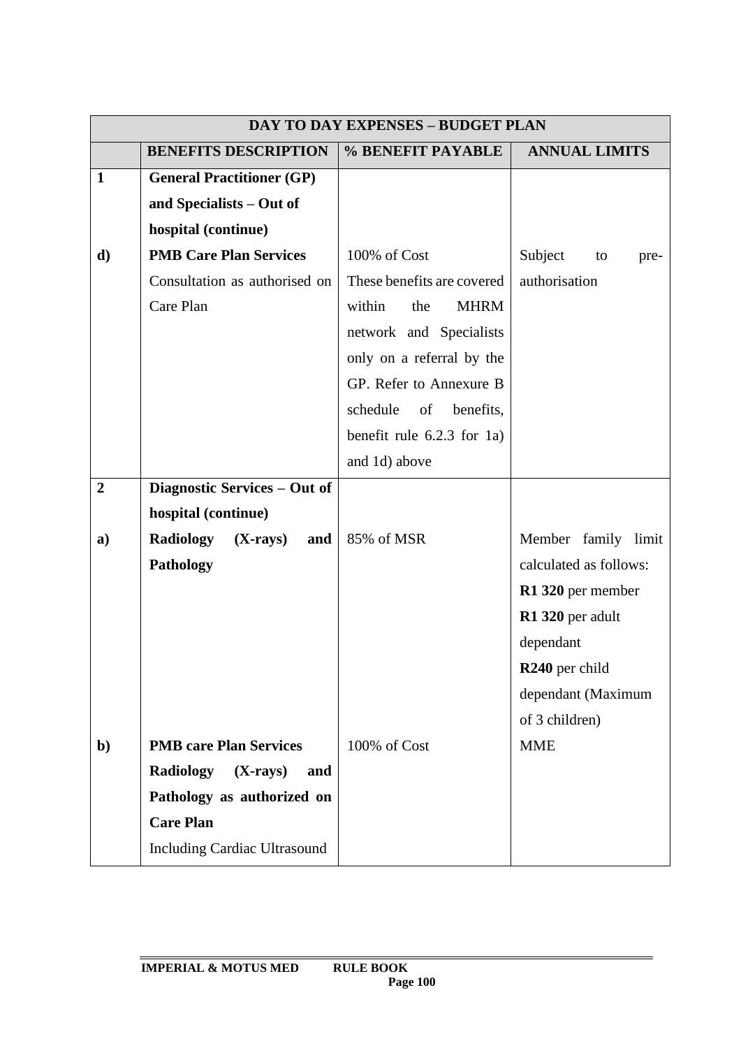| DAY TO DAY EXPENSES – BUDGET PLAN | | | |
|---|---|---|---|
| | **BENEFITS DESCRIPTION** | **% BENEFIT PAYABLE** | **ANNUAL LIMITS** |
| **1** | **General Practitioner (GP) and Specialists – Out of hospital (continue)** | | |
| **d)** | **PMB Care Plan Services** Consultation as authorised on Care Plan | 100% of Cost These benefits are covered within the MHRM network and Specialists only on a referral by the GP. Refer to Annexure B schedule of benefits, benefit rule 6.2.3 for 1a) and 1d) above | Subject to pre-authorisation |
| **2** | **Diagnostic Services – Out of hospital (continue)** | | |
| **a)** | **Radiology (X-rays) and Pathology** | 85% of MSR | Member family limit calculated as follows: **R1 320** per member **R1 320** per adult dependant **R240** per child dependant (Maximum of 3 children) |
| **b)** | **PMB care Plan Services Radiology (X-rays) and Pathology as authorized on Care Plan** Including Cardiac Ultrasound | 100% of Cost | MME |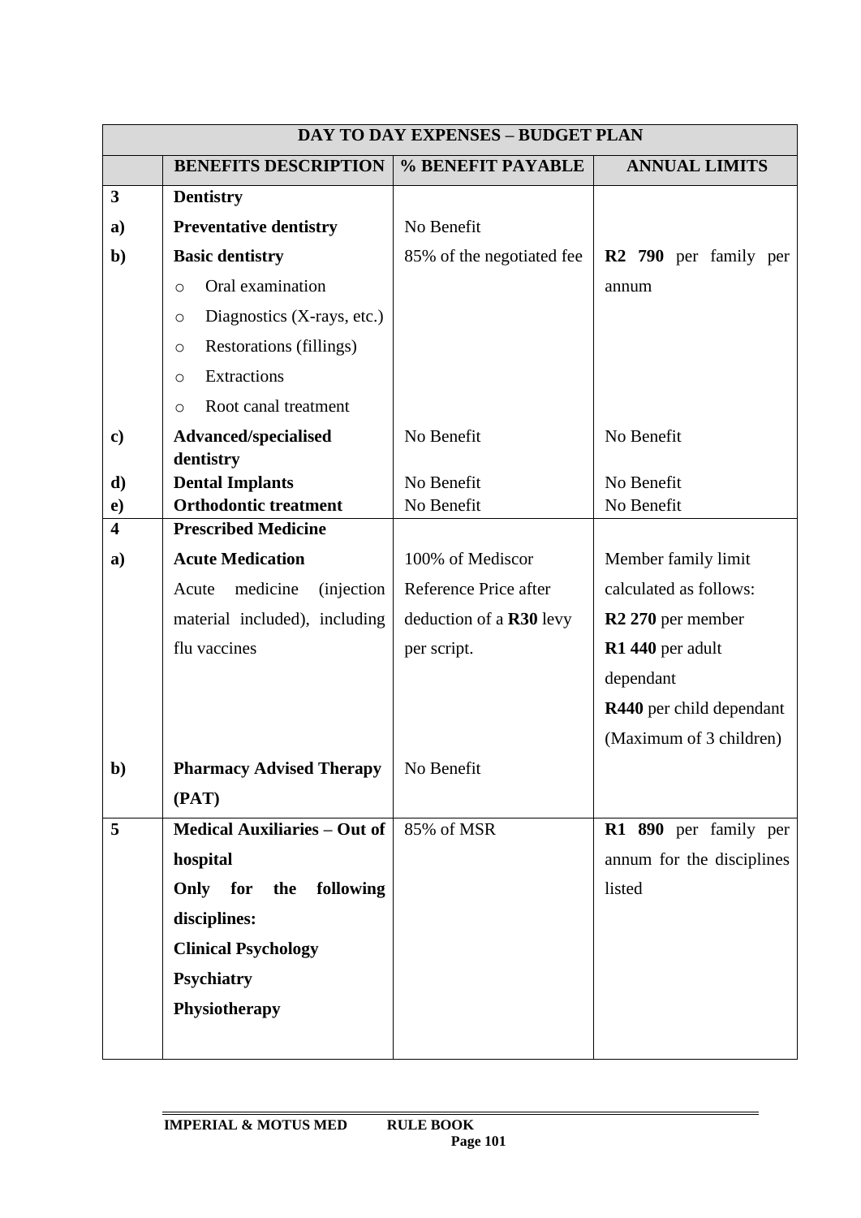| DAY TO DAY EXPENSES – BUDGET PLAN | | | |
|---|---|---|---|
| | **BENEFITS DESCRIPTION** | **% BENEFIT PAYABLE** | **ANNUAL LIMITS** |
| **3** | **Dentistry** | | |
| **a)** | **Preventative dentistry** | No Benefit | |
| **b)** | **Basic dentistry**<br>○ Oral examination<br>○ Diagnostics (X-rays, etc.)<br>○ Restorations (fillings)<br>○ Extractions<br>○ Root canal treatment | 85% of the negotiated fee | **R2 790** per family per annum |
| **c)** | **Advanced/specialised dentistry** | No Benefit | No Benefit |
| **d)** | **Dental Implants** | No Benefit | No Benefit |
| **e)** | **Orthodontic treatment** | No Benefit | No Benefit |
| **4** | **Prescribed Medicine** | | |
| **a)** | **Acute Medication**<br>Acute medicine (injection material included), including flu vaccines | 100% of Mediscor Reference Price after deduction of a **R30** levy per script. | Member family limit calculated as follows:<br>**R2 270** per member<br>**R1 440** per adult dependant<br>**R440** per child dependant (Maximum of 3 children) |
| **b)** | **Pharmacy Advised Therapy (PAT)** | No Benefit | |
| **5** | **Medical Auxiliaries – Out of hospital**<br>**Only for the following disciplines:**<br>**Clinical Psychology**<br>**Psychiatry**<br>**Physiotherapy** | 85% of MSR | **R1 890** per family per annum for the disciplines listed |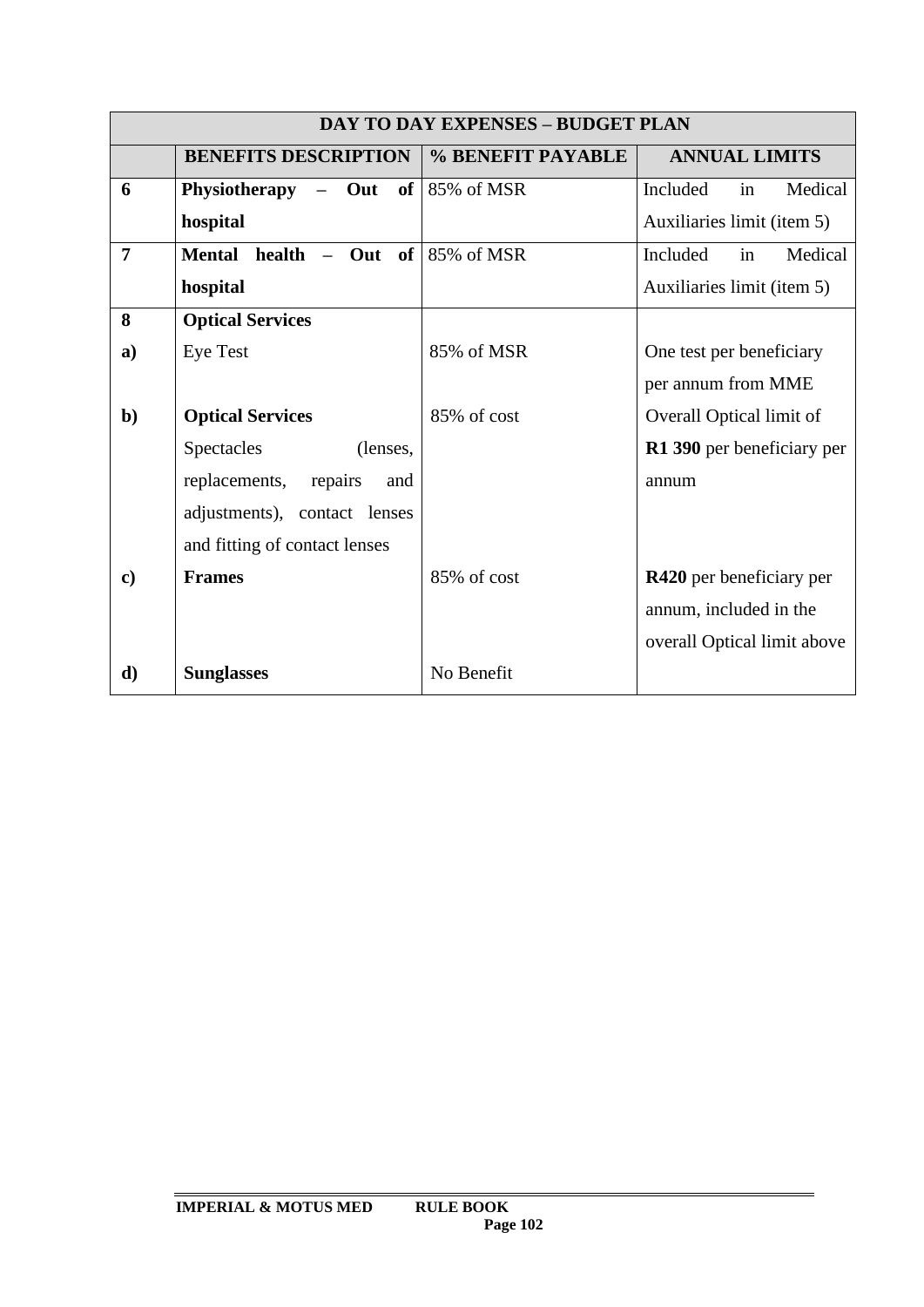| DAY TO DAY EXPENSES – BUDGET PLAN | | | |
|---|---|---|---|
| | **BENEFITS DESCRIPTION** | **% BENEFIT PAYABLE** | **ANNUAL LIMITS** |
| **6** | **Physiotherapy – Out of hospital** | 85% of MSR | Included in Medical Auxiliaries limit (item 5) |
| **7** | **Mental health – Out of hospital** | 85% of MSR | Included in Medical Auxiliaries limit (item 5) |
| **8** | **Optical Services** | | |
| **a)** | Eye Test | 85% of MSR | One test per beneficiary per annum from MME |
| **b)** | **Optical Services** Spectacles (lenses, replacements, repairs and adjustments), contact lenses and fitting of contact lenses | 85% of cost | Overall Optical limit of **R1 390** per beneficiary per annum |
| **c)** | **Frames** | 85% of cost | **R420** per beneficiary per annum, included in the overall Optical limit above |
| **d)** | **Sunglasses** | No Benefit | |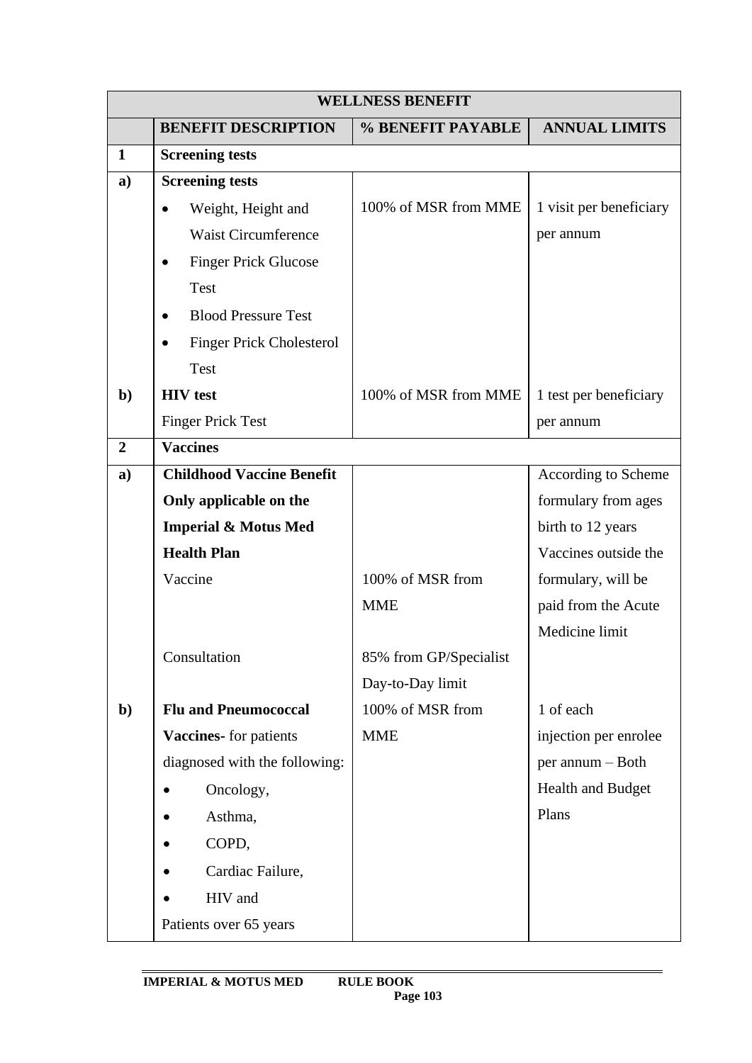| WELLNESS BENEFIT | | | |
|---|---|---|---|
| | **BENEFIT DESCRIPTION** | **% BENEFIT PAYABLE** | **ANNUAL LIMITS** |
| **1** | **Screening tests** | | |
| **a)** | **Screening tests**<br>• Weight, Height and Waist Circumference<br>• Finger Prick Glucose Test<br>• Blood Pressure Test<br>• Finger Prick Cholesterol Test | 100% of MSR from MME | 1 visit per beneficiary per annum |
| **b)** | **HIV test**<br>Finger Prick Test | 100% of MSR from MME | 1 test per beneficiary per annum |
| **2** | **Vaccines** | | |
| **a)** | **Childhood Vaccine Benefit Only applicable on the Imperial & Motus Med Health Plan**<br>Vaccine<br><br>Consultation | <br><br><br><br>100% of MSR from MME<br><br>85% from GP/Specialist Day-to-Day limit | According to Scheme formulary from ages birth to 12 years Vaccines outside the formulary, will be paid from the Acute Medicine limit |
| **b)** | **Flu and Pneumococcal Vaccines-** for patients diagnosed with the following:<br>• Oncology,<br>• Asthma,<br>• COPD,<br>• Cardiac Failure,<br>• HIV and<br>Patients over 65 years | 100% of MSR from MME | 1 of each injection per enrolee per annum – Both Health and Budget Plans |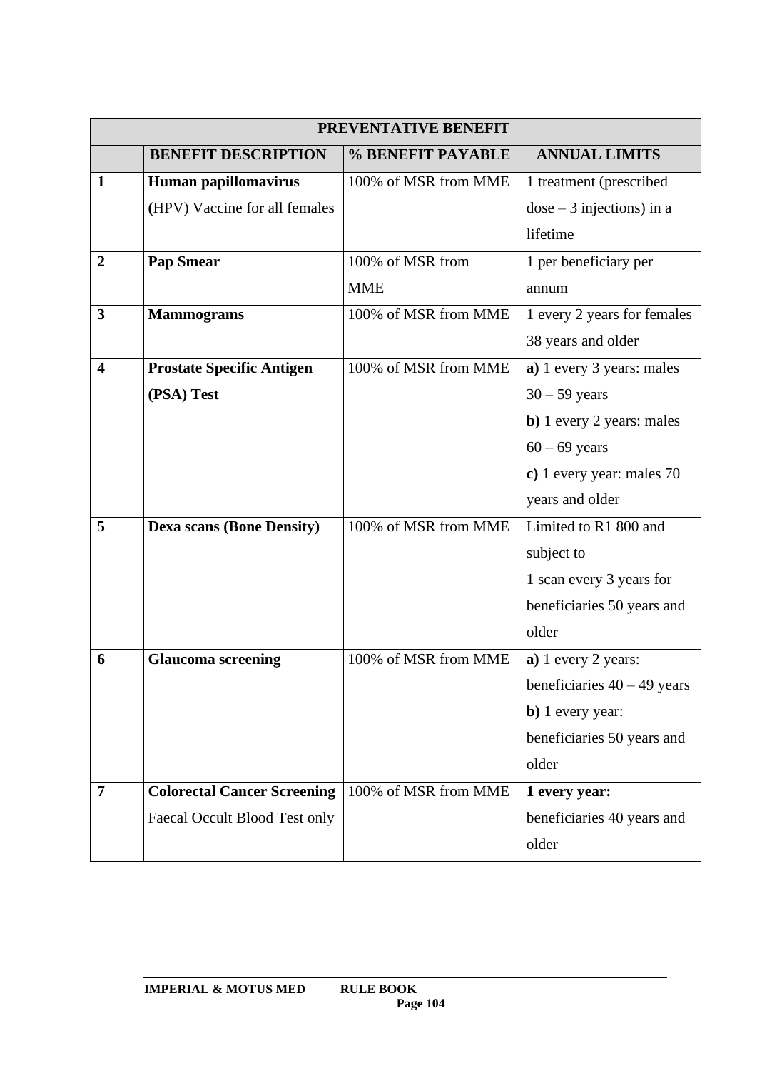| PREVENTATIVE BENEFIT | | | |
|---|---|---|---|
| | **BENEFIT DESCRIPTION** | **% BENEFIT PAYABLE** | **ANNUAL LIMITS** |
| **1** | **Human papillomavirus (**HPV) Vaccine for all females | 100% of MSR from MME | 1 treatment (prescribed dose – 3 injections) in a lifetime |
| **2** | **Pap Smear** | 100% of MSR from MME | 1 per beneficiary per annum |
| **3** | **Mammograms** | 100% of MSR from MME | 1 every 2 years for females 38 years and older |
| **4** | **Prostate Specific Antigen (PSA) Test** | 100% of MSR from MME | **a)** 1 every 3 years: males 30 – 59 years<br>**b)** 1 every 2 years: males 60 – 69 years<br>**c)** 1 every year: males 70 years and older |
| **5** | **Dexa scans (Bone Density)** | 100% of MSR from MME | Limited to R1 800 and subject to<br>1 scan every 3 years for beneficiaries 50 years and older |
| **6** | **Glaucoma screening** | 100% of MSR from MME | **a)** 1 every 2 years: beneficiaries 40 – 49 years<br>**b)** 1 every year: beneficiaries 50 years and older |
| **7** | **Colorectal Cancer Screening** Faecal Occult Blood Test only | 100% of MSR from MME | **1 every year:** beneficiaries 40 years and older |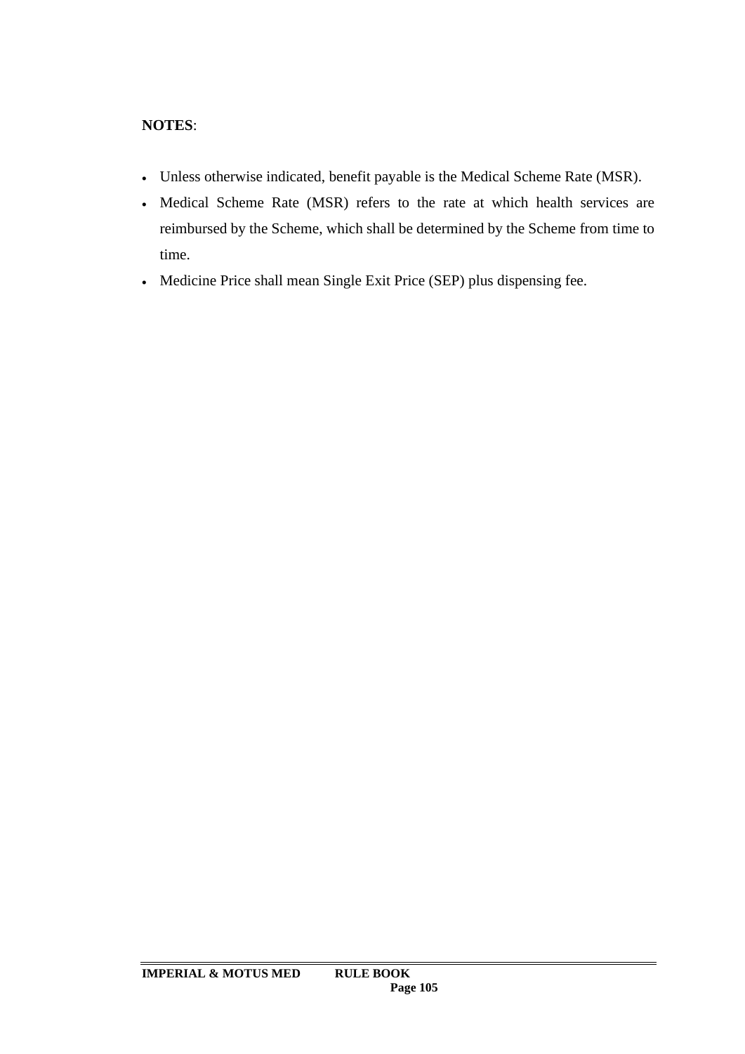**NOTES**:

- Unless otherwise indicated, benefit payable is the Medical Scheme Rate (MSR).
- Medical Scheme Rate (MSR) refers to the rate at which health services are reimbursed by the Scheme, which shall be determined by the Scheme from time to time.
- Medicine Price shall mean Single Exit Price (SEP) plus dispensing fee.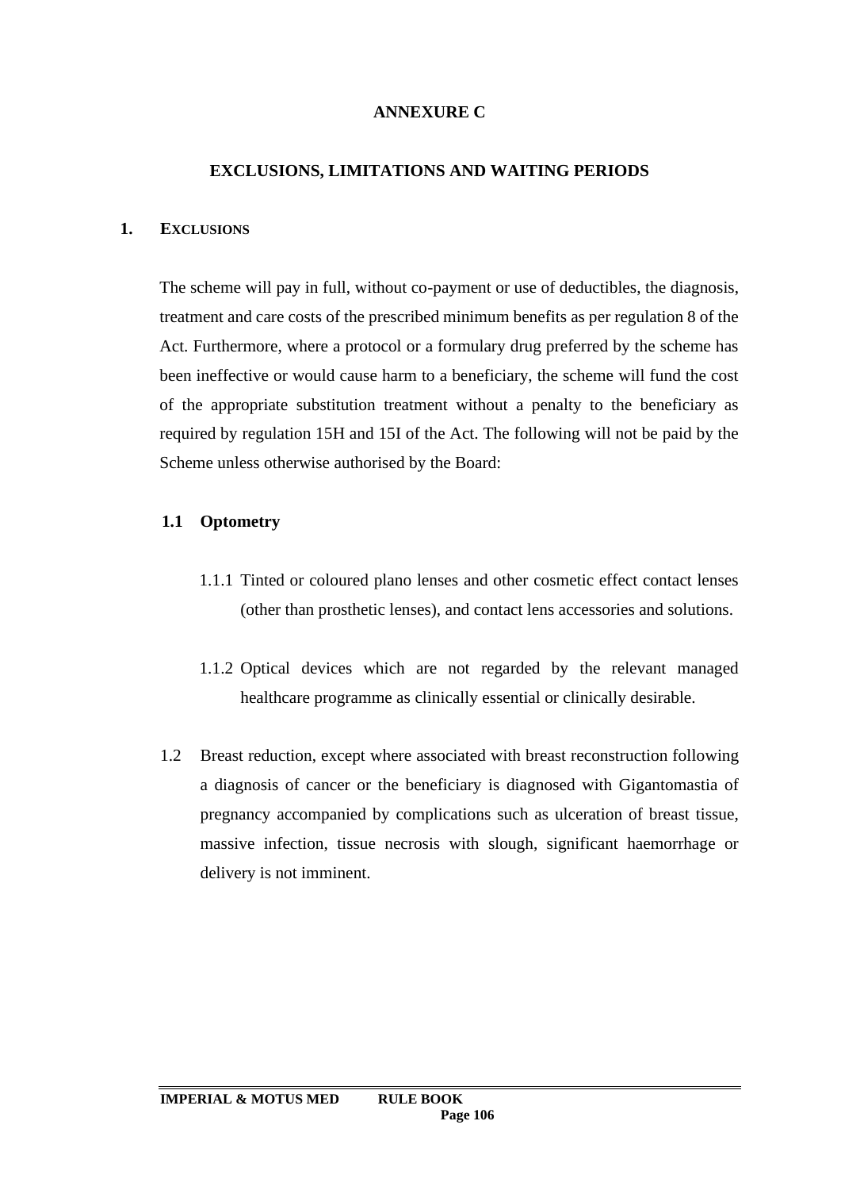# ANNEXURE C

## EXCLUSIONS, LIMITATIONS AND WAITING PERIODS

### 1. EXCLUSIONS

The scheme will pay in full, without co-payment or use of deductibles, the diagnosis, treatment and care costs of the prescribed minimum benefits as per regulation 8 of the Act. Furthermore, where a protocol or a formulary drug preferred by the scheme has been ineffective or would cause harm to a beneficiary, the scheme will fund the cost of the appropriate substitution treatment without a penalty to the beneficiary as required by regulation 15H and 15I of the Act. The following will not be paid by the Scheme unless otherwise authorised by the Board:

**1.1 Optometry**

1.1.1 Tinted or coloured plano lenses and other cosmetic effect contact lenses (other than prosthetic lenses), and contact lens accessories and solutions.

1.1.2 Optical devices which are not regarded by the relevant managed healthcare programme as clinically essential or clinically desirable.

1.2 Breast reduction, except where associated with breast reconstruction following a diagnosis of cancer or the beneficiary is diagnosed with Gigantomastia of pregnancy accompanied by complications such as ulceration of breast tissue, massive infection, tissue necrosis with slough, significant haemorrhage or delivery is not imminent.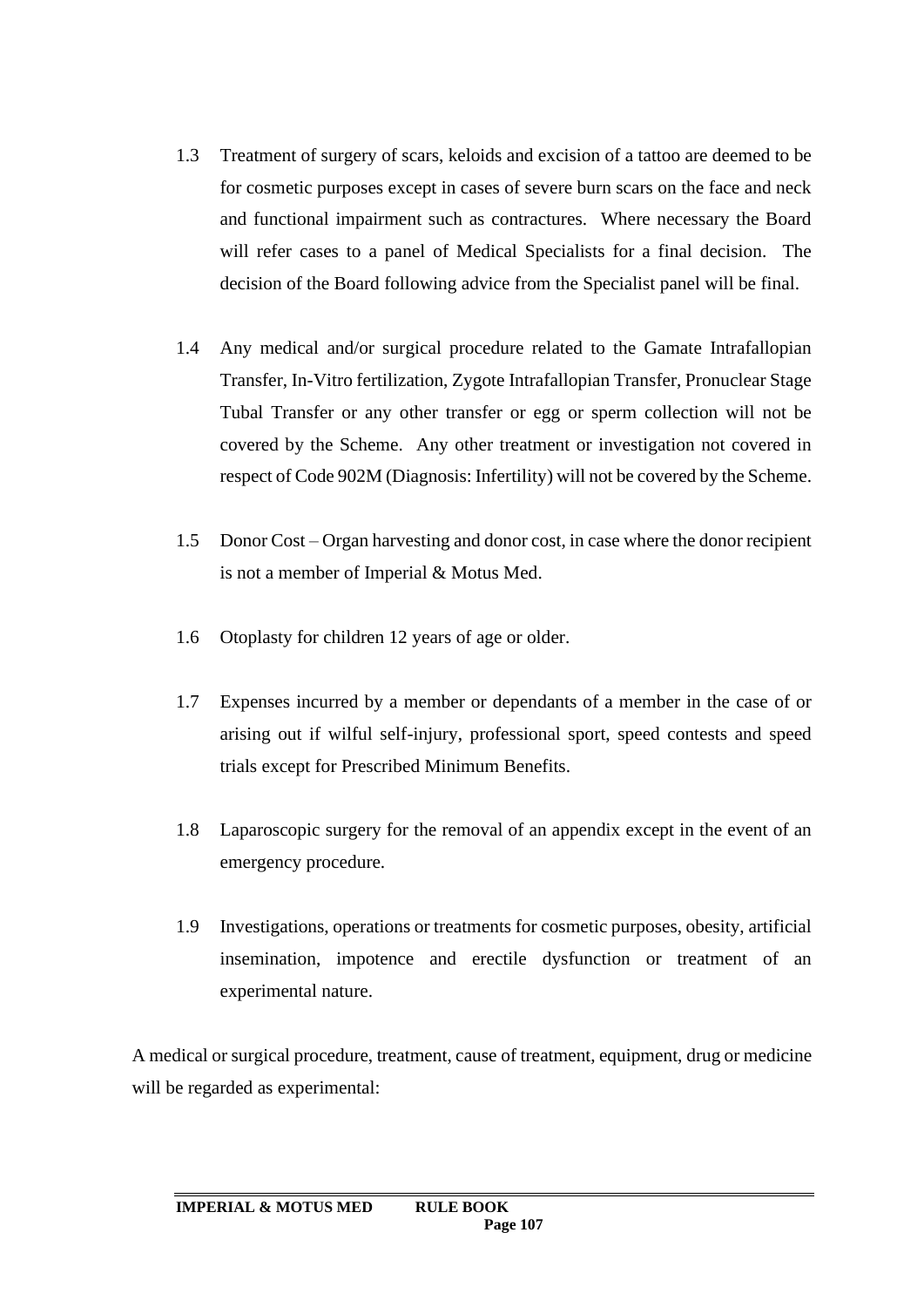1.3 Treatment of surgery of scars, keloids and excision of a tattoo are deemed to be for cosmetic purposes except in cases of severe burn scars on the face and neck and functional impairment such as contractures. Where necessary the Board will refer cases to a panel of Medical Specialists for a final decision. The decision of the Board following advice from the Specialist panel will be final.

1.4 Any medical and/or surgical procedure related to the Gamate Intrafallopian Transfer, In-Vitro fertilization, Zygote Intrafallopian Transfer, Pronuclear Stage Tubal Transfer or any other transfer or egg or sperm collection will not be covered by the Scheme. Any other treatment or investigation not covered in respect of Code 902M (Diagnosis: Infertility) will not be covered by the Scheme.

1.5 Donor Cost – Organ harvesting and donor cost, in case where the donor recipient is not a member of Imperial & Motus Med.

1.6 Otoplasty for children 12 years of age or older.

1.7 Expenses incurred by a member or dependants of a member in the case of or arising out if wilful self-injury, professional sport, speed contests and speed trials except for Prescribed Minimum Benefits.

1.8 Laparoscopic surgery for the removal of an appendix except in the event of an emergency procedure.

1.9 Investigations, operations or treatments for cosmetic purposes, obesity, artificial insemination, impotence and erectile dysfunction or treatment of an experimental nature.

A medical or surgical procedure, treatment, cause of treatment, equipment, drug or medicine will be regarded as experimental: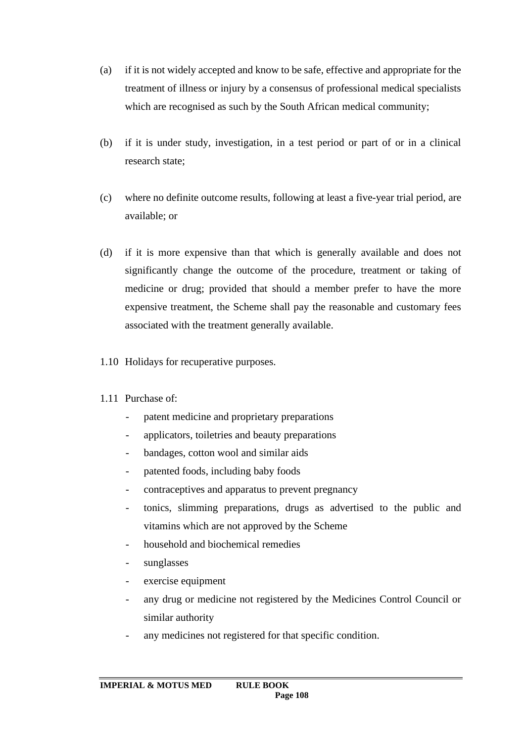(a) if it is not widely accepted and know to be safe, effective and appropriate for the treatment of illness or injury by a consensus of professional medical specialists which are recognised as such by the South African medical community;

(b) if it is under study, investigation, in a test period or part of or in a clinical research state;

(c) where no definite outcome results, following at least a five-year trial period, are available; or

(d) if it is more expensive than that which is generally available and does not significantly change the outcome of the procedure, treatment or taking of medicine or drug; provided that should a member prefer to have the more expensive treatment, the Scheme shall pay the reasonable and customary fees associated with the treatment generally available.

1.10 Holidays for recuperative purposes.

1.11 Purchase of:

- patent medicine and proprietary preparations
- applicators, toiletries and beauty preparations
- bandages, cotton wool and similar aids
- patented foods, including baby foods
- contraceptives and apparatus to prevent pregnancy
- tonics, slimming preparations, drugs as advertised to the public and vitamins which are not approved by the Scheme
- household and biochemical remedies
- sunglasses
- exercise equipment
- any drug or medicine not registered by the Medicines Control Council or similar authority
- any medicines not registered for that specific condition.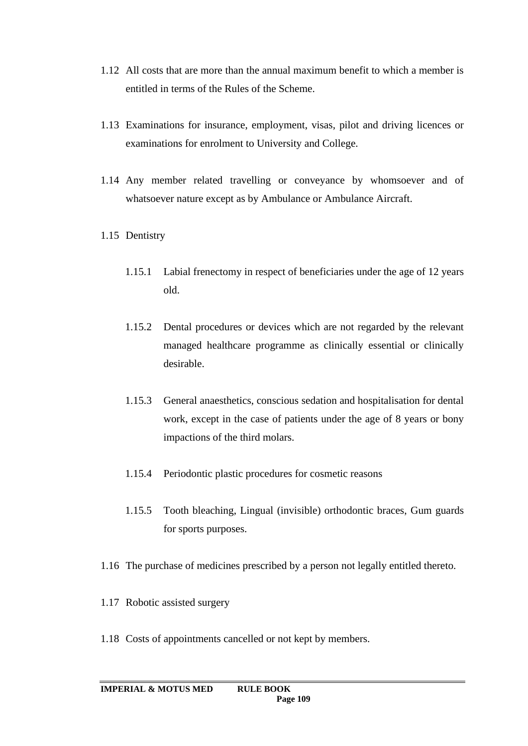1.12 All costs that are more than the annual maximum benefit to which a member is entitled in terms of the Rules of the Scheme.

1.13 Examinations for insurance, employment, visas, pilot and driving licences or examinations for enrolment to University and College.

1.14 Any member related travelling or conveyance by whomsoever and of whatsoever nature except as by Ambulance or Ambulance Aircraft.

1.15 Dentistry

1.15.1 Labial frenectomy in respect of beneficiaries under the age of 12 years old.

1.15.2 Dental procedures or devices which are not regarded by the relevant managed healthcare programme as clinically essential or clinically desirable.

1.15.3 General anaesthetics, conscious sedation and hospitalisation for dental work, except in the case of patients under the age of 8 years or bony impactions of the third molars.

1.15.4 Periodontic plastic procedures for cosmetic reasons

1.15.5 Tooth bleaching, Lingual (invisible) orthodontic braces, Gum guards for sports purposes.

1.16 The purchase of medicines prescribed by a person not legally entitled thereto.

1.17 Robotic assisted surgery

1.18 Costs of appointments cancelled or not kept by members.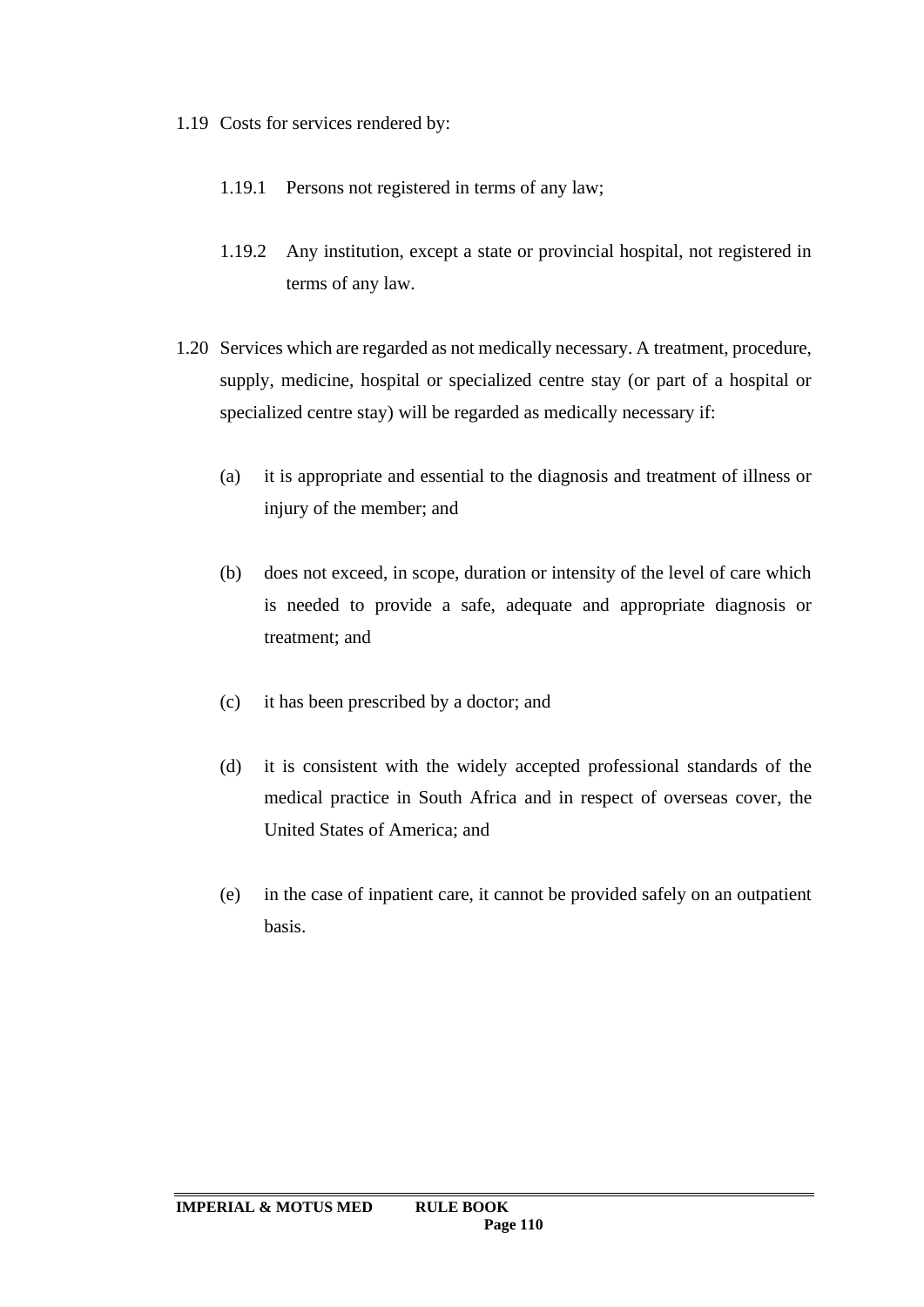1.19 Costs for services rendered by:

1.19.1 Persons not registered in terms of any law;

1.19.2 Any institution, except a state or provincial hospital, not registered in terms of any law.

1.20 Services which are regarded as not medically necessary. A treatment, procedure, supply, medicine, hospital or specialized centre stay (or part of a hospital or specialized centre stay) will be regarded as medically necessary if:

(a) it is appropriate and essential to the diagnosis and treatment of illness or injury of the member; and

(b) does not exceed, in scope, duration or intensity of the level of care which is needed to provide a safe, adequate and appropriate diagnosis or treatment; and

(c) it has been prescribed by a doctor; and

(d) it is consistent with the widely accepted professional standards of the medical practice in South Africa and in respect of overseas cover, the United States of America; and

(e) in the case of inpatient care, it cannot be provided safely on an outpatient basis.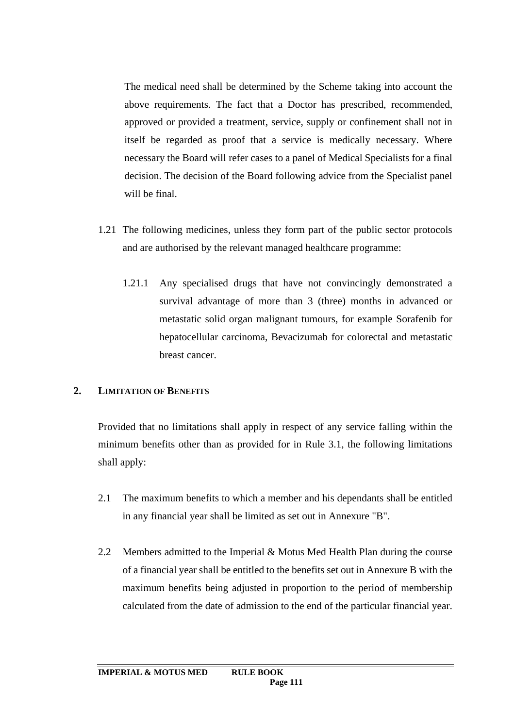The medical need shall be determined by the Scheme taking into account the above requirements. The fact that a Doctor has prescribed, recommended, approved or provided a treatment, service, supply or confinement shall not in itself be regarded as proof that a service is medically necessary. Where necessary the Board will refer cases to a panel of Medical Specialists for a final decision. The decision of the Board following advice from the Specialist panel will be final.

1.21 The following medicines, unless they form part of the public sector protocols and are authorised by the relevant managed healthcare programme:

1.21.1 Any specialised drugs that have not convincingly demonstrated a survival advantage of more than 3 (three) months in advanced or metastatic solid organ malignant tumours, for example Sorafenib for hepatocellular carcinoma, Bevacizumab for colorectal and metastatic breast cancer.

## 2. LIMITATION OF BENEFITS

Provided that no limitations shall apply in respect of any service falling within the minimum benefits other than as provided for in Rule 3.1, the following limitations shall apply:

2.1 The maximum benefits to which a member and his dependants shall be entitled in any financial year shall be limited as set out in Annexure "B".

2.2 Members admitted to the Imperial & Motus Med Health Plan during the course of a financial year shall be entitled to the benefits set out in Annexure B with the maximum benefits being adjusted in proportion to the period of membership calculated from the date of admission to the end of the particular financial year.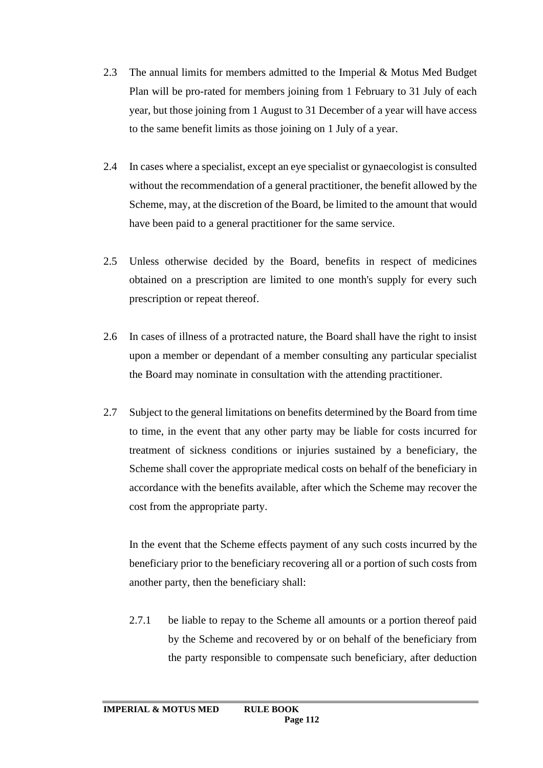2.3 The annual limits for members admitted to the Imperial & Motus Med Budget Plan will be pro-rated for members joining from 1 February to 31 July of each year, but those joining from 1 August to 31 December of a year will have access to the same benefit limits as those joining on 1 July of a year.

2.4 In cases where a specialist, except an eye specialist or gynaecologist is consulted without the recommendation of a general practitioner, the benefit allowed by the Scheme, may, at the discretion of the Board, be limited to the amount that would have been paid to a general practitioner for the same service.

2.5 Unless otherwise decided by the Board, benefits in respect of medicines obtained on a prescription are limited to one month's supply for every such prescription or repeat thereof.

2.6 In cases of illness of a protracted nature, the Board shall have the right to insist upon a member or dependant of a member consulting any particular specialist the Board may nominate in consultation with the attending practitioner.

2.7 Subject to the general limitations on benefits determined by the Board from time to time, in the event that any other party may be liable for costs incurred for treatment of sickness conditions or injuries sustained by a beneficiary, the Scheme shall cover the appropriate medical costs on behalf of the beneficiary in accordance with the benefits available, after which the Scheme may recover the cost from the appropriate party.

In the event that the Scheme effects payment of any such costs incurred by the beneficiary prior to the beneficiary recovering all or a portion of such costs from another party, then the beneficiary shall:

2.7.1 be liable to repay to the Scheme all amounts or a portion thereof paid by the Scheme and recovered by or on behalf of the beneficiary from the party responsible to compensate such beneficiary, after deduction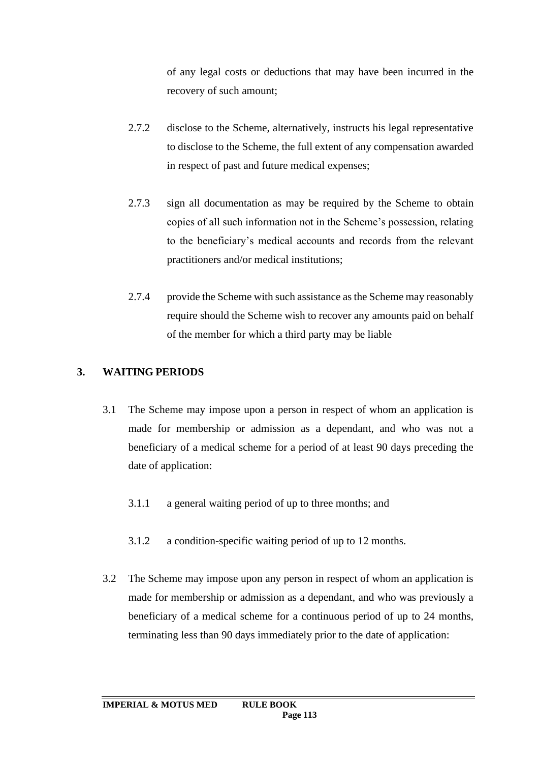of any legal costs or deductions that may have been incurred in the recovery of such amount;

2.7.2 disclose to the Scheme, alternatively, instructs his legal representative to disclose to the Scheme, the full extent of any compensation awarded in respect of past and future medical expenses;

2.7.3 sign all documentation as may be required by the Scheme to obtain copies of all such information not in the Scheme's possession, relating to the beneficiary's medical accounts and records from the relevant practitioners and/or medical institutions;

2.7.4 provide the Scheme with such assistance as the Scheme may reasonably require should the Scheme wish to recover any amounts paid on behalf of the member for which a third party may be liable

## 3. WAITING PERIODS

3.1 The Scheme may impose upon a person in respect of whom an application is made for membership or admission as a dependant, and who was not a beneficiary of a medical scheme for a period of at least 90 days preceding the date of application:

3.1.1 a general waiting period of up to three months; and

3.1.2 a condition-specific waiting period of up to 12 months.

3.2 The Scheme may impose upon any person in respect of whom an application is made for membership or admission as a dependant, and who was previously a beneficiary of a medical scheme for a continuous period of up to 24 months, terminating less than 90 days immediately prior to the date of application: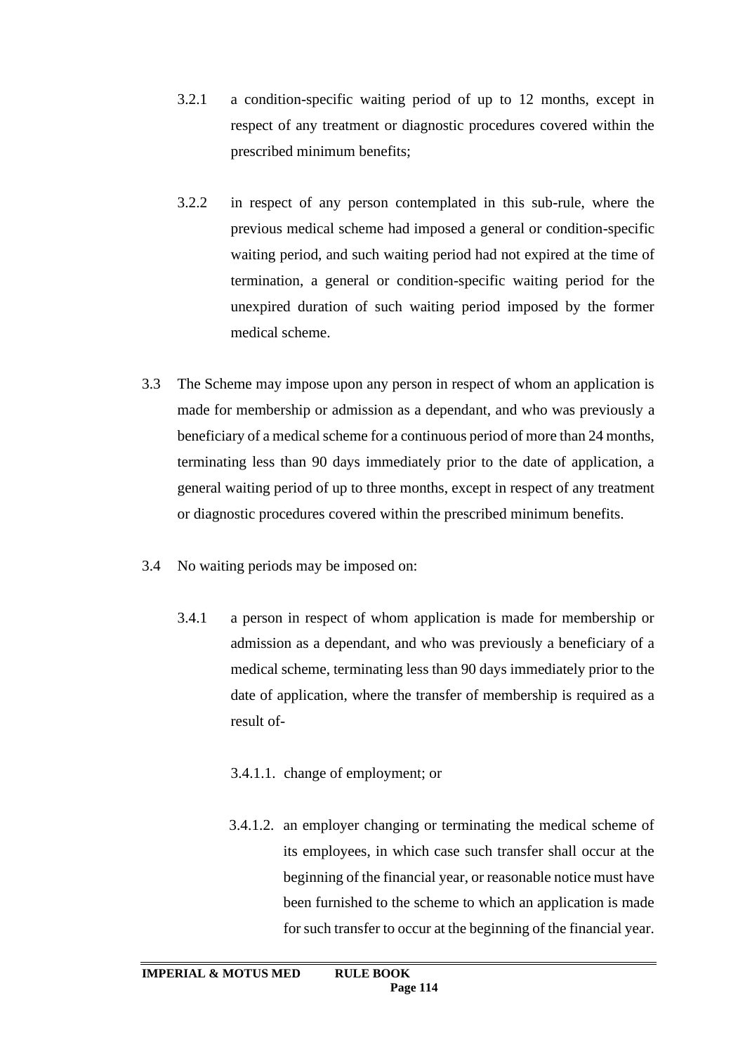3.2.1 a condition-specific waiting period of up to 12 months, except in respect of any treatment or diagnostic procedures covered within the prescribed minimum benefits;

3.2.2 in respect of any person contemplated in this sub-rule, where the previous medical scheme had imposed a general or condition-specific waiting period, and such waiting period had not expired at the time of termination, a general or condition-specific waiting period for the unexpired duration of such waiting period imposed by the former medical scheme.

3.3 The Scheme may impose upon any person in respect of whom an application is made for membership or admission as a dependant, and who was previously a beneficiary of a medical scheme for a continuous period of more than 24 months, terminating less than 90 days immediately prior to the date of application, a general waiting period of up to three months, except in respect of any treatment or diagnostic procedures covered within the prescribed minimum benefits.

3.4 No waiting periods may be imposed on:

3.4.1 a person in respect of whom application is made for membership or admission as a dependant, and who was previously a beneficiary of a medical scheme, terminating less than 90 days immediately prior to the date of application, where the transfer of membership is required as a result of-

3.4.1.1. change of employment; or

3.4.1.2. an employer changing or terminating the medical scheme of its employees, in which case such transfer shall occur at the beginning of the financial year, or reasonable notice must have been furnished to the scheme to which an application is made for such transfer to occur at the beginning of the financial year.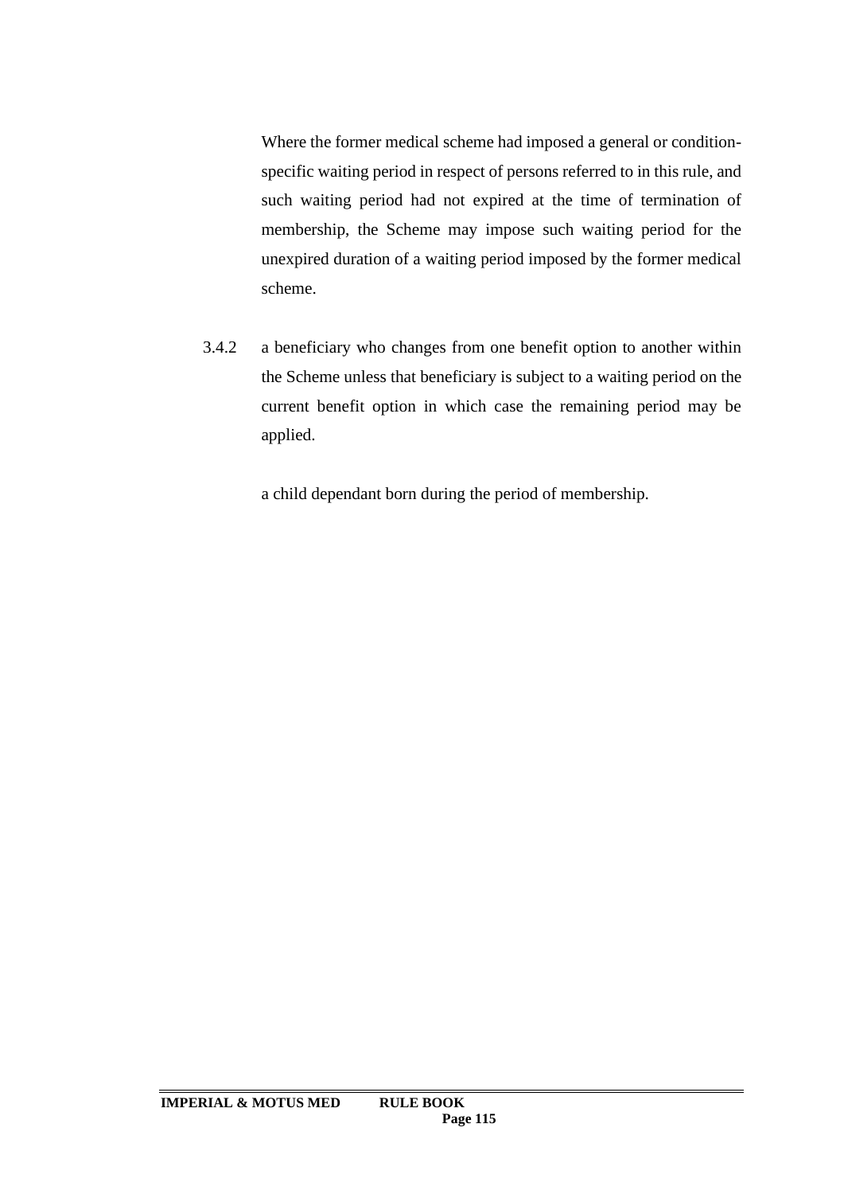Where the former medical scheme had imposed a general or condition-specific waiting period in respect of persons referred to in this rule, and such waiting period had not expired at the time of termination of membership, the Scheme may impose such waiting period for the unexpired duration of a waiting period imposed by the former medical scheme.

3.4.2 a beneficiary who changes from one benefit option to another within the Scheme unless that beneficiary is subject to a waiting period on the current benefit option in which case the remaining period may be applied.

a child dependant born during the period of membership.